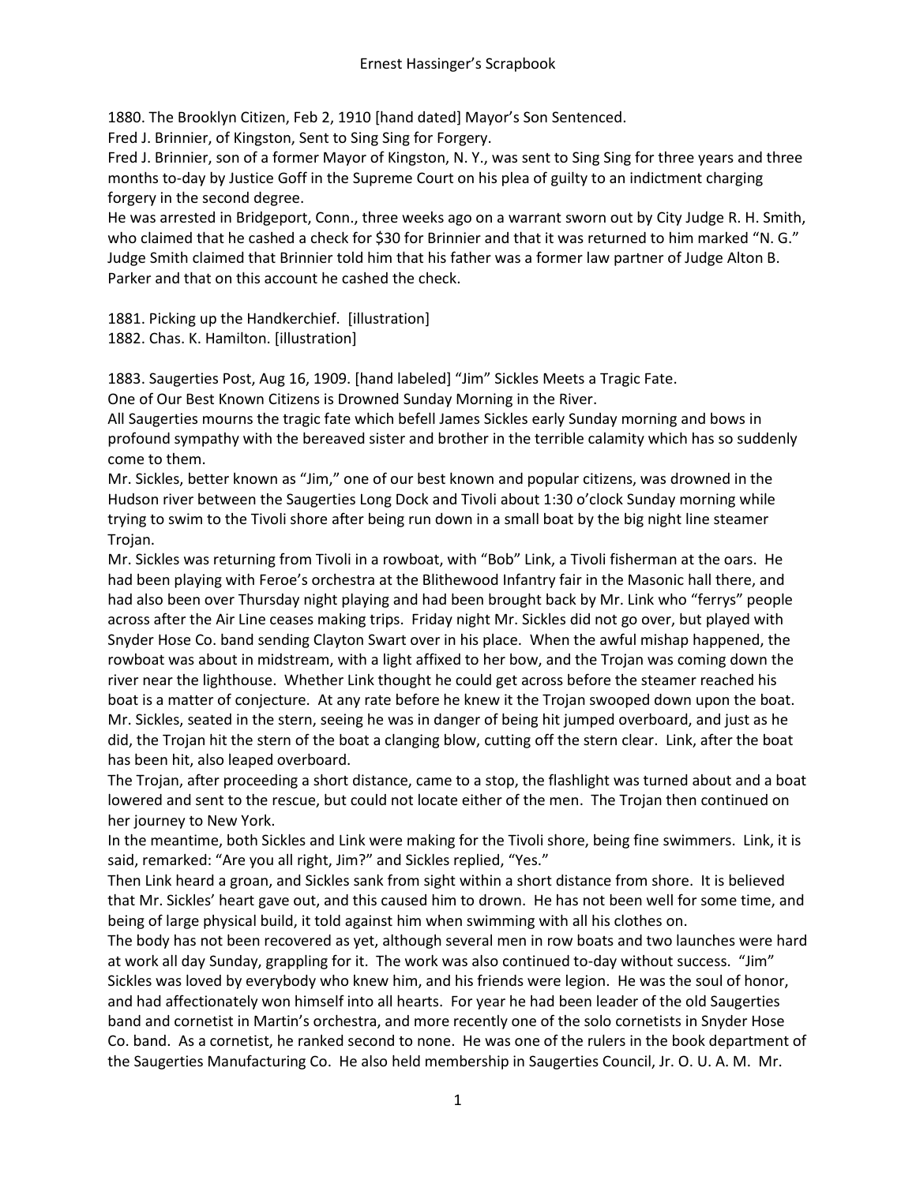1880. The Brooklyn Citizen, Feb 2, 1910 [hand dated] Mayor's Son Sentenced.
Fred J. Brinnier, of Kingston, Sent to Sing Sing for Forgery.
Fred J. Brinnier, son of a former Mayor of Kingston, N. Y., was sent to Sing Sing for three years and three months to-day by Justice Goff in the Supreme Court on his plea of guilty to an indictment charging forgery in the second degree.
He was arrested in Bridgeport, Conn., three weeks ago on a warrant sworn out by City Judge R. H. Smith, who claimed that he cashed a check for $30 for Brinnier and that it was returned to him marked "N. G." Judge Smith claimed that Brinnier told him that his father was a former law partner of Judge Alton B. Parker and that on this account he cashed the check.

1881. Picking up the Handkerchief. [illustration]
1882. Chas. K. Hamilton. [illustration]

1883. Saugerties Post, Aug 16, 1909. [hand labeled] "Jim" Sickles Meets a Tragic Fate.
One of Our Best Known Citizens is Drowned Sunday Morning in the River.
All Saugerties mourns the tragic fate which befell James Sickles early Sunday morning and bows in profound sympathy with the bereaved sister and brother in the terrible calamity which has so suddenly come to them.
Mr. Sickles, better known as "Jim," one of our best known and popular citizens, was drowned in the Hudson river between the Saugerties Long Dock and Tivoli about 1:30 o'clock Sunday morning while trying to swim to the Tivoli shore after being run down in a small boat by the big night line steamer Trojan.
Mr. Sickles was returning from Tivoli in a rowboat, with "Bob" Link, a Tivoli fisherman at the oars. He had been playing with Feroe's orchestra at the Blithewood Infantry fair in the Masonic hall there, and had also been over Thursday night playing and had been brought back by Mr. Link who "ferrys" people across after the Air Line ceases making trips. Friday night Mr. Sickles did not go over, but played with Snyder Hose Co. band sending Clayton Swart over in his place. When the awful mishap happened, the rowboat was about in midstream, with a light affixed to her bow, and the Trojan was coming down the river near the lighthouse. Whether Link thought he could get across before the steamer reached his boat is a matter of conjecture. At any rate before he knew it the Trojan swooped down upon the boat. Mr. Sickles, seated in the stern, seeing he was in danger of being hit jumped overboard, and just as he did, the Trojan hit the stern of the boat a clanging blow, cutting off the stern clear. Link, after the boat has been hit, also leaped overboard.
The Trojan, after proceeding a short distance, came to a stop, the flashlight was turned about and a boat lowered and sent to the rescue, but could not locate either of the men. The Trojan then continued on her journey to New York.
In the meantime, both Sickles and Link were making for the Tivoli shore, being fine swimmers. Link, it is said, remarked: "Are you all right, Jim?" and Sickles replied, "Yes."
Then Link heard a groan, and Sickles sank from sight within a short distance from shore. It is believed that Mr. Sickles' heart gave out, and this caused him to drown. He has not been well for some time, and being of large physical build, it told against him when swimming with all his clothes on.
The body has not been recovered as yet, although several men in row boats and two launches were hard at work all day Sunday, grappling for it. The work was also continued to-day without success. "Jim" Sickles was loved by everybody who knew him, and his friends were legion. He was the soul of honor, and had affectionately won himself into all hearts. For year he had been leader of the old Saugerties band and cornetist in Martin's orchestra, and more recently one of the solo cornetists in Snyder Hose Co. band. As a cornetist, he ranked second to none. He was one of the rulers in the book department of the Saugerties Manufacturing Co. He also held membership in Saugerties Council, Jr. O. U. A. M. Mr.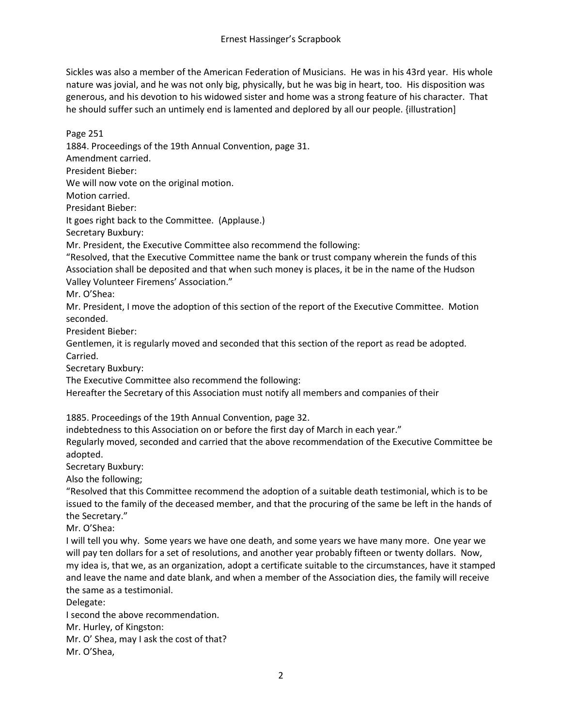Sickles was also a member of the American Federation of Musicians. He was in his 43rd year. His whole nature was jovial, and he was not only big, physically, but he was big in heart, too. His disposition was generous, and his devotion to his widowed sister and home was a strong feature of his character. That he should suffer such an untimely end is lamented and deplored by all our people. {illustration]

Page 251

1884. Proceedings of the 19th Annual Convention, page 31.

Amendment carried.

President Bieber:

We will now vote on the original motion.

Motion carried.

Presidant Bieber:

It goes right back to the Committee. (Applause.)

Secretary Buxbury:

Mr. President, the Executive Committee also recommend the following:

"Resolved, that the Executive Committee name the bank or trust company wherein the funds of this Association shall be deposited and that when such money is places, it be in the name of the Hudson Valley Volunteer Firemens' Association."

Mr. O'Shea:

Mr. President, I move the adoption of this section of the report of the Executive Committee. Motion seconded.

President Bieber:

Gentlemen, it is regularly moved and seconded that this section of the report as read be adopted. Carried.

Secretary Buxbury:

The Executive Committee also recommend the following:

Hereafter the Secretary of this Association must notify all members and companies of their

1885. Proceedings of the 19th Annual Convention, page 32.

indebtedness to this Association on or before the first day of March in each year."

Regularly moved, seconded and carried that the above recommendation of the Executive Committee be adopted.

Secretary Buxbury:

Also the following;

"Resolved that this Committee recommend the adoption of a suitable death testimonial, which is to be issued to the family of the deceased member, and that the procuring of the same be left in the hands of the Secretary."

Mr. O'Shea:

I will tell you why. Some years we have one death, and some years we have many more. One year we will pay ten dollars for a set of resolutions, and another year probably fifteen or twenty dollars. Now, my idea is, that we, as an organization, adopt a certificate suitable to the circumstances, have it stamped and leave the name and date blank, and when a member of the Association dies, the family will receive the same as a testimonial.

Delegate:

I second the above recommendation.

Mr. Hurley, of Kingston:

Mr. O' Shea, may I ask the cost of that?

Mr. O'Shea,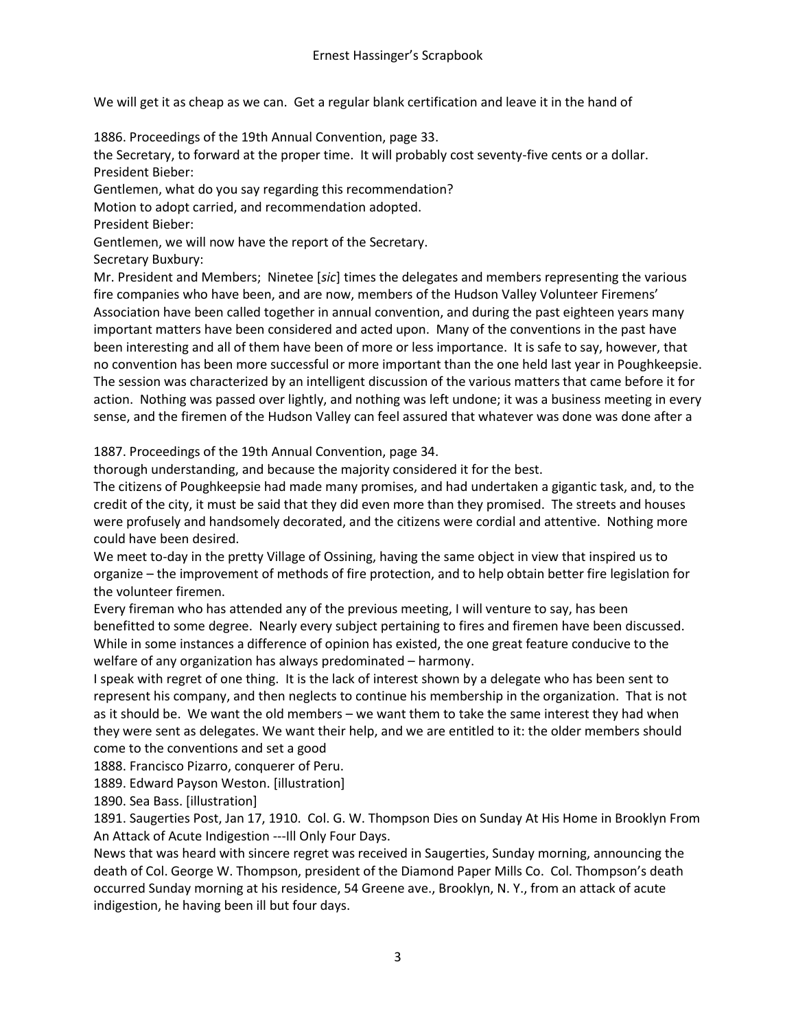We will get it as cheap as we can. Get a regular blank certification and leave it in the hand of

1886. Proceedings of the 19th Annual Convention, page 33.

the Secretary, to forward at the proper time. It will probably cost seventy-five cents or a dollar.
President Bieber:
Gentlemen, what do you say regarding this recommendation?
Motion to adopt carried, and recommendation adopted.
President Bieber:
Gentlemen, we will now have the report of the Secretary.
Secretary Buxbury:
Mr. President and Members; Ninetee [*sic*] times the delegates and members representing the various fire companies who have been, and are now, members of the Hudson Valley Volunteer Firemens' Association have been called together in annual convention, and during the past eighteen years many important matters have been considered and acted upon. Many of the conventions in the past have been interesting and all of them have been of more or less importance. It is safe to say, however, that no convention has been more successful or more important than the one held last year in Poughkeepsie. The session was characterized by an intelligent discussion of the various matters that came before it for action. Nothing was passed over lightly, and nothing was left undone; it was a business meeting in every sense, and the firemen of the Hudson Valley can feel assured that whatever was done was done after a

1887. Proceedings of the 19th Annual Convention, page 34.

thorough understanding, and because the majority considered it for the best.
The citizens of Poughkeepsie had made many promises, and had undertaken a gigantic task, and, to the credit of the city, it must be said that they did even more than they promised. The streets and houses were profusely and handsomely decorated, and the citizens were cordial and attentive. Nothing more could have been desired.
We meet to-day in the pretty Village of Ossining, having the same object in view that inspired us to organize – the improvement of methods of fire protection, and to help obtain better fire legislation for the volunteer firemen.
Every fireman who has attended any of the previous meeting, I will venture to say, has been benefitted to some degree. Nearly every subject pertaining to fires and firemen have been discussed. While in some instances a difference of opinion has existed, the one great feature conducive to the welfare of any organization has always predominated – harmony.
I speak with regret of one thing. It is the lack of interest shown by a delegate who has been sent to represent his company, and then neglects to continue his membership in the organization. That is not as it should be. We want the old members – we want them to take the same interest they had when they were sent as delegates. We want their help, and we are entitled to it: the older members should come to the conventions and set a good

1888. Francisco Pizarro, conquerer of Peru.

1889. Edward Payson Weston. [illustration]

1890. Sea Bass. [illustration]

1891. Saugerties Post, Jan 17, 1910. Col. G. W. Thompson Dies on Sunday At His Home in Brooklyn From An Attack of Acute Indigestion ---Ill Only Four Days.

News that was heard with sincere regret was received in Saugerties, Sunday morning, announcing the death of Col. George W. Thompson, president of the Diamond Paper Mills Co. Col. Thompson's death occurred Sunday morning at his residence, 54 Greene ave., Brooklyn, N. Y., from an attack of acute indigestion, he having been ill but four days.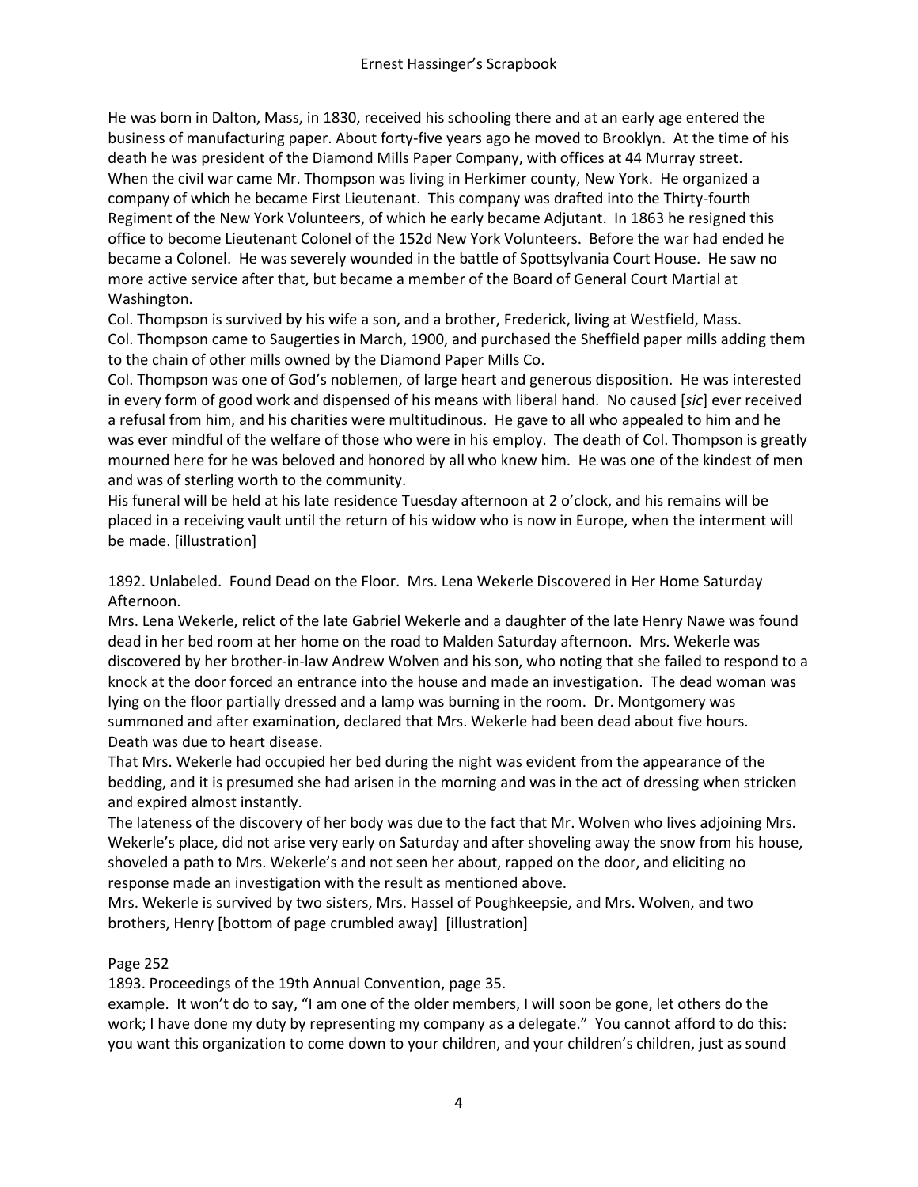He was born in Dalton, Mass, in 1830, received his schooling there and at an early age entered the business of manufacturing paper. About forty-five years ago he moved to Brooklyn. At the time of his death he was president of the Diamond Mills Paper Company, with offices at 44 Murray street.
When the civil war came Mr. Thompson was living in Herkimer county, New York. He organized a company of which he became First Lieutenant. This company was drafted into the Thirty-fourth Regiment of the New York Volunteers, of which he early became Adjutant. In 1863 he resigned this office to become Lieutenant Colonel of the 152d New York Volunteers. Before the war had ended he became a Colonel. He was severely wounded in the battle of Spottsylvania Court House. He saw no more active service after that, but became a member of the Board of General Court Martial at Washington.
Col. Thompson is survived by his wife a son, and a brother, Frederick, living at Westfield, Mass.
Col. Thompson came to Saugerties in March, 1900, and purchased the Sheffield paper mills adding them to the chain of other mills owned by the Diamond Paper Mills Co.
Col. Thompson was one of God's noblemen, of large heart and generous disposition. He was interested in every form of good work and dispensed of his means with liberal hand. No caused [*sic*] ever received a refusal from him, and his charities were multitudinous. He gave to all who appealed to him and he was ever mindful of the welfare of those who were in his employ. The death of Col. Thompson is greatly mourned here for he was beloved and honored by all who knew him. He was one of the kindest of men and was of sterling worth to the community.
His funeral will be held at his late residence Tuesday afternoon at 2 o'clock, and his remains will be placed in a receiving vault until the return of his widow who is now in Europe, when the interment will be made. [illustration]

1892. Unlabeled. Found Dead on the Floor. Mrs. Lena Wekerle Discovered in Her Home Saturday Afternoon.
Mrs. Lena Wekerle, relict of the late Gabriel Wekerle and a daughter of the late Henry Nawe was found dead in her bed room at her home on the road to Malden Saturday afternoon. Mrs. Wekerle was discovered by her brother-in-law Andrew Wolven and his son, who noting that she failed to respond to a knock at the door forced an entrance into the house and made an investigation. The dead woman was lying on the floor partially dressed and a lamp was burning in the room. Dr. Montgomery was summoned and after examination, declared that Mrs. Wekerle had been dead about five hours. Death was due to heart disease.
That Mrs. Wekerle had occupied her bed during the night was evident from the appearance of the bedding, and it is presumed she had arisen in the morning and was in the act of dressing when stricken and expired almost instantly.
The lateness of the discovery of her body was due to the fact that Mr. Wolven who lives adjoining Mrs. Wekerle's place, did not arise very early on Saturday and after shoveling away the snow from his house, shoveled a path to Mrs. Wekerle's and not seen her about, rapped on the door, and eliciting no response made an investigation with the result as mentioned above.
Mrs. Wekerle is survived by two sisters, Mrs. Hassel of Poughkeepsie, and Mrs. Wolven, and two brothers, Henry [bottom of page crumbled away] [illustration]

Page 252
1893. Proceedings of the 19th Annual Convention, page 35.
example. It won't do to say, "I am one of the older members, I will soon be gone, let others do the work; I have done my duty by representing my company as a delegate." You cannot afford to do this: you want this organization to come down to your children, and your children's children, just as sound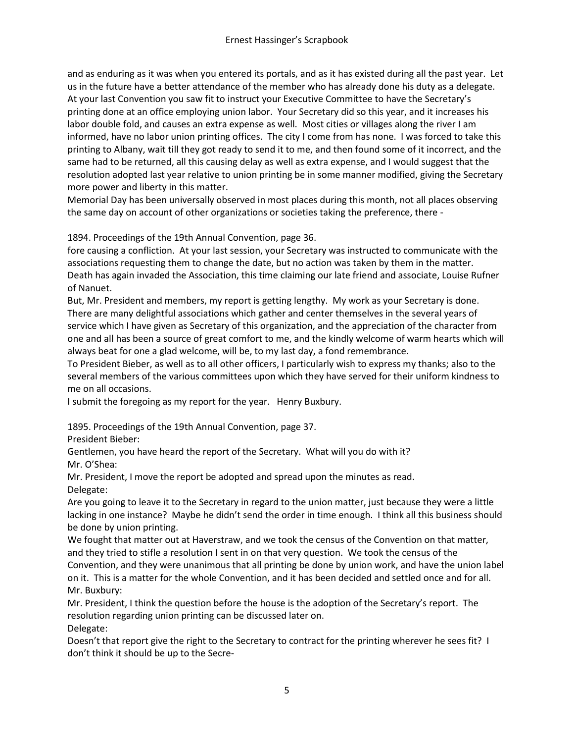and as enduring as it was when you entered its portals, and as it has existed during all the past year. Let us in the future have a better attendance of the member who has already done his duty as a delegate. At your last Convention you saw fit to instruct your Executive Committee to have the Secretary's printing done at an office employing union labor. Your Secretary did so this year, and it increases his labor double fold, and causes an extra expense as well. Most cities or villages along the river I am informed, have no labor union printing offices. The city I come from has none. I was forced to take this printing to Albany, wait till they got ready to send it to me, and then found some of it incorrect, and the same had to be returned, all this causing delay as well as extra expense, and I would suggest that the resolution adopted last year relative to union printing be in some manner modified, giving the Secretary more power and liberty in this matter.
Memorial Day has been universally observed in most places during this month, not all places observing the same day on account of other organizations or societies taking the preference, there -

1894. Proceedings of the 19th Annual Convention, page 36.
fore causing a confliction. At your last session, your Secretary was instructed to communicate with the associations requesting them to change the date, but no action was taken by them in the matter.
Death has again invaded the Association, this time claiming our late friend and associate, Louise Rufner of Nanuet.
But, Mr. President and members, my report is getting lengthy. My work as your Secretary is done. There are many delightful associations which gather and center themselves in the several years of service which I have given as Secretary of this organization, and the appreciation of the character from one and all has been a source of great comfort to me, and the kindly welcome of warm hearts which will always beat for one a glad welcome, will be, to my last day, a fond remembrance.
To President Bieber, as well as to all other officers, I particularly wish to express my thanks; also to the several members of the various committees upon which they have served for their uniform kindness to me on all occasions.
I submit the foregoing as my report for the year. Henry Buxbury.

1895. Proceedings of the 19th Annual Convention, page 37.
President Bieber:
Gentlemen, you have heard the report of the Secretary. What will you do with it?
Mr. O'Shea:
Mr. President, I move the report be adopted and spread upon the minutes as read.
Delegate:
Are you going to leave it to the Secretary in regard to the union matter, just because they were a little lacking in one instance? Maybe he didn't send the order in time enough. I think all this business should be done by union printing.
We fought that matter out at Haverstraw, and we took the census of the Convention on that matter, and they tried to stifle a resolution I sent in on that very question. We took the census of the Convention, and they were unanimous that all printing be done by union work, and have the union label on it. This is a matter for the whole Convention, and it has been decided and settled once and for all.
Mr. Buxbury:
Mr. President, I think the question before the house is the adoption of the Secretary's report. The resolution regarding union printing can be discussed later on.
Delegate:
Doesn't that report give the right to the Secretary to contract for the printing wherever he sees fit? I don't think it should be up to the Secre-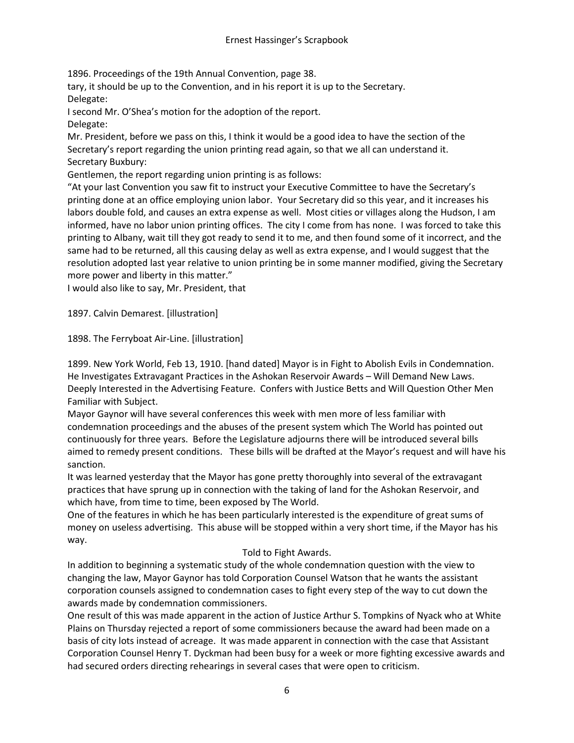1896. Proceedings of the 19th Annual Convention, page 38.

tary, it should be up to the Convention, and in his report it is up to the Secretary.

Delegate:

I second Mr. O'Shea's motion for the adoption of the report.

Delegate:

Mr. President, before we pass on this, I think it would be a good idea to have the section of the Secretary's report regarding the union printing read again, so that we all can understand it.

Secretary Buxbury:

Gentlemen, the report regarding union printing is as follows:

"At your last Convention you saw fit to instruct your Executive Committee to have the Secretary's printing done at an office employing union labor. Your Secretary did so this year, and it increases his labors double fold, and causes an extra expense as well. Most cities or villages along the Hudson, I am informed, have no labor union printing offices. The city I come from has none. I was forced to take this printing to Albany, wait till they got ready to send it to me, and then found some of it incorrect, and the same had to be returned, all this causing delay as well as extra expense, and I would suggest that the resolution adopted last year relative to union printing be in some manner modified, giving the Secretary more power and liberty in this matter."

I would also like to say, Mr. President, that

1897. Calvin Demarest. [illustration]

1898. The Ferryboat Air-Line. [illustration]

1899. New York World, Feb 13, 1910. [hand dated] Mayor is in Fight to Abolish Evils in Condemnation. He Investigates Extravagant Practices in the Ashokan Reservoir Awards – Will Demand New Laws. Deeply Interested in the Advertising Feature. Confers with Justice Betts and Will Question Other Men Familiar with Subject.

Mayor Gaynor will have several conferences this week with men more of less familiar with condemnation proceedings and the abuses of the present system which The World has pointed out continuously for three years. Before the Legislature adjourns there will be introduced several bills aimed to remedy present conditions. These bills will be drafted at the Mayor's request and will have his sanction.

It was learned yesterday that the Mayor has gone pretty thoroughly into several of the extravagant practices that have sprung up in connection with the taking of land for the Ashokan Reservoir, and which have, from time to time, been exposed by The World.

One of the features in which he has been particularly interested is the expenditure of great sums of money on useless advertising. This abuse will be stopped within a very short time, if the Mayor has his way.

Told to Fight Awards.

In addition to beginning a systematic study of the whole condemnation question with the view to changing the law, Mayor Gaynor has told Corporation Counsel Watson that he wants the assistant corporation counsels assigned to condemnation cases to fight every step of the way to cut down the awards made by condemnation commissioners.

One result of this was made apparent in the action of Justice Arthur S. Tompkins of Nyack who at White Plains on Thursday rejected a report of some commissioners because the award had been made on a basis of city lots instead of acreage. It was made apparent in connection with the case that Assistant Corporation Counsel Henry T. Dyckman had been busy for a week or more fighting excessive awards and had secured orders directing rehearings in several cases that were open to criticism.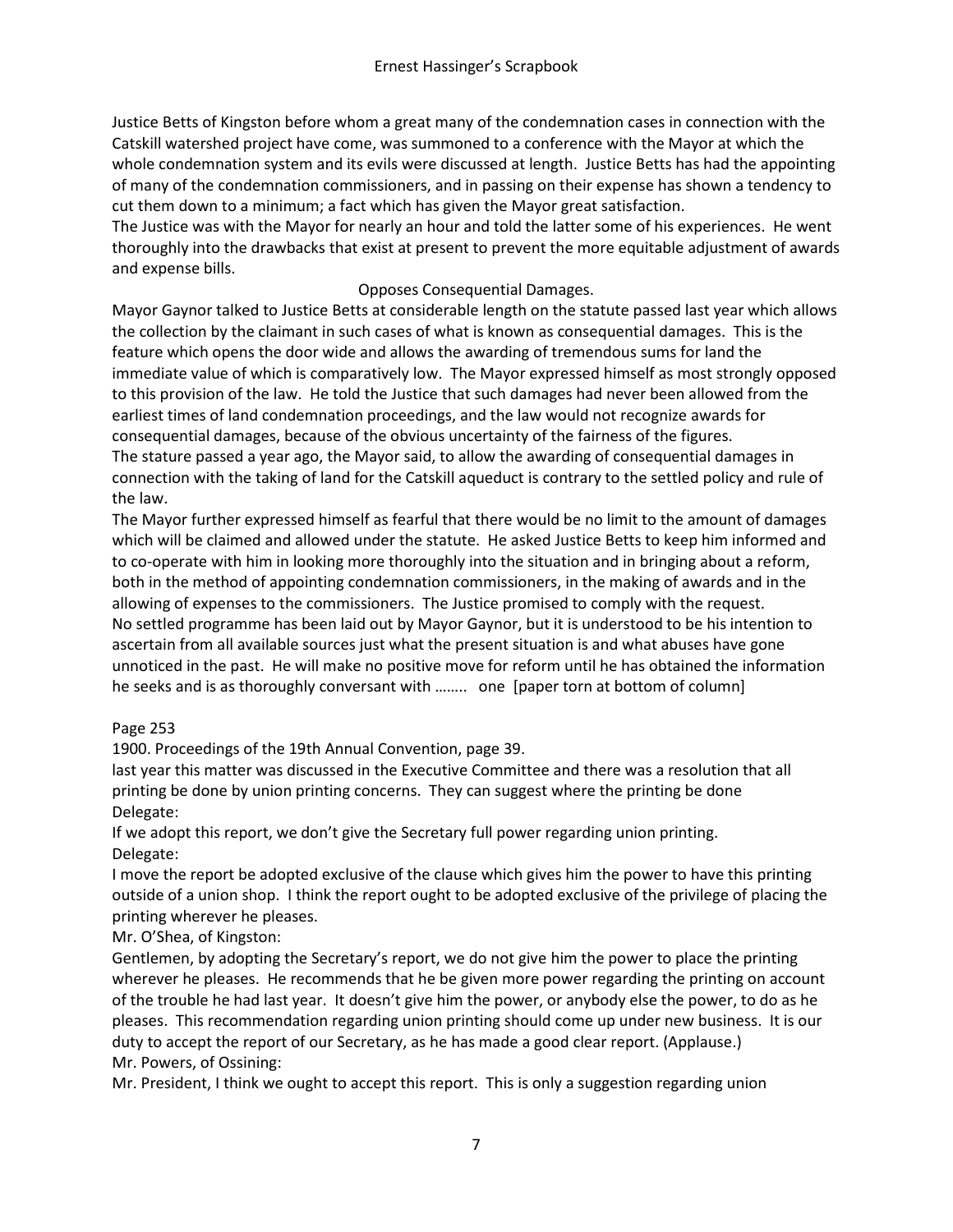Justice Betts of Kingston before whom a great many of the condemnation cases in connection with the Catskill watershed project have come, was summoned to a conference with the Mayor at which the whole condemnation system and its evils were discussed at length. Justice Betts has had the appointing of many of the condemnation commissioners, and in passing on their expense has shown a tendency to cut them down to a minimum; a fact which has given the Mayor great satisfaction.

The Justice was with the Mayor for nearly an hour and told the latter some of his experiences. He went thoroughly into the drawbacks that exist at present to prevent the more equitable adjustment of awards and expense bills.

Opposes Consequential Damages.

Mayor Gaynor talked to Justice Betts at considerable length on the statute passed last year which allows the collection by the claimant in such cases of what is known as consequential damages. This is the feature which opens the door wide and allows the awarding of tremendous sums for land the immediate value of which is comparatively low. The Mayor expressed himself as most strongly opposed to this provision of the law. He told the Justice that such damages had never been allowed from the earliest times of land condemnation proceedings, and the law would not recognize awards for consequential damages, because of the obvious uncertainty of the fairness of the figures.

The stature passed a year ago, the Mayor said, to allow the awarding of consequential damages in connection with the taking of land for the Catskill aqueduct is contrary to the settled policy and rule of the law.

The Mayor further expressed himself as fearful that there would be no limit to the amount of damages which will be claimed and allowed under the statute. He asked Justice Betts to keep him informed and to co-operate with him in looking more thoroughly into the situation and in bringing about a reform, both in the method of appointing condemnation commissioners, in the making of awards and in the allowing of expenses to the commissioners. The Justice promised to comply with the request.

No settled programme has been laid out by Mayor Gaynor, but it is understood to be his intention to ascertain from all available sources just what the present situation is and what abuses have gone unnoticed in the past. He will make no positive move for reform until he has obtained the information he seeks and is as thoroughly conversant with …….. one [paper torn at bottom of column]

Page 253

1900. Proceedings of the 19th Annual Convention, page 39.

last year this matter was discussed in the Executive Committee and there was a resolution that all printing be done by union printing concerns. They can suggest where the printing be done

Delegate:

If we adopt this report, we don't give the Secretary full power regarding union printing.

Delegate:

I move the report be adopted exclusive of the clause which gives him the power to have this printing outside of a union shop. I think the report ought to be adopted exclusive of the privilege of placing the printing wherever he pleases.

Mr. O'Shea, of Kingston:

Gentlemen, by adopting the Secretary's report, we do not give him the power to place the printing wherever he pleases. He recommends that he be given more power regarding the printing on account of the trouble he had last year. It doesn't give him the power, or anybody else the power, to do as he pleases. This recommendation regarding union printing should come up under new business. It is our duty to accept the report of our Secretary, as he has made a good clear report. (Applause.)

Mr. Powers, of Ossining:

Mr. President, I think we ought to accept this report. This is only a suggestion regarding union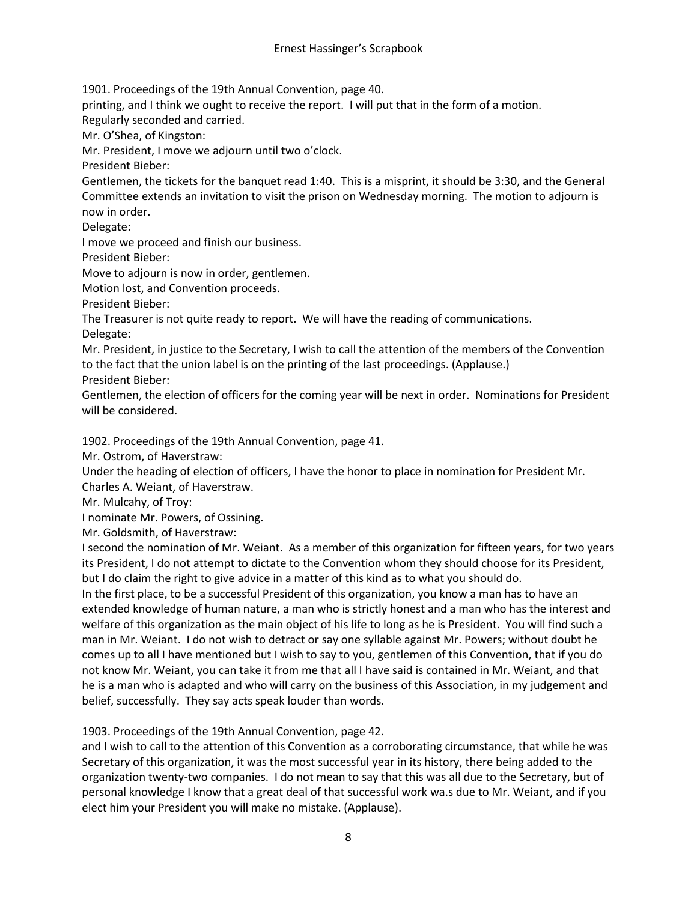1901. Proceedings of the 19th Annual Convention, page 40.

printing, and I think we ought to receive the report. I will put that in the form of a motion.

Regularly seconded and carried.

Mr. O'Shea, of Kingston:

Mr. President, I move we adjourn until two o'clock.

President Bieber:

Gentlemen, the tickets for the banquet read 1:40. This is a misprint, it should be 3:30, and the General Committee extends an invitation to visit the prison on Wednesday morning. The motion to adjourn is now in order.

Delegate:

I move we proceed and finish our business.

President Bieber:

Move to adjourn is now in order, gentlemen.

Motion lost, and Convention proceeds.

President Bieber:

The Treasurer is not quite ready to report. We will have the reading of communications.

Delegate:

Mr. President, in justice to the Secretary, I wish to call the attention of the members of the Convention to the fact that the union label is on the printing of the last proceedings. (Applause.)

President Bieber:

Gentlemen, the election of officers for the coming year will be next in order. Nominations for President will be considered.

1902. Proceedings of the 19th Annual Convention, page 41.

Mr. Ostrom, of Haverstraw:

Under the heading of election of officers, I have the honor to place in nomination for President Mr. Charles A. Weiant, of Haverstraw.

Mr. Mulcahy, of Troy:

I nominate Mr. Powers, of Ossining.

Mr. Goldsmith, of Haverstraw:

I second the nomination of Mr. Weiant. As a member of this organization for fifteen years, for two years its President, I do not attempt to dictate to the Convention whom they should choose for its President, but I do claim the right to give advice in a matter of this kind as to what you should do.

In the first place, to be a successful President of this organization, you know a man has to have an extended knowledge of human nature, a man who is strictly honest and a man who has the interest and welfare of this organization as the main object of his life to long as he is President. You will find such a man in Mr. Weiant. I do not wish to detract or say one syllable against Mr. Powers; without doubt he comes up to all I have mentioned but I wish to say to you, gentlemen of this Convention, that if you do not know Mr. Weiant, you can take it from me that all I have said is contained in Mr. Weiant, and that he is a man who is adapted and who will carry on the business of this Association, in my judgement and belief, successfully. They say acts speak louder than words.

1903. Proceedings of the 19th Annual Convention, page 42.

and I wish to call to the attention of this Convention as a corroborating circumstance, that while he was Secretary of this organization, it was the most successful year in its history, there being added to the organization twenty-two companies. I do not mean to say that this was all due to the Secretary, but of personal knowledge I know that a great deal of that successful work wa.s due to Mr. Weiant, and if you elect him your President you will make no mistake. (Applause).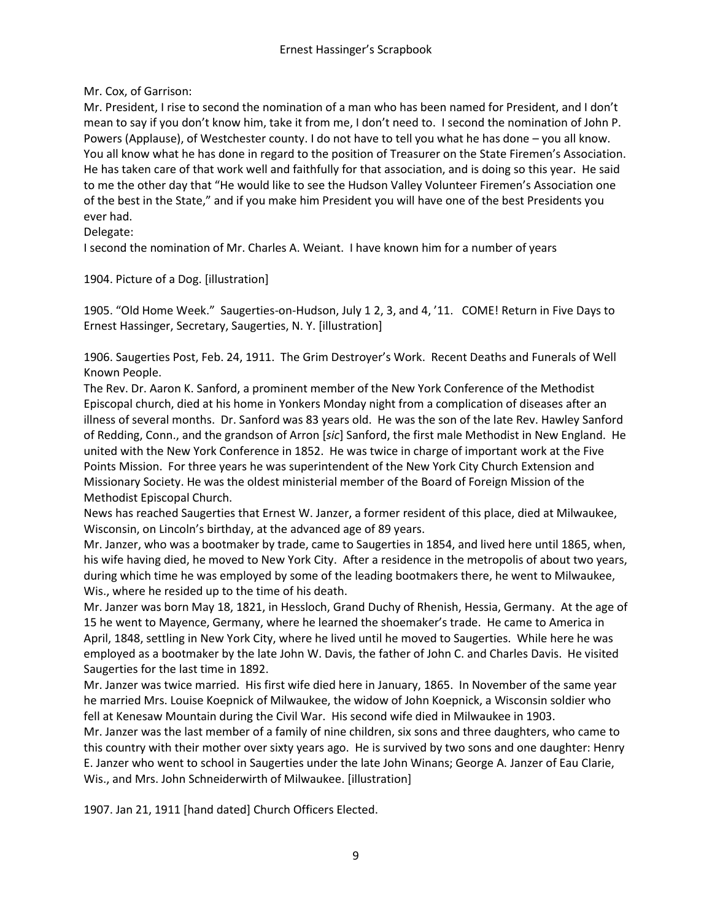Mr. Cox, of Garrison:

Mr. President, I rise to second the nomination of a man who has been named for President, and I don't mean to say if you don't know him, take it from me, I don't need to. I second the nomination of John P. Powers (Applause), of Westchester county. I do not have to tell you what he has done – you all know. You all know what he has done in regard to the position of Treasurer on the State Firemen's Association. He has taken care of that work well and faithfully for that association, and is doing so this year. He said to me the other day that "He would like to see the Hudson Valley Volunteer Firemen's Association one of the best in the State," and if you make him President you will have one of the best Presidents you ever had.

Delegate:

I second the nomination of Mr. Charles A. Weiant. I have known him for a number of years

1904. Picture of a Dog. [illustration]

1905. "Old Home Week." Saugerties-on-Hudson, July 1 2, 3, and 4, '11. COME! Return in Five Days to Ernest Hassinger, Secretary, Saugerties, N. Y. [illustration]

1906. Saugerties Post, Feb. 24, 1911. The Grim Destroyer's Work. Recent Deaths and Funerals of Well Known People.

The Rev. Dr. Aaron K. Sanford, a prominent member of the New York Conference of the Methodist Episcopal church, died at his home in Yonkers Monday night from a complication of diseases after an illness of several months. Dr. Sanford was 83 years old. He was the son of the late Rev. Hawley Sanford of Redding, Conn., and the grandson of Arron [*sic*] Sanford, the first male Methodist in New England. He united with the New York Conference in 1852. He was twice in charge of important work at the Five Points Mission. For three years he was superintendent of the New York City Church Extension and Missionary Society. He was the oldest ministerial member of the Board of Foreign Mission of the Methodist Episcopal Church.

News has reached Saugerties that Ernest W. Janzer, a former resident of this place, died at Milwaukee, Wisconsin, on Lincoln's birthday, at the advanced age of 89 years.

Mr. Janzer, who was a bootmaker by trade, came to Saugerties in 1854, and lived here until 1865, when, his wife having died, he moved to New York City. After a residence in the metropolis of about two years, during which time he was employed by some of the leading bootmakers there, he went to Milwaukee, Wis., where he resided up to the time of his death.

Mr. Janzer was born May 18, 1821, in Hessloch, Grand Duchy of Rhenish, Hessia, Germany. At the age of 15 he went to Mayence, Germany, where he learned the shoemaker's trade. He came to America in April, 1848, settling in New York City, where he lived until he moved to Saugerties. While here he was employed as a bootmaker by the late John W. Davis, the father of John C. and Charles Davis. He visited Saugerties for the last time in 1892.

Mr. Janzer was twice married. His first wife died here in January, 1865. In November of the same year he married Mrs. Louise Koepnick of Milwaukee, the widow of John Koepnick, a Wisconsin soldier who fell at Kenesaw Mountain during the Civil War. His second wife died in Milwaukee in 1903.

Mr. Janzer was the last member of a family of nine children, six sons and three daughters, who came to this country with their mother over sixty years ago. He is survived by two sons and one daughter: Henry E. Janzer who went to school in Saugerties under the late John Winans; George A. Janzer of Eau Clarie, Wis., and Mrs. John Schneiderwirth of Milwaukee. [illustration]

1907. Jan 21, 1911 [hand dated] Church Officers Elected.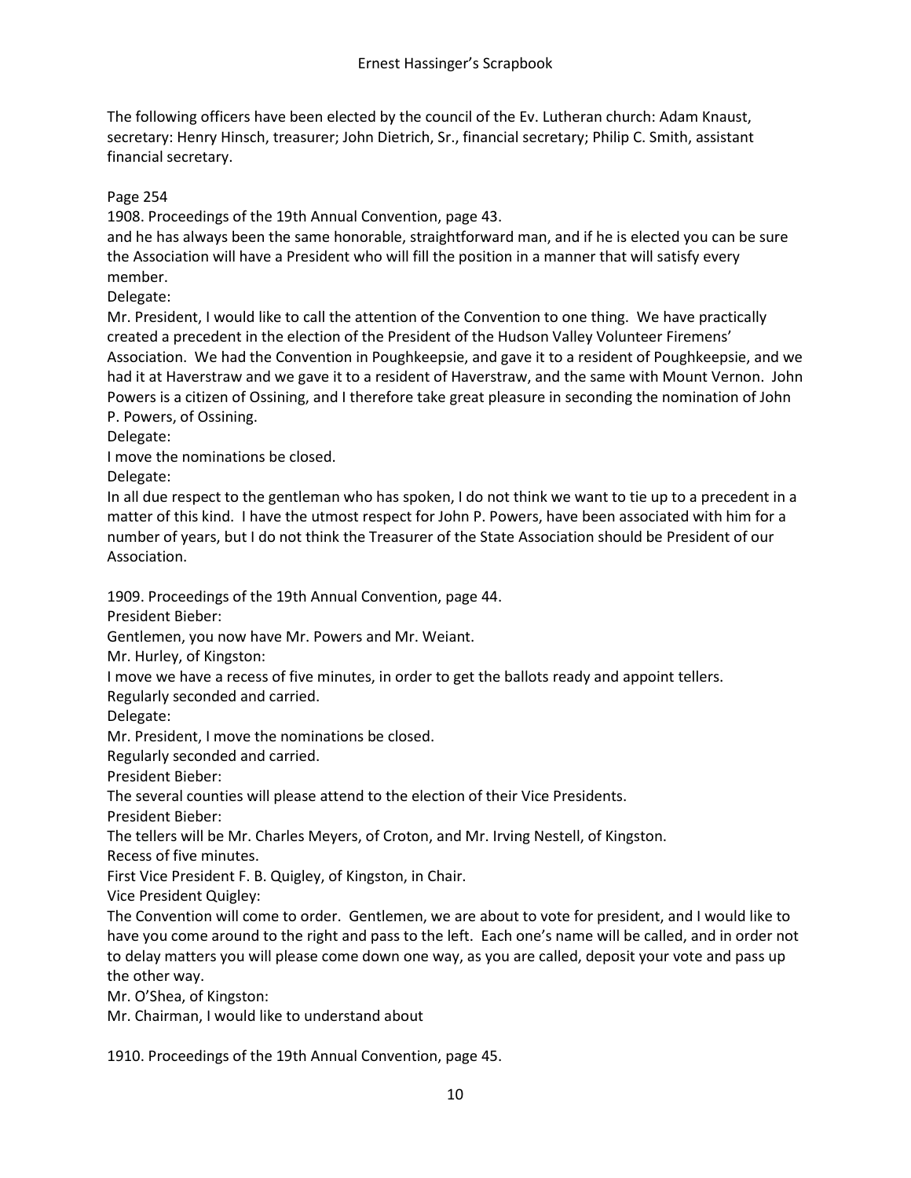The following officers have been elected by the council of the Ev. Lutheran church: Adam Knaust, secretary: Henry Hinsch, treasurer; John Dietrich, Sr., financial secretary; Philip C. Smith, assistant financial secretary.

Page 254

1908. Proceedings of the 19th Annual Convention, page 43.

and he has always been the same honorable, straightforward man, and if he is elected you can be sure the Association will have a President who will fill the position in a manner that will satisfy every member.

Delegate:

Mr. President, I would like to call the attention of the Convention to one thing. We have practically created a precedent in the election of the President of the Hudson Valley Volunteer Firemens' Association. We had the Convention in Poughkeepsie, and gave it to a resident of Poughkeepsie, and we had it at Haverstraw and we gave it to a resident of Haverstraw, and the same with Mount Vernon. John Powers is a citizen of Ossining, and I therefore take great pleasure in seconding the nomination of John P. Powers, of Ossining.

Delegate:

I move the nominations be closed.

Delegate:

In all due respect to the gentleman who has spoken, I do not think we want to tie up to a precedent in a matter of this kind. I have the utmost respect for John P. Powers, have been associated with him for a number of years, but I do not think the Treasurer of the State Association should be President of our Association.

1909. Proceedings of the 19th Annual Convention, page 44.

President Bieber:

Gentlemen, you now have Mr. Powers and Mr. Weiant.

Mr. Hurley, of Kingston:

I move we have a recess of five minutes, in order to get the ballots ready and appoint tellers.

Regularly seconded and carried.

Delegate:

Mr. President, I move the nominations be closed.

Regularly seconded and carried.

President Bieber:

The several counties will please attend to the election of their Vice Presidents.

President Bieber:

The tellers will be Mr. Charles Meyers, of Croton, and Mr. Irving Nestell, of Kingston.

Recess of five minutes.

First Vice President F. B. Quigley, of Kingston, in Chair.

Vice President Quigley:

The Convention will come to order. Gentlemen, we are about to vote for president, and I would like to have you come around to the right and pass to the left. Each one's name will be called, and in order not to delay matters you will please come down one way, as you are called, deposit your vote and pass up the other way.

Mr. O'Shea, of Kingston:

Mr. Chairman, I would like to understand about

1910. Proceedings of the 19th Annual Convention, page 45.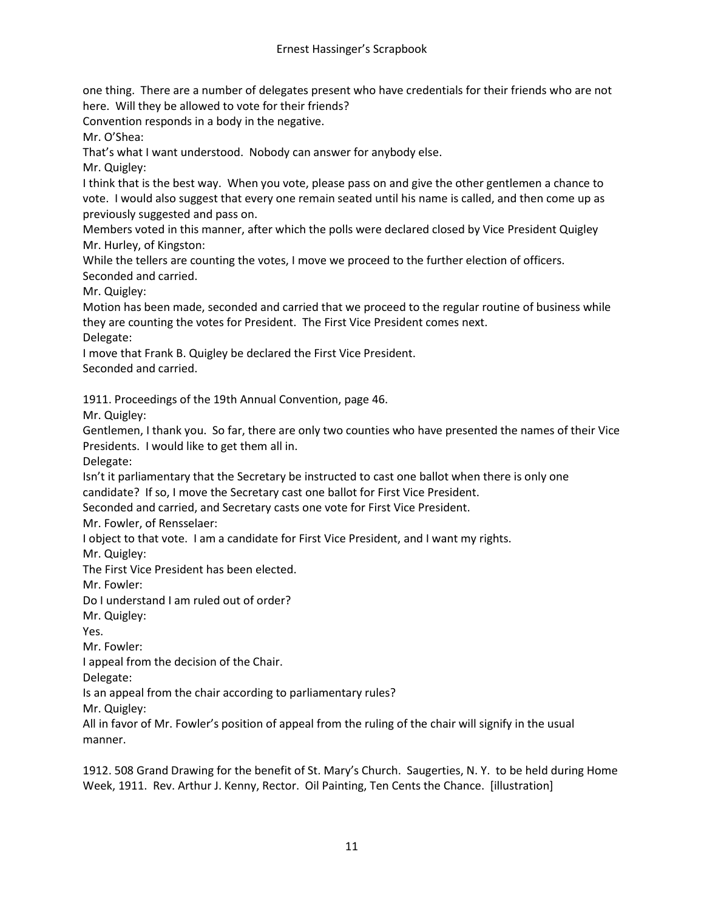one thing. There are a number of delegates present who have credentials for their friends who are not here. Will they be allowed to vote for their friends?

Convention responds in a body in the negative.

Mr. O'Shea:

That's what I want understood. Nobody can answer for anybody else.

Mr. Quigley:

I think that is the best way. When you vote, please pass on and give the other gentlemen a chance to vote. I would also suggest that every one remain seated until his name is called, and then come up as previously suggested and pass on.

Members voted in this manner, after which the polls were declared closed by Vice President Quigley

Mr. Hurley, of Kingston:

While the tellers are counting the votes, I move we proceed to the further election of officers.

Seconded and carried.

Mr. Quigley:

Motion has been made, seconded and carried that we proceed to the regular routine of business while they are counting the votes for President. The First Vice President comes next.

Delegate:

I move that Frank B. Quigley be declared the First Vice President.

Seconded and carried.

1911. Proceedings of the 19th Annual Convention, page 46.

Mr. Quigley:

Gentlemen, I thank you. So far, there are only two counties who have presented the names of their Vice Presidents. I would like to get them all in.

Delegate:

Isn't it parliamentary that the Secretary be instructed to cast one ballot when there is only one candidate? If so, I move the Secretary cast one ballot for First Vice President.

Seconded and carried, and Secretary casts one vote for First Vice President.

Mr. Fowler, of Rensselaer:

I object to that vote. I am a candidate for First Vice President, and I want my rights.

Mr. Quigley:

The First Vice President has been elected.

Mr. Fowler:

Do I understand I am ruled out of order?

Mr. Quigley:

Yes.

Mr. Fowler:

I appeal from the decision of the Chair.

Delegate:

Is an appeal from the chair according to parliamentary rules?

Mr. Quigley:

All in favor of Mr. Fowler's position of appeal from the ruling of the chair will signify in the usual manner.

1912. 508 Grand Drawing for the benefit of St. Mary's Church. Saugerties, N. Y. to be held during Home Week, 1911. Rev. Arthur J. Kenny, Rector. Oil Painting, Ten Cents the Chance. [illustration]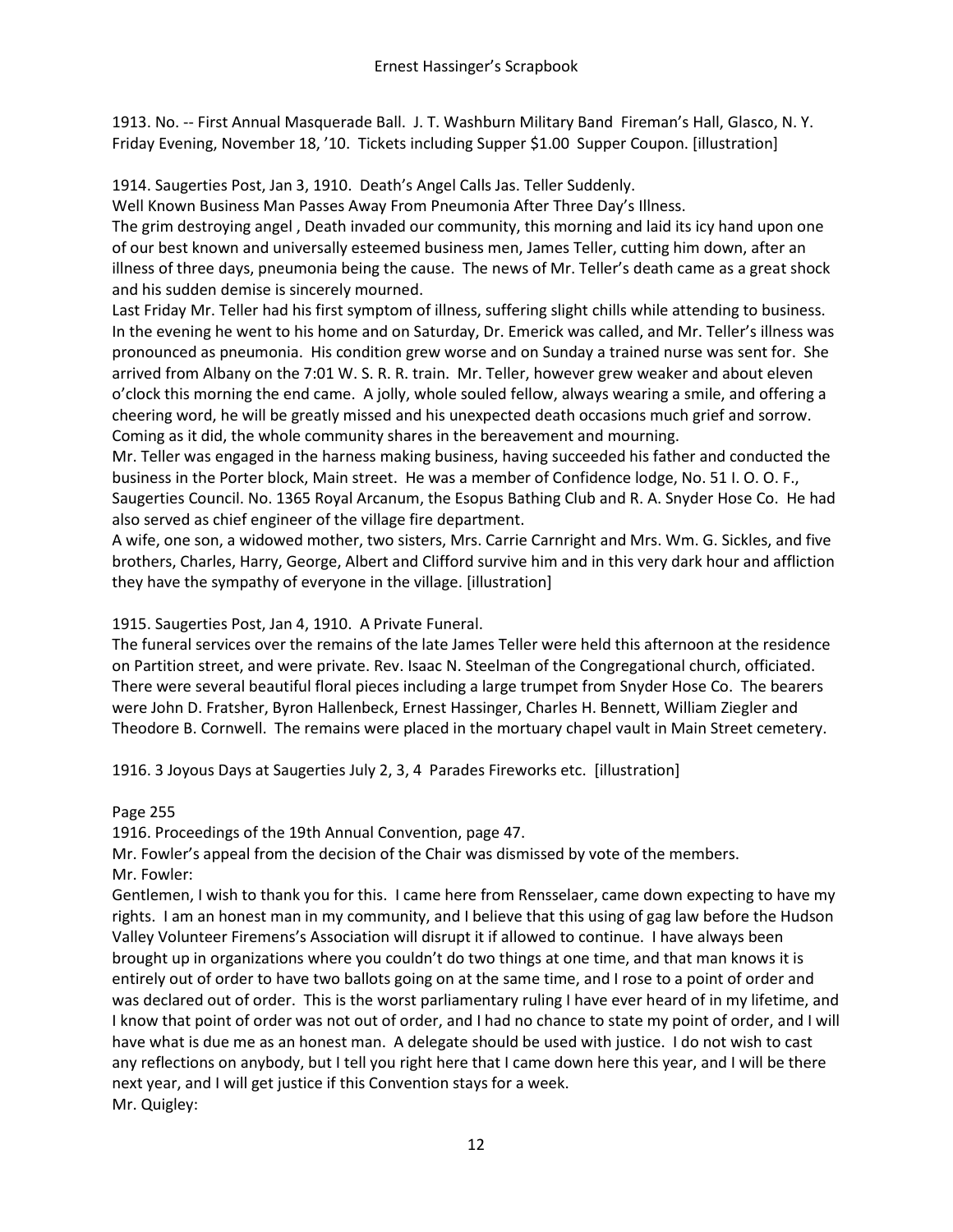1913. No. -- First Annual Masquerade Ball. J. T. Washburn Military Band Fireman's Hall, Glasco, N. Y. Friday Evening, November 18, '10. Tickets including Supper $1.00 Supper Coupon. [illustration]

1914. Saugerties Post, Jan 3, 1910. Death's Angel Calls Jas. Teller Suddenly.
Well Known Business Man Passes Away From Pneumonia After Three Day's Illness.
The grim destroying angel , Death invaded our community, this morning and laid its icy hand upon one of our best known and universally esteemed business men, James Teller, cutting him down, after an illness of three days, pneumonia being the cause. The news of Mr. Teller's death came as a great shock and his sudden demise is sincerely mourned.
Last Friday Mr. Teller had his first symptom of illness, suffering slight chills while attending to business. In the evening he went to his home and on Saturday, Dr. Emerick was called, and Mr. Teller's illness was pronounced as pneumonia. His condition grew worse and on Sunday a trained nurse was sent for. She arrived from Albany on the 7:01 W. S. R. R. train. Mr. Teller, however grew weaker and about eleven o'clock this morning the end came. A jolly, whole souled fellow, always wearing a smile, and offering a cheering word, he will be greatly missed and his unexpected death occasions much grief and sorrow. Coming as it did, the whole community shares in the bereavement and mourning.
Mr. Teller was engaged in the harness making business, having succeeded his father and conducted the business in the Porter block, Main street. He was a member of Confidence lodge, No. 51 I. O. O. F., Saugerties Council. No. 1365 Royal Arcanum, the Esopus Bathing Club and R. A. Snyder Hose Co. He had also served as chief engineer of the village fire department.
A wife, one son, a widowed mother, two sisters, Mrs. Carrie Carnright and Mrs. Wm. G. Sickles, and five brothers, Charles, Harry, George, Albert and Clifford survive him and in this very dark hour and affliction they have the sympathy of everyone in the village. [illustration]

1915. Saugerties Post, Jan 4, 1910. A Private Funeral.
The funeral services over the remains of the late James Teller were held this afternoon at the residence on Partition street, and were private. Rev. Isaac N. Steelman of the Congregational church, officiated. There were several beautiful floral pieces including a large trumpet from Snyder Hose Co. The bearers were John D. Fratsher, Byron Hallenbeck, Ernest Hassinger, Charles H. Bennett, William Ziegler and Theodore B. Cornwell. The remains were placed in the mortuary chapel vault in Main Street cemetery.

1916. 3 Joyous Days at Saugerties July 2, 3, 4 Parades Fireworks etc. [illustration]

Page 255

1916. Proceedings of the 19th Annual Convention, page 47.
Mr. Fowler's appeal from the decision of the Chair was dismissed by vote of the members.
Mr. Fowler:
Gentlemen, I wish to thank you for this. I came here from Rensselaer, came down expecting to have my rights. I am an honest man in my community, and I believe that this using of gag law before the Hudson Valley Volunteer Firemens's Association will disrupt it if allowed to continue. I have always been brought up in organizations where you couldn't do two things at one time, and that man knows it is entirely out of order to have two ballots going on at the same time, and I rose to a point of order and was declared out of order. This is the worst parliamentary ruling I have ever heard of in my lifetime, and I know that point of order was not out of order, and I had no chance to state my point of order, and I will have what is due me as an honest man. A delegate should be used with justice. I do not wish to cast any reflections on anybody, but I tell you right here that I came down here this year, and I will be there next year, and I will get justice if this Convention stays for a week.
Mr. Quigley: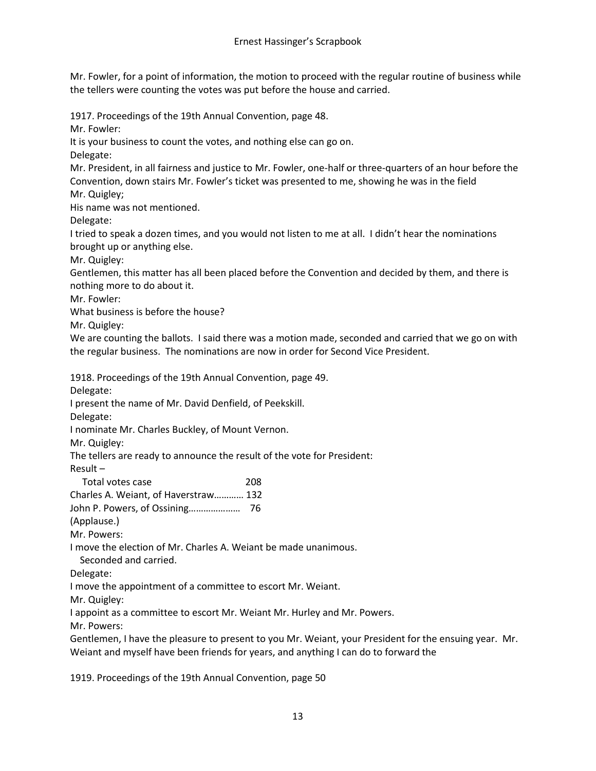Mr. Fowler, for a point of information, the motion to proceed with the regular routine of business while the tellers were counting the votes was put before the house and carried.

1917. Proceedings of the 19th Annual Convention, page 48.

Mr. Fowler:

It is your business to count the votes, and nothing else can go on.

Delegate:

Mr. President, in all fairness and justice to Mr. Fowler, one-half or three-quarters of an hour before the Convention, down stairs Mr. Fowler's ticket was presented to me, showing he was in the field

Mr. Quigley;

His name was not mentioned.

Delegate:

I tried to speak a dozen times, and you would not listen to me at all. I didn't hear the nominations brought up or anything else.

Mr. Quigley:

Gentlemen, this matter has all been placed before the Convention and decided by them, and there is nothing more to do about it.

Mr. Fowler:

What business is before the house?

Mr. Quigley:

We are counting the ballots. I said there was a motion made, seconded and carried that we go on with the regular business. The nominations are now in order for Second Vice President.

1918. Proceedings of the 19th Annual Convention, page 49.

Delegate:

I present the name of Mr. David Denfield, of Peekskill.

Delegate:

I nominate Mr. Charles Buckley, of Mount Vernon.

Mr. Quigley:

The tellers are ready to announce the result of the vote for President:

Result –

Total votes case 208

Charles A. Weiant, of Haverstraw………… 132

John P. Powers, of Ossining………………… 76

(Applause.)

Mr. Powers:

I move the election of Mr. Charles A. Weiant be made unanimous.

Seconded and carried.

Delegate:

I move the appointment of a committee to escort Mr. Weiant.

Mr. Quigley:

I appoint as a committee to escort Mr. Weiant Mr. Hurley and Mr. Powers.

Mr. Powers:

Gentlemen, I have the pleasure to present to you Mr. Weiant, your President for the ensuing year. Mr. Weiant and myself have been friends for years, and anything I can do to forward the

1919. Proceedings of the 19th Annual Convention, page 50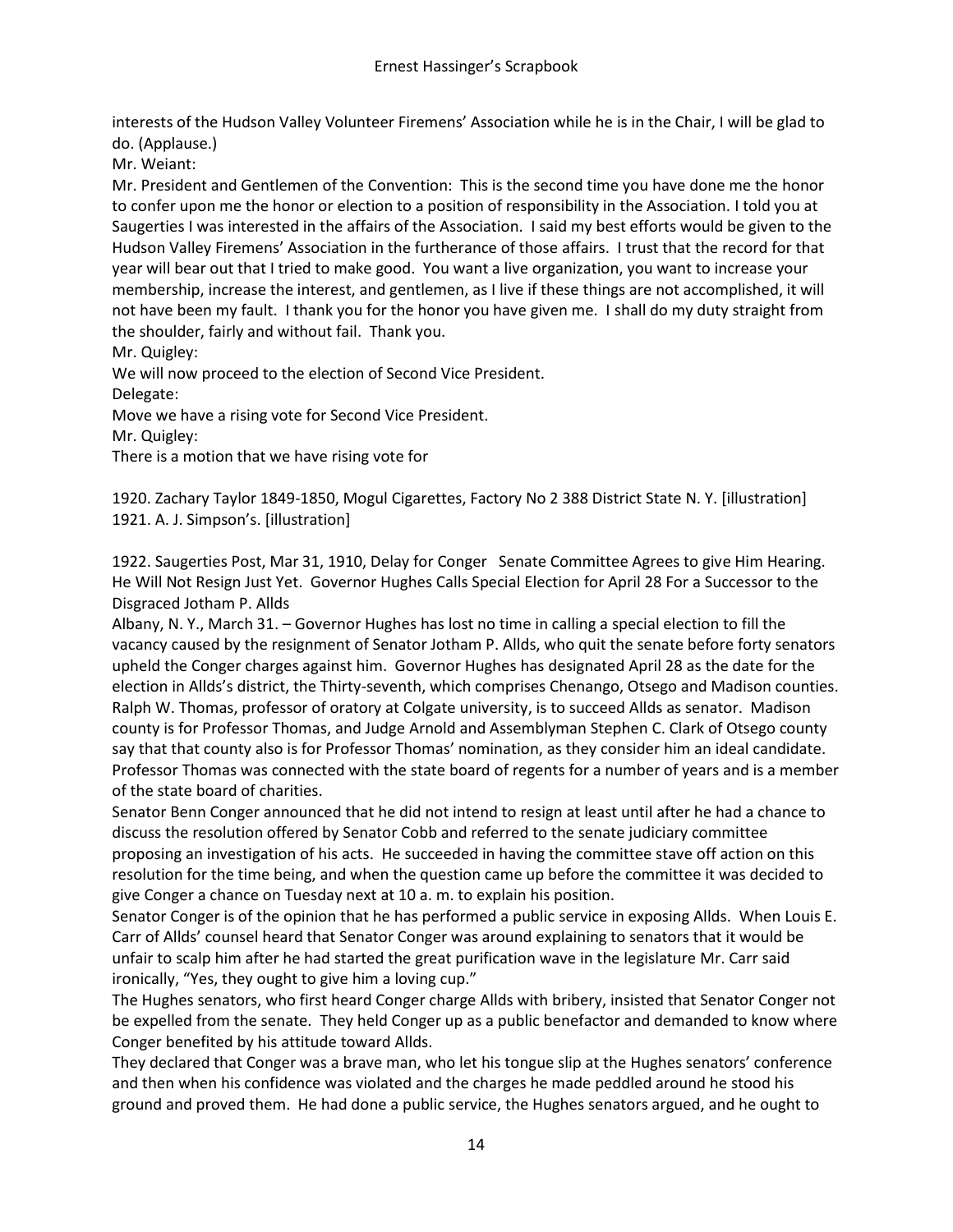interests of the Hudson Valley Volunteer Firemens' Association while he is in the Chair, I will be glad to do. (Applause.)

Mr. Weiant:

Mr. President and Gentlemen of the Convention: This is the second time you have done me the honor to confer upon me the honor or election to a position of responsibility in the Association. I told you at Saugerties I was interested in the affairs of the Association. I said my best efforts would be given to the Hudson Valley Firemens' Association in the furtherance of those affairs. I trust that the record for that year will bear out that I tried to make good. You want a live organization, you want to increase your membership, increase the interest, and gentlemen, as I live if these things are not accomplished, it will not have been my fault. I thank you for the honor you have given me. I shall do my duty straight from the shoulder, fairly and without fail. Thank you.

Mr. Quigley:

We will now proceed to the election of Second Vice President.

Delegate:

Move we have a rising vote for Second Vice President.

Mr. Quigley:

There is a motion that we have rising vote for

1920. Zachary Taylor 1849-1850, Mogul Cigarettes, Factory No 2 388 District State N. Y. [illustration]
1921. A. J. Simpson's. [illustration]

1922. Saugerties Post, Mar 31, 1910, Delay for Conger Senate Committee Agrees to give Him Hearing. He Will Not Resign Just Yet. Governor Hughes Calls Special Election for April 28 For a Successor to the Disgraced Jotham P. Allds

Albany, N. Y., March 31. – Governor Hughes has lost no time in calling a special election to fill the vacancy caused by the resignment of Senator Jotham P. Allds, who quit the senate before forty senators upheld the Conger charges against him. Governor Hughes has designated April 28 as the date for the election in Allds's district, the Thirty-seventh, which comprises Chenango, Otsego and Madison counties. Ralph W. Thomas, professor of oratory at Colgate university, is to succeed Allds as senator. Madison county is for Professor Thomas, and Judge Arnold and Assemblyman Stephen C. Clark of Otsego county say that that county also is for Professor Thomas' nomination, as they consider him an ideal candidate. Professor Thomas was connected with the state board of regents for a number of years and is a member of the state board of charities.

Senator Benn Conger announced that he did not intend to resign at least until after he had a chance to discuss the resolution offered by Senator Cobb and referred to the senate judiciary committee proposing an investigation of his acts. He succeeded in having the committee stave off action on this resolution for the time being, and when the question came up before the committee it was decided to give Conger a chance on Tuesday next at 10 a. m. to explain his position.

Senator Conger is of the opinion that he has performed a public service in exposing Allds. When Louis E. Carr of Allds' counsel heard that Senator Conger was around explaining to senators that it would be unfair to scalp him after he had started the great purification wave in the legislature Mr. Carr said ironically, "Yes, they ought to give him a loving cup."

The Hughes senators, who first heard Conger charge Allds with bribery, insisted that Senator Conger not be expelled from the senate. They held Conger up as a public benefactor and demanded to know where Conger benefited by his attitude toward Allds.

They declared that Conger was a brave man, who let his tongue slip at the Hughes senators' conference and then when his confidence was violated and the charges he made peddled around he stood his ground and proved them. He had done a public service, the Hughes senators argued, and he ought to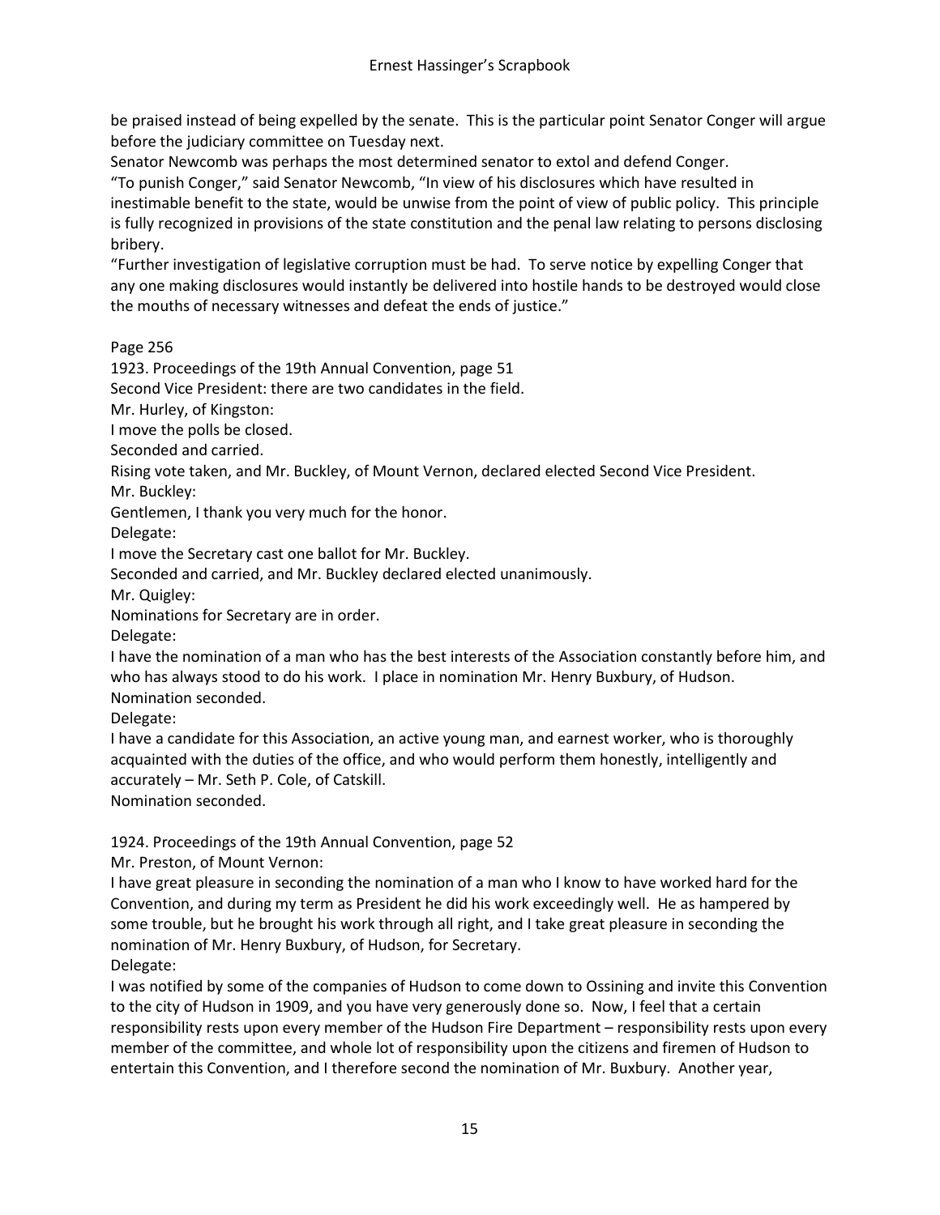be praised instead of being expelled by the senate. This is the particular point Senator Conger will argue before the judiciary committee on Tuesday next.

Senator Newcomb was perhaps the most determined senator to extol and defend Conger.

"To punish Conger," said Senator Newcomb, "In view of his disclosures which have resulted in inestimable benefit to the state, would be unwise from the point of view of public policy. This principle is fully recognized in provisions of the state constitution and the penal law relating to persons disclosing bribery.

"Further investigation of legislative corruption must be had. To serve notice by expelling Conger that any one making disclosures would instantly be delivered into hostile hands to be destroyed would close the mouths of necessary witnesses and defeat the ends of justice."

Page 256

1923. Proceedings of the 19th Annual Convention, page 51

Second Vice President: there are two candidates in the field.

Mr. Hurley, of Kingston:

I move the polls be closed.

Seconded and carried.

Rising vote taken, and Mr. Buckley, of Mount Vernon, declared elected Second Vice President.

Mr. Buckley:

Gentlemen, I thank you very much for the honor.

Delegate:

I move the Secretary cast one ballot for Mr. Buckley.

Seconded and carried, and Mr. Buckley declared elected unanimously.

Mr. Quigley:

Nominations for Secretary are in order.

Delegate:

I have the nomination of a man who has the best interests of the Association constantly before him, and who has always stood to do his work. I place in nomination Mr. Henry Buxbury, of Hudson.

Nomination seconded.

Delegate:

I have a candidate for this Association, an active young man, and earnest worker, who is thoroughly acquainted with the duties of the office, and who would perform them honestly, intelligently and accurately – Mr. Seth P. Cole, of Catskill.

Nomination seconded.

1924. Proceedings of the 19th Annual Convention, page 52

Mr. Preston, of Mount Vernon:

I have great pleasure in seconding the nomination of a man who I know to have worked hard for the Convention, and during my term as President he did his work exceedingly well. He as hampered by some trouble, but he brought his work through all right, and I take great pleasure in seconding the nomination of Mr. Henry Buxbury, of Hudson, for Secretary.

Delegate:

I was notified by some of the companies of Hudson to come down to Ossining and invite this Convention to the city of Hudson in 1909, and you have very generously done so. Now, I feel that a certain responsibility rests upon every member of the Hudson Fire Department – responsibility rests upon every member of the committee, and whole lot of responsibility upon the citizens and firemen of Hudson to entertain this Convention, and I therefore second the nomination of Mr. Buxbury. Another year,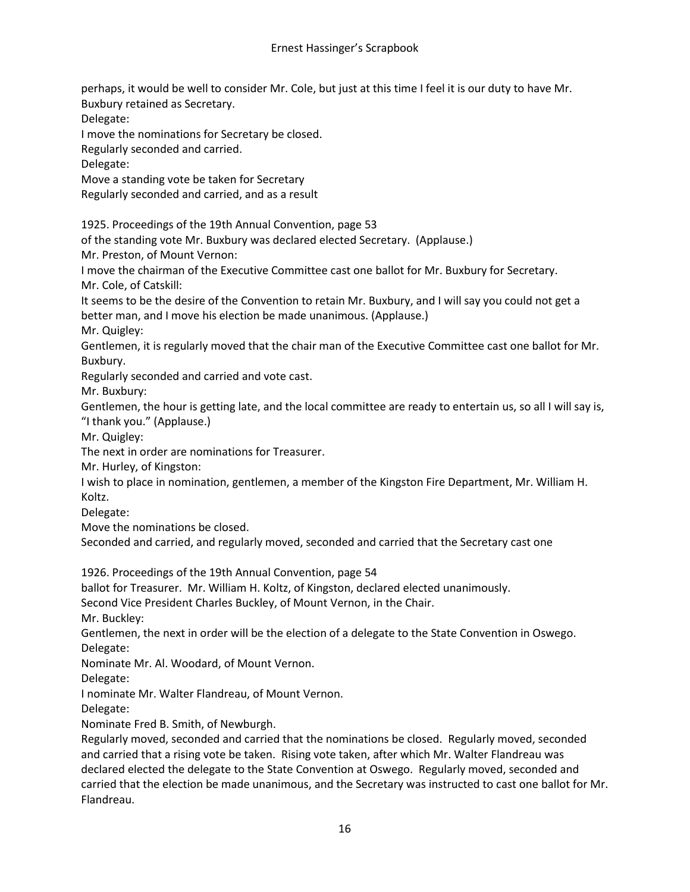perhaps, it would be well to consider Mr. Cole, but just at this time I feel it is our duty to have Mr. Buxbury retained as Secretary.

Delegate:

I move the nominations for Secretary be closed.

Regularly seconded and carried.

Delegate:

Move a standing vote be taken for Secretary

Regularly seconded and carried, and as a result

1925. Proceedings of the 19th Annual Convention, page 53

of the standing vote Mr. Buxbury was declared elected Secretary. (Applause.)

Mr. Preston, of Mount Vernon:

I move the chairman of the Executive Committee cast one ballot for Mr. Buxbury for Secretary.

Mr. Cole, of Catskill:

It seems to be the desire of the Convention to retain Mr. Buxbury, and I will say you could not get a better man, and I move his election be made unanimous. (Applause.)

Mr. Quigley:

Gentlemen, it is regularly moved that the chair man of the Executive Committee cast one ballot for Mr. Buxbury.

Regularly seconded and carried and vote cast.

Mr. Buxbury:

Gentlemen, the hour is getting late, and the local committee are ready to entertain us, so all I will say is, "I thank you." (Applause.)

Mr. Quigley:

The next in order are nominations for Treasurer.

Mr. Hurley, of Kingston:

I wish to place in nomination, gentlemen, a member of the Kingston Fire Department, Mr. William H. Koltz.

Delegate:

Move the nominations be closed.

Seconded and carried, and regularly moved, seconded and carried that the Secretary cast one

1926. Proceedings of the 19th Annual Convention, page 54

ballot for Treasurer. Mr. William H. Koltz, of Kingston, declared elected unanimously.

Second Vice President Charles Buckley, of Mount Vernon, in the Chair.

Mr. Buckley:

Gentlemen, the next in order will be the election of a delegate to the State Convention in Oswego.

Delegate:

Nominate Mr. Al. Woodard, of Mount Vernon.

Delegate:

I nominate Mr. Walter Flandreau, of Mount Vernon.

Delegate:

Nominate Fred B. Smith, of Newburgh.

Regularly moved, seconded and carried that the nominations be closed. Regularly moved, seconded and carried that a rising vote be taken. Rising vote taken, after which Mr. Walter Flandreau was declared elected the delegate to the State Convention at Oswego. Regularly moved, seconded and carried that the election be made unanimous, and the Secretary was instructed to cast one ballot for Mr. Flandreau.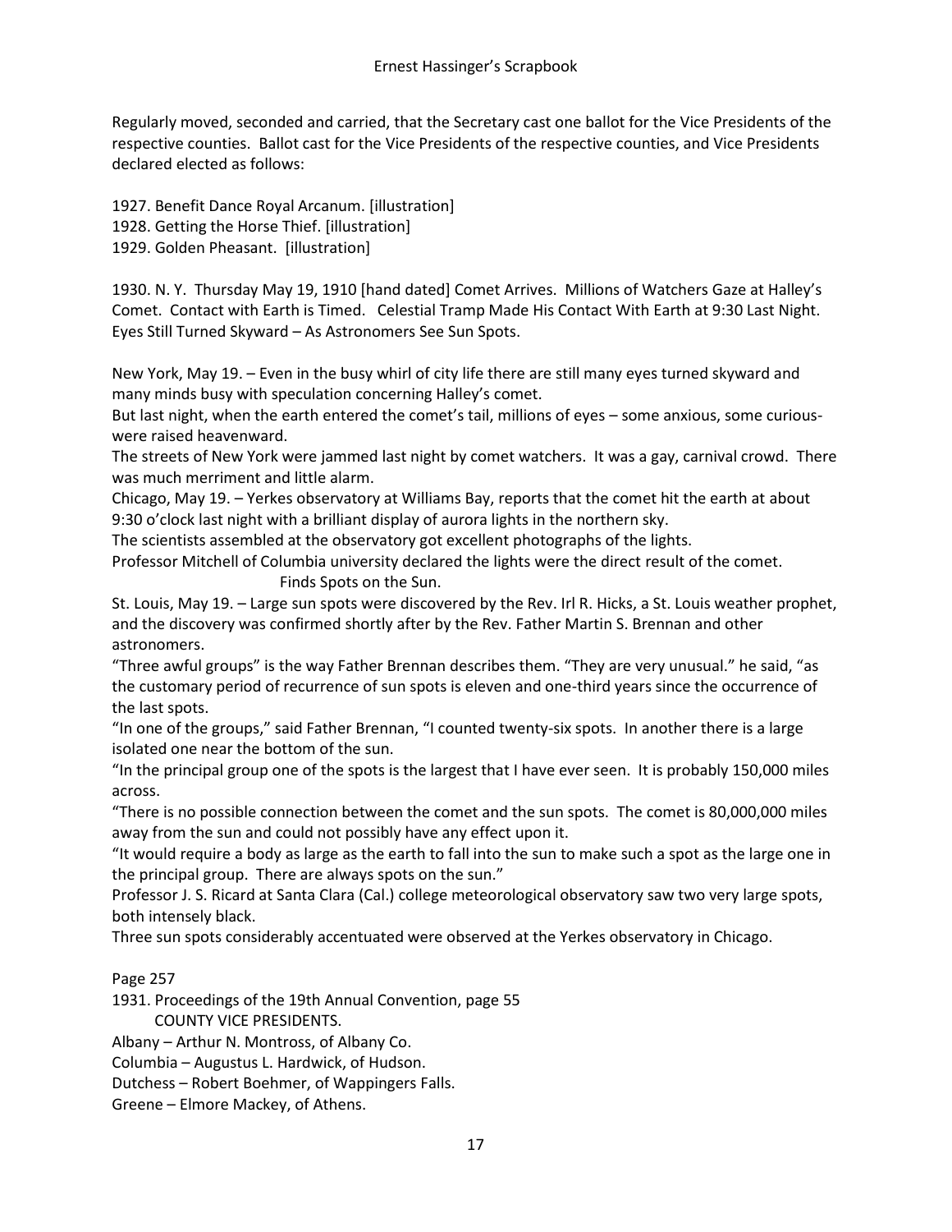Regularly moved, seconded and carried, that the Secretary cast one ballot for the Vice Presidents of the respective counties. Ballot cast for the Vice Presidents of the respective counties, and Vice Presidents declared elected as follows:

1927. Benefit Dance Royal Arcanum. [illustration]
1928. Getting the Horse Thief. [illustration]
1929. Golden Pheasant. [illustration]

1930. N. Y. Thursday May 19, 1910 [hand dated] Comet Arrives. Millions of Watchers Gaze at Halley's Comet. Contact with Earth is Timed. Celestial Tramp Made His Contact With Earth at 9:30 Last Night. Eyes Still Turned Skyward – As Astronomers See Sun Spots.

New York, May 19. – Even in the busy whirl of city life there are still many eyes turned skyward and many minds busy with speculation concerning Halley's comet.
But last night, when the earth entered the comet's tail, millions of eyes – some anxious, some curious- were raised heavenward.
The streets of New York were jammed last night by comet watchers. It was a gay, carnival crowd. There was much merriment and little alarm.
Chicago, May 19. – Yerkes observatory at Williams Bay, reports that the comet hit the earth at about 9:30 o'clock last night with a brilliant display of aurora lights in the northern sky.
The scientists assembled at the observatory got excellent photographs of the lights.
Professor Mitchell of Columbia university declared the lights were the direct result of the comet.

Finds Spots on the Sun.

St. Louis, May 19. – Large sun spots were discovered by the Rev. Irl R. Hicks, a St. Louis weather prophet, and the discovery was confirmed shortly after by the Rev. Father Martin S. Brennan and other astronomers.
"Three awful groups" is the way Father Brennan describes them. "They are very unusual." he said, "as the customary period of recurrence of sun spots is eleven and one-third years since the occurrence of the last spots.
"In one of the groups," said Father Brennan, "I counted twenty-six spots. In another there is a large isolated one near the bottom of the sun.
"In the principal group one of the spots is the largest that I have ever seen. It is probably 150,000 miles across.
"There is no possible connection between the comet and the sun spots. The comet is 80,000,000 miles away from the sun and could not possibly have any effect upon it.
"It would require a body as large as the earth to fall into the sun to make such a spot as the large one in the principal group. There are always spots on the sun."
Professor J. S. Ricard at Santa Clara (Cal.) college meteorological observatory saw two very large spots, both intensely black.
Three sun spots considerably accentuated were observed at the Yerkes observatory in Chicago.

Page 257
1931. Proceedings of the 19th Annual Convention, page 55
COUNTY VICE PRESIDENTS.
Albany – Arthur N. Montross, of Albany Co.
Columbia – Augustus L. Hardwick, of Hudson.
Dutchess – Robert Boehmer, of Wappingers Falls.
Greene – Elmore Mackey, of Athens.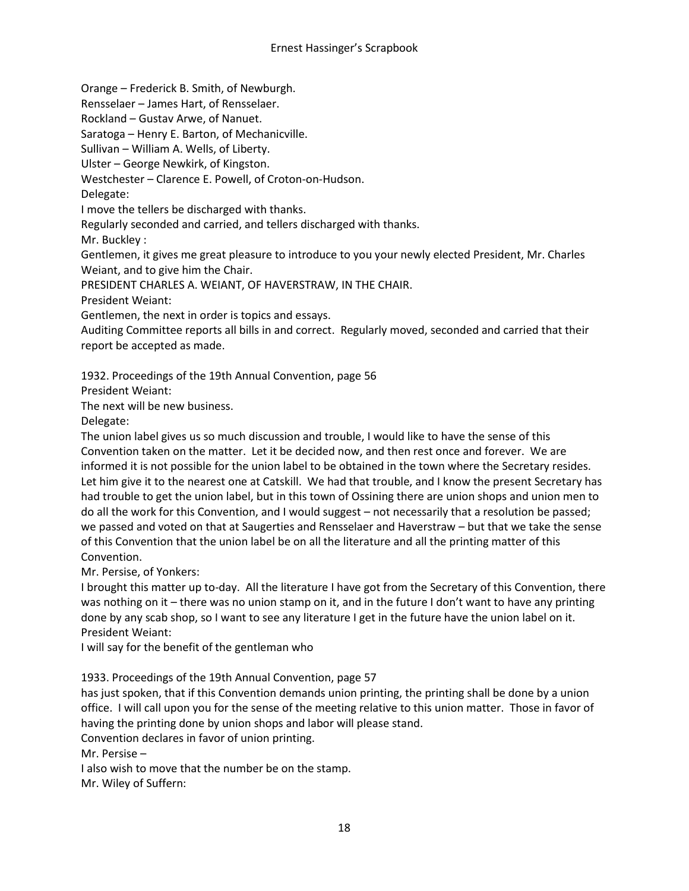Orange – Frederick B. Smith, of Newburgh.
Rensselaer – James Hart, of Rensselaer.
Rockland – Gustav Arwe, of Nanuet.
Saratoga – Henry E. Barton, of Mechanicville.
Sullivan – William A. Wells, of Liberty.
Ulster – George Newkirk, of Kingston.
Westchester – Clarence E. Powell, of Croton-on-Hudson.
Delegate:
I move the tellers be discharged with thanks.
Regularly seconded and carried, and tellers discharged with thanks.
Mr. Buckley :
Gentlemen, it gives me great pleasure to introduce to you your newly elected President, Mr. Charles Weiant, and to give him the Chair.
PRESIDENT CHARLES A. WEIANT, OF HAVERSTRAW, IN THE CHAIR.
President Weiant:
Gentlemen, the next in order is topics and essays.
Auditing Committee reports all bills in and correct. Regularly moved, seconded and carried that their report be accepted as made.

1932. Proceedings of the 19th Annual Convention, page 56
President Weiant:
The next will be new business.
Delegate:
The union label gives us so much discussion and trouble, I would like to have the sense of this Convention taken on the matter. Let it be decided now, and then rest once and forever. We are informed it is not possible for the union label to be obtained in the town where the Secretary resides. Let him give it to the nearest one at Catskill. We had that trouble, and I know the present Secretary has had trouble to get the union label, but in this town of Ossining there are union shops and union men to do all the work for this Convention, and I would suggest – not necessarily that a resolution be passed; we passed and voted on that at Saugerties and Rensselaer and Haverstraw – but that we take the sense of this Convention that the union label be on all the literature and all the printing matter of this Convention.
Mr. Persise, of Yonkers:
I brought this matter up to-day. All the literature I have got from the Secretary of this Convention, there was nothing on it – there was no union stamp on it, and in the future I don't want to have any printing done by any scab shop, so I want to see any literature I get in the future have the union label on it.
President Weiant:
I will say for the benefit of the gentleman who

1933. Proceedings of the 19th Annual Convention, page 57
has just spoken, that if this Convention demands union printing, the printing shall be done by a union office. I will call upon you for the sense of the meeting relative to this union matter. Those in favor of having the printing done by union shops and labor will please stand.
Convention declares in favor of union printing.
Mr. Persise –
I also wish to move that the number be on the stamp.
Mr. Wiley of Suffern: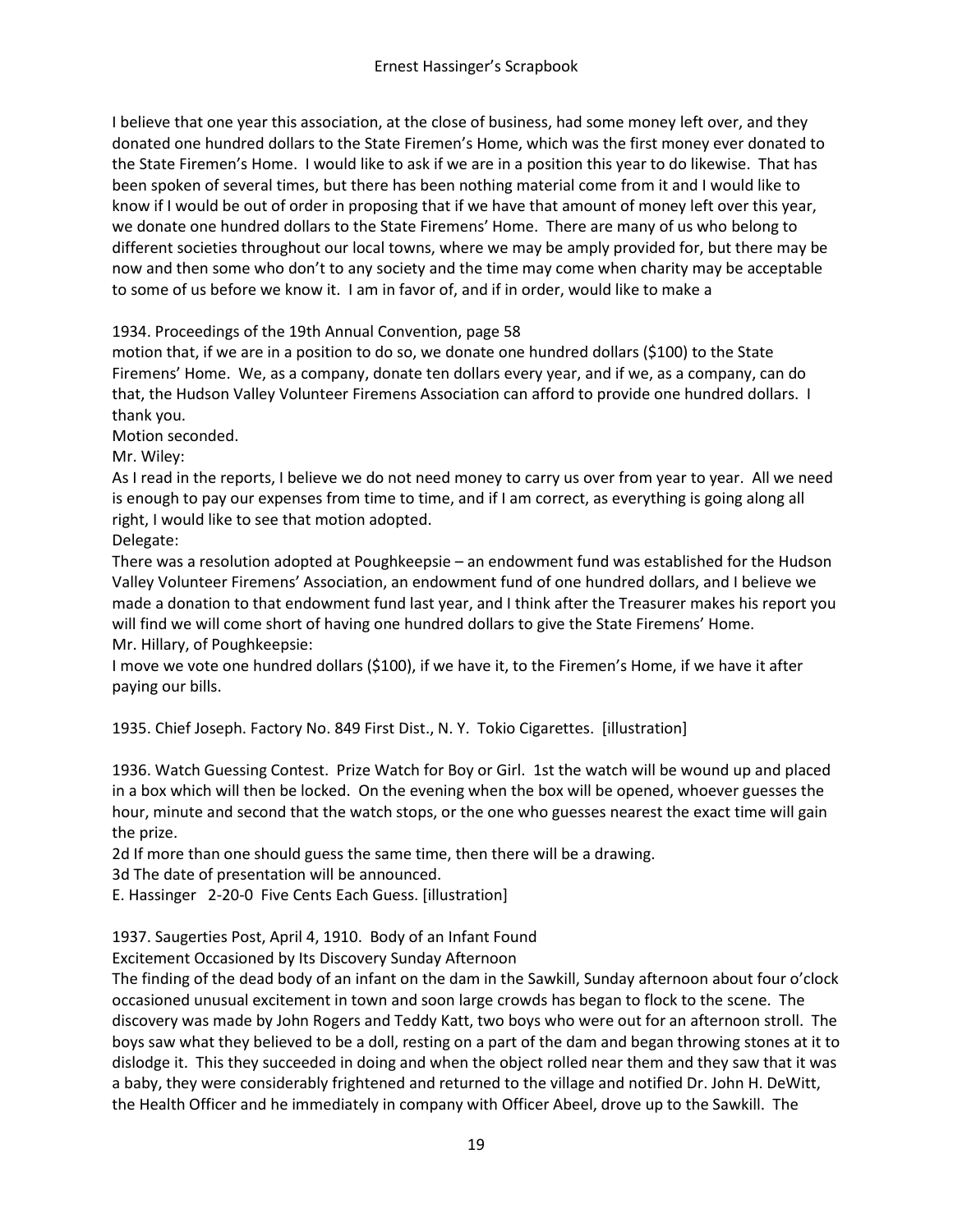I believe that one year this association, at the close of business, had some money left over, and they donated one hundred dollars to the State Firemen's Home, which was the first money ever donated to the State Firemen's Home. I would like to ask if we are in a position this year to do likewise. That has been spoken of several times, but there has been nothing material come from it and I would like to know if I would be out of order in proposing that if we have that amount of money left over this year, we donate one hundred dollars to the State Firemens' Home. There are many of us who belong to different societies throughout our local towns, where we may be amply provided for, but there may be now and then some who don't to any society and the time may come when charity may be acceptable to some of us before we know it. I am in favor of, and if in order, would like to make a

1934. Proceedings of the 19th Annual Convention, page 58

motion that, if we are in a position to do so, we donate one hundred dollars ($100) to the State Firemens' Home. We, as a company, donate ten dollars every year, and if we, as a company, can do that, the Hudson Valley Volunteer Firemens Association can afford to provide one hundred dollars. I thank you.

Motion seconded.

Mr. Wiley:

As I read in the reports, I believe we do not need money to carry us over from year to year. All we need is enough to pay our expenses from time to time, and if I am correct, as everything is going along all right, I would like to see that motion adopted.

Delegate:

There was a resolution adopted at Poughkeepsie – an endowment fund was established for the Hudson Valley Volunteer Firemens' Association, an endowment fund of one hundred dollars, and I believe we made a donation to that endowment fund last year, and I think after the Treasurer makes his report you will find we will come short of having one hundred dollars to give the State Firemens' Home.

Mr. Hillary, of Poughkeepsie:

I move we vote one hundred dollars ($100), if we have it, to the Firemen's Home, if we have it after paying our bills.

1935. Chief Joseph. Factory No. 849 First Dist., N. Y. Tokio Cigarettes. [illustration]

1936. Watch Guessing Contest. Prize Watch for Boy or Girl. 1st the watch will be wound up and placed in a box which will then be locked. On the evening when the box will be opened, whoever guesses the hour, minute and second that the watch stops, or the one who guesses nearest the exact time will gain the prize.

2d If more than one should guess the same time, then there will be a drawing.

3d The date of presentation will be announced.

E. Hassinger 2-20-0 Five Cents Each Guess. [illustration]

1937. Saugerties Post, April 4, 1910. Body of an Infant Found

Excitement Occasioned by Its Discovery Sunday Afternoon

The finding of the dead body of an infant on the dam in the Sawkill, Sunday afternoon about four o'clock occasioned unusual excitement in town and soon large crowds has began to flock to the scene. The discovery was made by John Rogers and Teddy Katt, two boys who were out for an afternoon stroll. The boys saw what they believed to be a doll, resting on a part of the dam and began throwing stones at it to dislodge it. This they succeeded in doing and when the object rolled near them and they saw that it was a baby, they were considerably frightened and returned to the village and notified Dr. John H. DeWitt, the Health Officer and he immediately in company with Officer Abeel, drove up to the Sawkill. The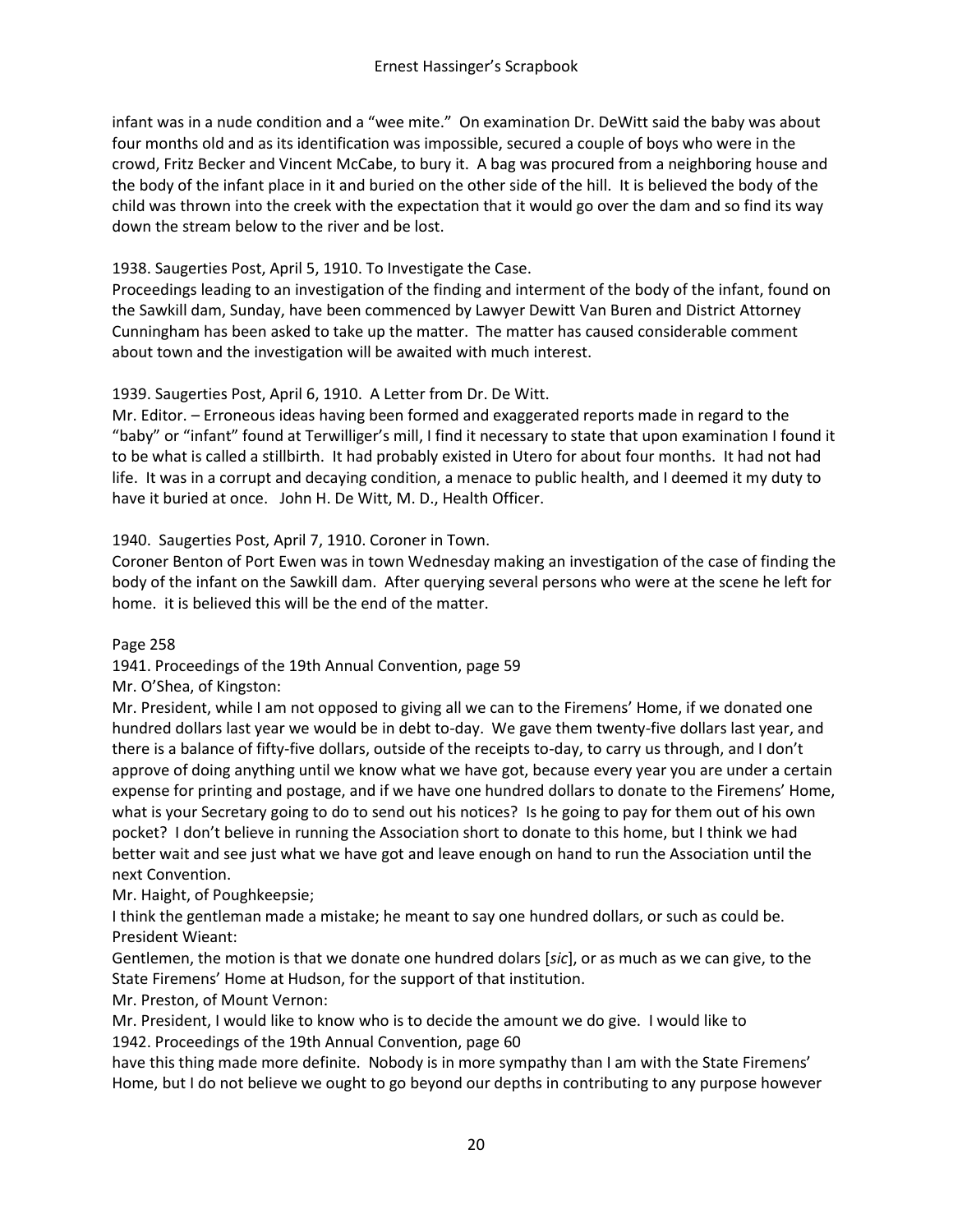infant was in a nude condition and a "wee mite." On examination Dr. DeWitt said the baby was about four months old and as its identification was impossible, secured a couple of boys who were in the crowd, Fritz Becker and Vincent McCabe, to bury it. A bag was procured from a neighboring house and the body of the infant place in it and buried on the other side of the hill. It is believed the body of the child was thrown into the creek with the expectation that it would go over the dam and so find its way down the stream below to the river and be lost.

1938. Saugerties Post, April 5, 1910. To Investigate the Case.
Proceedings leading to an investigation of the finding and interment of the body of the infant, found on the Sawkill dam, Sunday, have been commenced by Lawyer Dewitt Van Buren and District Attorney Cunningham has been asked to take up the matter. The matter has caused considerable comment about town and the investigation will be awaited with much interest.

1939. Saugerties Post, April 6, 1910. A Letter from Dr. De Witt.
Mr. Editor. – Erroneous ideas having been formed and exaggerated reports made in regard to the "baby" or "infant" found at Terwilliger's mill, I find it necessary to state that upon examination I found it to be what is called a stillbirth. It had probably existed in Utero for about four months. It had not had life. It was in a corrupt and decaying condition, a menace to public health, and I deemed it my duty to have it buried at once. John H. De Witt, M. D., Health Officer.

1940. Saugerties Post, April 7, 1910. Coroner in Town.
Coroner Benton of Port Ewen was in town Wednesday making an investigation of the case of finding the body of the infant on the Sawkill dam. After querying several persons who were at the scene he left for home. it is believed this will be the end of the matter.

Page 258
1941. Proceedings of the 19th Annual Convention, page 59
Mr. O'Shea, of Kingston:
Mr. President, while I am not opposed to giving all we can to the Firemens' Home, if we donated one hundred dollars last year we would be in debt to-day. We gave them twenty-five dollars last year, and there is a balance of fifty-five dollars, outside of the receipts to-day, to carry us through, and I don't approve of doing anything until we know what we have got, because every year you are under a certain expense for printing and postage, and if we have one hundred dollars to donate to the Firemens' Home, what is your Secretary going to do to send out his notices? Is he going to pay for them out of his own pocket? I don't believe in running the Association short to donate to this home, but I think we had better wait and see just what we have got and leave enough on hand to run the Association until the next Convention.
Mr. Haight, of Poughkeepsie;
I think the gentleman made a mistake; he meant to say one hundred dollars, or such as could be.
President Wieant:
Gentlemen, the motion is that we donate one hundred dolars [*sic*], or as much as we can give, to the State Firemens' Home at Hudson, for the support of that institution.
Mr. Preston, of Mount Vernon:
Mr. President, I would like to know who is to decide the amount we do give. I would like to
1942. Proceedings of the 19th Annual Convention, page 60
have this thing made more definite. Nobody is in more sympathy than I am with the State Firemens' Home, but I do not believe we ought to go beyond our depths in contributing to any purpose however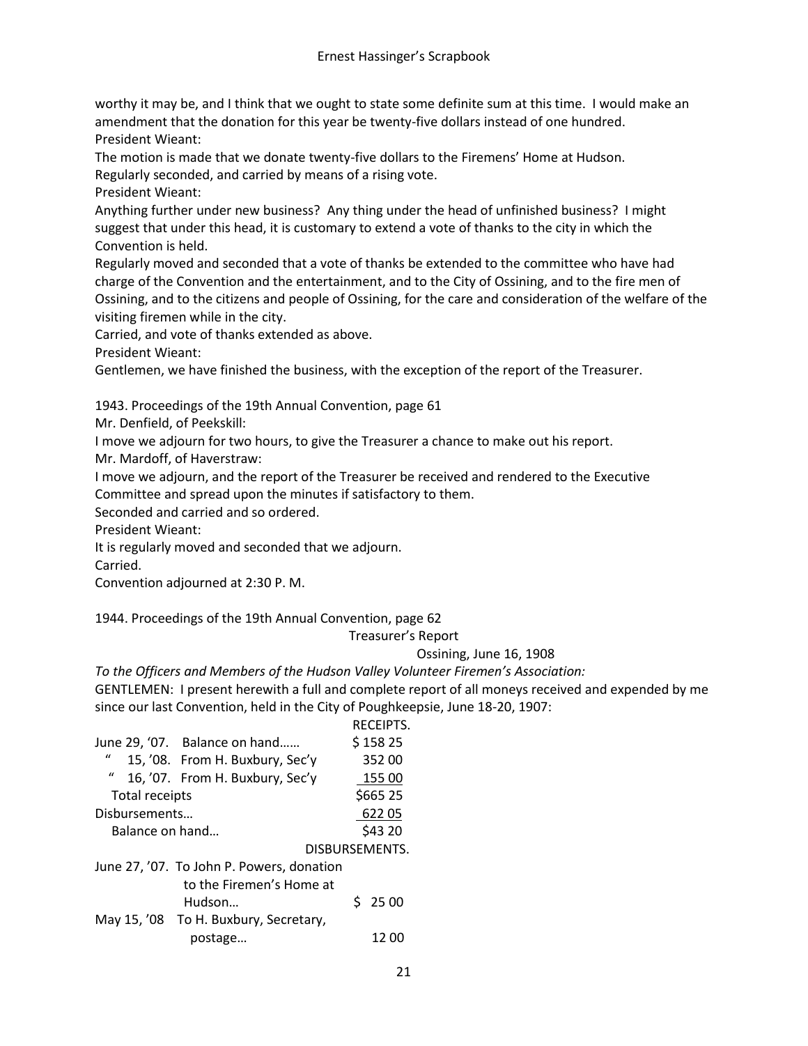worthy it may be, and I think that we ought to state some definite sum at this time. I would make an amendment that the donation for this year be twenty-five dollars instead of one hundred.
President Wieant:
The motion is made that we donate twenty-five dollars to the Firemens' Home at Hudson.
Regularly seconded, and carried by means of a rising vote.
President Wieant:
Anything further under new business? Any thing under the head of unfinished business? I might suggest that under this head, it is customary to extend a vote of thanks to the city in which the Convention is held.
Regularly moved and seconded that a vote of thanks be extended to the committee who have had charge of the Convention and the entertainment, and to the City of Ossining, and to the fire men of Ossining, and to the citizens and people of Ossining, for the care and consideration of the welfare of the visiting firemen while in the city.
Carried, and vote of thanks extended as above.
President Wieant:
Gentlemen, we have finished the business, with the exception of the report of the Treasurer.

1943. Proceedings of the 19th Annual Convention, page 61
Mr. Denfield, of Peekskill:
I move we adjourn for two hours, to give the Treasurer a chance to make out his report.
Mr. Mardoff, of Haverstraw:
I move we adjourn, and the report of the Treasurer be received and rendered to the Executive Committee and spread upon the minutes if satisfactory to them.
Seconded and carried and so ordered.
President Wieant:
It is regularly moved and seconded that we adjourn.
Carried.
Convention adjourned at 2:30 P. M.

1944. Proceedings of the 19th Annual Convention, page 62

Treasurer's Report

Ossining, June 16, 1908

*To the Officers and Members of the Hudson Valley Volunteer Firemen's Association:*
GENTLEMEN: I present herewith a full and complete report of all moneys received and expended by me since our last Convention, held in the City of Poughkeepsie, June 18-20, 1907:

RECEIPTS.

| | |
|---|---|
| June 29, '07. Balance on hand…… | $ 158 25 |
| " 15, '08. From H. Buxbury, Sec'y | 352 00 |
| " 16, '07. From H. Buxbury, Sec'y | 155 00 |
| Total receipts | $665 25 |
| Disbursements… | 622 05 |
| Balance on hand… | $43 20 |

DISBURSEMENTS.

| | |
|---|---|
| June 27, '07. To John P. Powers, donation to the Firemen's Home at Hudson… | $ 25 00 |
| May 15, '08 To H. Buxbury, Secretary, postage… | 12 00 |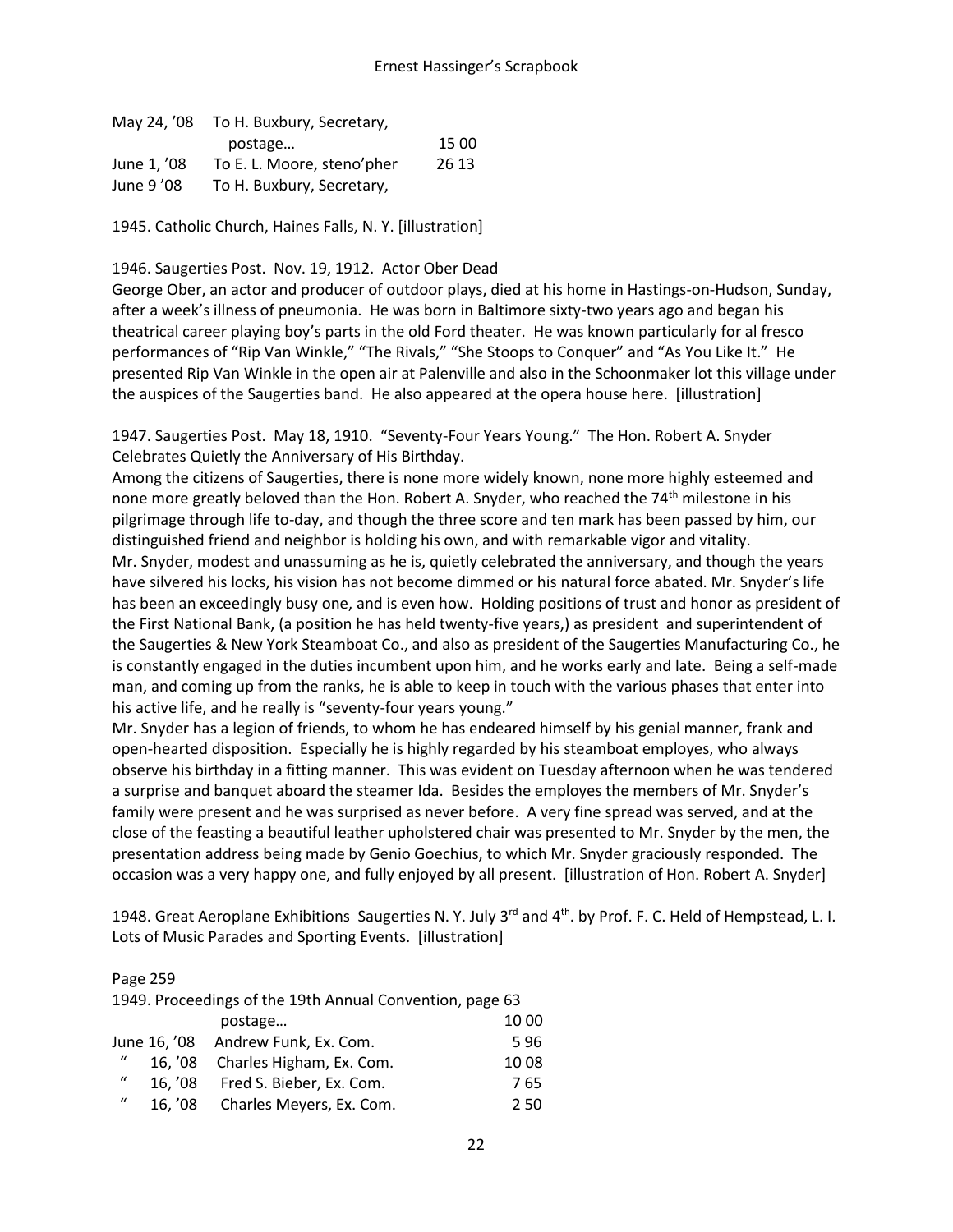| | | |
|---|---|---|
| May 24, '08 | To H. Buxbury, Secretary, postage… | 15 00 |
| June 1, '08 | To E. L. Moore, steno'pher | 26 13 |
| June 9 '08 | To H. Buxbury, Secretary, | |

1945. Catholic Church, Haines Falls, N. Y. [illustration]

1946. Saugerties Post. Nov. 19, 1912. Actor Ober Dead
George Ober, an actor and producer of outdoor plays, died at his home in Hastings-on-Hudson, Sunday, after a week's illness of pneumonia. He was born in Baltimore sixty-two years ago and began his theatrical career playing boy's parts in the old Ford theater. He was known particularly for al fresco performances of "Rip Van Winkle," "The Rivals," "She Stoops to Conquer" and "As You Like It." He presented Rip Van Winkle in the open air at Palenville and also in the Schoonmaker lot this village under the auspices of the Saugerties band. He also appeared at the opera house here. [illustration]

1947. Saugerties Post. May 18, 1910. "Seventy-Four Years Young." The Hon. Robert A. Snyder Celebrates Quietly the Anniversary of His Birthday.
Among the citizens of Saugerties, there is none more widely known, none more highly esteemed and none more greatly beloved than the Hon. Robert A. Snyder, who reached the 74th milestone in his pilgrimage through life to-day, and though the three score and ten mark has been passed by him, our distinguished friend and neighbor is holding his own, and with remarkable vigor and vitality.
Mr. Snyder, modest and unassuming as he is, quietly celebrated the anniversary, and though the years have silvered his locks, his vision has not become dimmed or his natural force abated. Mr. Snyder's life has been an exceedingly busy one, and is even how. Holding positions of trust and honor as president of the First National Bank, (a position he has held twenty-five years,) as president and superintendent of the Saugerties & New York Steamboat Co., and also as president of the Saugerties Manufacturing Co., he is constantly engaged in the duties incumbent upon him, and he works early and late. Being a self-made man, and coming up from the ranks, he is able to keep in touch with the various phases that enter into his active life, and he really is "seventy-four years young."
Mr. Snyder has a legion of friends, to whom he has endeared himself by his genial manner, frank and open-hearted disposition. Especially he is highly regarded by his steamboat employes, who always observe his birthday in a fitting manner. This was evident on Tuesday afternoon when he was tendered a surprise and banquet aboard the steamer Ida. Besides the employes the members of Mr. Snyder's family were present and he was surprised as never before. A very fine spread was served, and at the close of the feasting a beautiful leather upholstered chair was presented to Mr. Snyder by the men, the presentation address being made by Genio Goechius, to which Mr. Snyder graciously responded. The occasion was a very happy one, and fully enjoyed by all present. [illustration of Hon. Robert A. Snyder]

1948. Great Aeroplane Exhibitions Saugerties N. Y. July 3rd and 4th. by Prof. F. C. Held of Hempstead, L. I. Lots of Music Parades and Sporting Events. [illustration]

Page 259
1949. Proceedings of the 19th Annual Convention, page 63

| | | |
|---|---|---|
| | postage… | 10 00 |
| June 16, '08 | Andrew Funk, Ex. Com. | 5 96 |
| " 16, '08 | Charles Higham, Ex. Com. | 10 08 |
| " 16, '08 | Fred S. Bieber, Ex. Com. | 7 65 |
| " 16, '08 | Charles Meyers, Ex. Com. | 2 50 |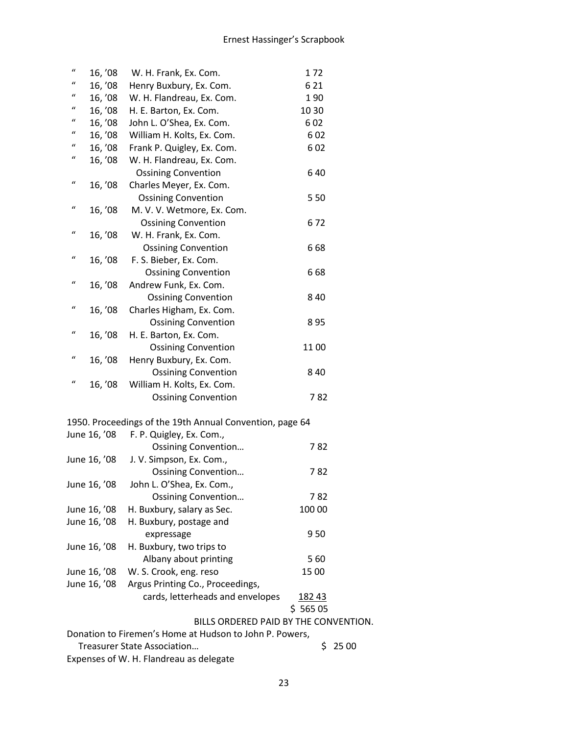| | | | |
|---|---|---|---|
| " | 16, '08 | W. H. Frank, Ex. Com. | 1 72 |
| " | 16, '08 | Henry Buxbury, Ex. Com. | 6 21 |
| " | 16, '08 | W. H. Flandreau, Ex. Com. | 1 90 |
| " | 16, '08 | H. E. Barton, Ex. Com. | 10 30 |
| " | 16, '08 | John L. O'Shea, Ex. Com. | 6 02 |
| " | 16, '08 | William H. Kolts, Ex. Com. | 6 02 |
| " | 16, '08 | Frank P. Quigley, Ex. Com. | 6 02 |
| " | 16, '08 | W. H. Flandreau, Ex. Com. Ossining Convention | 6 40 |
| " | 16, '08 | Charles Meyer, Ex. Com. Ossining Convention | 5 50 |
| " | 16, '08 | M. V. V. Wetmore, Ex. Com. Ossining Convention | 6 72 |
| " | 16, '08 | W. H. Frank, Ex. Com. Ossining Convention | 6 68 |
| " | 16, '08 | F. S. Bieber, Ex. Com. Ossining Convention | 6 68 |
| " | 16, '08 | Andrew Funk, Ex. Com. Ossining Convention | 8 40 |
| " | 16, '08 | Charles Higham, Ex. Com. Ossining Convention | 8 95 |
| " | 16, '08 | H. E. Barton, Ex. Com. Ossining Convention | 11 00 |
| " | 16, '08 | Henry Buxbury, Ex. Com. Ossining Convention | 8 40 |
| " | 16, '08 | William H. Kolts, Ex. Com. Ossining Convention | 7 82 |

1950. Proceedings of the 19th Annual Convention, page 64

| | | |
|---|---|---|
| June 16, '08 | F. P. Quigley, Ex. Com., Ossining Convention… | 7 82 |
| June 16, '08 | J. V. Simpson, Ex. Com., Ossining Convention… | 7 82 |
| June 16, '08 | John L. O'Shea, Ex. Com., Ossining Convention… | 7 82 |
| June 16, '08 | H. Buxbury, salary as Sec. | 100 00 |
| June 16, '08 | H. Buxbury, postage and expressage | 9 50 |
| June 16, '08 | H. Buxbury, two trips to Albany about printing | 5 60 |
| June 16, '08 | W. S. Crook, eng. reso | 15 00 |
| June 16, '08 | Argus Printing Co., Proceedings, cards, letterheads and envelopes | 182 43 |
| | | $ 565 05 |

BILLS ORDERED PAID BY THE CONVENTION.

Donation to Firemen's Home at Hudson to John P. Powers, Treasurer State Association… $ 25 00

Expenses of W. H. Flandreau as delegate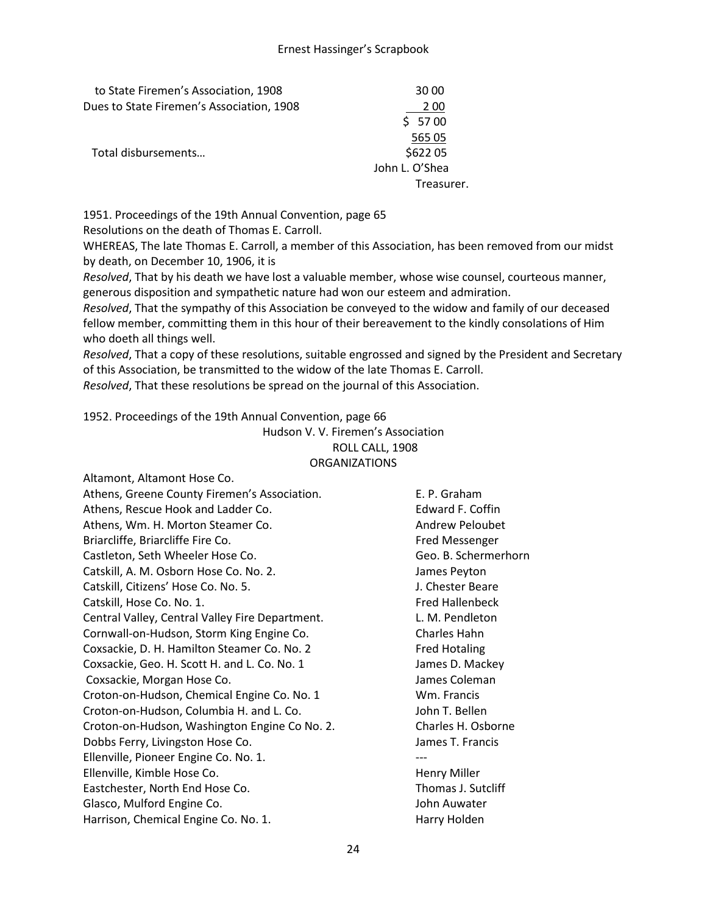| | |
|---|---|
| to State Firemen's Association, 1908 | 30 00 |
| Dues to State Firemen's Association, 1908 | 2 00 |
| | $ 57 00 |
| | 565 05 |
| Total disbursements… | $622 05 |

John L. O'Shea
Treasurer.

1951. Proceedings of the 19th Annual Convention, page 65
Resolutions on the death of Thomas E. Carroll.
WHEREAS, The late Thomas E. Carroll, a member of this Association, has been removed from our midst by death, on December 10, 1906, it is
*Resolved*, That by his death we have lost a valuable member, whose wise counsel, courteous manner, generous disposition and sympathetic nature had won our esteem and admiration.
*Resolved*, That the sympathy of this Association be conveyed to the widow and family of our deceased fellow member, committing them in this hour of their bereavement to the kindly consolations of Him who doeth all things well.
*Resolved*, That a copy of these resolutions, suitable engrossed and signed by the President and Secretary of this Association, be transmitted to the widow of the late Thomas E. Carroll.
*Resolved*, That these resolutions be spread on the journal of this Association.

1952. Proceedings of the 19th Annual Convention, page 66

Hudson V. V. Firemen's Association
ROLL CALL, 1908
ORGANIZATIONS

| | |
|---|---|
| Altamont, Altamont Hose Co. | |
| Athens, Greene County Firemen's Association. | E. P. Graham |
| Athens, Rescue Hook and Ladder Co. | Edward F. Coffin |
| Athens, Wm. H. Morton Steamer Co. | Andrew Peloubet |
| Briarcliffe, Briarcliffe Fire Co. | Fred Messenger |
| Castleton, Seth Wheeler Hose Co. | Geo. B. Schermerhorn |
| Catskill, A. M. Osborn Hose Co. No. 2. | James Peyton |
| Catskill, Citizens' Hose Co. No. 5. | J. Chester Beare |
| Catskill, Hose Co. No. 1. | Fred Hallenbeck |
| Central Valley, Central Valley Fire Department. | L. M. Pendleton |
| Cornwall-on-Hudson, Storm King Engine Co. | Charles Hahn |
| Coxsackie, D. H. Hamilton Steamer Co. No. 2 | Fred Hotaling |
| Coxsackie, Geo. H. Scott H. and L. Co. No. 1 | James D. Mackey |
| Coxsackie, Morgan Hose Co. | James Coleman |
| Croton-on-Hudson, Chemical Engine Co. No. 1 | Wm. Francis |
| Croton-on-Hudson, Columbia H. and L. Co. | John T. Bellen |
| Croton-on-Hudson, Washington Engine Co No. 2. | Charles H. Osborne |
| Dobbs Ferry, Livingston Hose Co. | James T. Francis |
| Ellenville, Pioneer Engine Co. No. 1. | --- |
| Ellenville, Kimble Hose Co. | Henry Miller |
| Eastchester, North End Hose Co. | Thomas J. Sutcliff |
| Glasco, Mulford Engine Co. | John Auwater |
| Harrison, Chemical Engine Co. No. 1. | Harry Holden |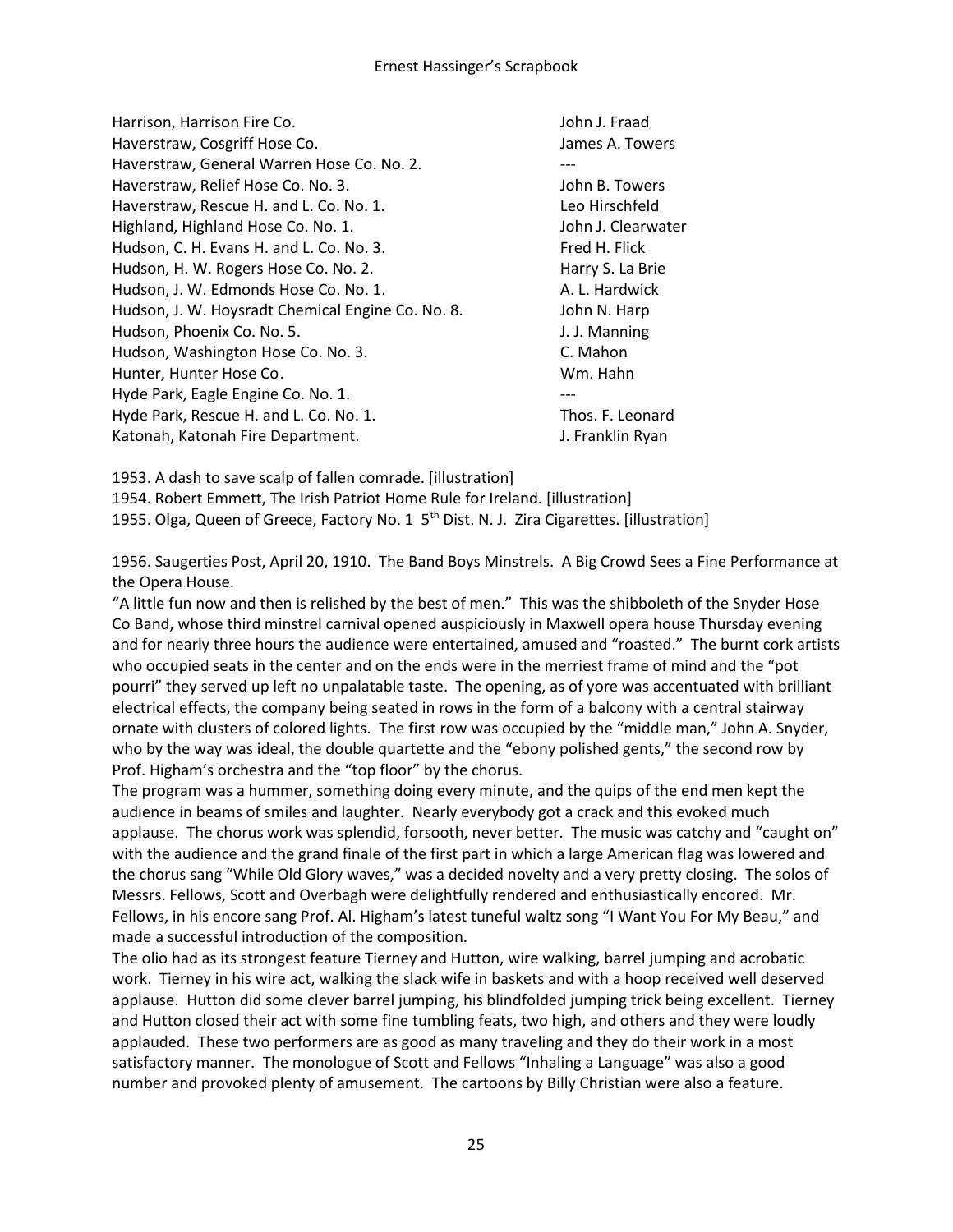| | |
|---|---|
| Harrison, Harrison Fire Co. | John J. Fraad |
| Haverstraw, Cosgriff Hose Co. | James A. Towers |
| Haverstraw, General Warren Hose Co. No. 2. | --- |
| Haverstraw, Relief Hose Co. No. 3. | John B. Towers |
| Haverstraw, Rescue H. and L. Co. No. 1. | Leo Hirschfeld |
| Highland, Highland Hose Co. No. 1. | John J. Clearwater |
| Hudson, C. H. Evans H. and L. Co. No. 3. | Fred H. Flick |
| Hudson, H. W. Rogers Hose Co. No. 2. | Harry S. La Brie |
| Hudson, J. W. Edmonds Hose Co. No. 1. | A. L. Hardwick |
| Hudson, J. W. Hoysradt Chemical Engine Co. No. 8. | John N. Harp |
| Hudson, Phoenix Co. No. 5. | J. J. Manning |
| Hudson, Washington Hose Co. No. 3. | C. Mahon |
| Hunter, Hunter Hose Co. | Wm. Hahn |
| Hyde Park, Eagle Engine Co. No. 1. | --- |
| Hyde Park, Rescue H. and L. Co. No. 1. | Thos. F. Leonard |
| Katonah, Katonah Fire Department. | J. Franklin Ryan |

1953. A dash to save scalp of fallen comrade. [illustration]
1954. Robert Emmett, The Irish Patriot Home Rule for Ireland. [illustration]
1955. Olga, Queen of Greece, Factory No. 1 5th Dist. N. J. Zira Cigarettes. [illustration]

1956. Saugerties Post, April 20, 1910. The Band Boys Minstrels. A Big Crowd Sees a Fine Performance at the Opera House.

"A little fun now and then is relished by the best of men." This was the shibboleth of the Snyder Hose Co Band, whose third minstrel carnival opened auspiciously in Maxwell opera house Thursday evening and for nearly three hours the audience were entertained, amused and "roasted." The burnt cork artists who occupied seats in the center and on the ends were in the merriest frame of mind and the "pot pourri" they served up left no unpalatable taste. The opening, as of yore was accentuated with brilliant electrical effects, the company being seated in rows in the form of a balcony with a central stairway ornate with clusters of colored lights. The first row was occupied by the "middle man," John A. Snyder, who by the way was ideal, the double quartette and the "ebony polished gents," the second row by Prof. Higham's orchestra and the "top floor" by the chorus.

The program was a hummer, something doing every minute, and the quips of the end men kept the audience in beams of smiles and laughter. Nearly everybody got a crack and this evoked much applause. The chorus work was splendid, forsooth, never better. The music was catchy and "caught on" with the audience and the grand finale of the first part in which a large American flag was lowered and the chorus sang "While Old Glory waves," was a decided novelty and a very pretty closing. The solos of Messrs. Fellows, Scott and Overbagh were delightfully rendered and enthusiastically encored. Mr. Fellows, in his encore sang Prof. Al. Higham's latest tuneful waltz song "I Want You For My Beau," and made a successful introduction of the composition.

The olio had as its strongest feature Tierney and Hutton, wire walking, barrel jumping and acrobatic work. Tierney in his wire act, walking the slack wife in baskets and with a hoop received well deserved applause. Hutton did some clever barrel jumping, his blindfolded jumping trick being excellent. Tierney and Hutton closed their act with some fine tumbling feats, two high, and others and they were loudly applauded. These two performers are as good as many traveling and they do their work in a most satisfactory manner. The monologue of Scott and Fellows "Inhaling a Language" was also a good number and provoked plenty of amusement. The cartoons by Billy Christian were also a feature.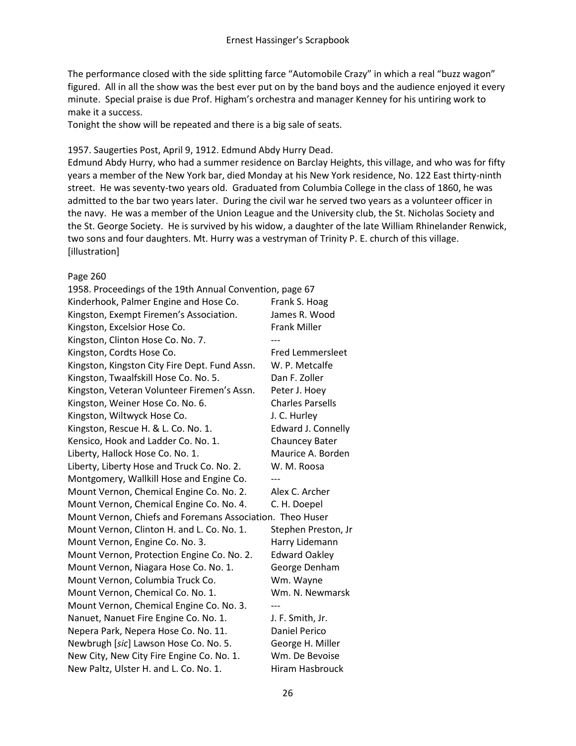The performance closed with the side splitting farce "Automobile Crazy" in which a real "buzz wagon" figured. All in all the show was the best ever put on by the band boys and the audience enjoyed it every minute. Special praise is due Prof. Higham's orchestra and manager Kenney for his untiring work to make it a success.

Tonight the show will be repeated and there is a big sale of seats.

1957. Saugerties Post, April 9, 1912. Edmund Abdy Hurry Dead.

Edmund Abdy Hurry, who had a summer residence on Barclay Heights, this village, and who was for fifty years a member of the New York bar, died Monday at his New York residence, No. 122 East thirty-ninth street. He was seventy-two years old. Graduated from Columbia College in the class of 1860, he was admitted to the bar two years later. During the civil war he served two years as a volunteer officer in the navy. He was a member of the Union League and the University club, the St. Nicholas Society and the St. George Society. He is survived by his widow, a daughter of the late William Rhinelander Renwick, two sons and four daughters. Mt. Hurry was a vestryman of Trinity P. E. church of this village. [illustration]

Page 260

1958. Proceedings of the 19th Annual Convention, page 67

| | |
|---|---|
| Kinderhook, Palmer Engine and Hose Co. | Frank S. Hoag |
| Kingston, Exempt Firemen's Association. | James R. Wood |
| Kingston, Excelsior Hose Co. | Frank Miller |
| Kingston, Clinton Hose Co. No. 7. | --- |
| Kingston, Cordts Hose Co. | Fred Lemmersleet |
| Kingston, Kingston City Fire Dept. Fund Assn. | W. P. Metcalfe |
| Kingston, Twaalfskill Hose Co. No. 5. | Dan F. Zoller |
| Kingston, Veteran Volunteer Firemen's Assn. | Peter J. Hoey |
| Kingston, Weiner Hose Co. No. 6. | Charles Parsells |
| Kingston, Wiltwyck Hose Co. | J. C. Hurley |
| Kingston, Rescue H. & L. Co. No. 1. | Edward J. Connelly |
| Kensico, Hook and Ladder Co. No. 1. | Chauncey Bater |
| Liberty, Hallock Hose Co. No. 1. | Maurice A. Borden |
| Liberty, Liberty Hose and Truck Co. No. 2. | W. M. Roosa |
| Montgomery, Wallkill Hose and Engine Co. | --- |
| Mount Vernon, Chemical Engine Co. No. 2. | Alex C. Archer |
| Mount Vernon, Chemical Engine Co. No. 4. | C. H. Doepel |
| Mount Vernon, Chiefs and Foremans Association. | Theo Huser |
| Mount Vernon, Clinton H. and L. Co. No. 1. | Stephen Preston, Jr |
| Mount Vernon, Engine Co. No. 3. | Harry Lidemann |
| Mount Vernon, Protection Engine Co. No. 2. | Edward Oakley |
| Mount Vernon, Niagara Hose Co. No. 1. | George Denham |
| Mount Vernon, Columbia Truck Co. | Wm. Wayne |
| Mount Vernon, Chemical Co. No. 1. | Wm. N. Newmarsk |
| Mount Vernon, Chemical Engine Co. No. 3. | --- |
| Nanuet, Nanuet Fire Engine Co. No. 1. | J. F. Smith, Jr. |
| Nepera Park, Nepera Hose Co. No. 11. | Daniel Perico |
| Newbrugh [*sic*] Lawson Hose Co. No. 5. | George H. Miller |
| New City, New City Fire Engine Co. No. 1. | Wm. De Bevoise |
| New Paltz, Ulster H. and L. Co. No. 1. | Hiram Hasbrouck |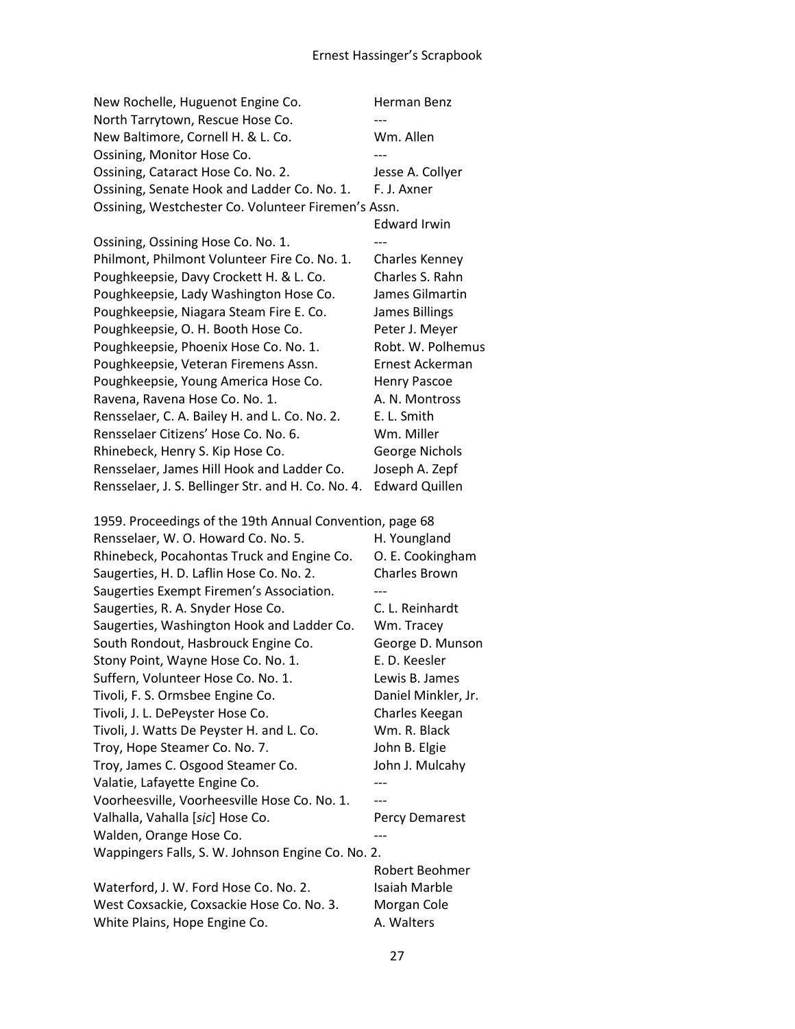| | |
|---|---|
| New Rochelle, Huguenot Engine Co. | Herman Benz |
| North Tarrytown, Rescue Hose Co. | --- |
| New Baltimore, Cornell H. & L. Co. | Wm. Allen |
| Ossining, Monitor Hose Co. | --- |
| Ossining, Cataract Hose Co. No. 2. | Jesse A. Collyer |
| Ossining, Senate Hook and Ladder Co. No. 1. | F. J. Axner |
| Ossining, Westchester Co. Volunteer Firemen's Assn. | Edward Irwin |
| Ossining, Ossining Hose Co. No. 1. | --- |
| Philmont, Philmont Volunteer Fire Co. No. 1. | Charles Kenney |
| Poughkeepsie, Davy Crockett H. & L. Co. | Charles S. Rahn |
| Poughkeepsie, Lady Washington Hose Co. | James Gilmartin |
| Poughkeepsie, Niagara Steam Fire E. Co. | James Billings |
| Poughkeepsie, O. H. Booth Hose Co. | Peter J. Meyer |
| Poughkeepsie, Phoenix Hose Co. No. 1. | Robt. W. Polhemus |
| Poughkeepsie, Veteran Firemens Assn. | Ernest Ackerman |
| Poughkeepsie, Young America Hose Co. | Henry Pascoe |
| Ravena, Ravena Hose Co. No. 1. | A. N. Montross |
| Rensselaer, C. A. Bailey H. and L. Co. No. 2. | E. L. Smith |
| Rensselaer Citizens' Hose Co. No. 6. | Wm. Miller |
| Rhinebeck, Henry S. Kip Hose Co. | George Nichols |
| Rensselaer, James Hill Hook and Ladder Co. | Joseph A. Zepf |
| Rensselaer, J. S. Bellinger Str. and H. Co. No. 4. | Edward Quillen |

1959. Proceedings of the 19th Annual Convention, page 68

| | |
|---|---|
| Rensselaer, W. O. Howard Co. No. 5. | H. Youngland |
| Rhinebeck, Pocahontas Truck and Engine Co. | O. E. Cookingham |
| Saugerties, H. D. Laflin Hose Co. No. 2. | Charles Brown |
| Saugerties Exempt Firemen's Association. | --- |
| Saugerties, R. A. Snyder Hose Co. | C. L. Reinhardt |
| Saugerties, Washington Hook and Ladder Co. | Wm. Tracey |
| South Rondout, Hasbrouck Engine Co. | George D. Munson |
| Stony Point, Wayne Hose Co. No. 1. | E. D. Keesler |
| Suffern, Volunteer Hose Co. No. 1. | Lewis B. James |
| Tivoli, F. S. Ormsbee Engine Co. | Daniel Minkler, Jr. |
| Tivoli, J. L. DePeyster Hose Co. | Charles Keegan |
| Tivoli, J. Watts De Peyster H. and L. Co. | Wm. R. Black |
| Troy, Hope Steamer Co. No. 7. | John B. Elgie |
| Troy, James C. Osgood Steamer Co. | John J. Mulcahy |
| Valatie, Lafayette Engine Co. | --- |
| Voorheesville, Voorheesville Hose Co. No. 1. | --- |
| Valhalla, Vahalla [*sic*] Hose Co. | Percy Demarest |
| Walden, Orange Hose Co. | --- |
| Wappingers Falls, S. W. Johnson Engine Co. No. 2. | Robert Beohmer |
| Waterford, J. W. Ford Hose Co. No. 2. | Isaiah Marble |
| West Coxsackie, Coxsackie Hose Co. No. 3. | Morgan Cole |
| White Plains, Hope Engine Co. | A. Walters |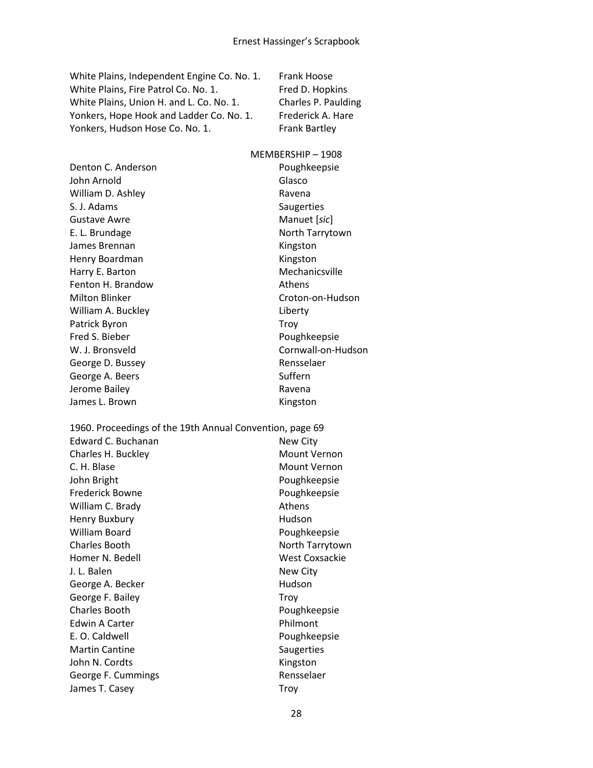| | |
|---|---|
| White Plains, Independent Engine Co. No. 1. | Frank Hoose |
| White Plains, Fire Patrol Co. No. 1. | Fred D. Hopkins |
| White Plains, Union H. and L. Co. No. 1. | Charles P. Paulding |
| Yonkers, Hope Hook and Ladder Co. No. 1. | Frederick A. Hare |
| Yonkers, Hudson Hose Co. No. 1. | Frank Bartley |

MEMBERSHIP – 1908

| | |
|---|---|
| Denton C. Anderson | Poughkeepsie |
| John Arnold | Glasco |
| William D. Ashley | Ravena |
| S. J. Adams | Saugerties |
| Gustave Awre | Manuet [*sic*] |
| E. L. Brundage | North Tarrytown |
| James Brennan | Kingston |
| Henry Boardman | Kingston |
| Harry E. Barton | Mechanicsville |
| Fenton H. Brandow | Athens |
| Milton Blinker | Croton-on-Hudson |
| William A. Buckley | Liberty |
| Patrick Byron | Troy |
| Fred S. Bieber | Poughkeepsie |
| W. J. Bronsveld | Cornwall-on-Hudson |
| George D. Bussey | Rensselaer |
| George A. Beers | Suffern |
| Jerome Bailey | Ravena |
| James L. Brown | Kingston |

1960. Proceedings of the 19th Annual Convention, page 69

| | |
|---|---|
| Edward C. Buchanan | New City |
| Charles H. Buckley | Mount Vernon |
| C. H. Blase | Mount Vernon |
| John Bright | Poughkeepsie |
| Frederick Bowne | Poughkeepsie |
| William C. Brady | Athens |
| Henry Buxbury | Hudson |
| William Board | Poughkeepsie |
| Charles Booth | North Tarrytown |
| Homer N. Bedell | West Coxsackie |
| J. L. Balen | New City |
| George A. Becker | Hudson |
| George F. Bailey | Troy |
| Charles Booth | Poughkeepsie |
| Edwin A Carter | Philmont |
| E. O. Caldwell | Poughkeepsie |
| Martin Cantine | Saugerties |
| John N. Cordts | Kingston |
| George F. Cummings | Rensselaer |
| James T. Casey | Troy |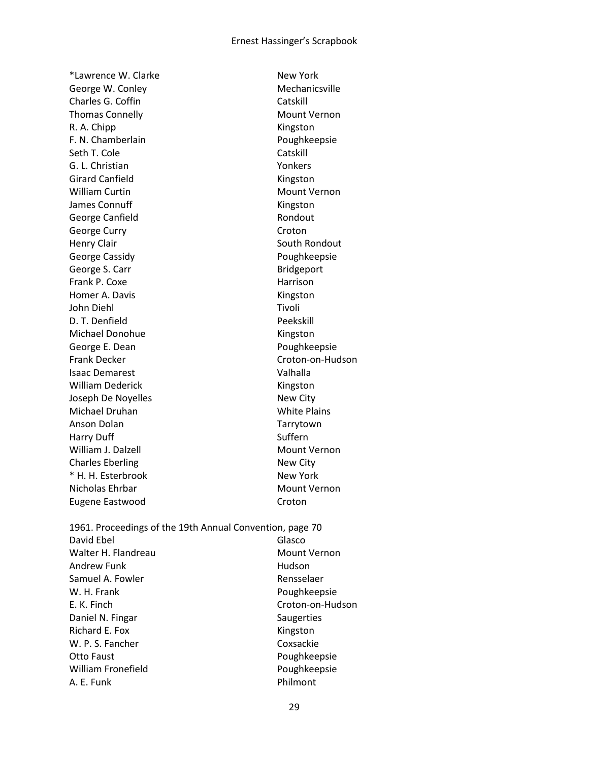| | |
|---|---|
| *Lawrence W. Clarke | New York |
| George W. Conley | Mechanicsville |
| Charles G. Coffin | Catskill |
| Thomas Connelly | Mount Vernon |
| R. A. Chipp | Kingston |
| F. N. Chamberlain | Poughkeepsie |
| Seth T. Cole | Catskill |
| G. L. Christian | Yonkers |
| Girard Canfield | Kingston |
| William Curtin | Mount Vernon |
| James Connuff | Kingston |
| George Canfield | Rondout |
| George Curry | Croton |
| Henry Clair | South Rondout |
| George Cassidy | Poughkeepsie |
| George S. Carr | Bridgeport |
| Frank P. Coxe | Harrison |
| Homer A. Davis | Kingston |
| John Diehl | Tivoli |
| D. T. Denfield | Peekskill |
| Michael Donohue | Kingston |
| George E. Dean | Poughkeepsie |
| Frank Decker | Croton-on-Hudson |
| Isaac Demarest | Valhalla |
| William Dederick | Kingston |
| Joseph De Noyelles | New City |
| Michael Druhan | White Plains |
| Anson Dolan | Tarrytown |
| Harry Duff | Suffern |
| William J. Dalzell | Mount Vernon |
| Charles Eberling | New City |
| * H. H. Esterbrook | New York |
| Nicholas Ehrbar | Mount Vernon |
| Eugene Eastwood | Croton |

1961. Proceedings of the 19th Annual Convention, page 70

| | |
|---|---|
| David Ebel | Glasco |
| Walter H. Flandreau | Mount Vernon |
| Andrew Funk | Hudson |
| Samuel A. Fowler | Rensselaer |
| W. H. Frank | Poughkeepsie |
| E. K. Finch | Croton-on-Hudson |
| Daniel N. Fingar | Saugerties |
| Richard E. Fox | Kingston |
| W. P. S. Fancher | Coxsackie |
| Otto Faust | Poughkeepsie |
| William Fronefield | Poughkeepsie |
| A. E. Funk | Philmont |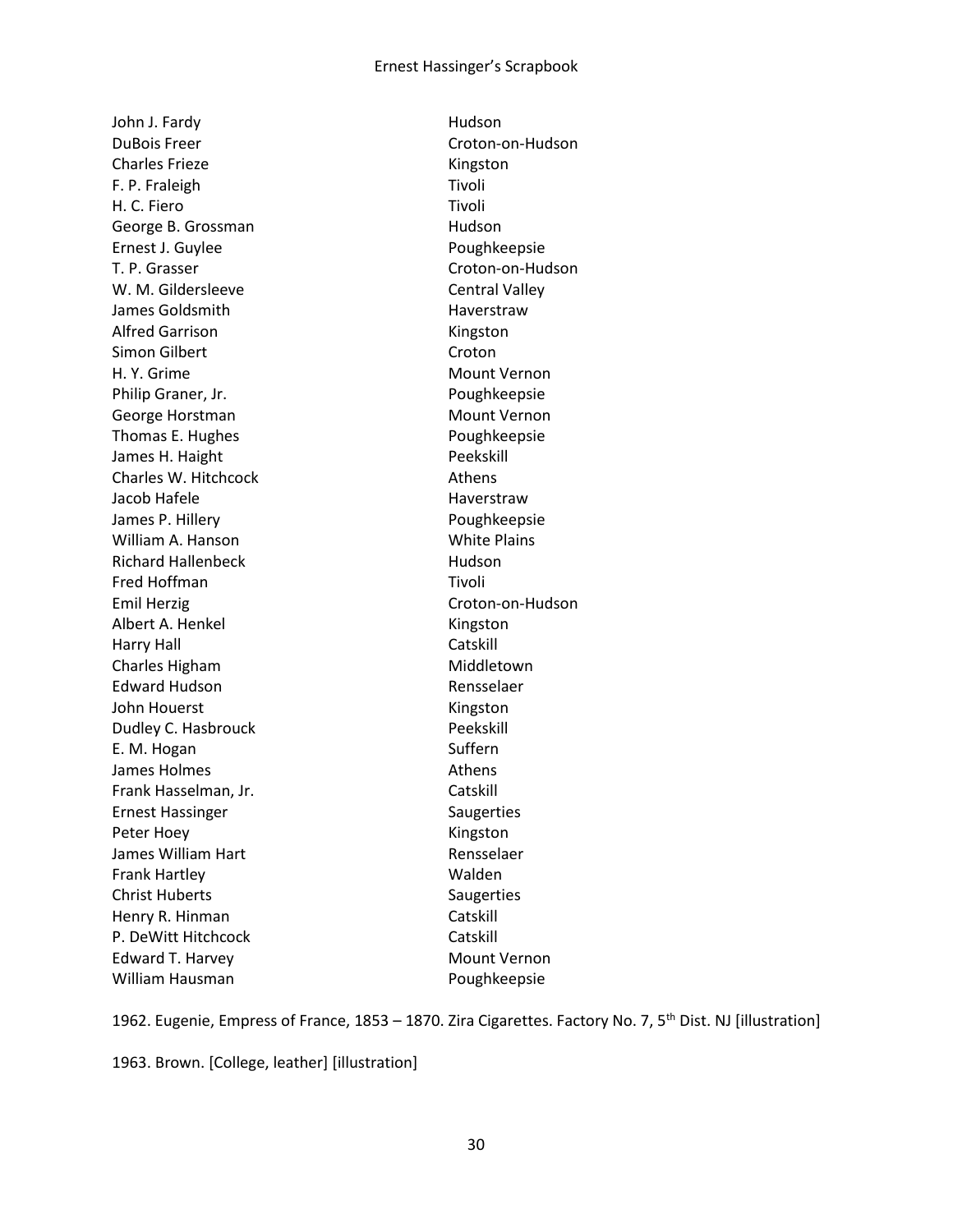| | |
|---|---|
| John J. Fardy | Hudson |
| DuBois Freer | Croton-on-Hudson |
| Charles Frieze | Kingston |
| F. P. Fraleigh | Tivoli |
| H. C. Fiero | Tivoli |
| George B. Grossman | Hudson |
| Ernest J. Guylee | Poughkeepsie |
| T. P. Grasser | Croton-on-Hudson |
| W. M. Gildersleeve | Central Valley |
| James Goldsmith | Haverstraw |
| Alfred Garrison | Kingston |
| Simon Gilbert | Croton |
| H. Y. Grime | Mount Vernon |
| Philip Graner, Jr. | Poughkeepsie |
| George Horstman | Mount Vernon |
| Thomas E. Hughes | Poughkeepsie |
| James H. Haight | Peekskill |
| Charles W. Hitchcock | Athens |
| Jacob Hafele | Haverstraw |
| James P. Hillery | Poughkeepsie |
| William A. Hanson | White Plains |
| Richard Hallenbeck | Hudson |
| Fred Hoffman | Tivoli |
| Emil Herzig | Croton-on-Hudson |
| Albert A. Henkel | Kingston |
| Harry Hall | Catskill |
| Charles Higham | Middletown |
| Edward Hudson | Rensselaer |
| John Houerst | Kingston |
| Dudley C. Hasbrouck | Peekskill |
| E. M. Hogan | Suffern |
| James Holmes | Athens |
| Frank Hasselman, Jr. | Catskill |
| Ernest Hassinger | Saugerties |
| Peter Hoey | Kingston |
| James William Hart | Rensselaer |
| Frank Hartley | Walden |
| Christ Huberts | Saugerties |
| Henry R. Hinman | Catskill |
| P. DeWitt Hitchcock | Catskill |
| Edward T. Harvey | Mount Vernon |
| William Hausman | Poughkeepsie |

1962. Eugenie, Empress of France, 1853 – 1870. Zira Cigarettes. Factory No. 7, 5th Dist. NJ [illustration]

1963. Brown. [College, leather] [illustration]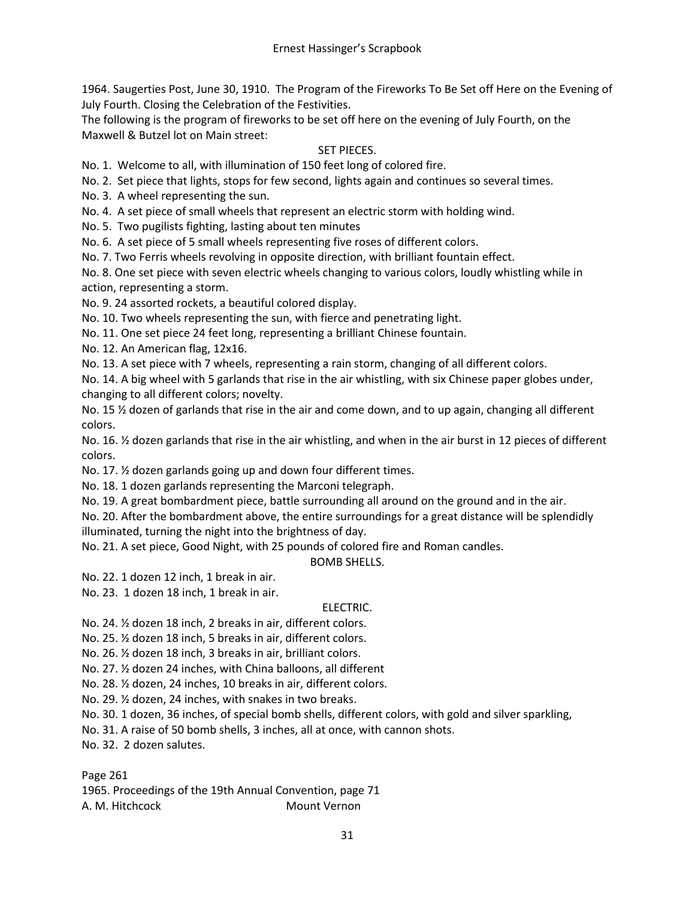1964. Saugerties Post, June 30, 1910. The Program of the Fireworks To Be Set off Here on the Evening of July Fourth. Closing the Celebration of the Festivities.

The following is the program of fireworks to be set off here on the evening of July Fourth, on the Maxwell & Butzel lot on Main street:

SET PIECES.

No. 1. Welcome to all, with illumination of 150 feet long of colored fire.

No. 2. Set piece that lights, stops for few second, lights again and continues so several times.

No. 3. A wheel representing the sun.

No. 4. A set piece of small wheels that represent an electric storm with holding wind.

No. 5. Two pugilists fighting, lasting about ten minutes

No. 6. A set piece of 5 small wheels representing five roses of different colors.

No. 7. Two Ferris wheels revolving in opposite direction, with brilliant fountain effect.

No. 8. One set piece with seven electric wheels changing to various colors, loudly whistling while in action, representing a storm.

No. 9. 24 assorted rockets, a beautiful colored display.

No. 10. Two wheels representing the sun, with fierce and penetrating light.

No. 11. One set piece 24 feet long, representing a brilliant Chinese fountain.

No. 12. An American flag, 12x16.

No. 13. A set piece with 7 wheels, representing a rain storm, changing of all different colors.

No. 14. A big wheel with 5 garlands that rise in the air whistling, with six Chinese paper globes under, changing to all different colors; novelty.

No. 15 ½ dozen of garlands that rise in the air and come down, and to up again, changing all different colors.

No. 16. ½ dozen garlands that rise in the air whistling, and when in the air burst in 12 pieces of different colors.

No. 17. ½ dozen garlands going up and down four different times.

No. 18. 1 dozen garlands representing the Marconi telegraph.

No. 19. A great bombardment piece, battle surrounding all around on the ground and in the air.

No. 20. After the bombardment above, the entire surroundings for a great distance will be splendidly illuminated, turning the night into the brightness of day.

No. 21. A set piece, Good Night, with 25 pounds of colored fire and Roman candles.

BOMB SHELLS.

No. 22. 1 dozen 12 inch, 1 break in air.

No. 23. 1 dozen 18 inch, 1 break in air.

ELECTRIC.

No. 24. ½ dozen 18 inch, 2 breaks in air, different colors.

No. 25. ½ dozen 18 inch, 5 breaks in air, different colors.

No. 26. ½ dozen 18 inch, 3 breaks in air, brilliant colors.

No. 27. ½ dozen 24 inches, with China balloons, all different

No. 28. ½ dozen, 24 inches, 10 breaks in air, different colors.

No. 29. ½ dozen, 24 inches, with snakes in two breaks.

No. 30. 1 dozen, 36 inches, of special bomb shells, different colors, with gold and silver sparkling,

No. 31. A raise of 50 bomb shells, 3 inches, all at once, with cannon shots.

No. 32. 2 dozen salutes.

Page 261

1965. Proceedings of the 19th Annual Convention, page 71

A. M. Hitchcock Mount Vernon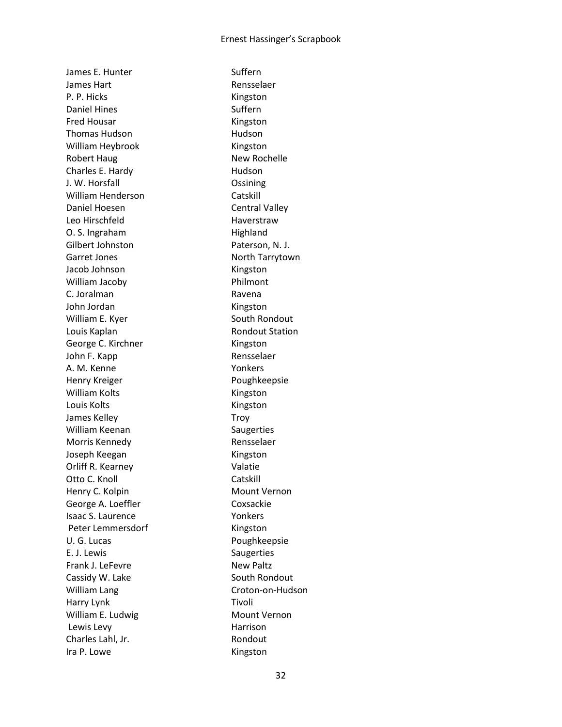| | |
|---|---|
| James E. Hunter | Suffern |
| James Hart | Rensselaer |
| P. P. Hicks | Kingston |
| Daniel Hines | Suffern |
| Fred Housar | Kingston |
| Thomas Hudson | Hudson |
| William Heybrook | Kingston |
| Robert Haug | New Rochelle |
| Charles E. Hardy | Hudson |
| J. W. Horsfall | Ossining |
| William Henderson | Catskill |
| Daniel Hoesen | Central Valley |
| Leo Hirschfeld | Haverstraw |
| O. S. Ingraham | Highland |
| Gilbert Johnston | Paterson, N. J. |
| Garret Jones | North Tarrytown |
| Jacob Johnson | Kingston |
| William Jacoby | Philmont |
| C. Joralman | Ravena |
| John Jordan | Kingston |
| William E. Kyer | South Rondout |
| Louis Kaplan | Rondout Station |
| George C. Kirchner | Kingston |
| John F. Kapp | Rensselaer |
| A. M. Kenne | Yonkers |
| Henry Kreiger | Poughkeepsie |
| William Kolts | Kingston |
| Louis Kolts | Kingston |
| James Kelley | Troy |
| William Keenan | Saugerties |
| Morris Kennedy | Rensselaer |
| Joseph Keegan | Kingston |
| Orliff R. Kearney | Valatie |
| Otto C. Knoll | Catskill |
| Henry C. Kolpin | Mount Vernon |
| George A. Loeffler | Coxsackie |
| Isaac S. Laurence | Yonkers |
| Peter Lemmersdorf | Kingston |
| U. G. Lucas | Poughkeepsie |
| E. J. Lewis | Saugerties |
| Frank J. LeFevre | New Paltz |
| Cassidy W. Lake | South Rondout |
| William Lang | Croton-on-Hudson |
| Harry Lynk | Tivoli |
| William E. Ludwig | Mount Vernon |
| Lewis Levy | Harrison |
| Charles Lahl, Jr. | Rondout |
| Ira P. Lowe | Kingston |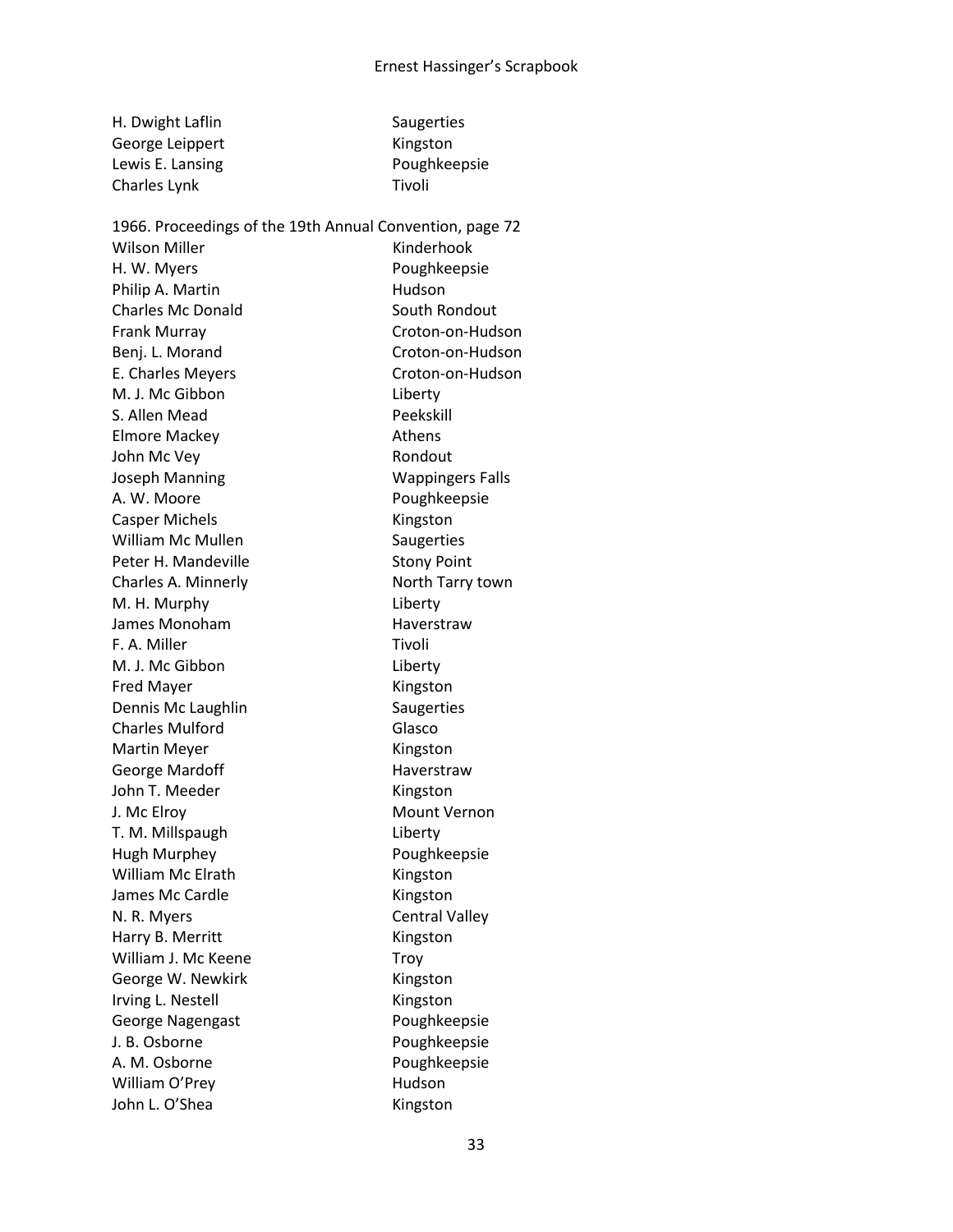| | |
|---|---|
| H. Dwight Laflin | Saugerties |
| George Leippert | Kingston |
| Lewis E. Lansing | Poughkeepsie |
| Charles Lynk | Tivoli |

1966. Proceedings of the 19th Annual Convention, page 72

| | |
|---|---|
| Wilson Miller | Kinderhook |
| H. W. Myers | Poughkeepsie |
| Philip A. Martin | Hudson |
| Charles Mc Donald | South Rondout |
| Frank Murray | Croton-on-Hudson |
| Benj. L. Morand | Croton-on-Hudson |
| E. Charles Meyers | Croton-on-Hudson |
| M. J. Mc Gibbon | Liberty |
| S. Allen Mead | Peekskill |
| Elmore Mackey | Athens |
| John Mc Vey | Rondout |
| Joseph Manning | Wappingers Falls |
| A. W. Moore | Poughkeepsie |
| Casper Michels | Kingston |
| William Mc Mullen | Saugerties |
| Peter H. Mandeville | Stony Point |
| Charles A. Minnerly | North Tarry town |
| M. H. Murphy | Liberty |
| James Monoham | Haverstraw |
| F. A. Miller | Tivoli |
| M. J. Mc Gibbon | Liberty |
| Fred Mayer | Kingston |
| Dennis Mc Laughlin | Saugerties |
| Charles Mulford | Glasco |
| Martin Meyer | Kingston |
| George Mardoff | Haverstraw |
| John T. Meeder | Kingston |
| J. Mc Elroy | Mount Vernon |
| T. M. Millspaugh | Liberty |
| Hugh Murphey | Poughkeepsie |
| William Mc Elrath | Kingston |
| James Mc Cardle | Kingston |
| N. R. Myers | Central Valley |
| Harry B. Merritt | Kingston |
| William J. Mc Keene | Troy |
| George W. Newkirk | Kingston |
| Irving L. Nestell | Kingston |
| George Nagengast | Poughkeepsie |
| J. B. Osborne | Poughkeepsie |
| A. M. Osborne | Poughkeepsie |
| William O'Prey | Hudson |
| John L. O'Shea | Kingston |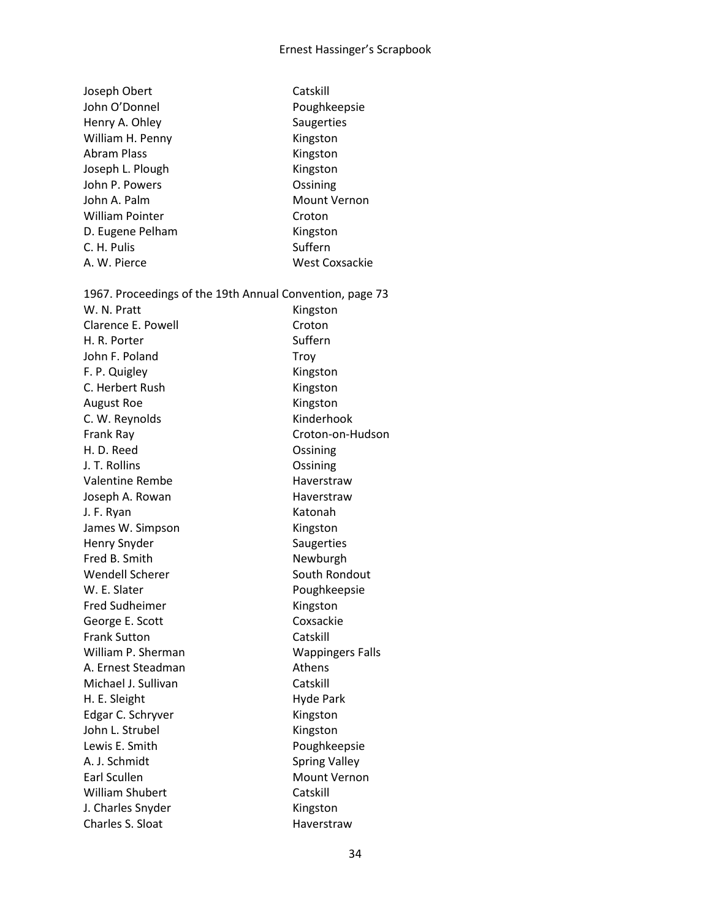| | |
|---|---|
| Joseph Obert | Catskill |
| John O'Donnel | Poughkeepsie |
| Henry A. Ohley | Saugerties |
| William H. Penny | Kingston |
| Abram Plass | Kingston |
| Joseph L. Plough | Kingston |
| John P. Powers | Ossining |
| John A. Palm | Mount Vernon |
| William Pointer | Croton |
| D. Eugene Pelham | Kingston |
| C. H. Pulis | Suffern |
| A. W. Pierce | West Coxsackie |

1967. Proceedings of the 19th Annual Convention, page 73

| | |
|---|---|
| W. N. Pratt | Kingston |
| Clarence E. Powell | Croton |
| H. R. Porter | Suffern |
| John F. Poland | Troy |
| F. P. Quigley | Kingston |
| C. Herbert Rush | Kingston |
| August Roe | Kingston |
| C. W. Reynolds | Kinderhook |
| Frank Ray | Croton-on-Hudson |
| H. D. Reed | Ossining |
| J. T. Rollins | Ossining |
| Valentine Rembe | Haverstraw |
| Joseph A. Rowan | Haverstraw |
| J. F. Ryan | Katonah |
| James W. Simpson | Kingston |
| Henry Snyder | Saugerties |
| Fred B. Smith | Newburgh |
| Wendell Scherer | South Rondout |
| W. E. Slater | Poughkeepsie |
| Fred Sudheimer | Kingston |
| George E. Scott | Coxsackie |
| Frank Sutton | Catskill |
| William P. Sherman | Wappingers Falls |
| A. Ernest Steadman | Athens |
| Michael J. Sullivan | Catskill |
| H. E. Sleight | Hyde Park |
| Edgar C. Schryver | Kingston |
| John L. Strubel | Kingston |
| Lewis E. Smith | Poughkeepsie |
| A. J. Schmidt | Spring Valley |
| Earl Scullen | Mount Vernon |
| William Shubert | Catskill |
| J. Charles Snyder | Kingston |
| Charles S. Sloat | Haverstraw |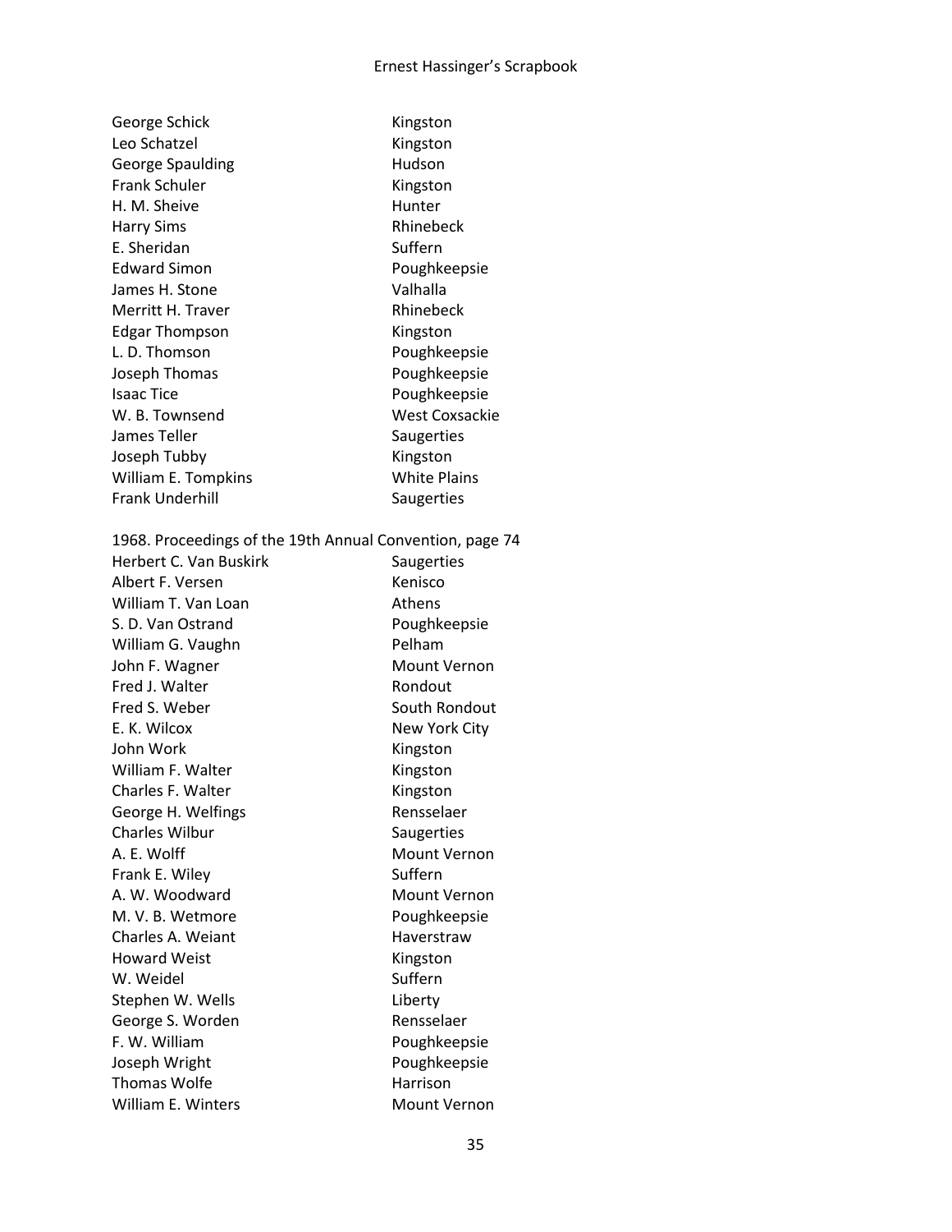| | |
|---|---|
| George Schick | Kingston |
| Leo Schatzel | Kingston |
| George Spaulding | Hudson |
| Frank Schuler | Kingston |
| H. M. Sheive | Hunter |
| Harry Sims | Rhinebeck |
| E. Sheridan | Suffern |
| Edward Simon | Poughkeepsie |
| James H. Stone | Valhalla |
| Merritt H. Traver | Rhinebeck |
| Edgar Thompson | Kingston |
| L. D. Thomson | Poughkeepsie |
| Joseph Thomas | Poughkeepsie |
| Isaac Tice | Poughkeepsie |
| W. B. Townsend | West Coxsackie |
| James Teller | Saugerties |
| Joseph Tubby | Kingston |
| William E. Tompkins | White Plains |
| Frank Underhill | Saugerties |

1968. Proceedings of the 19th Annual Convention, page 74

| | |
|---|---|
| Herbert C. Van Buskirk | Saugerties |
| Albert F. Versen | Kenisco |
| William T. Van Loan | Athens |
| S. D. Van Ostrand | Poughkeepsie |
| William G. Vaughn | Pelham |
| John F. Wagner | Mount Vernon |
| Fred J. Walter | Rondout |
| Fred S. Weber | South Rondout |
| E. K. Wilcox | New York City |
| John Work | Kingston |
| William F. Walter | Kingston |
| Charles F. Walter | Kingston |
| George H. Welfings | Rensselaer |
| Charles Wilbur | Saugerties |
| A. E. Wolff | Mount Vernon |
| Frank E. Wiley | Suffern |
| A. W. Woodward | Mount Vernon |
| M. V. B. Wetmore | Poughkeepsie |
| Charles A. Weiant | Haverstraw |
| Howard Weist | Kingston |
| W. Weidel | Suffern |
| Stephen W. Wells | Liberty |
| George S. Worden | Rensselaer |
| F. W. William | Poughkeepsie |
| Joseph Wright | Poughkeepsie |
| Thomas Wolfe | Harrison |
| William E. Winters | Mount Vernon |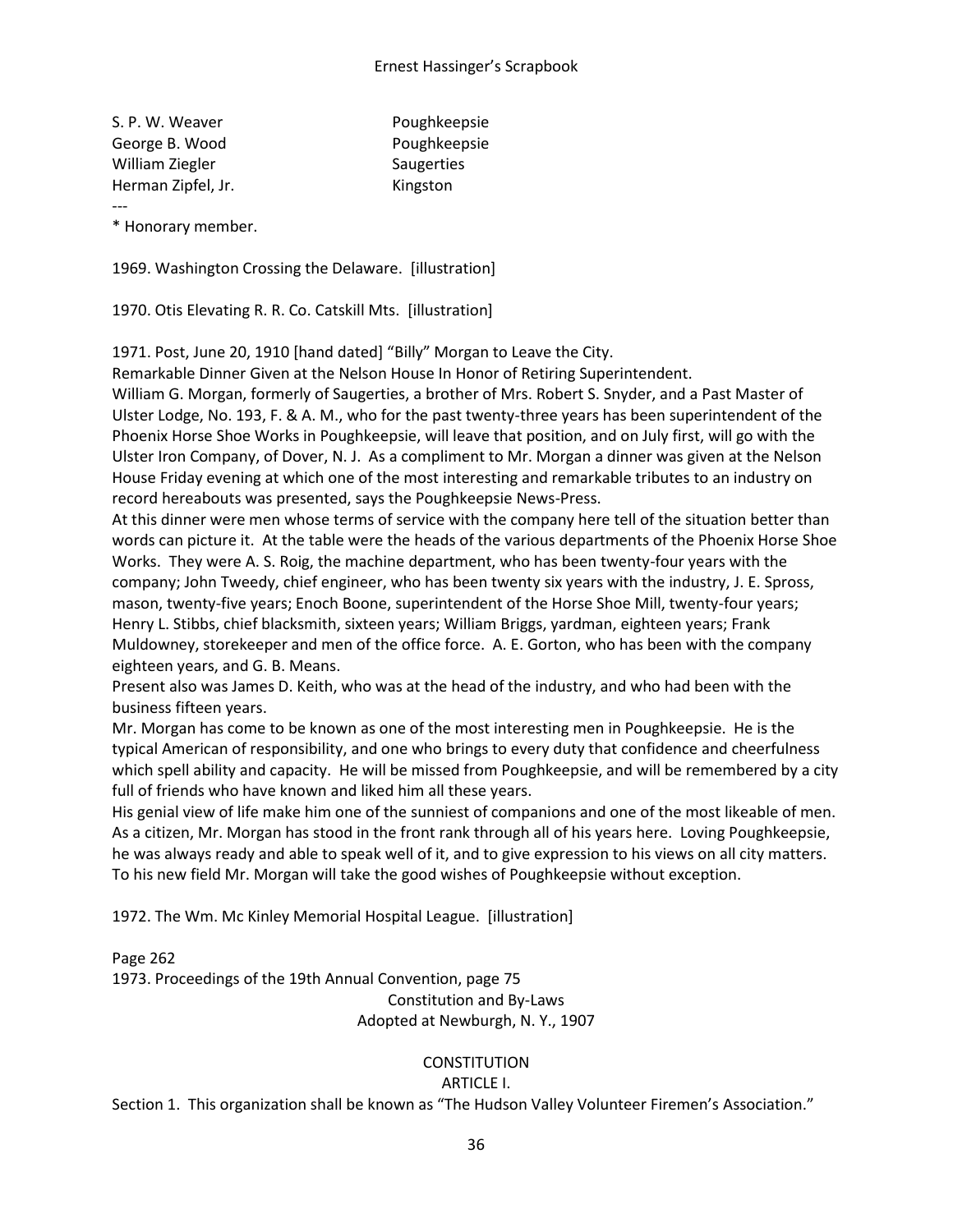| | |
|---|---|
| S. P. W. Weaver | Poughkeepsie |
| George B. Wood | Poughkeepsie |
| William Ziegler | Saugerties |
| Herman Zipfel, Jr. | Kingston |

---

* Honorary member.

1969. Washington Crossing the Delaware. [illustration]

1970. Otis Elevating R. R. Co. Catskill Mts. [illustration]

1971. Post, June 20, 1910 [hand dated] “Billy” Morgan to Leave the City.
Remarkable Dinner Given at the Nelson House In Honor of Retiring Superintendent.
William G. Morgan, formerly of Saugerties, a brother of Mrs. Robert S. Snyder, and a Past Master of Ulster Lodge, No. 193, F. & A. M., who for the past twenty-three years has been superintendent of the Phoenix Horse Shoe Works in Poughkeepsie, will leave that position, and on July first, will go with the Ulster Iron Company, of Dover, N. J. As a compliment to Mr. Morgan a dinner was given at the Nelson House Friday evening at which one of the most interesting and remarkable tributes to an industry on record hereabouts was presented, says the Poughkeepsie News-Press.
At this dinner were men whose terms of service with the company here tell of the situation better than words can picture it. At the table were the heads of the various departments of the Phoenix Horse Shoe Works. They were A. S. Roig, the machine department, who has been twenty-four years with the company; John Tweedy, chief engineer, who has been twenty six years with the industry, J. E. Spross, mason, twenty-five years; Enoch Boone, superintendent of the Horse Shoe Mill, twenty-four years; Henry L. Stibbs, chief blacksmith, sixteen years; William Briggs, yardman, eighteen years; Frank Muldowney, storekeeper and men of the office force. A. E. Gorton, who has been with the company eighteen years, and G. B. Means.
Present also was James D. Keith, who was at the head of the industry, and who had been with the business fifteen years.
Mr. Morgan has come to be known as one of the most interesting men in Poughkeepsie. He is the typical American of responsibility, and one who brings to every duty that confidence and cheerfulness which spell ability and capacity. He will be missed from Poughkeepsie, and will be remembered by a city full of friends who have known and liked him all these years.
His genial view of life make him one of the sunniest of companions and one of the most likeable of men. As a citizen, Mr. Morgan has stood in the front rank through all of his years here. Loving Poughkeepsie, he was always ready and able to speak well of it, and to give expression to his views on all city matters. To his new field Mr. Morgan will take the good wishes of Poughkeepsie without exception.

1972. The Wm. Mc Kinley Memorial Hospital League. [illustration]

Page 262
1973. Proceedings of the 19th Annual Convention, page 75

Constitution and By-Laws
Adopted at Newburgh, N. Y., 1907

CONSTITUTION
ARTICLE I.

Section 1. This organization shall be known as “The Hudson Valley Volunteer Firemen’s Association.”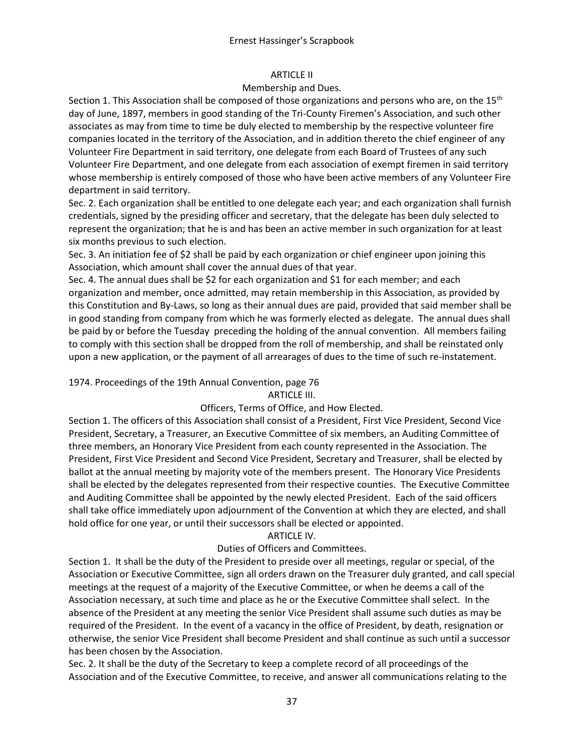## ARTICLE II

### Membership and Dues.

Section 1. This Association shall be composed of those organizations and persons who are, on the 15th day of June, 1897, members in good standing of the Tri-County Firemen's Association, and such other associates as may from time to time be duly elected to membership by the respective volunteer fire companies located in the territory of the Association, and in addition thereto the chief engineer of any Volunteer Fire Department in said territory, one delegate from each Board of Trustees of any such Volunteer Fire Department, and one delegate from each association of exempt firemen in said territory whose membership is entirely composed of those who have been active members of any Volunteer Fire department in said territory.

Sec. 2. Each organization shall be entitled to one delegate each year; and each organization shall furnish credentials, signed by the presiding officer and secretary, that the delegate has been duly selected to represent the organization; that he is and has been an active member in such organization for at least six months previous to such election.

Sec. 3. An initiation fee of $2 shall be paid by each organization or chief engineer upon joining this Association, which amount shall cover the annual dues of that year.

Sec. 4. The annual dues shall be $2 for each organization and $1 for each member; and each organization and member, once admitted, may retain membership in this Association, as provided by this Constitution and By-Laws, so long as their annual dues are paid, provided that said member shall be in good standing from company from which he was formerly elected as delegate. The annual dues shall be paid by or before the Tuesday preceding the holding of the annual convention. All members failing to comply with this section shall be dropped from the roll of membership, and shall be reinstated only upon a new application, or the payment of all arrearages of dues to the time of such re-instatement.

1974. Proceedings of the 19th Annual Convention, page 76

## ARTICLE III.

### Officers, Terms of Office, and How Elected.

Section 1. The officers of this Association shall consist of a President, First Vice President, Second Vice President, Secretary, a Treasurer, an Executive Committee of six members, an Auditing Committee of three members, an Honorary Vice President from each county represented in the Association. The President, First Vice President and Second Vice President, Secretary and Treasurer, shall be elected by ballot at the annual meeting by majority vote of the members present. The Honorary Vice Presidents shall be elected by the delegates represented from their respective counties. The Executive Committee and Auditing Committee shall be appointed by the newly elected President. Each of the said officers shall take office immediately upon adjournment of the Convention at which they are elected, and shall hold office for one year, or until their successors shall be elected or appointed.

## ARTICLE IV.

### Duties of Officers and Committees.

Section 1. It shall be the duty of the President to preside over all meetings, regular or special, of the Association or Executive Committee, sign all orders drawn on the Treasurer duly granted, and call special meetings at the request of a majority of the Executive Committee, or when he deems a call of the Association necessary, at such time and place as he or the Executive Committee shall select. In the absence of the President at any meeting the senior Vice President shall assume such duties as may be required of the President. In the event of a vacancy in the office of President, by death, resignation or otherwise, the senior Vice President shall become President and shall continue as such until a successor has been chosen by the Association.

Sec. 2. It shall be the duty of the Secretary to keep a complete record of all proceedings of the Association and of the Executive Committee, to receive, and answer all communications relating to the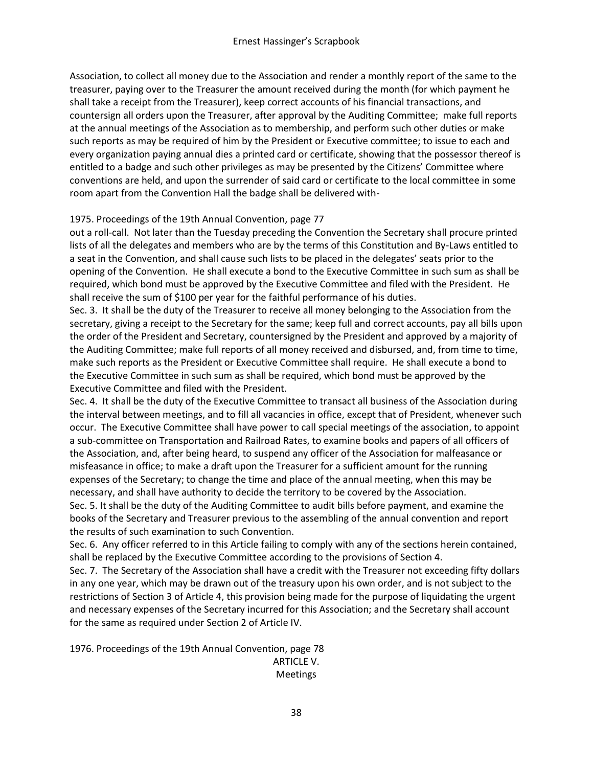Association, to collect all money due to the Association and render a monthly report of the same to the treasurer, paying over to the Treasurer the amount received during the month (for which payment he shall take a receipt from the Treasurer), keep correct accounts of his financial transactions, and countersign all orders upon the Treasurer, after approval by the Auditing Committee; make full reports at the annual meetings of the Association as to membership, and perform such other duties or make such reports as may be required of him by the President or Executive committee; to issue to each and every organization paying annual dies a printed card or certificate, showing that the possessor thereof is entitled to a badge and such other privileges as may be presented by the Citizens' Committee where conventions are held, and upon the surrender of said card or certificate to the local committee in some room apart from the Convention Hall the badge shall be delivered with-

1975. Proceedings of the 19th Annual Convention, page 77

out a roll-call. Not later than the Tuesday preceding the Convention the Secretary shall procure printed lists of all the delegates and members who are by the terms of this Constitution and By-Laws entitled to a seat in the Convention, and shall cause such lists to be placed in the delegates' seats prior to the opening of the Convention. He shall execute a bond to the Executive Committee in such sum as shall be required, which bond must be approved by the Executive Committee and filed with the President. He shall receive the sum of $100 per year for the faithful performance of his duties.

Sec. 3. It shall be the duty of the Treasurer to receive all money belonging to the Association from the secretary, giving a receipt to the Secretary for the same; keep full and correct accounts, pay all bills upon the order of the President and Secretary, countersigned by the President and approved by a majority of the Auditing Committee; make full reports of all money received and disbursed, and, from time to time, make such reports as the President or Executive Committee shall require. He shall execute a bond to the Executive Committee in such sum as shall be required, which bond must be approved by the Executive Committee and filed with the President.

Sec. 4. It shall be the duty of the Executive Committee to transact all business of the Association during the interval between meetings, and to fill all vacancies in office, except that of President, whenever such occur. The Executive Committee shall have power to call special meetings of the association, to appoint a sub-committee on Transportation and Railroad Rates, to examine books and papers of all officers of the Association, and, after being heard, to suspend any officer of the Association for malfeasance or misfeasance in office; to make a draft upon the Treasurer for a sufficient amount for the running expenses of the Secretary; to change the time and place of the annual meeting, when this may be necessary, and shall have authority to decide the territory to be covered by the Association.

Sec. 5. It shall be the duty of the Auditing Committee to audit bills before payment, and examine the books of the Secretary and Treasurer previous to the assembling of the annual convention and report the results of such examination to such Convention.

Sec. 6. Any officer referred to in this Article failing to comply with any of the sections herein contained, shall be replaced by the Executive Committee according to the provisions of Section 4.

Sec. 7. The Secretary of the Association shall have a credit with the Treasurer not exceeding fifty dollars in any one year, which may be drawn out of the treasury upon his own order, and is not subject to the restrictions of Section 3 of Article 4, this provision being made for the purpose of liquidating the urgent and necessary expenses of the Secretary incurred for this Association; and the Secretary shall account for the same as required under Section 2 of Article IV.

1976. Proceedings of the 19th Annual Convention, page 78

ARTICLE V.

Meetings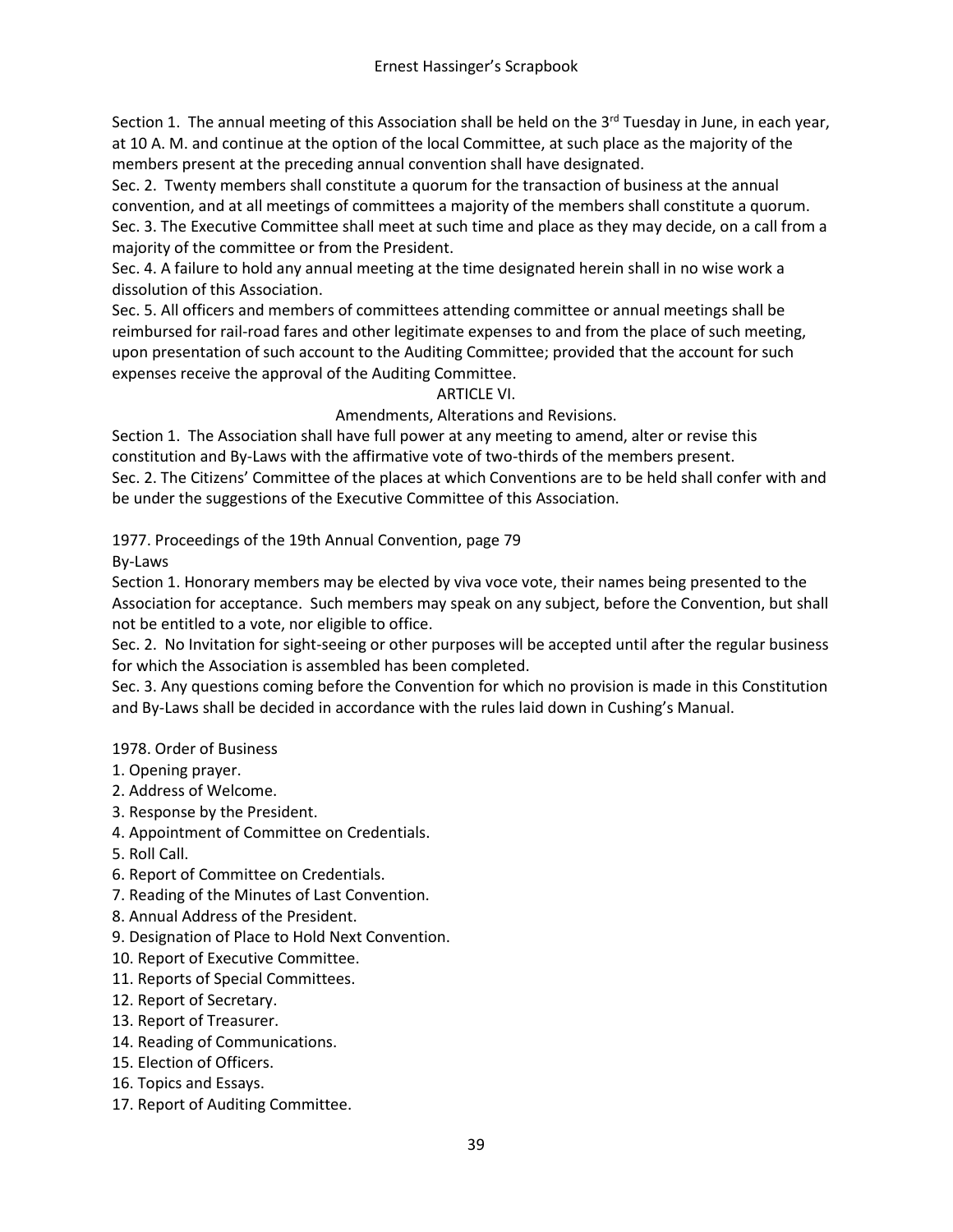Section 1. The annual meeting of this Association shall be held on the 3rd Tuesday in June, in each year, at 10 A. M. and continue at the option of the local Committee, at such place as the majority of the members present at the preceding annual convention shall have designated.

Sec. 2. Twenty members shall constitute a quorum for the transaction of business at the annual convention, and at all meetings of committees a majority of the members shall constitute a quorum.

Sec. 3. The Executive Committee shall meet at such time and place as they may decide, on a call from a majority of the committee or from the President.

Sec. 4. A failure to hold any annual meeting at the time designated herein shall in no wise work a dissolution of this Association.

Sec. 5. All officers and members of committees attending committee or annual meetings shall be reimbursed for rail-road fares and other legitimate expenses to and from the place of such meeting, upon presentation of such account to the Auditing Committee; provided that the account for such expenses receive the approval of the Auditing Committee.

ARTICLE VI.

Amendments, Alterations and Revisions.

Section 1. The Association shall have full power at any meeting to amend, alter or revise this constitution and By-Laws with the affirmative vote of two-thirds of the members present.

Sec. 2. The Citizens' Committee of the places at which Conventions are to be held shall confer with and be under the suggestions of the Executive Committee of this Association.

1977. Proceedings of the 19th Annual Convention, page 79

By-Laws

Section 1. Honorary members may be elected by viva voce vote, their names being presented to the Association for acceptance. Such members may speak on any subject, before the Convention, but shall not be entitled to a vote, nor eligible to office.

Sec. 2. No Invitation for sight-seeing or other purposes will be accepted until after the regular business for which the Association is assembled has been completed.

Sec. 3. Any questions coming before the Convention for which no provision is made in this Constitution and By-Laws shall be decided in accordance with the rules laid down in Cushing's Manual.

1978. Order of Business

1. Opening prayer.
2. Address of Welcome.
3. Response by the President.
4. Appointment of Committee on Credentials.
5. Roll Call.
6. Report of Committee on Credentials.
7. Reading of the Minutes of Last Convention.
8. Annual Address of the President.
9. Designation of Place to Hold Next Convention.
10. Report of Executive Committee.
11. Reports of Special Committees.
12. Report of Secretary.
13. Report of Treasurer.
14. Reading of Communications.
15. Election of Officers.
16. Topics and Essays.
17. Report of Auditing Committee.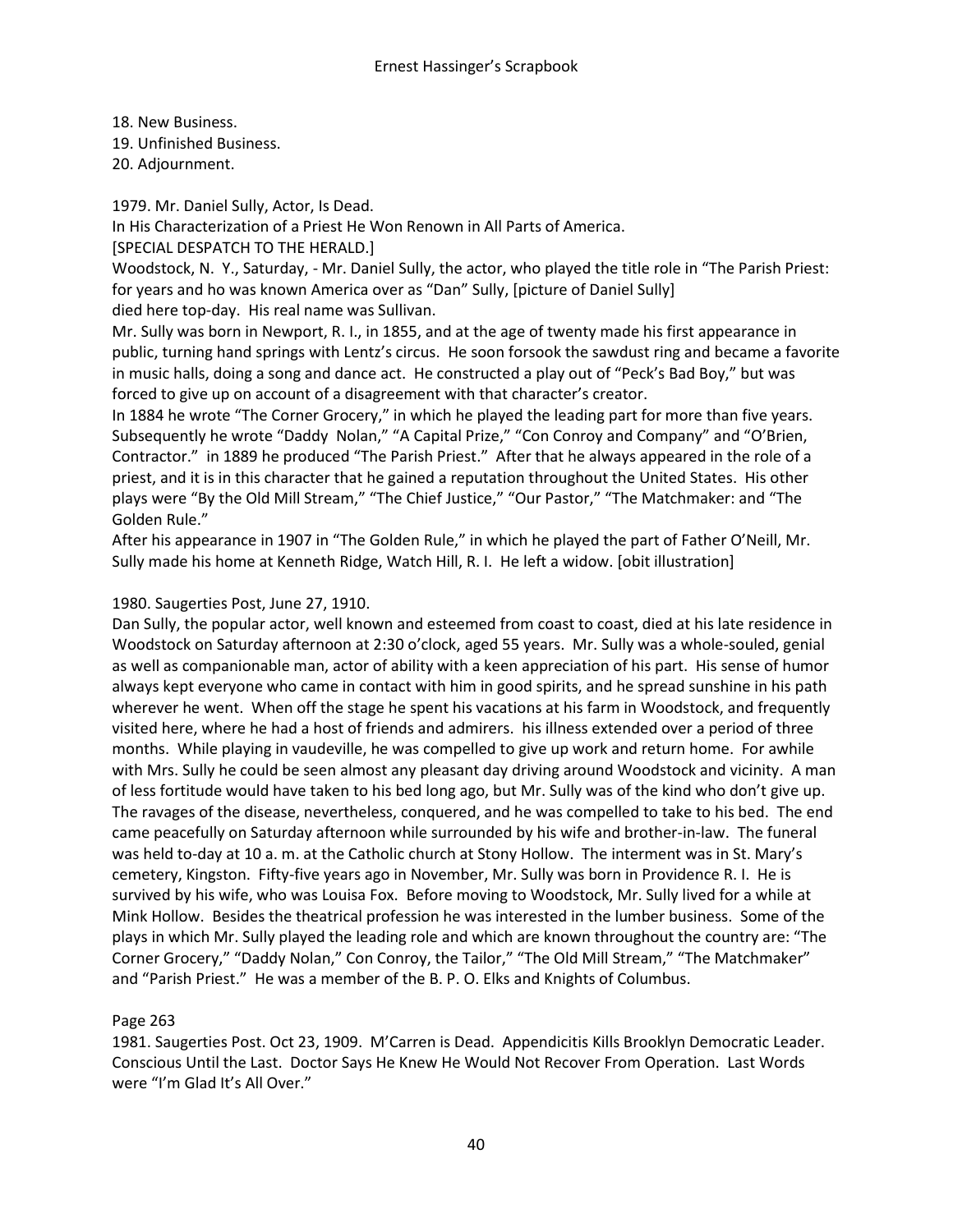18. New Business.
19. Unfinished Business.
20. Adjournment.

1979. Mr. Daniel Sully, Actor, Is Dead.
In His Characterization of a Priest He Won Renown in All Parts of America.
[SPECIAL DESPATCH TO THE HERALD.]
Woodstock, N. Y., Saturday, - Mr. Daniel Sully, the actor, who played the title role in "The Parish Priest: for years and ho was known America over as "Dan" Sully, [picture of Daniel Sully]
died here top-day. His real name was Sullivan.
Mr. Sully was born in Newport, R. I., in 1855, and at the age of twenty made his first appearance in public, turning hand springs with Lentz's circus. He soon forsook the sawdust ring and became a favorite in music halls, doing a song and dance act. He constructed a play out of "Peck's Bad Boy," but was forced to give up on account of a disagreement with that character's creator.
In 1884 he wrote "The Corner Grocery," in which he played the leading part for more than five years. Subsequently he wrote "Daddy Nolan," "A Capital Prize," "Con Conroy and Company" and "O'Brien, Contractor." in 1889 he produced "The Parish Priest." After that he always appeared in the role of a priest, and it is in this character that he gained a reputation throughout the United States. His other plays were "By the Old Mill Stream," "The Chief Justice," "Our Pastor," "The Matchmaker: and "The Golden Rule."
After his appearance in 1907 in "The Golden Rule," in which he played the part of Father O'Neill, Mr. Sully made his home at Kenneth Ridge, Watch Hill, R. I. He left a widow. [obit illustration]

1980. Saugerties Post, June 27, 1910.
Dan Sully, the popular actor, well known and esteemed from coast to coast, died at his late residence in Woodstock on Saturday afternoon at 2:30 o'clock, aged 55 years. Mr. Sully was a whole-souled, genial as well as companionable man, actor of ability with a keen appreciation of his part. His sense of humor always kept everyone who came in contact with him in good spirits, and he spread sunshine in his path wherever he went. When off the stage he spent his vacations at his farm in Woodstock, and frequently visited here, where he had a host of friends and admirers. his illness extended over a period of three months. While playing in vaudeville, he was compelled to give up work and return home. For awhile with Mrs. Sully he could be seen almost any pleasant day driving around Woodstock and vicinity. A man of less fortitude would have taken to his bed long ago, but Mr. Sully was of the kind who don't give up. The ravages of the disease, nevertheless, conquered, and he was compelled to take to his bed. The end came peacefully on Saturday afternoon while surrounded by his wife and brother-in-law. The funeral was held to-day at 10 a. m. at the Catholic church at Stony Hollow. The interment was in St. Mary's cemetery, Kingston. Fifty-five years ago in November, Mr. Sully was born in Providence R. I. He is survived by his wife, who was Louisa Fox. Before moving to Woodstock, Mr. Sully lived for a while at Mink Hollow. Besides the theatrical profession he was interested in the lumber business. Some of the plays in which Mr. Sully played the leading role and which are known throughout the country are: "The Corner Grocery," "Daddy Nolan," Con Conroy, the Tailor," "The Old Mill Stream," "The Matchmaker" and "Parish Priest." He was a member of the B. P. O. Elks and Knights of Columbus.

Page 263
1981. Saugerties Post. Oct 23, 1909. M'Carren is Dead. Appendicitis Kills Brooklyn Democratic Leader. Conscious Until the Last. Doctor Says He Knew He Would Not Recover From Operation. Last Words were "I'm Glad It's All Over."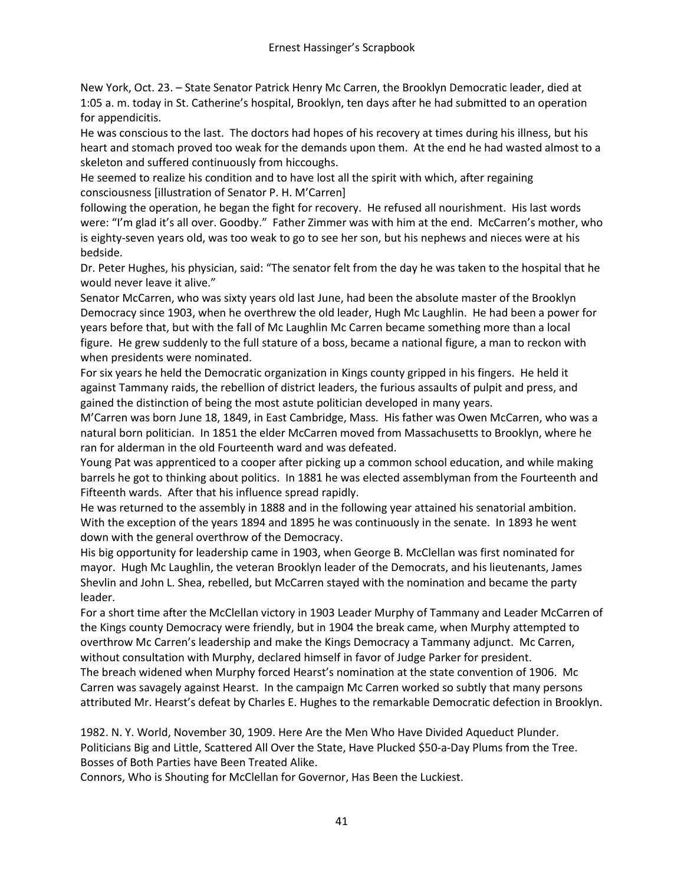New York, Oct. 23. – State Senator Patrick Henry Mc Carren, the Brooklyn Democratic leader, died at 1:05 a. m. today in St. Catherine's hospital, Brooklyn, ten days after he had submitted to an operation for appendicitis.

He was conscious to the last. The doctors had hopes of his recovery at times during his illness, but his heart and stomach proved too weak for the demands upon them. At the end he had wasted almost to a skeleton and suffered continuously from hiccoughs.

He seemed to realize his condition and to have lost all the spirit with which, after regaining consciousness [illustration of Senator P. H. M'Carren] following the operation, he began the fight for recovery. He refused all nourishment. His last words were: "I'm glad it's all over. Goodby." Father Zimmer was with him at the end. McCarren's mother, who is eighty-seven years old, was too weak to go to see her son, but his nephews and nieces were at his bedside.

Dr. Peter Hughes, his physician, said: "The senator felt from the day he was taken to the hospital that he would never leave it alive."

Senator McCarren, who was sixty years old last June, had been the absolute master of the Brooklyn Democracy since 1903, when he overthrew the old leader, Hugh Mc Laughlin. He had been a power for years before that, but with the fall of Mc Laughlin Mc Carren became something more than a local figure. He grew suddenly to the full stature of a boss, became a national figure, a man to reckon with when presidents were nominated.

For six years he held the Democratic organization in Kings county gripped in his fingers. He held it against Tammany raids, the rebellion of district leaders, the furious assaults of pulpit and press, and gained the distinction of being the most astute politician developed in many years.

M'Carren was born June 18, 1849, in East Cambridge, Mass. His father was Owen McCarren, who was a natural born politician. In 1851 the elder McCarren moved from Massachusetts to Brooklyn, where he ran for alderman in the old Fourteenth ward and was defeated.

Young Pat was apprenticed to a cooper after picking up a common school education, and while making barrels he got to thinking about politics. In 1881 he was elected assemblyman from the Fourteenth and Fifteenth wards. After that his influence spread rapidly.

He was returned to the assembly in 1888 and in the following year attained his senatorial ambition. With the exception of the years 1894 and 1895 he was continuously in the senate. In 1893 he went down with the general overthrow of the Democracy.

His big opportunity for leadership came in 1903, when George B. McClellan was first nominated for mayor. Hugh Mc Laughlin, the veteran Brooklyn leader of the Democrats, and his lieutenants, James Shevlin and John L. Shea, rebelled, but McCarren stayed with the nomination and became the party leader.

For a short time after the McClellan victory in 1903 Leader Murphy of Tammany and Leader McCarren of the Kings county Democracy were friendly, but in 1904 the break came, when Murphy attempted to overthrow Mc Carren's leadership and make the Kings Democracy a Tammany adjunct. Mc Carren, without consultation with Murphy, declared himself in favor of Judge Parker for president.

The breach widened when Murphy forced Hearst's nomination at the state convention of 1906. Mc Carren was savagely against Hearst. In the campaign Mc Carren worked so subtly that many persons attributed Mr. Hearst's defeat by Charles E. Hughes to the remarkable Democratic defection in Brooklyn.

1982. N. Y. World, November 30, 1909. Here Are the Men Who Have Divided Aqueduct Plunder. Politicians Big and Little, Scattered All Over the State, Have Plucked $50-a-Day Plums from the Tree. Bosses of Both Parties have Been Treated Alike.

Connors, Who is Shouting for McClellan for Governor, Has Been the Luckiest.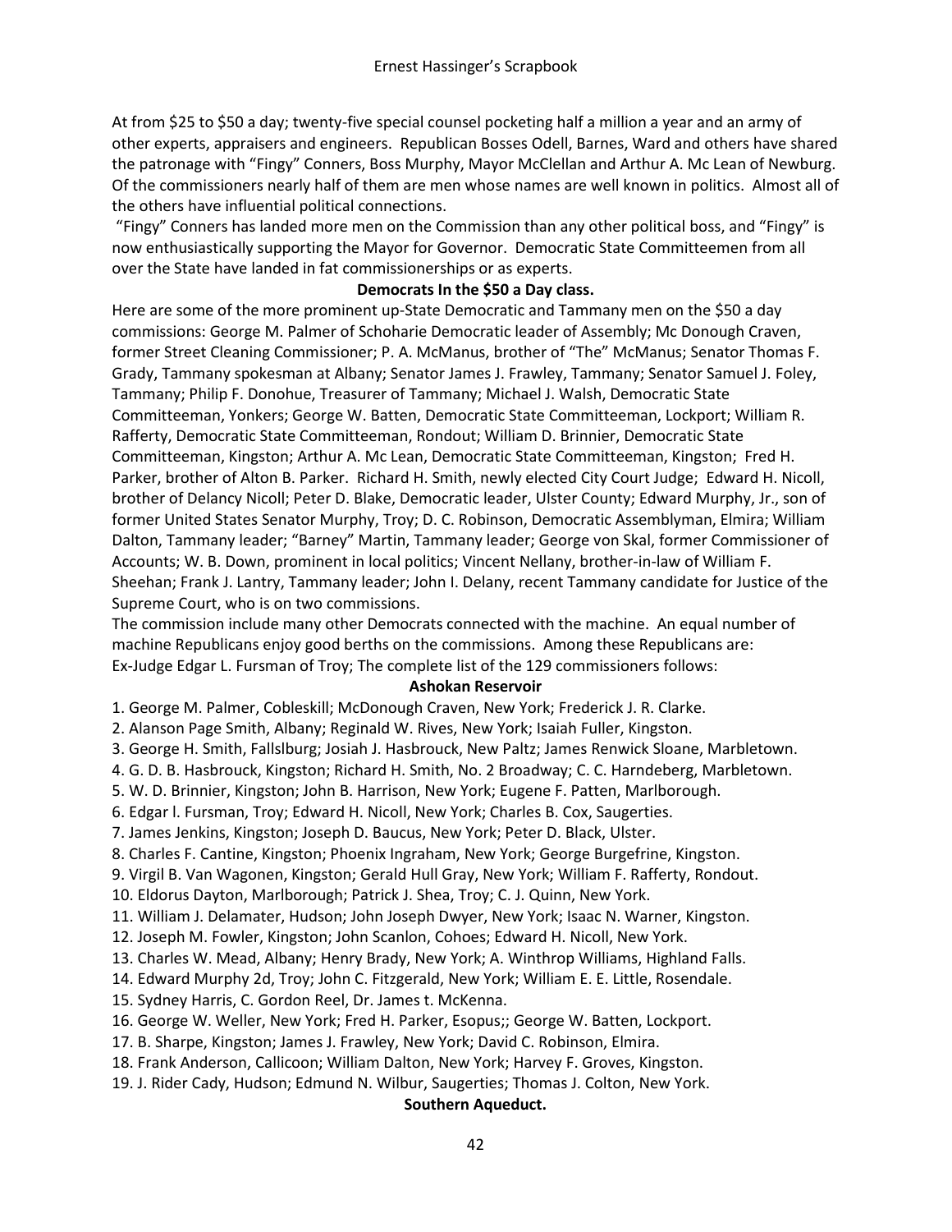At from $25 to $50 a day; twenty-five special counsel pocketing half a million a year and an army of other experts, appraisers and engineers. Republican Bosses Odell, Barnes, Ward and others have shared the patronage with "Fingy" Conners, Boss Murphy, Mayor McClellan and Arthur A. Mc Lean of Newburg. Of the commissioners nearly half of them are men whose names are well known in politics. Almost all of the others have influential political connections.

"Fingy" Conners has landed more men on the Commission than any other political boss, and "Fingy" is now enthusiastically supporting the Mayor for Governor. Democratic State Committeemen from all over the State have landed in fat commissionerships or as experts.

**Democrats In the $50 a Day class.**

Here are some of the more prominent up-State Democratic and Tammany men on the $50 a day commissions: George M. Palmer of Schoharie Democratic leader of Assembly; Mc Donough Craven, former Street Cleaning Commissioner; P. A. McManus, brother of "The" McManus; Senator Thomas F. Grady, Tammany spokesman at Albany; Senator James J. Frawley, Tammany; Senator Samuel J. Foley, Tammany; Philip F. Donohue, Treasurer of Tammany; Michael J. Walsh, Democratic State Committeeman, Yonkers; George W. Batten, Democratic State Committeeman, Lockport; William R. Rafferty, Democratic State Committeeman, Rondout; William D. Brinnier, Democratic State Committeeman, Kingston; Arthur A. Mc Lean, Democratic State Committeeman, Kingston; Fred H. Parker, brother of Alton B. Parker. Richard H. Smith, newly elected City Court Judge; Edward H. Nicoll, brother of Delancy Nicoll; Peter D. Blake, Democratic leader, Ulster County; Edward Murphy, Jr., son of former United States Senator Murphy, Troy; D. C. Robinson, Democratic Assemblyman, Elmira; William Dalton, Tammany leader; "Barney" Martin, Tammany leader; George von Skal, former Commissioner of Accounts; W. B. Down, prominent in local politics; Vincent Nellany, brother-in-law of William F. Sheehan; Frank J. Lantry, Tammany leader; John I. Delany, recent Tammany candidate for Justice of the Supreme Court, who is on two commissions.

The commission include many other Democrats connected with the machine. An equal number of machine Republicans enjoy good berths on the commissions. Among these Republicans are:
Ex-Judge Edgar L. Fursman of Troy; The complete list of the 129 commissioners follows:

**Ashokan Reservoir**

1. George M. Palmer, Cobleskill; McDonough Craven, New York; Frederick J. R. Clarke.
2. Alanson Page Smith, Albany; Reginald W. Rives, New York; Isaiah Fuller, Kingston.
3. George H. Smith, Fallslburg; Josiah J. Hasbrouck, New Paltz; James Renwick Sloane, Marbletown.
4. G. D. B. Hasbrouck, Kingston; Richard H. Smith, No. 2 Broadway; C. C. Harndeberg, Marbletown.
5. W. D. Brinnier, Kingston; John B. Harrison, New York; Eugene F. Patten, Marlborough.
6. Edgar l. Fursman, Troy; Edward H. Nicoll, New York; Charles B. Cox, Saugerties.
7. James Jenkins, Kingston; Joseph D. Baucus, New York; Peter D. Black, Ulster.
8. Charles F. Cantine, Kingston; Phoenix Ingraham, New York; George Burgefrine, Kingston.
9. Virgil B. Van Wagonen, Kingston; Gerald Hull Gray, New York; William F. Rafferty, Rondout.
10. Eldorus Dayton, Marlborough; Patrick J. Shea, Troy; C. J. Quinn, New York.
11. William J. Delamater, Hudson; John Joseph Dwyer, New York; Isaac N. Warner, Kingston.
12. Joseph M. Fowler, Kingston; John Scanlon, Cohoes; Edward H. Nicoll, New York.
13. Charles W. Mead, Albany; Henry Brady, New York; A. Winthrop Williams, Highland Falls.
14. Edward Murphy 2d, Troy; John C. Fitzgerald, New York; William E. E. Little, Rosendale.
15. Sydney Harris, C. Gordon Reel, Dr. James t. McKenna.
16. George W. Weller, New York; Fred H. Parker, Esopus;; George W. Batten, Lockport.
17. B. Sharpe, Kingston; James J. Frawley, New York; David C. Robinson, Elmira.
18. Frank Anderson, Callicoon; William Dalton, New York; Harvey F. Groves, Kingston.
19. J. Rider Cady, Hudson; Edmund N. Wilbur, Saugerties; Thomas J. Colton, New York.

**Southern Aqueduct.**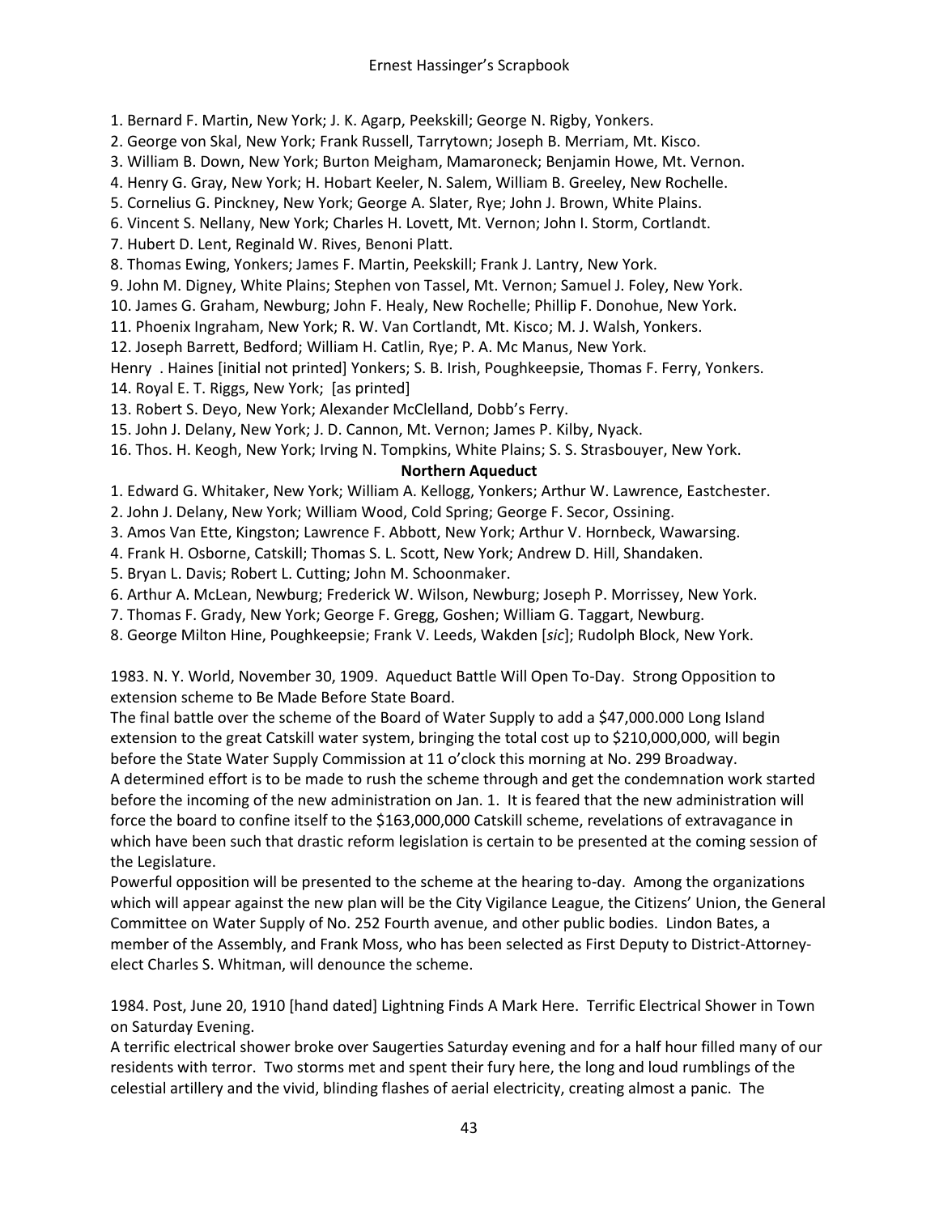1. Bernard F. Martin, New York; J. K. Agarp, Peekskill; George N. Rigby, Yonkers.
2. George von Skal, New York; Frank Russell, Tarrytown; Joseph B. Merriam, Mt. Kisco.
3. William B. Down, New York; Burton Meigham, Mamaroneck; Benjamin Howe, Mt. Vernon.
4. Henry G. Gray, New York; H. Hobart Keeler, N. Salem, William B. Greeley, New Rochelle.
5. Cornelius G. Pinckney, New York; George A. Slater, Rye; John J. Brown, White Plains.
6. Vincent S. Nellany, New York; Charles H. Lovett, Mt. Vernon; John I. Storm, Cortlandt.
7. Hubert D. Lent, Reginald W. Rives, Benoni Platt.
8. Thomas Ewing, Yonkers; James F. Martin, Peekskill; Frank J. Lantry, New York.
9. John M. Digney, White Plains; Stephen von Tassel, Mt. Vernon; Samuel J. Foley, New York.
10. James G. Graham, Newburg; John F. Healy, New Rochelle; Phillip F. Donohue, New York.
11. Phoenix Ingraham, New York; R. W. Van Cortlandt, Mt. Kisco; M. J. Walsh, Yonkers.
12. Joseph Barrett, Bedford; William H. Catlin, Rye; P. A. Mc Manus, New York.

Henry . Haines [initial not printed] Yonkers; S. B. Irish, Poughkeepsie, Thomas F. Ferry, Yonkers.

14. Royal E. T. Riggs, New York; [as printed]
13. Robert S. Deyo, New York; Alexander McClelland, Dobb's Ferry.
15. John J. Delany, New York; J. D. Cannon, Mt. Vernon; James P. Kilby, Nyack.
16. Thos. H. Keogh, New York; Irving N. Tompkins, White Plains; S. S. Strasbouyer, New York.

**Northern Aqueduct**

1. Edward G. Whitaker, New York; William A. Kellogg, Yonkers; Arthur W. Lawrence, Eastchester.
2. John J. Delany, New York; William Wood, Cold Spring; George F. Secor, Ossining.
3. Amos Van Ette, Kingston; Lawrence F. Abbott, New York; Arthur V. Hornbeck, Wawarsing.
4. Frank H. Osborne, Catskill; Thomas S. L. Scott, New York; Andrew D. Hill, Shandaken.
5. Bryan L. Davis; Robert L. Cutting; John M. Schoonmaker.
6. Arthur A. McLean, Newburg; Frederick W. Wilson, Newburg; Joseph P. Morrissey, New York.
7. Thomas F. Grady, New York; George F. Gregg, Goshen; William G. Taggart, Newburg.
8. George Milton Hine, Poughkeepsie; Frank V. Leeds, Wakden [*sic*]; Rudolph Block, New York.

1983. N. Y. World, November 30, 1909. Aqueduct Battle Will Open To-Day. Strong Opposition to extension scheme to Be Made Before State Board.

The final battle over the scheme of the Board of Water Supply to add a $47,000.000 Long Island extension to the great Catskill water system, bringing the total cost up to $210,000,000, will begin before the State Water Supply Commission at 11 o'clock this morning at No. 299 Broadway.

A determined effort is to be made to rush the scheme through and get the condemnation work started before the incoming of the new administration on Jan. 1. It is feared that the new administration will force the board to confine itself to the $163,000,000 Catskill scheme, revelations of extravagance in which have been such that drastic reform legislation is certain to be presented at the coming session of the Legislature.

Powerful opposition will be presented to the scheme at the hearing to-day. Among the organizations which will appear against the new plan will be the City Vigilance League, the Citizens' Union, the General Committee on Water Supply of No. 252 Fourth avenue, and other public bodies. Lindon Bates, a member of the Assembly, and Frank Moss, who has been selected as First Deputy to District-Attorney-elect Charles S. Whitman, will denounce the scheme.

1984. Post, June 20, 1910 [hand dated] Lightning Finds A Mark Here. Terrific Electrical Shower in Town on Saturday Evening.

A terrific electrical shower broke over Saugerties Saturday evening and for a half hour filled many of our residents with terror. Two storms met and spent their fury here, the long and loud rumblings of the celestial artillery and the vivid, blinding flashes of aerial electricity, creating almost a panic. The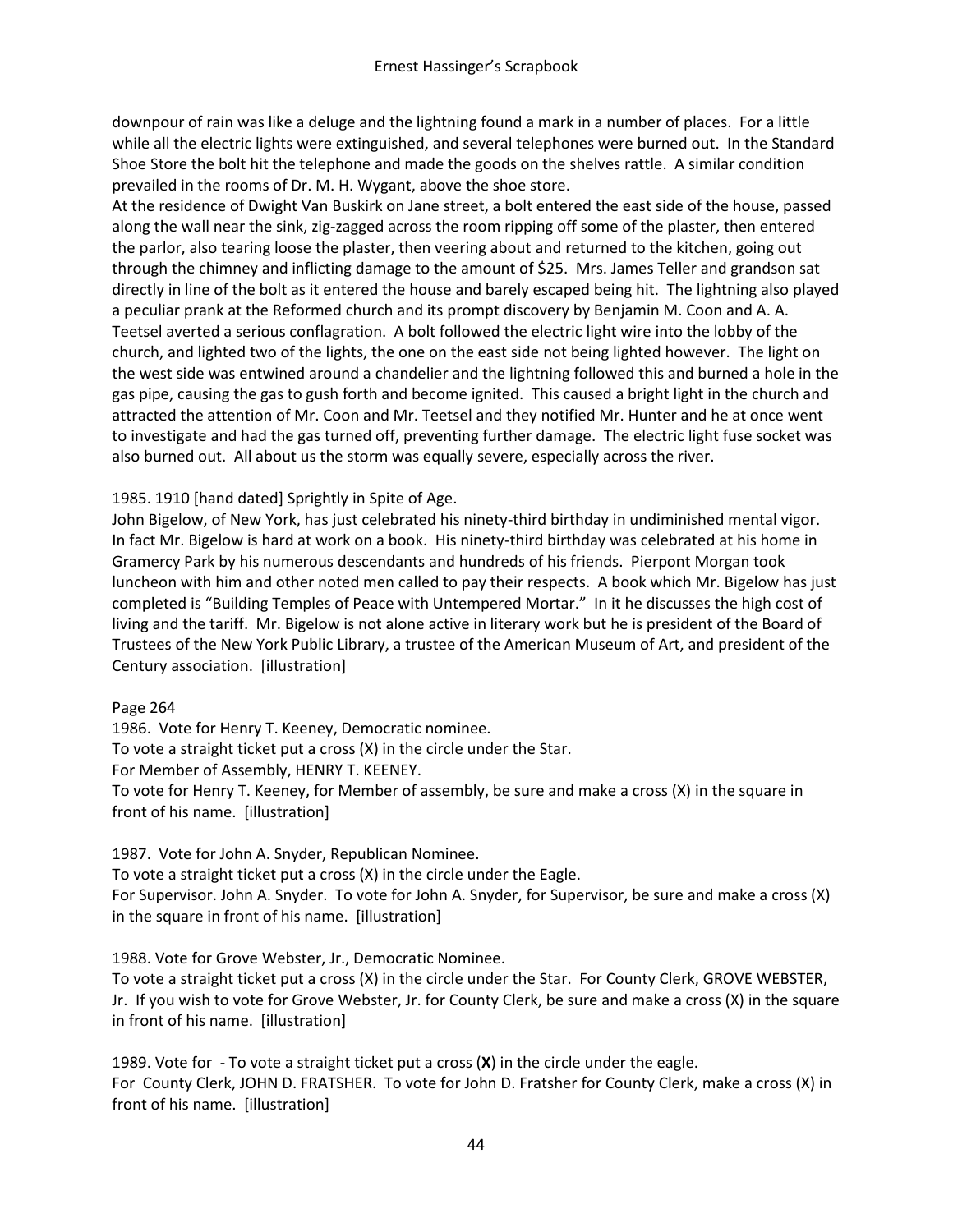downpour of rain was like a deluge and the lightning found a mark in a number of places. For a little while all the electric lights were extinguished, and several telephones were burned out. In the Standard Shoe Store the bolt hit the telephone and made the goods on the shelves rattle. A similar condition prevailed in the rooms of Dr. M. H. Wygant, above the shoe store.

At the residence of Dwight Van Buskirk on Jane street, a bolt entered the east side of the house, passed along the wall near the sink, zig-zagged across the room ripping off some of the plaster, then entered the parlor, also tearing loose the plaster, then veering about and returned to the kitchen, going out through the chimney and inflicting damage to the amount of $25. Mrs. James Teller and grandson sat directly in line of the bolt as it entered the house and barely escaped being hit. The lightning also played a peculiar prank at the Reformed church and its prompt discovery by Benjamin M. Coon and A. A. Teetsel averted a serious conflagration. A bolt followed the electric light wire into the lobby of the church, and lighted two of the lights, the one on the east side not being lighted however. The light on the west side was entwined around a chandelier and the lightning followed this and burned a hole in the gas pipe, causing the gas to gush forth and become ignited. This caused a bright light in the church and attracted the attention of Mr. Coon and Mr. Teetsel and they notified Mr. Hunter and he at once went to investigate and had the gas turned off, preventing further damage. The electric light fuse socket was also burned out. All about us the storm was equally severe, especially across the river.

1985. 1910 [hand dated] Sprightly in Spite of Age.
John Bigelow, of New York, has just celebrated his ninety-third birthday in undiminished mental vigor. In fact Mr. Bigelow is hard at work on a book. His ninety-third birthday was celebrated at his home in Gramercy Park by his numerous descendants and hundreds of his friends. Pierpont Morgan took luncheon with him and other noted men called to pay their respects. A book which Mr. Bigelow has just completed is "Building Temples of Peace with Untempered Mortar." In it he discusses the high cost of living and the tariff. Mr. Bigelow is not alone active in literary work but he is president of the Board of Trustees of the New York Public Library, a trustee of the American Museum of Art, and president of the Century association. [illustration]

Page 264
1986. Vote for Henry T. Keeney, Democratic nominee.
To vote a straight ticket put a cross (X) in the circle under the Star.
For Member of Assembly, HENRY T. KEENEY.
To vote for Henry T. Keeney, for Member of assembly, be sure and make a cross (X) in the square in front of his name. [illustration]

1987. Vote for John A. Snyder, Republican Nominee.
To vote a straight ticket put a cross (X) in the circle under the Eagle.
For Supervisor. John A. Snyder. To vote for John A. Snyder, for Supervisor, be sure and make a cross (X) in the square in front of his name. [illustration]

1988. Vote for Grove Webster, Jr., Democratic Nominee.
To vote a straight ticket put a cross (X) in the circle under the Star. For County Clerk, GROVE WEBSTER, Jr. If you wish to vote for Grove Webster, Jr. for County Clerk, be sure and make a cross (X) in the square in front of his name. [illustration]

1989. Vote for - To vote a straight ticket put a cross (**X**) in the circle under the eagle.
For County Clerk, JOHN D. FRATSHER. To vote for John D. Fratsher for County Clerk, make a cross (X) in front of his name. [illustration]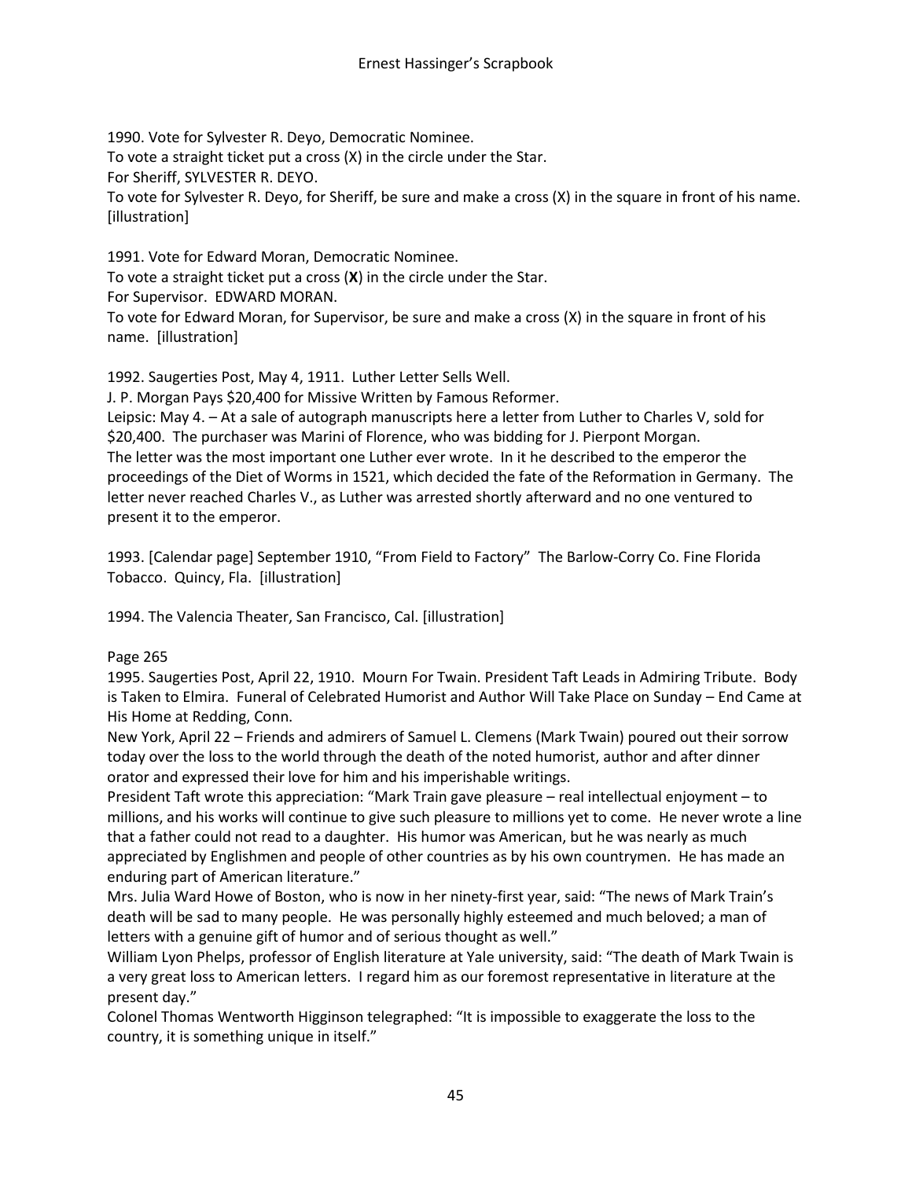1990. Vote for Sylvester R. Deyo, Democratic Nominee.
To vote a straight ticket put a cross (X) in the circle under the Star.
For Sheriff, SYLVESTER R. DEYO.
To vote for Sylvester R. Deyo, for Sheriff, be sure and make a cross (X) in the square in front of his name. [illustration]

1991. Vote for Edward Moran, Democratic Nominee.
To vote a straight ticket put a cross (**X**) in the circle under the Star.
For Supervisor. EDWARD MORAN.
To vote for Edward Moran, for Supervisor, be sure and make a cross (X) in the square in front of his name. [illustration]

1992. Saugerties Post, May 4, 1911. Luther Letter Sells Well.
J. P. Morgan Pays $20,400 for Missive Written by Famous Reformer.
Leipsic: May 4. – At a sale of autograph manuscripts here a letter from Luther to Charles V, sold for $20,400. The purchaser was Marini of Florence, who was bidding for J. Pierpont Morgan.
The letter was the most important one Luther ever wrote. In it he described to the emperor the proceedings of the Diet of Worms in 1521, which decided the fate of the Reformation in Germany. The letter never reached Charles V., as Luther was arrested shortly afterward and no one ventured to present it to the emperor.

1993. [Calendar page] September 1910, "From Field to Factory" The Barlow-Corry Co. Fine Florida Tobacco. Quincy, Fla. [illustration]

1994. The Valencia Theater, San Francisco, Cal. [illustration]

Page 265

1995. Saugerties Post, April 22, 1910. Mourn For Twain. President Taft Leads in Admiring Tribute. Body is Taken to Elmira. Funeral of Celebrated Humorist and Author Will Take Place on Sunday – End Came at His Home at Redding, Conn.
New York, April 22 – Friends and admirers of Samuel L. Clemens (Mark Twain) poured out their sorrow today over the loss to the world through the death of the noted humorist, author and after dinner orator and expressed their love for him and his imperishable writings.
President Taft wrote this appreciation: "Mark Train gave pleasure – real intellectual enjoyment – to millions, and his works will continue to give such pleasure to millions yet to come. He never wrote a line that a father could not read to a daughter. His humor was American, but he was nearly as much appreciated by Englishmen and people of other countries as by his own countrymen. He has made an enduring part of American literature."
Mrs. Julia Ward Howe of Boston, who is now in her ninety-first year, said: "The news of Mark Train's death will be sad to many people. He was personally highly esteemed and much beloved; a man of letters with a genuine gift of humor and of serious thought as well."
William Lyon Phelps, professor of English literature at Yale university, said: "The death of Mark Twain is a very great loss to American letters. I regard him as our foremost representative in literature at the present day."
Colonel Thomas Wentworth Higginson telegraphed: "It is impossible to exaggerate the loss to the country, it is something unique in itself."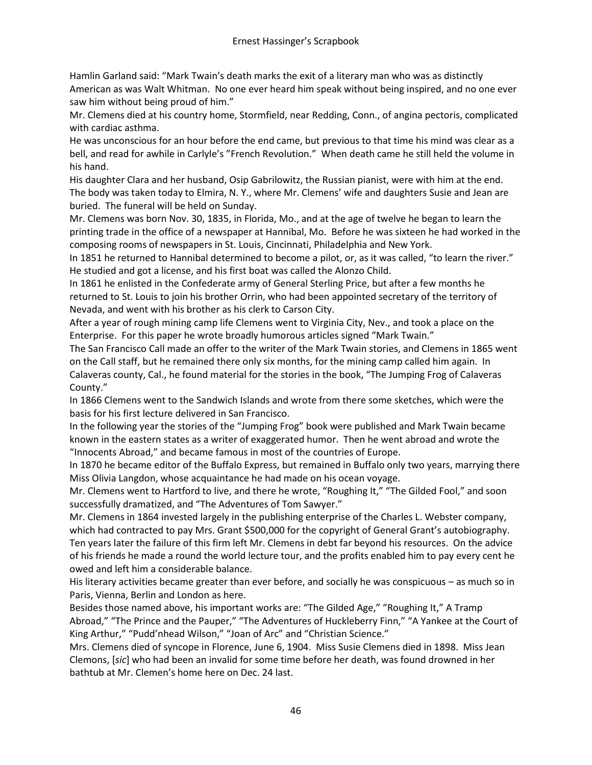Hamlin Garland said: "Mark Twain's death marks the exit of a literary man who was as distinctly American as was Walt Whitman. No one ever heard him speak without being inspired, and no one ever saw him without being proud of him."

Mr. Clemens died at his country home, Stormfield, near Redding, Conn., of angina pectoris, complicated with cardiac asthma.

He was unconscious for an hour before the end came, but previous to that time his mind was clear as a bell, and read for awhile in Carlyle's "French Revolution." When death came he still held the volume in his hand.

His daughter Clara and her husband, Osip Gabrilowitz, the Russian pianist, were with him at the end. The body was taken today to Elmira, N. Y., where Mr. Clemens' wife and daughters Susie and Jean are buried. The funeral will be held on Sunday.

Mr. Clemens was born Nov. 30, 1835, in Florida, Mo., and at the age of twelve he began to learn the printing trade in the office of a newspaper at Hannibal, Mo. Before he was sixteen he had worked in the composing rooms of newspapers in St. Louis, Cincinnati, Philadelphia and New York.

In 1851 he returned to Hannibal determined to become a pilot, or, as it was called, "to learn the river." He studied and got a license, and his first boat was called the Alonzo Child.

In 1861 he enlisted in the Confederate army of General Sterling Price, but after a few months he returned to St. Louis to join his brother Orrin, who had been appointed secretary of the territory of Nevada, and went with his brother as his clerk to Carson City.

After a year of rough mining camp life Clemens went to Virginia City, Nev., and took a place on the Enterprise. For this paper he wrote broadly humorous articles signed "Mark Twain."

The San Francisco Call made an offer to the writer of the Mark Twain stories, and Clemens in 1865 went on the Call staff, but he remained there only six months, for the mining camp called him again. In Calaveras county, Cal., he found material for the stories in the book, "The Jumping Frog of Calaveras County."

In 1866 Clemens went to the Sandwich Islands and wrote from there some sketches, which were the basis for his first lecture delivered in San Francisco.

In the following year the stories of the "Jumping Frog" book were published and Mark Twain became known in the eastern states as a writer of exaggerated humor. Then he went abroad and wrote the "Innocents Abroad," and became famous in most of the countries of Europe.

In 1870 he became editor of the Buffalo Express, but remained in Buffalo only two years, marrying there Miss Olivia Langdon, whose acquaintance he had made on his ocean voyage.

Mr. Clemens went to Hartford to live, and there he wrote, "Roughing It," "The Gilded Fool," and soon successfully dramatized, and "The Adventures of Tom Sawyer."

Mr. Clemens in 1864 invested largely in the publishing enterprise of the Charles L. Webster company, which had contracted to pay Mrs. Grant $500,000 for the copyright of General Grant's autobiography. Ten years later the failure of this firm left Mr. Clemens in debt far beyond his resources. On the advice of his friends he made a round the world lecture tour, and the profits enabled him to pay every cent he owed and left him a considerable balance.

His literary activities became greater than ever before, and socially he was conspicuous – as much so in Paris, Vienna, Berlin and London as here.

Besides those named above, his important works are: "The Gilded Age," "Roughing It," A Tramp Abroad," "The Prince and the Pauper," "The Adventures of Huckleberry Finn," "A Yankee at the Court of King Arthur," "Pudd'nhead Wilson," "Joan of Arc" and "Christian Science."

Mrs. Clemens died of syncope in Florence, June 6, 1904. Miss Susie Clemens died in 1898. Miss Jean Clemons, [*sic*] who had been an invalid for some time before her death, was found drowned in her bathtub at Mr. Clemen's home here on Dec. 24 last.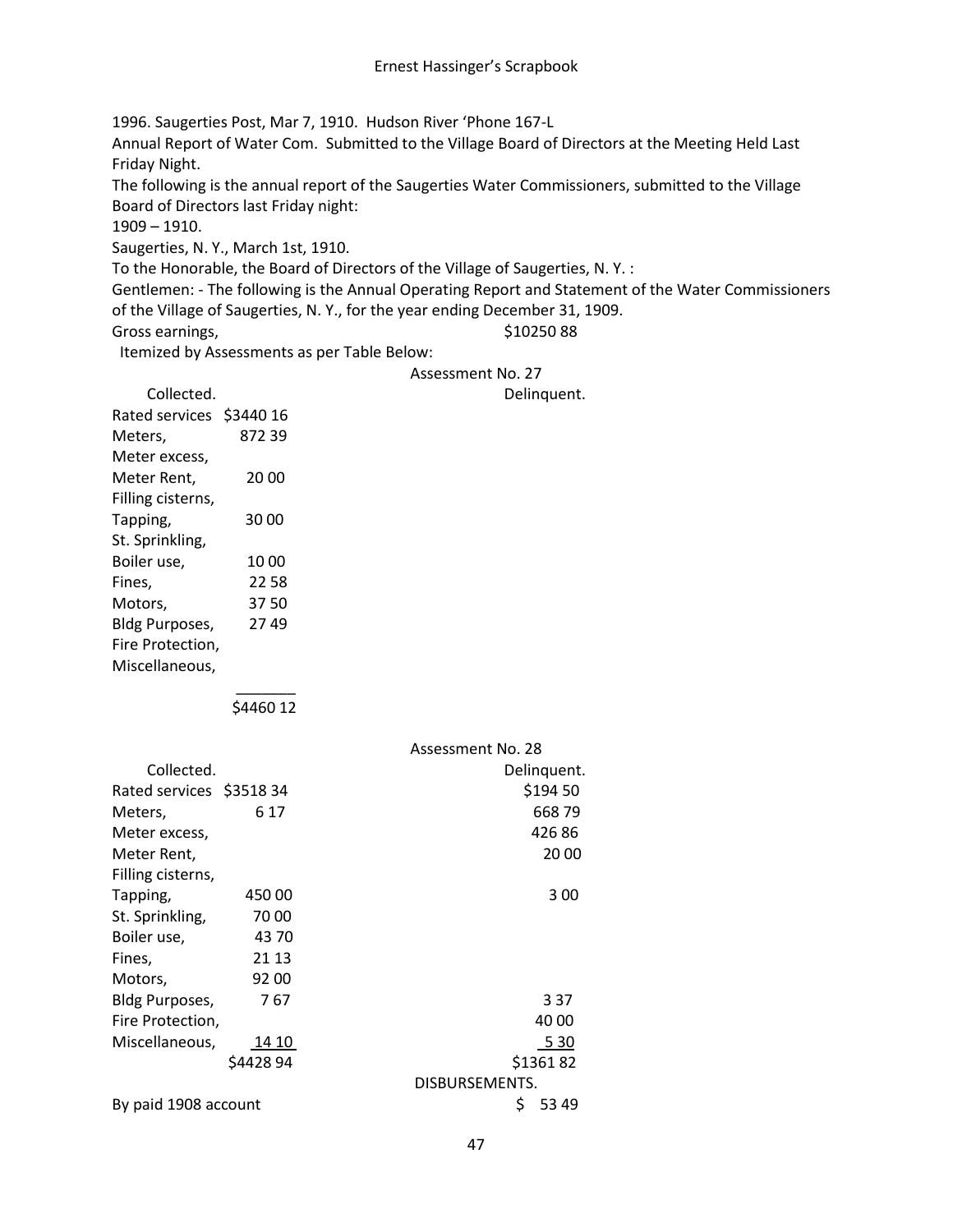1996. Saugerties Post, Mar 7, 1910. Hudson River 'Phone 167-L

Annual Report of Water Com. Submitted to the Village Board of Directors at the Meeting Held Last Friday Night.

The following is the annual report of the Saugerties Water Commissioners, submitted to the Village Board of Directors last Friday night:

1909 – 1910.

Saugerties, N. Y., March 1st, 1910.

To the Honorable, the Board of Directors of the Village of Saugerties, N. Y. :

Gentlemen: - The following is the Annual Operating Report and Statement of the Water Commissioners of the Village of Saugerties, N. Y., for the year ending December 31, 1909.

Gross earnings, $10250 88

Itemized by Assessments as per Table Below:

Assessment No. 27

| Collected. | | Delinquent. |
|---|---|---|
| Rated services | $3440 16 | |
| Meters, | 872 39 | |
| Meter excess, | | |
| Meter Rent, | 20 00 | |
| Filling cisterns, | | |
| Tapping, | 30 00 | |
| St. Sprinkling, | | |
| Boiler use, | 10 00 | |
| Fines, | 22 58 | |
| Motors, | 37 50 | |
| Bldg Purposes, | 27 49 | |
| Fire Protection, | | |
| Miscellaneous, | | |
| | $4460 12 | |

Assessment No. 28

| Collected. | | Delinquent. |
|---|---|---|
| Rated services | $3518 34 | $194 50 |
| Meters, | 6 17 | 668 79 |
| Meter excess, | | 426 86 |
| Meter Rent, | | 20 00 |
| Filling cisterns, | | |
| Tapping, | 450 00 | 3 00 |
| St. Sprinkling, | 70 00 | |
| Boiler use, | 43 70 | |
| Fines, | 21 13 | |
| Motors, | 92 00 | |
| Bldg Purposes, | 7 67 | 3 37 |
| Fire Protection, | | 40 00 |
| Miscellaneous, | 14 10 | 5 30 |
| | $4428 94 | $1361 82 |

DISBURSEMENTS.

By paid 1908 account $ 53 49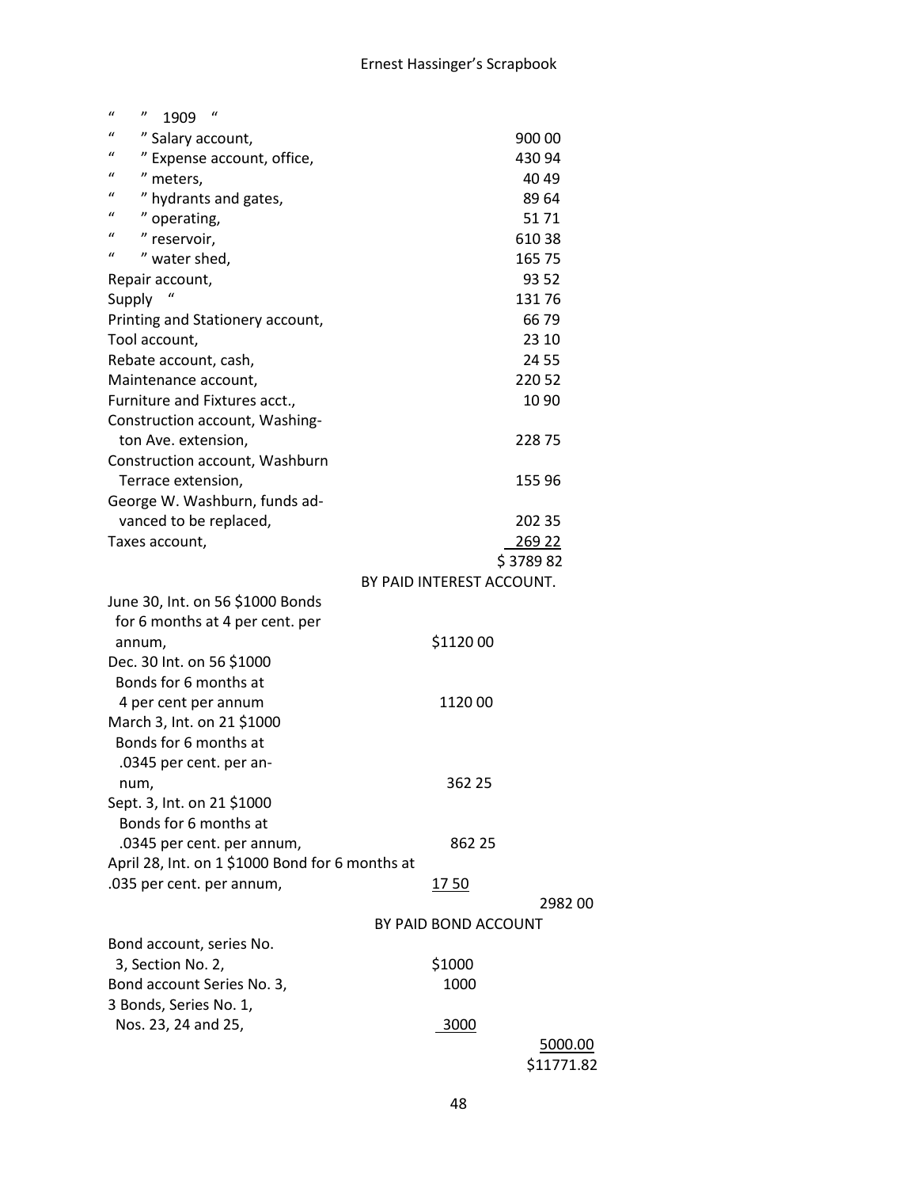| | | |
|---|---|---|
| " " 1909 " | | |
| " " Salary account, | | 900 00 |
| " " Expense account, office, | | 430 94 |
| " " meters, | | 40 49 |
| " " hydrants and gates, | | 89 64 |
| " " operating, | | 51 71 |
| " " reservoir, | | 610 38 |
| " " water shed, | | 165 75 |
| Repair account, | | 93 52 |
| Supply " | | 131 76 |
| Printing and Stationery account, | | 66 79 |
| Tool account, | | 23 10 |
| Rebate account, cash, | | 24 55 |
| Maintenance account, | | 220 52 |
| Furniture and Fixtures acct., | | 10 90 |
| Construction account, Washington Ave. extension, | | 228 75 |
| Construction account, Washburn Terrace extension, | | 155 96 |
| George W. Washburn, funds advanced to be replaced, | | 202 35 |
| Taxes account, | | 269 22 |
| | | $ 3789 82 |

BY PAID INTEREST ACCOUNT.

| | | |
|---|---|---|
| June 30, Int. on 56 $1000 Bonds for 6 months at 4 per cent. per annum, | $1120 00 | |
| Dec. 30 Int. on 56 $1000 Bonds for 6 months at 4 per cent per annum | 1120 00 | |
| March 3, Int. on 21 $1000 Bonds for 6 months at .0345 per cent. per annum, | 362 25 | |
| Sept. 3, Int. on 21 $1000 Bonds for 6 months at .0345 per cent. per annum, | 862 25 | |
| April 28, Int. on 1 $1000 Bond for 6 months at .035 per cent. per annum, | 17 50 | |
| | | 2982 00 |

BY PAID BOND ACCOUNT

| | | |
|---|---|---|
| Bond account, series No. 3, Section No. 2, | $1000 | |
| Bond account Series No. 3, | 1000 | |
| 3 Bonds, Series No. 1, Nos. 23, 24 and 25, | 3000 | |
| | | 5000.00 |
| | | $11771.82 |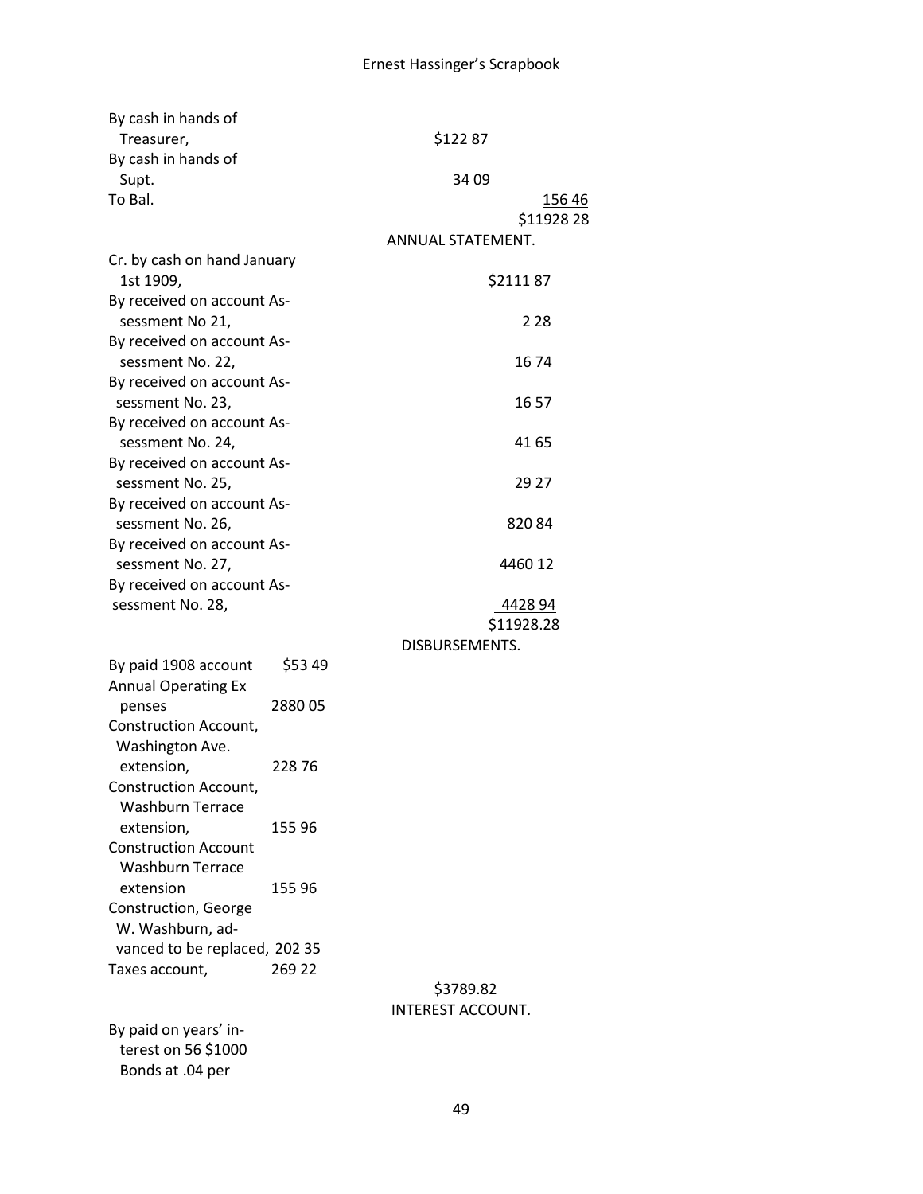| | | |
|---|---|---|
| By cash in hands of Treasurer, | $122 87 | |
| By cash in hands of Supt. | 34 09 | |
| To Bal. | | 156 46 |
| | | $11928 28 |

ANNUAL STATEMENT.

| | |
|---|---|
| Cr. by cash on hand January 1st 1909, | $2111 87 |
| By received on account Assessment No 21, | 2 28 |
| By received on account Assessment No. 22, | 16 74 |
| By received on account Assessment No. 23, | 16 57 |
| By received on account Assessment No. 24, | 41 65 |
| By received on account Assessment No. 25, | 29 27 |
| By received on account Assessment No. 26, | 820 84 |
| By received on account Assessment No. 27, | 4460 12 |
| By received on account Assessment No. 28, | 4428 94 |
| | $11928.28 |

DISBURSEMENTS.

| | | |
|---|---|---|
| By paid 1908 account | $53 49 | |
| Annual Operating Expenses | 2880 05 | |
| Construction Account, Washington Ave. extension, | 228 76 | |
| Construction Account, Washburn Terrace extension, | 155 96 | |
| Construction Account Washburn Terrace extension | 155 96 | |
| Construction, George W. Washburn, advanced to be replaced, | 202 35 | |
| Taxes account, | 269 22 | |
| | | $3789.82 |

INTEREST ACCOUNT.

By paid on years' interest on 56 $1000 Bonds at .04 per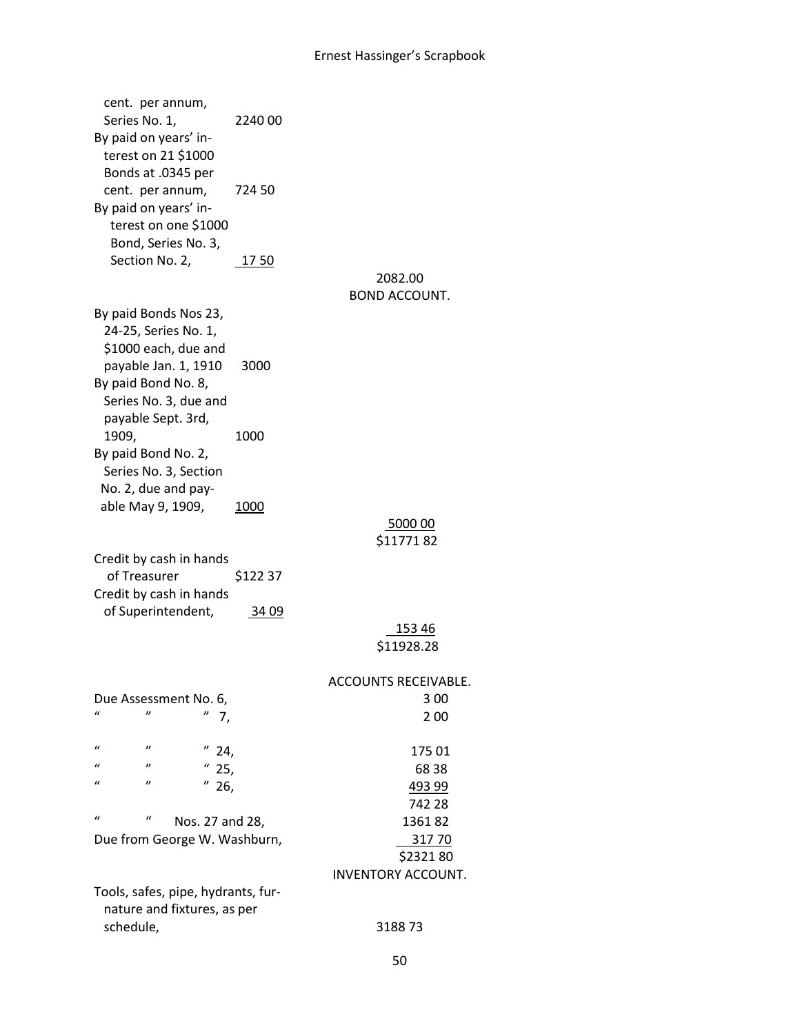| | | |
|---|---|---|
| cent. per annum, Series No. 1, | 2240 00 | |
| By paid on years' interest on 21 $1000 Bonds at .0345 per cent. per annum, | 724 50 | |
| By paid on years' interest on one $1000 Bond, Series No. 3, Section No. 2, | 17 50 | |
| | | 2082.00 |

BOND ACCOUNT.

| | | |
|---|---|---|
| By paid Bonds Nos 23, 24-25, Series No. 1, $1000 each, due and payable Jan. 1, 1910 | 3000 | |
| By paid Bond No. 8, Series No. 3, due and payable Sept. 3rd, 1909, | 1000 | |
| By paid Bond No. 2, Series No. 3, Section No. 2, due and payable May 9, 1909, | 1000 | |
| | | 5000 00 |
| | | $11771 82 |
| Credit by cash in hands of Treasurer | $122 37 | |
| Credit by cash in hands of Superintendent, | 34 09 | |
| | | 153 46 |
| | | $11928.28 |

ACCOUNTS RECEIVABLE.

| | |
|---|---|
| Due Assessment No. 6, | 3 00 |
| " " " 7, | 2 00 |
| " " " 24, | 175 01 |
| " " " 25, | 68 38 |
| " " " 26, | 493 99 |
| | 742 28 |
| " " Nos. 27 and 28, | 1361 82 |
| Due from George W. Washburn, | 317 70 |
| | $2321 80 |

INVENTORY ACCOUNT.

| | |
|---|---|
| Tools, safes, pipe, hydrants, furnature and fixtures, as per schedule, | 3188 73 |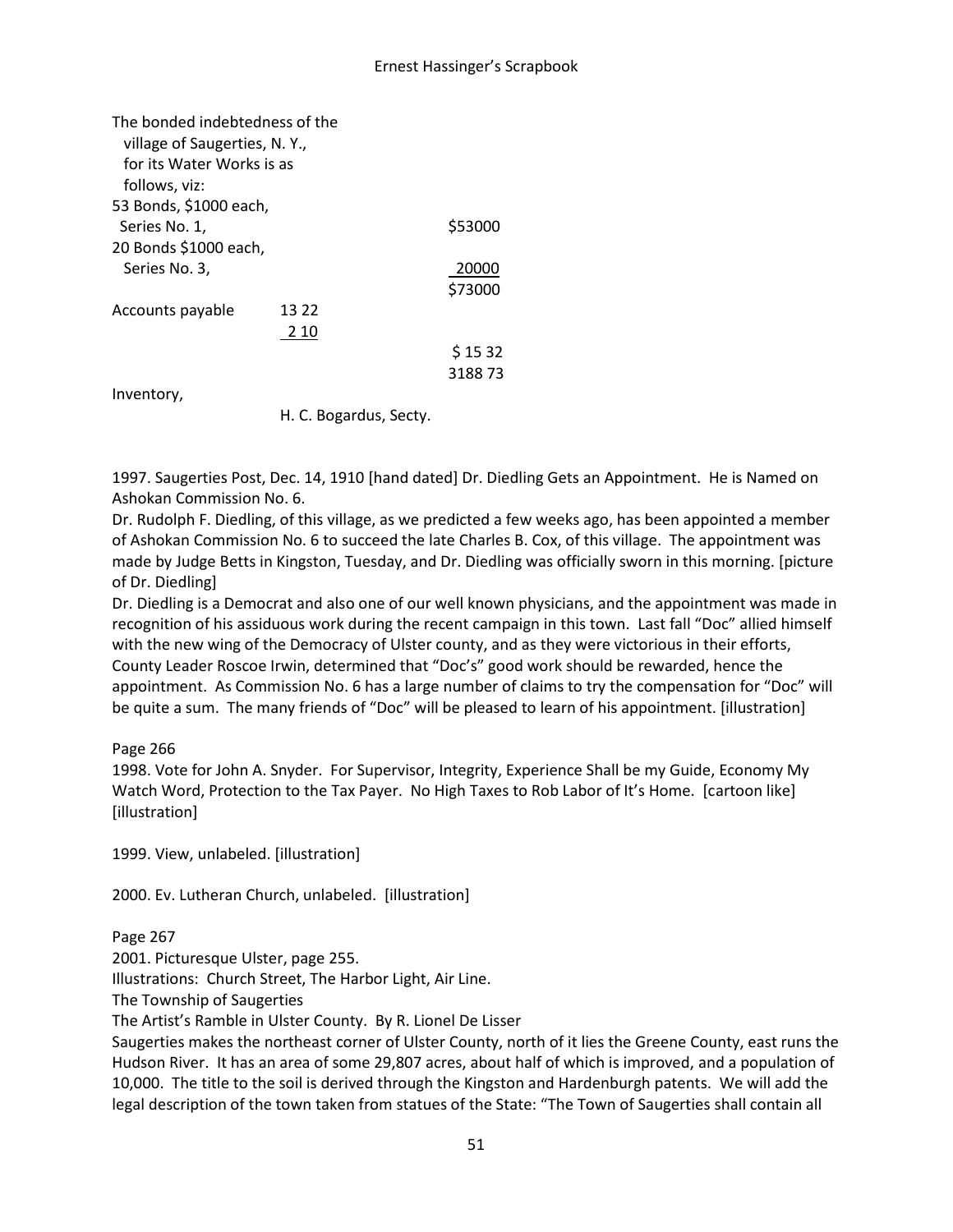The bonded indebtedness of the
village of Saugerties, N. Y.,
for its Water Works is as
follows, viz:

| | | |
|---|---|---|
| 53 Bonds, $1000 each, Series No. 1, | | $53000 |
| 20 Bonds $1000 each, Series No. 3, | | 20000 |
| | | $73000 |
| Accounts payable | 13 22 | |
| | 2 10 | |
| | | $ 15 32 |
| | | 3188 73 |
| Inventory, | | |

H. C. Bogardus, Secty.

1997. Saugerties Post, Dec. 14, 1910 [hand dated] Dr. Diedling Gets an Appointment. He is Named on Ashokan Commission No. 6.

Dr. Rudolph F. Diedling, of this village, as we predicted a few weeks ago, has been appointed a member of Ashokan Commission No. 6 to succeed the late Charles B. Cox, of this village. The appointment was made by Judge Betts in Kingston, Tuesday, and Dr. Diedling was officially sworn in this morning. [picture of Dr. Diedling]

Dr. Diedling is a Democrat and also one of our well known physicians, and the appointment was made in recognition of his assiduous work during the recent campaign in this town. Last fall "Doc" allied himself with the new wing of the Democracy of Ulster county, and as they were victorious in their efforts, County Leader Roscoe Irwin, determined that "Doc's" good work should be rewarded, hence the appointment. As Commission No. 6 has a large number of claims to try the compensation for "Doc" will be quite a sum. The many friends of "Doc" will be pleased to learn of his appointment. [illustration]

Page 266

1998. Vote for John A. Snyder. For Supervisor, Integrity, Experience Shall be my Guide, Economy My Watch Word, Protection to the Tax Payer. No High Taxes to Rob Labor of It's Home. [cartoon like] [illustration]

1999. View, unlabeled. [illustration]

2000. Ev. Lutheran Church, unlabeled. [illustration]

Page 267

2001. Picturesque Ulster, page 255.

Illustrations: Church Street, The Harbor Light, Air Line.

The Township of Saugerties

The Artist's Ramble in Ulster County. By R. Lionel De Lisser

Saugerties makes the northeast corner of Ulster County, north of it lies the Greene County, east runs the Hudson River. It has an area of some 29,807 acres, about half of which is improved, and a population of 10,000. The title to the soil is derived through the Kingston and Hardenburgh patents. We will add the legal description of the town taken from statues of the State: "The Town of Saugerties shall contain all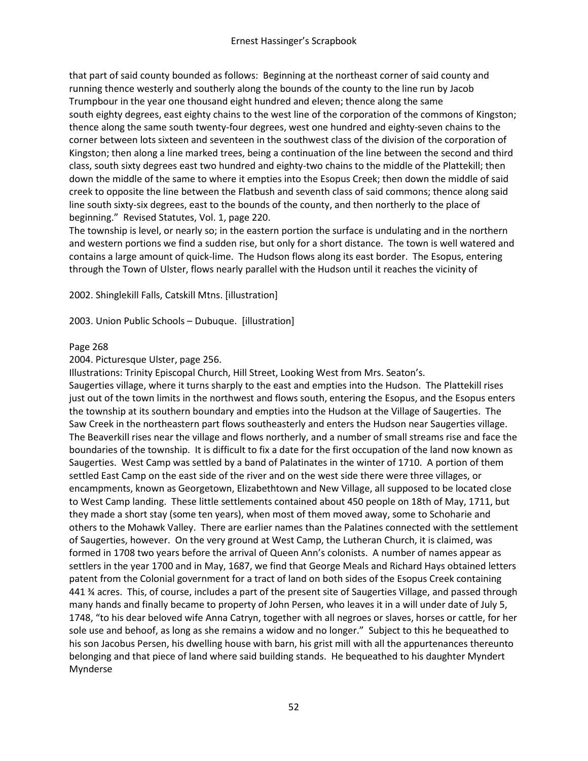that part of said county bounded as follows: Beginning at the northeast corner of said county and running thence westerly and southerly along the bounds of the county to the line run by Jacob Trumpbour in the year one thousand eight hundred and eleven; thence along the same south eighty degrees, east eighty chains to the west line of the corporation of the commons of Kingston; thence along the same south twenty-four degrees, west one hundred and eighty-seven chains to the corner between lots sixteen and seventeen in the southwest class of the division of the corporation of Kingston; then along a line marked trees, being a continuation of the line between the second and third class, south sixty degrees east two hundred and eighty-two chains to the middle of the Plattekill; then down the middle of the same to where it empties into the Esopus Creek; then down the middle of said creek to opposite the line between the Flatbush and seventh class of said commons; thence along said line south sixty-six degrees, east to the bounds of the county, and then northerly to the place of beginning." Revised Statutes, Vol. 1, page 220.

The township is level, or nearly so; in the eastern portion the surface is undulating and in the northern and western portions we find a sudden rise, but only for a short distance. The town is well watered and contains a large amount of quick-lime. The Hudson flows along its east border. The Esopus, entering through the Town of Ulster, flows nearly parallel with the Hudson until it reaches the vicinity of

2002. Shinglekill Falls, Catskill Mtns. [illustration]

2003. Union Public Schools – Dubuque. [illustration]

Page 268

2004. Picturesque Ulster, page 256.

Illustrations: Trinity Episcopal Church, Hill Street, Looking West from Mrs. Seaton's.

Saugerties village, where it turns sharply to the east and empties into the Hudson. The Plattekill rises just out of the town limits in the northwest and flows south, entering the Esopus, and the Esopus enters the township at its southern boundary and empties into the Hudson at the Village of Saugerties. The Saw Creek in the northeastern part flows southeasterly and enters the Hudson near Saugerties village. The Beaverkill rises near the village and flows northerly, and a number of small streams rise and face the boundaries of the township. It is difficult to fix a date for the first occupation of the land now known as Saugerties. West Camp was settled by a band of Palatinates in the winter of 1710. A portion of them settled East Camp on the east side of the river and on the west side there were three villages, or encampments, known as Georgetown, Elizabethtown and New Village, all supposed to be located close to West Camp landing. These little settlements contained about 450 people on 18th of May, 1711, but they made a short stay (some ten years), when most of them moved away, some to Schoharie and others to the Mohawk Valley. There are earlier names than the Palatines connected with the settlement of Saugerties, however. On the very ground at West Camp, the Lutheran Church, it is claimed, was formed in 1708 two years before the arrival of Queen Ann's colonists. A number of names appear as settlers in the year 1700 and in May, 1687, we find that George Meals and Richard Hays obtained letters patent from the Colonial government for a tract of land on both sides of the Esopus Creek containing 441 ¾ acres. This, of course, includes a part of the present site of Saugerties Village, and passed through many hands and finally became to property of John Persen, who leaves it in a will under date of July 5, 1748, "to his dear beloved wife Anna Catryn, together with all negroes or slaves, horses or cattle, for her sole use and behoof, as long as she remains a widow and no longer." Subject to this he bequeathed to his son Jacobus Persen, his dwelling house with barn, his grist mill with all the appurtenances thereunto belonging and that piece of land where said building stands. He bequeathed to his daughter Myndert Mynderse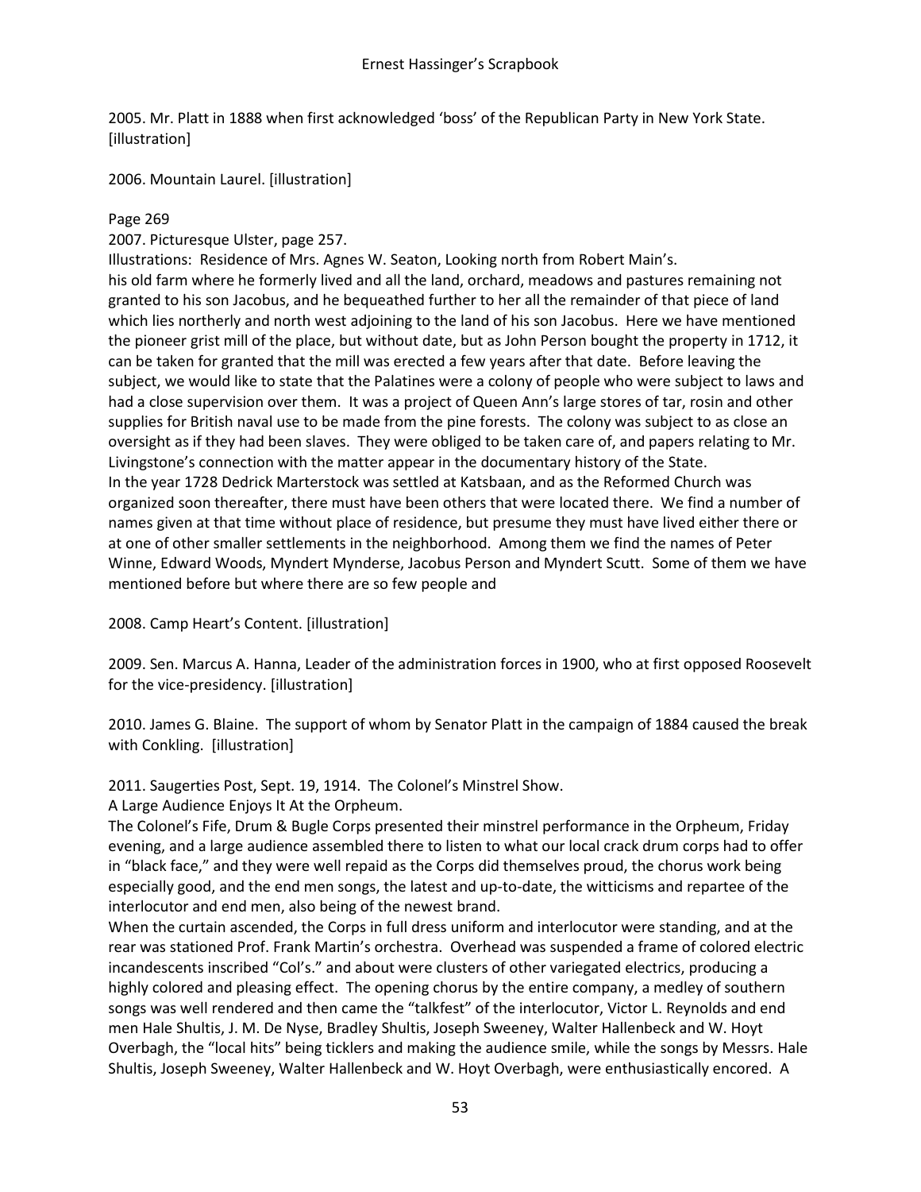2005. Mr. Platt in 1888 when first acknowledged 'boss' of the Republican Party in New York State. [illustration]

2006. Mountain Laurel. [illustration]

Page 269

2007. Picturesque Ulster, page 257.

Illustrations: Residence of Mrs. Agnes W. Seaton, Looking north from Robert Main's.

his old farm where he formerly lived and all the land, orchard, meadows and pastures remaining not granted to his son Jacobus, and he bequeathed further to her all the remainder of that piece of land which lies northerly and north west adjoining to the land of his son Jacobus. Here we have mentioned the pioneer grist mill of the place, but without date, but as John Person bought the property in 1712, it can be taken for granted that the mill was erected a few years after that date. Before leaving the subject, we would like to state that the Palatines were a colony of people who were subject to laws and had a close supervision over them. It was a project of Queen Ann's large stores of tar, rosin and other supplies for British naval use to be made from the pine forests. The colony was subject to as close an oversight as if they had been slaves. They were obliged to be taken care of, and papers relating to Mr. Livingstone's connection with the matter appear in the documentary history of the State.

In the year 1728 Dedrick Marterstock was settled at Katsbaan, and as the Reformed Church was organized soon thereafter, there must have been others that were located there. We find a number of names given at that time without place of residence, but presume they must have lived either there or at one of other smaller settlements in the neighborhood. Among them we find the names of Peter Winne, Edward Woods, Myndert Mynderse, Jacobus Person and Myndert Scutt. Some of them we have mentioned before but where there are so few people and

2008. Camp Heart's Content. [illustration]

2009. Sen. Marcus A. Hanna, Leader of the administration forces in 1900, who at first opposed Roosevelt for the vice-presidency. [illustration]

2010. James G. Blaine. The support of whom by Senator Platt in the campaign of 1884 caused the break with Conkling. [illustration]

2011. Saugerties Post, Sept. 19, 1914. The Colonel's Minstrel Show.

A Large Audience Enjoys It At the Orpheum.

The Colonel's Fife, Drum & Bugle Corps presented their minstrel performance in the Orpheum, Friday evening, and a large audience assembled there to listen to what our local crack drum corps had to offer in "black face," and they were well repaid as the Corps did themselves proud, the chorus work being especially good, and the end men songs, the latest and up-to-date, the witticisms and repartee of the interlocutor and end men, also being of the newest brand.

When the curtain ascended, the Corps in full dress uniform and interlocutor were standing, and at the rear was stationed Prof. Frank Martin's orchestra. Overhead was suspended a frame of colored electric incandescents inscribed "Col's." and about were clusters of other variegated electrics, producing a highly colored and pleasing effect. The opening chorus by the entire company, a medley of southern songs was well rendered and then came the "talkfest" of the interlocutor, Victor L. Reynolds and end men Hale Shultis, J. M. De Nyse, Bradley Shultis, Joseph Sweeney, Walter Hallenbeck and W. Hoyt Overbagh, the "local hits" being ticklers and making the audience smile, while the songs by Messrs. Hale Shultis, Joseph Sweeney, Walter Hallenbeck and W. Hoyt Overbagh, were enthusiastically encored. A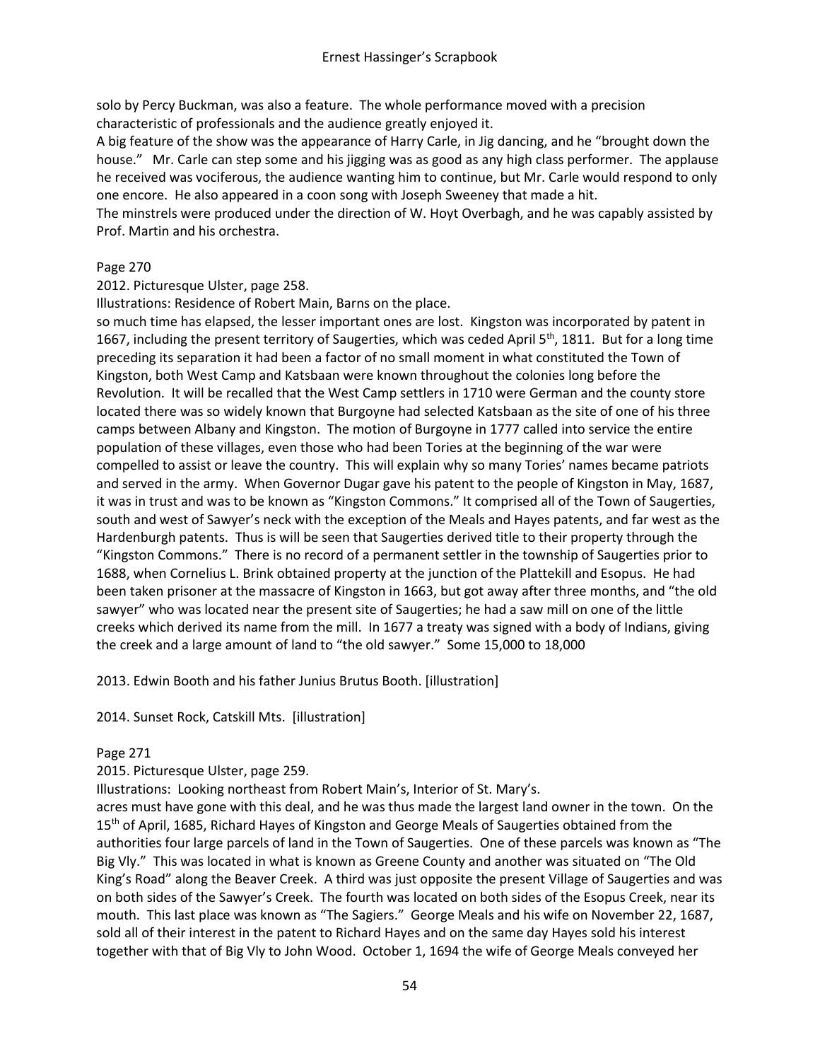solo by Percy Buckman, was also a feature. The whole performance moved with a precision characteristic of professionals and the audience greatly enjoyed it.
A big feature of the show was the appearance of Harry Carle, in Jig dancing, and he "brought down the house." Mr. Carle can step some and his jigging was as good as any high class performer. The applause he received was vociferous, the audience wanting him to continue, but Mr. Carle would respond to only one encore. He also appeared in a coon song with Joseph Sweeney that made a hit.
The minstrels were produced under the direction of W. Hoyt Overbagh, and he was capably assisted by Prof. Martin and his orchestra.

Page 270
2012. Picturesque Ulster, page 258.
Illustrations: Residence of Robert Main, Barns on the place.
so much time has elapsed, the lesser important ones are lost. Kingston was incorporated by patent in 1667, including the present territory of Saugerties, which was ceded April 5th, 1811. But for a long time preceding its separation it had been a factor of no small moment in what constituted the Town of Kingston, both West Camp and Katsbaan were known throughout the colonies long before the Revolution. It will be recalled that the West Camp settlers in 1710 were German and the county store located there was so widely known that Burgoyne had selected Katsbaan as the site of one of his three camps between Albany and Kingston. The motion of Burgoyne in 1777 called into service the entire population of these villages, even those who had been Tories at the beginning of the war were compelled to assist or leave the country. This will explain why so many Tories' names became patriots and served in the army. When Governor Dugar gave his patent to the people of Kingston in May, 1687, it was in trust and was to be known as "Kingston Commons." It comprised all of the Town of Saugerties, south and west of Sawyer's neck with the exception of the Meals and Hayes patents, and far west as the Hardenburgh patents. Thus is will be seen that Saugerties derived title to their property through the "Kingston Commons." There is no record of a permanent settler in the township of Saugerties prior to 1688, when Cornelius L. Brink obtained property at the junction of the Plattekill and Esopus. He had been taken prisoner at the massacre of Kingston in 1663, but got away after three months, and "the old sawyer" who was located near the present site of Saugerties; he had a saw mill on one of the little creeks which derived its name from the mill. In 1677 a treaty was signed with a body of Indians, giving the creek and a large amount of land to "the old sawyer." Some 15,000 to 18,000

2013. Edwin Booth and his father Junius Brutus Booth. [illustration]

2014. Sunset Rock, Catskill Mts. [illustration]

Page 271
2015. Picturesque Ulster, page 259.
Illustrations: Looking northeast from Robert Main's, Interior of St. Mary's.
acres must have gone with this deal, and he was thus made the largest land owner in the town. On the 15th of April, 1685, Richard Hayes of Kingston and George Meals of Saugerties obtained from the authorities four large parcels of land in the Town of Saugerties. One of these parcels was known as "The Big Vly." This was located in what is known as Greene County and another was situated on "The Old King's Road" along the Beaver Creek. A third was just opposite the present Village of Saugerties and was on both sides of the Sawyer's Creek. The fourth was located on both sides of the Esopus Creek, near its mouth. This last place was known as "The Sagiers." George Meals and his wife on November 22, 1687, sold all of their interest in the patent to Richard Hayes and on the same day Hayes sold his interest together with that of Big Vly to John Wood. October 1, 1694 the wife of George Meals conveyed her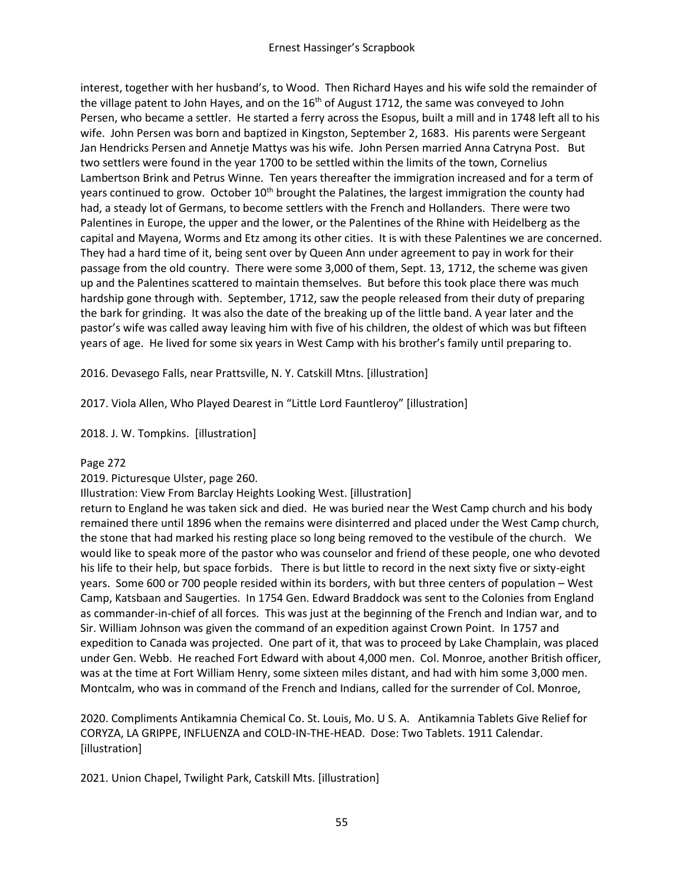interest, together with her husband's, to Wood. Then Richard Hayes and his wife sold the remainder of the village patent to John Hayes, and on the 16th of August 1712, the same was conveyed to John Persen, who became a settler. He started a ferry across the Esopus, built a mill and in 1748 left all to his wife. John Persen was born and baptized in Kingston, September 2, 1683. His parents were Sergeant Jan Hendricks Persen and Annetje Mattys was his wife. John Persen married Anna Catryna Post. But two settlers were found in the year 1700 to be settled within the limits of the town, Cornelius Lambertson Brink and Petrus Winne. Ten years thereafter the immigration increased and for a term of years continued to grow. October 10th brought the Palatines, the largest immigration the county had had, a steady lot of Germans, to become settlers with the French and Hollanders. There were two Palentines in Europe, the upper and the lower, or the Palentines of the Rhine with Heidelberg as the capital and Mayena, Worms and Etz among its other cities. It is with these Palentines we are concerned. They had a hard time of it, being sent over by Queen Ann under agreement to pay in work for their passage from the old country. There were some 3,000 of them, Sept. 13, 1712, the scheme was given up and the Palentines scattered to maintain themselves. But before this took place there was much hardship gone through with. September, 1712, saw the people released from their duty of preparing the bark for grinding. It was also the date of the breaking up of the little band. A year later and the pastor's wife was called away leaving him with five of his children, the oldest of which was but fifteen years of age. He lived for some six years in West Camp with his brother's family until preparing to.

2016. Devasego Falls, near Prattsville, N. Y. Catskill Mtns. [illustration]

2017. Viola Allen, Who Played Dearest in "Little Lord Fauntleroy" [illustration]

2018. J. W. Tompkins. [illustration]

Page 272

2019. Picturesque Ulster, page 260.

Illustration: View From Barclay Heights Looking West. [illustration]

return to England he was taken sick and died. He was buried near the West Camp church and his body remained there until 1896 when the remains were disinterred and placed under the West Camp church, the stone that had marked his resting place so long being removed to the vestibule of the church. We would like to speak more of the pastor who was counselor and friend of these people, one who devoted his life to their help, but space forbids. There is but little to record in the next sixty five or sixty-eight years. Some 600 or 700 people resided within its borders, with but three centers of population – West Camp, Katsbaan and Saugerties. In 1754 Gen. Edward Braddock was sent to the Colonies from England as commander-in-chief of all forces. This was just at the beginning of the French and Indian war, and to Sir. William Johnson was given the command of an expedition against Crown Point. In 1757 and expedition to Canada was projected. One part of it, that was to proceed by Lake Champlain, was placed under Gen. Webb. He reached Fort Edward with about 4,000 men. Col. Monroe, another British officer, was at the time at Fort William Henry, some sixteen miles distant, and had with him some 3,000 men. Montcalm, who was in command of the French and Indians, called for the surrender of Col. Monroe,

2020. Compliments Antikamnia Chemical Co. St. Louis, Mo. U S. A. Antikamnia Tablets Give Relief for CORYZA, LA GRIPPE, INFLUENZA and COLD-IN-THE-HEAD. Dose: Two Tablets. 1911 Calendar. [illustration]

2021. Union Chapel, Twilight Park, Catskill Mts. [illustration]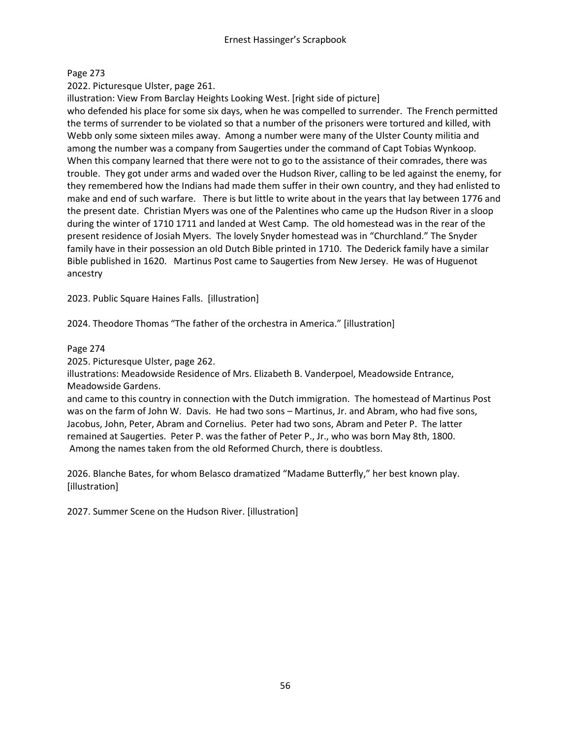Page 273

2022. Picturesque Ulster, page 261.

illustration: View From Barclay Heights Looking West. [right side of picture]

who defended his place for some six days, when he was compelled to surrender. The French permitted the terms of surrender to be violated so that a number of the prisoners were tortured and killed, with Webb only some sixteen miles away. Among a number were many of the Ulster County militia and among the number was a company from Saugerties under the command of Capt Tobias Wynkoop. When this company learned that there were not to go to the assistance of their comrades, there was trouble. They got under arms and waded over the Hudson River, calling to be led against the enemy, for they remembered how the Indians had made them suffer in their own country, and they had enlisted to make and end of such warfare. There is but little to write about in the years that lay between 1776 and the present date. Christian Myers was one of the Palentines who came up the Hudson River in a sloop during the winter of 1710 1711 and landed at West Camp. The old homestead was in the rear of the present residence of Josiah Myers. The lovely Snyder homestead was in "Churchland." The Snyder family have in their possession an old Dutch Bible printed in 1710. The Dederick family have a similar Bible published in 1620. Martinus Post came to Saugerties from New Jersey. He was of Huguenot ancestry

2023. Public Square Haines Falls. [illustration]

2024. Theodore Thomas "The father of the orchestra in America." [illustration]

Page 274

2025. Picturesque Ulster, page 262.

illustrations: Meadowside Residence of Mrs. Elizabeth B. Vanderpoel, Meadowside Entrance, Meadowside Gardens.

and came to this country in connection with the Dutch immigration. The homestead of Martinus Post was on the farm of John W. Davis. He had two sons – Martinus, Jr. and Abram, who had five sons, Jacobus, John, Peter, Abram and Cornelius. Peter had two sons, Abram and Peter P. The latter remained at Saugerties. Peter P. was the father of Peter P., Jr., who was born May 8th, 1800. Among the names taken from the old Reformed Church, there is doubtless.

2026. Blanche Bates, for whom Belasco dramatized "Madame Butterfly," her best known play. [illustration]

2027. Summer Scene on the Hudson River. [illustration]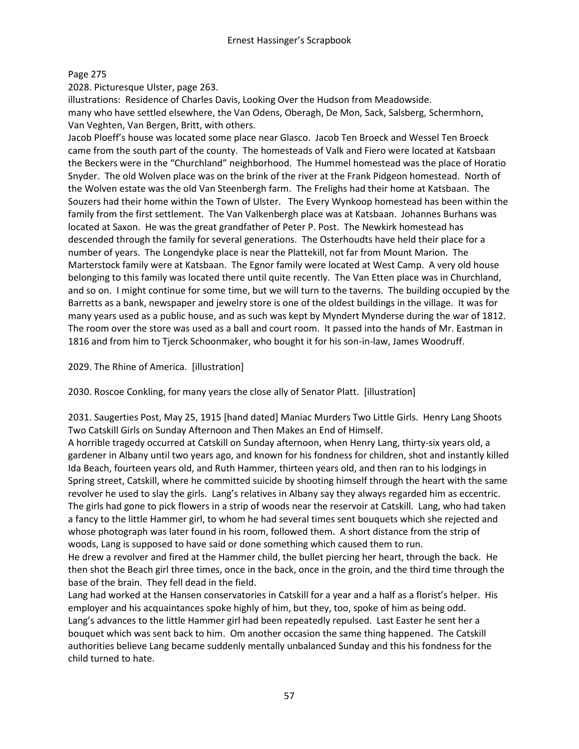Page 275

2028. Picturesque Ulster, page 263.

illustrations: Residence of Charles Davis, Looking Over the Hudson from Meadowside.

many who have settled elsewhere, the Van Odens, Oberagh, De Mon, Sack, Salsberg, Schermhorn, Van Veghten, Van Bergen, Britt, with others.

Jacob Ploeff's house was located some place near Glasco. Jacob Ten Broeck and Wessel Ten Broeck came from the south part of the county. The homesteads of Valk and Fiero were located at Katsbaan the Beckers were in the "Churchland" neighborhood. The Hummel homestead was the place of Horatio Snyder. The old Wolven place was on the brink of the river at the Frank Pidgeon homestead. North of the Wolven estate was the old Van Steenbergh farm. The Freligh had their home at Katsbaan. The Souzers had their home within the Town of Ulster. The Every Wynkoop homestead has been within the family from the first settlement. The Van Valkenbergh place was at Katsbaan. Johannes Burhans was located at Saxon. He was the great grandfather of Peter P. Post. The Newkirk homestead has descended through the family for several generations. The Osterhoudts have held their place for a number of years. The Longendyke place is near the Plattekill, not far from Mount Marion. The Marterstock family were at Katsbaan. The Egnor family were located at West Camp. A very old house belonging to this family was located there until quite recently. The Van Etten place was in Churchland, and so on. I might continue for some time, but we will turn to the taverns. The building occupied by the Barretts as a bank, newspaper and jewelry store is one of the oldest buildings in the village. It was for many years used as a public house, and as such was kept by Myndert Mynderse during the war of 1812. The room over the store was used as a ball and court room. It passed into the hands of Mr. Eastman in 1816 and from him to Tjerck Schoonmaker, who bought it for his son-in-law, James Woodruff.

2029. The Rhine of America. [illustration]

2030. Roscoe Conkling, for many years the close ally of Senator Platt. [illustration]

2031. Saugerties Post, May 25, 1915 [hand dated] Maniac Murders Two Little Girls. Henry Lang Shoots Two Catskill Girls on Sunday Afternoon and Then Makes an End of Himself.

A horrible tragedy occurred at Catskill on Sunday afternoon, when Henry Lang, thirty-six years old, a gardener in Albany until two years ago, and known for his fondness for children, shot and instantly killed Ida Beach, fourteen years old, and Ruth Hammer, thirteen years old, and then ran to his lodgings in Spring street, Catskill, where he committed suicide by shooting himself through the heart with the same revolver he used to slay the girls. Lang's relatives in Albany say they always regarded him as eccentric. The girls had gone to pick flowers in a strip of woods near the reservoir at Catskill. Lang, who had taken a fancy to the little Hammer girl, to whom he had several times sent bouquets which she rejected and whose photograph was later found in his room, followed them. A short distance from the strip of woods, Lang is supposed to have said or done something which caused them to run.

He drew a revolver and fired at the Hammer child, the bullet piercing her heart, through the back. He then shot the Beach girl three times, once in the back, once in the groin, and the third time through the base of the brain. They fell dead in the field.

Lang had worked at the Hansen conservatories in Catskill for a year and a half as a florist's helper. His employer and his acquaintances spoke highly of him, but they, too, spoke of him as being odd.

Lang's advances to the little Hammer girl had been repeatedly repulsed. Last Easter he sent her a bouquet which was sent back to him. Om another occasion the same thing happened. The Catskill authorities believe Lang became suddenly mentally unbalanced Sunday and this his fondness for the child turned to hate.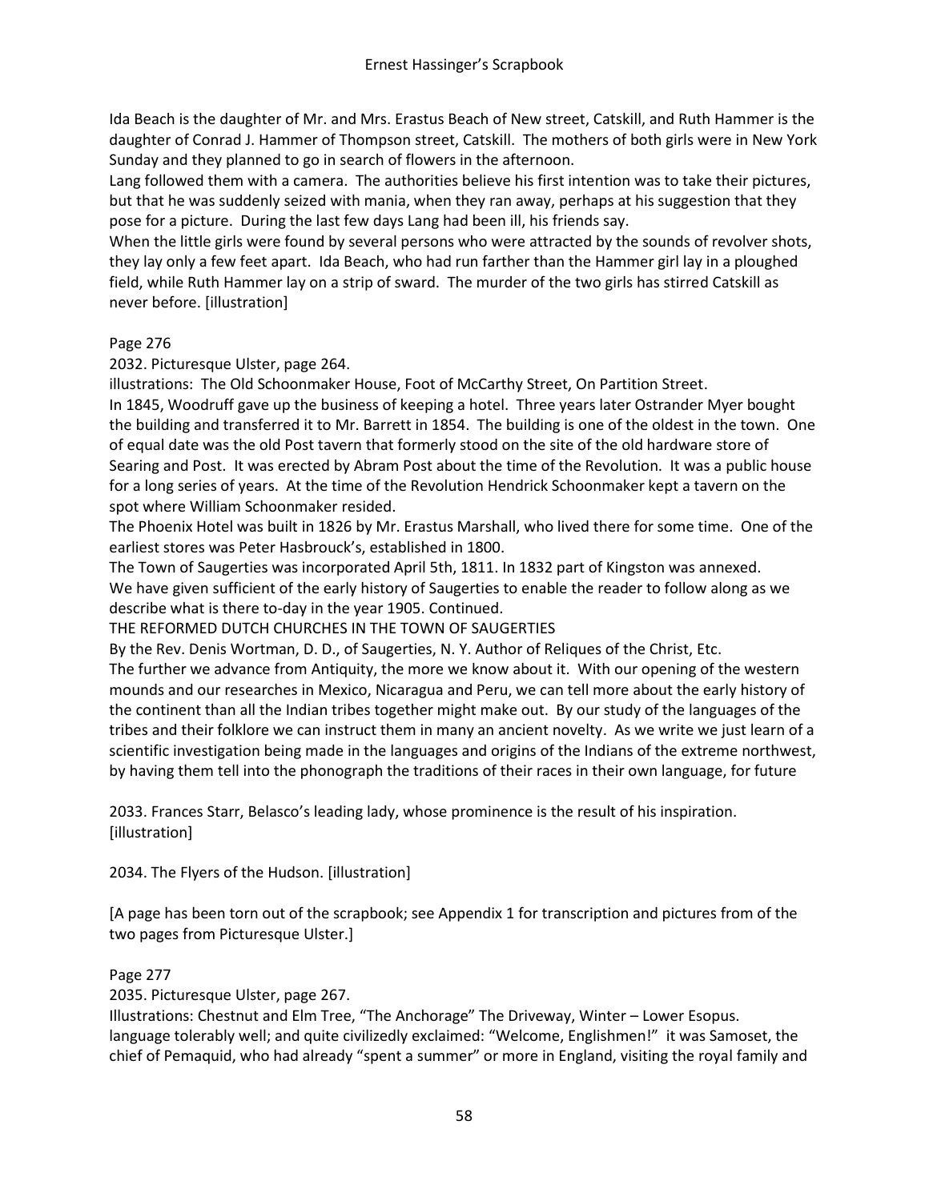Ida Beach is the daughter of Mr. and Mrs. Erastus Beach of New street, Catskill, and Ruth Hammer is the daughter of Conrad J. Hammer of Thompson street, Catskill. The mothers of both girls were in New York Sunday and they planned to go in search of flowers in the afternoon.

Lang followed them with a camera. The authorities believe his first intention was to take their pictures, but that he was suddenly seized with mania, when they ran away, perhaps at his suggestion that they pose for a picture. During the last few days Lang had been ill, his friends say.

When the little girls were found by several persons who were attracted by the sounds of revolver shots, they lay only a few feet apart. Ida Beach, who had run farther than the Hammer girl lay in a ploughed field, while Ruth Hammer lay on a strip of sward. The murder of the two girls has stirred Catskill as never before. [illustration]

Page 276

2032. Picturesque Ulster, page 264.

illustrations: The Old Schoonmaker House, Foot of McCarthy Street, On Partition Street.

In 1845, Woodruff gave up the business of keeping a hotel. Three years later Ostrander Myer bought the building and transferred it to Mr. Barrett in 1854. The building is one of the oldest in the town. One of equal date was the old Post tavern that formerly stood on the site of the old hardware store of Searing and Post. It was erected by Abram Post about the time of the Revolution. It was a public house for a long series of years. At the time of the Revolution Hendrick Schoonmaker kept a tavern on the spot where William Schoonmaker resided.

The Phoenix Hotel was built in 1826 by Mr. Erastus Marshall, who lived there for some time. One of the earliest stores was Peter Hasbrouck's, established in 1800.

The Town of Saugerties was incorporated April 5th, 1811. In 1832 part of Kingston was annexed.

We have given sufficient of the early history of Saugerties to enable the reader to follow along as we describe what is there to-day in the year 1905. Continued.

THE REFORMED DUTCH CHURCHES IN THE TOWN OF SAUGERTIES

By the Rev. Denis Wortman, D. D., of Saugerties, N. Y. Author of Reliques of the Christ, Etc.

The further we advance from Antiquity, the more we know about it. With our opening of the western mounds and our researches in Mexico, Nicaragua and Peru, we can tell more about the early history of the continent than all the Indian tribes together might make out. By our study of the languages of the tribes and their folklore we can instruct them in many an ancient novelty. As we write we just learn of a scientific investigation being made in the languages and origins of the Indians of the extreme northwest, by having them tell into the phonograph the traditions of their races in their own language, for future

2033. Frances Starr, Belasco's leading lady, whose prominence is the result of his inspiration. [illustration]

2034. The Flyers of the Hudson. [illustration]

[A page has been torn out of the scrapbook; see Appendix 1 for transcription and pictures from of the two pages from Picturesque Ulster.]

Page 277

2035. Picturesque Ulster, page 267.

Illustrations: Chestnut and Elm Tree, "The Anchorage" The Driveway, Winter – Lower Esopus.

language tolerably well; and quite civilizedly exclaimed: "Welcome, Englishmen!" it was Samoset, the chief of Pemaquid, who had already "spent a summer" or more in England, visiting the royal family and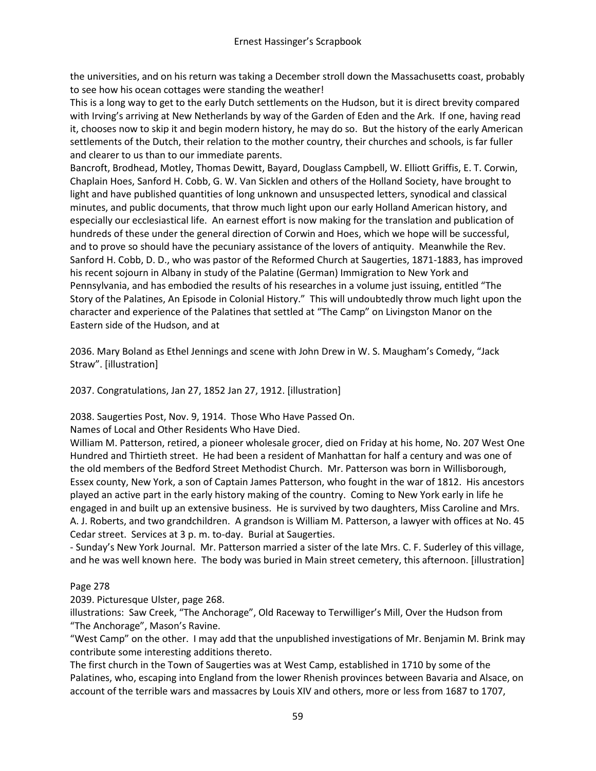the universities, and on his return was taking a December stroll down the Massachusetts coast, probably to see how his ocean cottages were standing the weather!

This is a long way to get to the early Dutch settlements on the Hudson, but it is direct brevity compared with Irving's arriving at New Netherlands by way of the Garden of Eden and the Ark. If one, having read it, chooses now to skip it and begin modern history, he may do so. But the history of the early American settlements of the Dutch, their relation to the mother country, their churches and schools, is far fuller and clearer to us than to our immediate parents.

Bancroft, Brodhead, Motley, Thomas Dewitt, Bayard, Douglass Campbell, W. Elliott Griffis, E. T. Corwin, Chaplain Hoes, Sanford H. Cobb, G. W. Van Sicklen and others of the Holland Society, have brought to light and have published quantities of long unknown and unsuspected letters, synodical and classical minutes, and public documents, that throw much light upon our early Holland American history, and especially our ecclesiastical life. An earnest effort is now making for the translation and publication of hundreds of these under the general direction of Corwin and Hoes, which we hope will be successful, and to prove so should have the pecuniary assistance of the lovers of antiquity. Meanwhile the Rev. Sanford H. Cobb, D. D., who was pastor of the Reformed Church at Saugerties, 1871-1883, has improved his recent sojourn in Albany in study of the Palatine (German) Immigration to New York and Pennsylvania, and has embodied the results of his researches in a volume just issuing, entitled "The Story of the Palatines, An Episode in Colonial History." This will undoubtedly throw much light upon the character and experience of the Palatines that settled at "The Camp" on Livingston Manor on the Eastern side of the Hudson, and at

2036. Mary Boland as Ethel Jennings and scene with John Drew in W. S. Maugham's Comedy, "Jack Straw". [illustration]

2037. Congratulations, Jan 27, 1852 Jan 27, 1912. [illustration]

2038. Saugerties Post, Nov. 9, 1914. Those Who Have Passed On.

Names of Local and Other Residents Who Have Died.

William M. Patterson, retired, a pioneer wholesale grocer, died on Friday at his home, No. 207 West One Hundred and Thirtieth street. He had been a resident of Manhattan for half a century and was one of the old members of the Bedford Street Methodist Church. Mr. Patterson was born in Willisborough, Essex county, New York, a son of Captain James Patterson, who fought in the war of 1812. His ancestors played an active part in the early history making of the country. Coming to New York early in life he engaged in and built up an extensive business. He is survived by two daughters, Miss Caroline and Mrs. A. J. Roberts, and two grandchildren. A grandson is William M. Patterson, a lawyer with offices at No. 45 Cedar street. Services at 3 p. m. to-day. Burial at Saugerties.

- Sunday's New York Journal. Mr. Patterson married a sister of the late Mrs. C. F. Suderley of this village, and he was well known here. The body was buried in Main street cemetery, this afternoon. [illustration]

Page 278

2039. Picturesque Ulster, page 268.

illustrations: Saw Creek, "The Anchorage", Old Raceway to Terwilliger's Mill, Over the Hudson from "The Anchorage", Mason's Ravine.

"West Camp" on the other. I may add that the unpublished investigations of Mr. Benjamin M. Brink may contribute some interesting additions thereto.

The first church in the Town of Saugerties was at West Camp, established in 1710 by some of the Palatines, who, escaping into England from the lower Rhenish provinces between Bavaria and Alsace, on account of the terrible wars and massacres by Louis XIV and others, more or less from 1687 to 1707,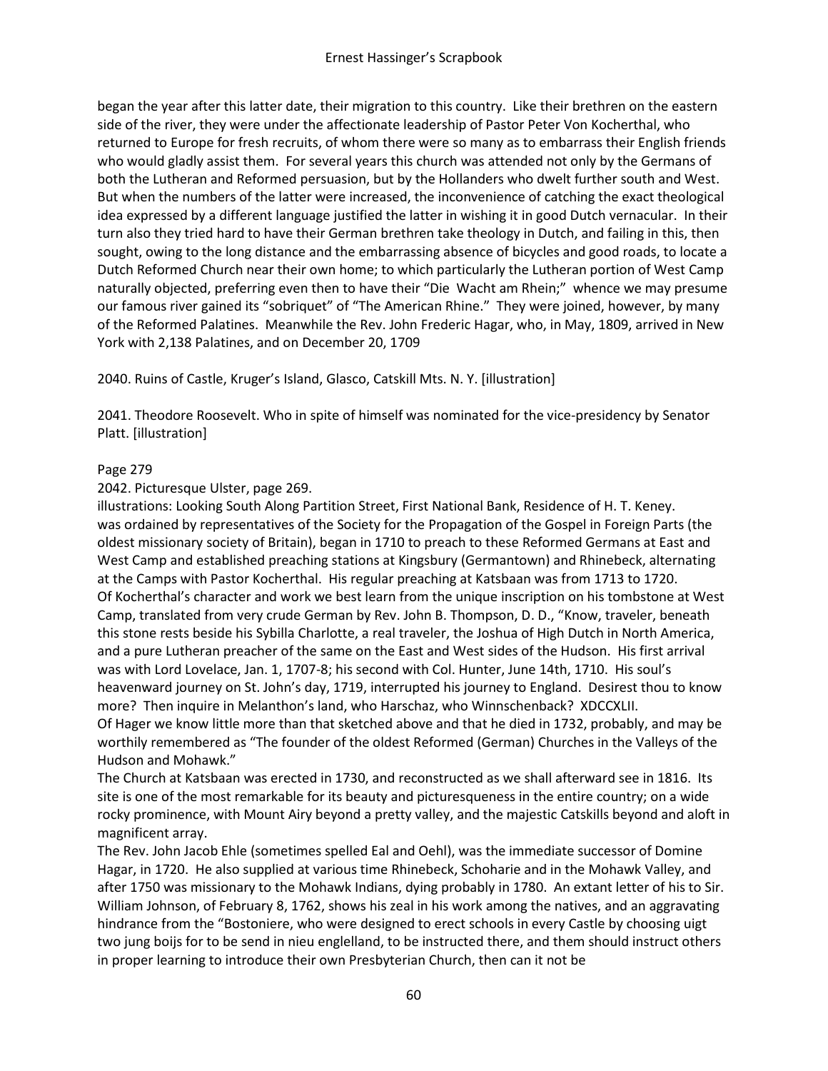began the year after this latter date, their migration to this country. Like their brethren on the eastern side of the river, they were under the affectionate leadership of Pastor Peter Von Kocherthal, who returned to Europe for fresh recruits, of whom there were so many as to embarrass their English friends who would gladly assist them. For several years this church was attended not only by the Germans of both the Lutheran and Reformed persuasion, but by the Hollanders who dwelt further south and West. But when the numbers of the latter were increased, the inconvenience of catching the exact theological idea expressed by a different language justified the latter in wishing it in good Dutch vernacular. In their turn also they tried hard to have their German brethren take theology in Dutch, and failing in this, then sought, owing to the long distance and the embarrassing absence of bicycles and good roads, to locate a Dutch Reformed Church near their own home; to which particularly the Lutheran portion of West Camp naturally objected, preferring even then to have their "Die Wacht am Rhein;" whence we may presume our famous river gained its "sobriquet" of "The American Rhine." They were joined, however, by many of the Reformed Palatines. Meanwhile the Rev. John Frederic Hagar, who, in May, 1809, arrived in New York with 2,138 Palatines, and on December 20, 1709

2040. Ruins of Castle, Kruger's Island, Glasco, Catskill Mts. N. Y. [illustration]

2041. Theodore Roosevelt. Who in spite of himself was nominated for the vice-presidency by Senator Platt. [illustration]

Page 279

2042. Picturesque Ulster, page 269.

illustrations: Looking South Along Partition Street, First National Bank, Residence of H. T. Keney.

was ordained by representatives of the Society for the Propagation of the Gospel in Foreign Parts (the oldest missionary society of Britain), began in 1710 to preach to these Reformed Germans at East and West Camp and established preaching stations at Kingsbury (Germantown) and Rhinebeck, alternating at the Camps with Pastor Kocherthal. His regular preaching at Katsbaan was from 1713 to 1720.

Of Kocherthal's character and work we best learn from the unique inscription on his tombstone at West Camp, translated from very crude German by Rev. John B. Thompson, D. D., "Know, traveler, beneath this stone rests beside his Sybilla Charlotte, a real traveler, the Joshua of High Dutch in North America, and a pure Lutheran preacher of the same on the East and West sides of the Hudson. His first arrival was with Lord Lovelace, Jan. 1, 1707-8; his second with Col. Hunter, June 14th, 1710. His soul's heavenward journey on St. John's day, 1719, interrupted his journey to England. Desirest thou to know more? Then inquire in Melanthon's land, who Harschaz, who Winnschenback? XDCCXLII.

Of Hager we know little more than that sketched above and that he died in 1732, probably, and may be worthily remembered as "The founder of the oldest Reformed (German) Churches in the Valleys of the Hudson and Mohawk."

The Church at Katsbaan was erected in 1730, and reconstructed as we shall afterward see in 1816. Its site is one of the most remarkable for its beauty and picturesqueness in the entire country; on a wide rocky prominence, with Mount Airy beyond a pretty valley, and the majestic Catskills beyond and aloft in magnificent array.

The Rev. John Jacob Ehle (sometimes spelled Eal and Oehl), was the immediate successor of Domine Hagar, in 1720. He also supplied at various time Rhinebeck, Schoharie and in the Mohawk Valley, and after 1750 was missionary to the Mohawk Indians, dying probably in 1780. An extant letter of his to Sir. William Johnson, of February 8, 1762, shows his zeal in his work among the natives, and an aggravating hindrance from the "Bostoniere, who were designed to erect schools in every Castle by choosing uigt two jung boijs for to be send in nieu englelland, to be instructed there, and them should instruct others in proper learning to introduce their own Presbyterian Church, then can it not be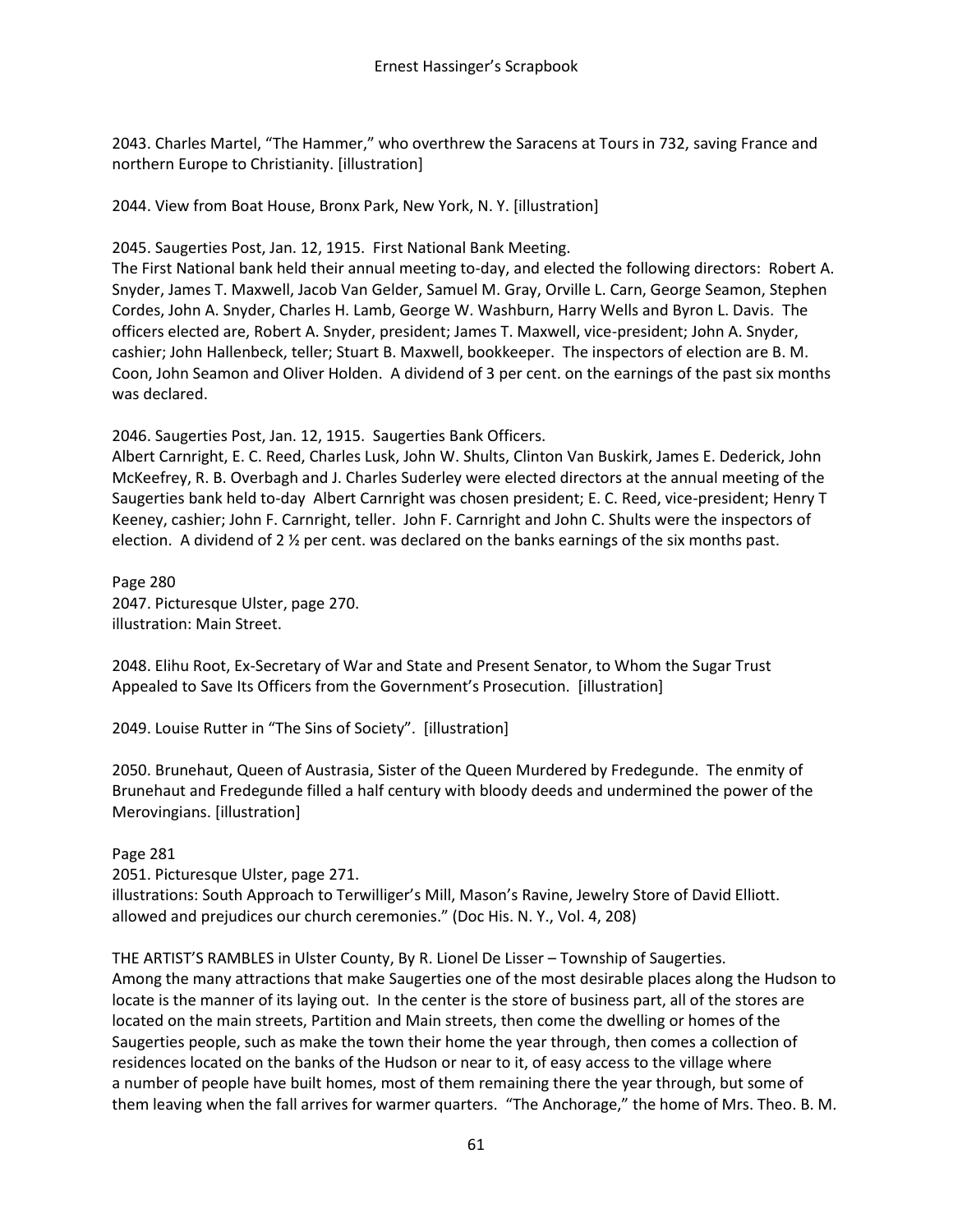2043. Charles Martel, "The Hammer," who overthrew the Saracens at Tours in 732, saving France and northern Europe to Christianity. [illustration]

2044. View from Boat House, Bronx Park, New York, N. Y. [illustration]

2045. Saugerties Post, Jan. 12, 1915. First National Bank Meeting.
The First National bank held their annual meeting to-day, and elected the following directors: Robert A. Snyder, James T. Maxwell, Jacob Van Gelder, Samuel M. Gray, Orville L. Carn, George Seamon, Stephen Cordes, John A. Snyder, Charles H. Lamb, George W. Washburn, Harry Wells and Byron L. Davis. The officers elected are, Robert A. Snyder, president; James T. Maxwell, vice-president; John A. Snyder, cashier; John Hallenbeck, teller; Stuart B. Maxwell, bookkeeper. The inspectors of election are B. M. Coon, John Seamon and Oliver Holden. A dividend of 3 per cent. on the earnings of the past six months was declared.

2046. Saugerties Post, Jan. 12, 1915. Saugerties Bank Officers.
Albert Carnright, E. C. Reed, Charles Lusk, John W. Shults, Clinton Van Buskirk, James E. Dederick, John McKeefrey, R. B. Overbagh and J. Charles Suderley were elected directors at the annual meeting of the Saugerties bank held to-day Albert Carnright was chosen president; E. C. Reed, vice-president; Henry T Keeney, cashier; John F. Carnright, teller. John F. Carnright and John C. Shults were the inspectors of election. A dividend of 2 ½ per cent. was declared on the banks earnings of the six months past.

Page 280
2047. Picturesque Ulster, page 270.
illustration: Main Street.

2048. Elihu Root, Ex-Secretary of War and State and Present Senator, to Whom the Sugar Trust Appealed to Save Its Officers from the Government's Prosecution. [illustration]

2049. Louise Rutter in "The Sins of Society". [illustration]

2050. Brunehaut, Queen of Austrasia, Sister of the Queen Murdered by Fredegunde. The enmity of Brunehaut and Fredegunde filled a half century with bloody deeds and undermined the power of the Merovingians. [illustration]

Page 281
2051. Picturesque Ulster, page 271.
illustrations: South Approach to Terwilliger's Mill, Mason's Ravine, Jewelry Store of David Elliott.
allowed and prejudices our church ceremonies." (Doc His. N. Y., Vol. 4, 208)

THE ARTIST'S RAMBLES in Ulster County, By R. Lionel De Lisser – Township of Saugerties.
Among the many attractions that make Saugerties one of the most desirable places along the Hudson to locate is the manner of its laying out. In the center is the store of business part, all of the stores are located on the main streets, Partition and Main streets, then come the dwelling or homes of the Saugerties people, such as make the town their home the year through, then comes a collection of residences located on the banks of the Hudson or near to it, of easy access to the village where a number of people have built homes, most of them remaining there the year through, but some of them leaving when the fall arrives for warmer quarters. "The Anchorage," the home of Mrs. Theo. B. M.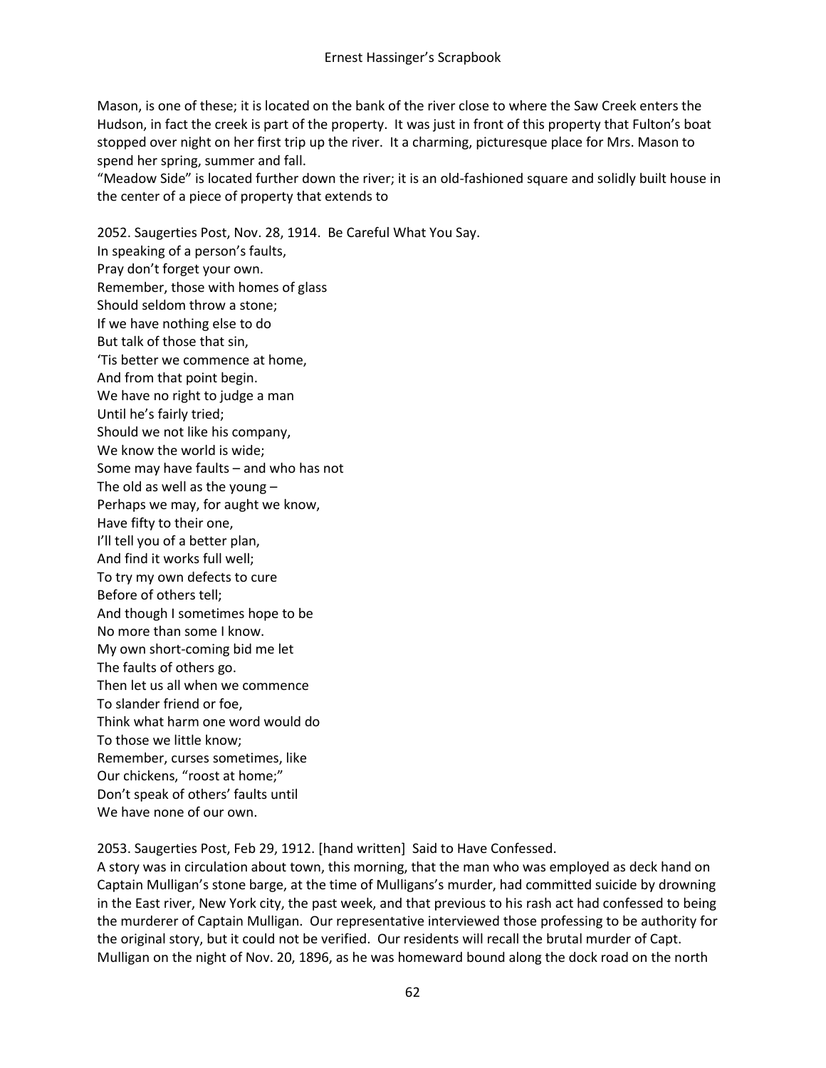Mason, is one of these; it is located on the bank of the river close to where the Saw Creek enters the Hudson, in fact the creek is part of the property. It was just in front of this property that Fulton's boat stopped over night on her first trip up the river. It a charming, picturesque place for Mrs. Mason to spend her spring, summer and fall.
"Meadow Side" is located further down the river; it is an old-fashioned square and solidly built house in the center of a piece of property that extends to

2052. Saugerties Post, Nov. 28, 1914. Be Careful What You Say.
In speaking of a person's faults,
Pray don't forget your own.
Remember, those with homes of glass
Should seldom throw a stone;
If we have nothing else to do
But talk of those that sin,
'Tis better we commence at home,
And from that point begin.
We have no right to judge a man
Until he's fairly tried;
Should we not like his company,
We know the world is wide;
Some may have faults – and who has not
The old as well as the young –
Perhaps we may, for aught we know,
Have fifty to their one,
I'll tell you of a better plan,
And find it works full well;
To try my own defects to cure
Before of others tell;
And though I sometimes hope to be
No more than some I know.
My own short-coming bid me let
The faults of others go.
Then let us all when we commence
To slander friend or foe,
Think what harm one word would do
To those we little know;
Remember, curses sometimes, like
Our chickens, "roost at home;"
Don't speak of others' faults until
We have none of our own.

2053. Saugerties Post, Feb 29, 1912. [hand written] Said to Have Confessed.
A story was in circulation about town, this morning, that the man who was employed as deck hand on Captain Mulligan's stone barge, at the time of Mulligans's murder, had committed suicide by drowning in the East river, New York city, the past week, and that previous to his rash act had confessed to being the murderer of Captain Mulligan. Our representative interviewed those professing to be authority for the original story, but it could not be verified. Our residents will recall the brutal murder of Capt. Mulligan on the night of Nov. 20, 1896, as he was homeward bound along the dock road on the north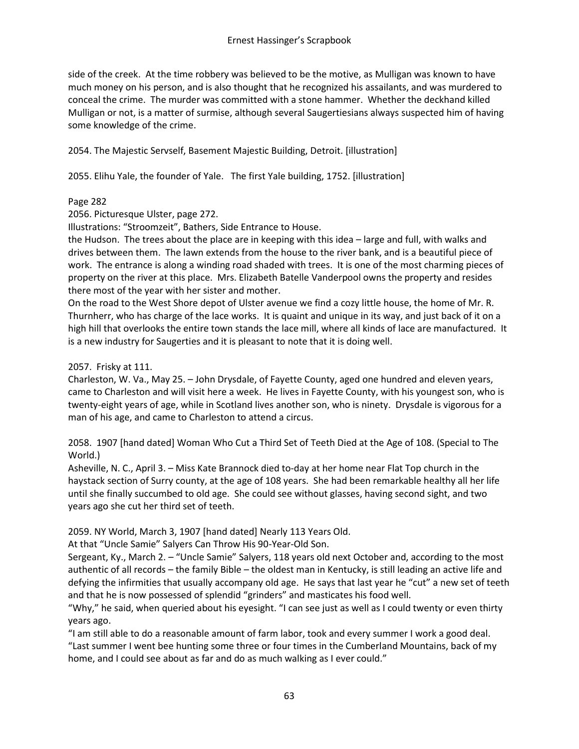side of the creek. At the time robbery was believed to be the motive, as Mulligan was known to have much money on his person, and is also thought that he recognized his assailants, and was murdered to conceal the crime. The murder was committed with a stone hammer. Whether the deckhand killed Mulligan or not, is a matter of surmise, although several Saugertiesians always suspected him of having some knowledge of the crime.

2054. The Majestic Servself, Basement Majestic Building, Detroit. [illustration]

2055. Elihu Yale, the founder of Yale. The first Yale building, 1752. [illustration]

Page 282

2056. Picturesque Ulster, page 272.

Illustrations: "Stroomzeit", Bathers, Side Entrance to House.

the Hudson. The trees about the place are in keeping with this idea – large and full, with walks and drives between them. The lawn extends from the house to the river bank, and is a beautiful piece of work. The entrance is along a winding road shaded with trees. It is one of the most charming pieces of property on the river at this place. Mrs. Elizabeth Batelle Vanderpool owns the property and resides there most of the year with her sister and mother.

On the road to the West Shore depot of Ulster avenue we find a cozy little house, the home of Mr. R. Thurnherr, who has charge of the lace works. It is quaint and unique in its way, and just back of it on a high hill that overlooks the entire town stands the lace mill, where all kinds of lace are manufactured. It is a new industry for Saugerties and it is pleasant to note that it is doing well.

2057. Frisky at 111.

Charleston, W. Va., May 25. – John Drysdale, of Fayette County, aged one hundred and eleven years, came to Charleston and will visit here a week. He lives in Fayette County, with his youngest son, who is twenty-eight years of age, while in Scotland lives another son, who is ninety. Drysdale is vigorous for a man of his age, and came to Charleston to attend a circus.

2058. 1907 [hand dated] Woman Who Cut a Third Set of Teeth Died at the Age of 108. (Special to The World.)

Asheville, N. C., April 3. – Miss Kate Brannock died to-day at her home near Flat Top church in the haystack section of Surry county, at the age of 108 years. She had been remarkable healthy all her life until she finally succumbed to old age. She could see without glasses, having second sight, and two years ago she cut her third set of teeth.

2059. NY World, March 3, 1907 [hand dated] Nearly 113 Years Old.

At that "Uncle Samie" Salyers Can Throw His 90-Year-Old Son.

Sergeant, Ky., March 2. – "Uncle Samie" Salyers, 118 years old next October and, according to the most authentic of all records – the family Bible – the oldest man in Kentucky, is still leading an active life and defying the infirmities that usually accompany old age. He says that last year he "cut" a new set of teeth and that he is now possessed of splendid "grinders" and masticates his food well.

"Why," he said, when queried about his eyesight. "I can see just as well as I could twenty or even thirty years ago.

"I am still able to do a reasonable amount of farm labor, took and every summer I work a good deal.

"Last summer I went bee hunting some three or four times in the Cumberland Mountains, back of my home, and I could see about as far and do as much walking as I ever could."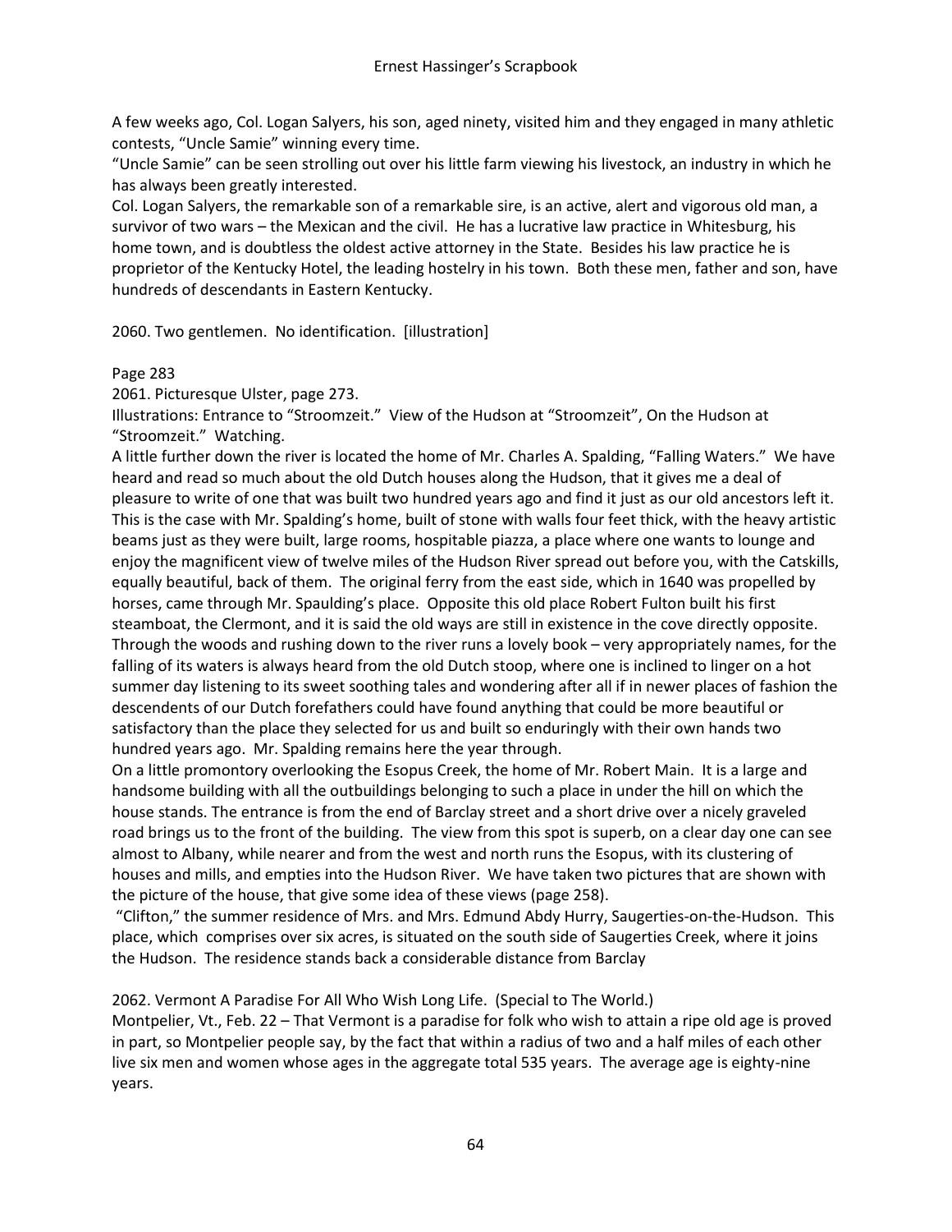A few weeks ago, Col. Logan Salyers, his son, aged ninety, visited him and they engaged in many athletic contests, "Uncle Samie" winning every time.
"Uncle Samie" can be seen strolling out over his little farm viewing his livestock, an industry in which he has always been greatly interested.
Col. Logan Salyers, the remarkable son of a remarkable sire, is an active, alert and vigorous old man, a survivor of two wars – the Mexican and the civil. He has a lucrative law practice in Whitesburg, his home town, and is doubtless the oldest active attorney in the State. Besides his law practice he is proprietor of the Kentucky Hotel, the leading hostelry in his town. Both these men, father and son, have hundreds of descendants in Eastern Kentucky.

2060. Two gentlemen. No identification. [illustration]

Page 283
2061. Picturesque Ulster, page 273.
Illustrations: Entrance to "Stroomzeit." View of the Hudson at "Stroomzeit", On the Hudson at "Stroomzeit." Watching.
A little further down the river is located the home of Mr. Charles A. Spalding, "Falling Waters." We have heard and read so much about the old Dutch houses along the Hudson, that it gives me a deal of pleasure to write of one that was built two hundred years ago and find it just as our old ancestors left it. This is the case with Mr. Spalding's home, built of stone with walls four feet thick, with the heavy artistic beams just as they were built, large rooms, hospitable piazza, a place where one wants to lounge and enjoy the magnificent view of twelve miles of the Hudson River spread out before you, with the Catskills, equally beautiful, back of them. The original ferry from the east side, which in 1640 was propelled by horses, came through Mr. Spaulding's place. Opposite this old place Robert Fulton built his first steamboat, the Clermont, and it is said the old ways are still in existence in the cove directly opposite. Through the woods and rushing down to the river runs a lovely book – very appropriately names, for the falling of its waters is always heard from the old Dutch stoop, where one is inclined to linger on a hot summer day listening to its sweet soothing tales and wondering after all if in newer places of fashion the descendents of our Dutch forefathers could have found anything that could be more beautiful or satisfactory than the place they selected for us and built so enduringly with their own hands two hundred years ago. Mr. Spalding remains here the year through.
On a little promontory overlooking the Esopus Creek, the home of Mr. Robert Main. It is a large and handsome building with all the outbuildings belonging to such a place in under the hill on which the house stands. The entrance is from the end of Barclay street and a short drive over a nicely graveled road brings us to the front of the building. The view from this spot is superb, on a clear day one can see almost to Albany, while nearer and from the west and north runs the Esopus, with its clustering of houses and mills, and empties into the Hudson River. We have taken two pictures that are shown with the picture of the house, that give some idea of these views (page 258).
"Clifton," the summer residence of Mrs. and Mrs. Edmund Abdy Hurry, Saugerties-on-the-Hudson. This place, which comprises over six acres, is situated on the south side of Saugerties Creek, where it joins the Hudson. The residence stands back a considerable distance from Barclay

2062. Vermont A Paradise For All Who Wish Long Life. (Special to The World.)
Montpelier, Vt., Feb. 22 – That Vermont is a paradise for folk who wish to attain a ripe old age is proved in part, so Montpelier people say, by the fact that within a radius of two and a half miles of each other live six men and women whose ages in the aggregate total 535 years. The average age is eighty-nine years.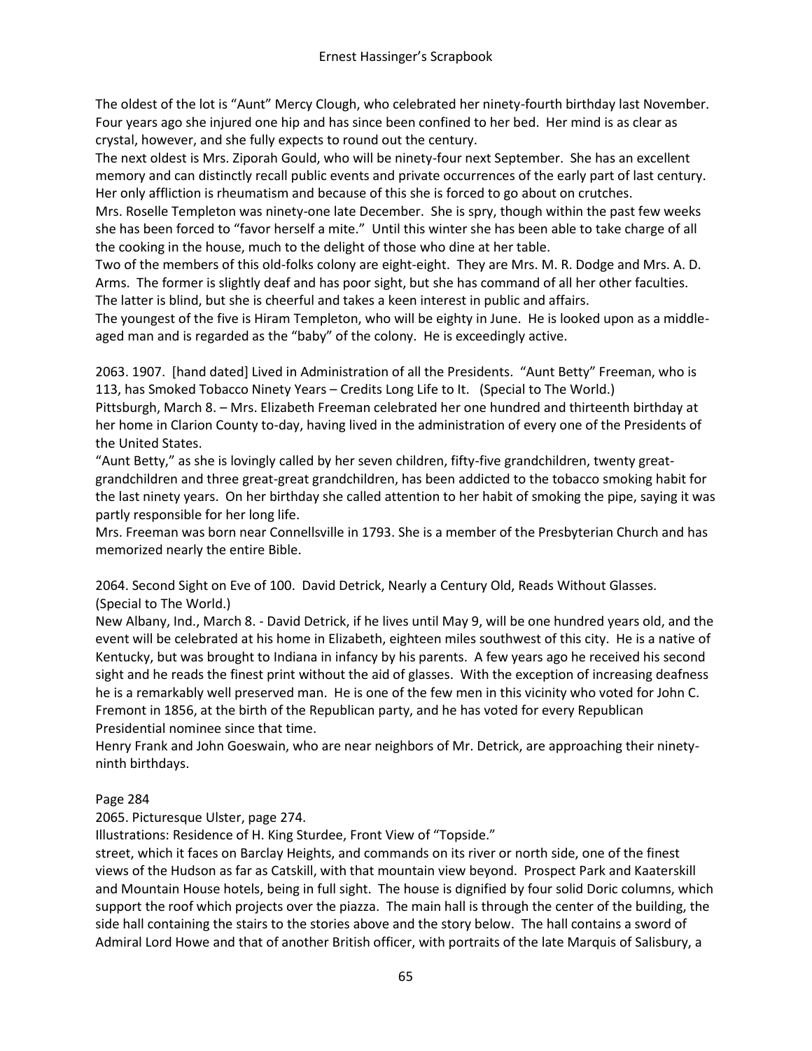The oldest of the lot is "Aunt" Mercy Clough, who celebrated her ninety-fourth birthday last November. Four years ago she injured one hip and has since been confined to her bed. Her mind is as clear as crystal, however, and she fully expects to round out the century.

The next oldest is Mrs. Ziporah Gould, who will be ninety-four next September. She has an excellent memory and can distinctly recall public events and private occurrences of the early part of last century. Her only affliction is rheumatism and because of this she is forced to go about on crutches.

Mrs. Roselle Templeton was ninety-one late December. She is spry, though within the past few weeks she has been forced to "favor herself a mite." Until this winter she has been able to take charge of all the cooking in the house, much to the delight of those who dine at her table.

Two of the members of this old-folks colony are eight-eight. They are Mrs. M. R. Dodge and Mrs. A. D. Arms. The former is slightly deaf and has poor sight, but she has command of all her other faculties. The latter is blind, but she is cheerful and takes a keen interest in public and affairs.

The youngest of the five is Hiram Templeton, who will be eighty in June. He is looked upon as a middle-aged man and is regarded as the "baby" of the colony. He is exceedingly active.

2063. 1907. [hand dated] Lived in Administration of all the Presidents. "Aunt Betty" Freeman, who is 113, has Smoked Tobacco Ninety Years – Credits Long Life to It. (Special to The World.)

Pittsburgh, March 8. – Mrs. Elizabeth Freeman celebrated her one hundred and thirteenth birthday at her home in Clarion County to-day, having lived in the administration of every one of the Presidents of the United States.

"Aunt Betty," as she is lovingly called by her seven children, fifty-five grandchildren, twenty great-grandchildren and three great-great grandchildren, has been addicted to the tobacco smoking habit for the last ninety years. On her birthday she called attention to her habit of smoking the pipe, saying it was partly responsible for her long life.

Mrs. Freeman was born near Connellsville in 1793. She is a member of the Presbyterian Church and has memorized nearly the entire Bible.

2064. Second Sight on Eve of 100. David Detrick, Nearly a Century Old, Reads Without Glasses. (Special to The World.)

New Albany, Ind., March 8. - David Detrick, if he lives until May 9, will be one hundred years old, and the event will be celebrated at his home in Elizabeth, eighteen miles southwest of this city. He is a native of Kentucky, but was brought to Indiana in infancy by his parents. A few years ago he received his second sight and he reads the finest print without the aid of glasses. With the exception of increasing deafness he is a remarkably well preserved man. He is one of the few men in this vicinity who voted for John C. Fremont in 1856, at the birth of the Republican party, and he has voted for every Republican Presidential nominee since that time.

Henry Frank and John Goeswain, who are near neighbors of Mr. Detrick, are approaching their ninety-ninth birthdays.

Page 284

2065. Picturesque Ulster, page 274.

Illustrations: Residence of H. King Sturdee, Front View of "Topside."

street, which it faces on Barclay Heights, and commands on its river or north side, one of the finest views of the Hudson as far as Catskill, with that mountain view beyond. Prospect Park and Kaaterskill and Mountain House hotels, being in full sight. The house is dignified by four solid Doric columns, which support the roof which projects over the piazza. The main hall is through the center of the building, the side hall containing the stairs to the stories above and the story below. The hall contains a sword of Admiral Lord Howe and that of another British officer, with portraits of the late Marquis of Salisbury, a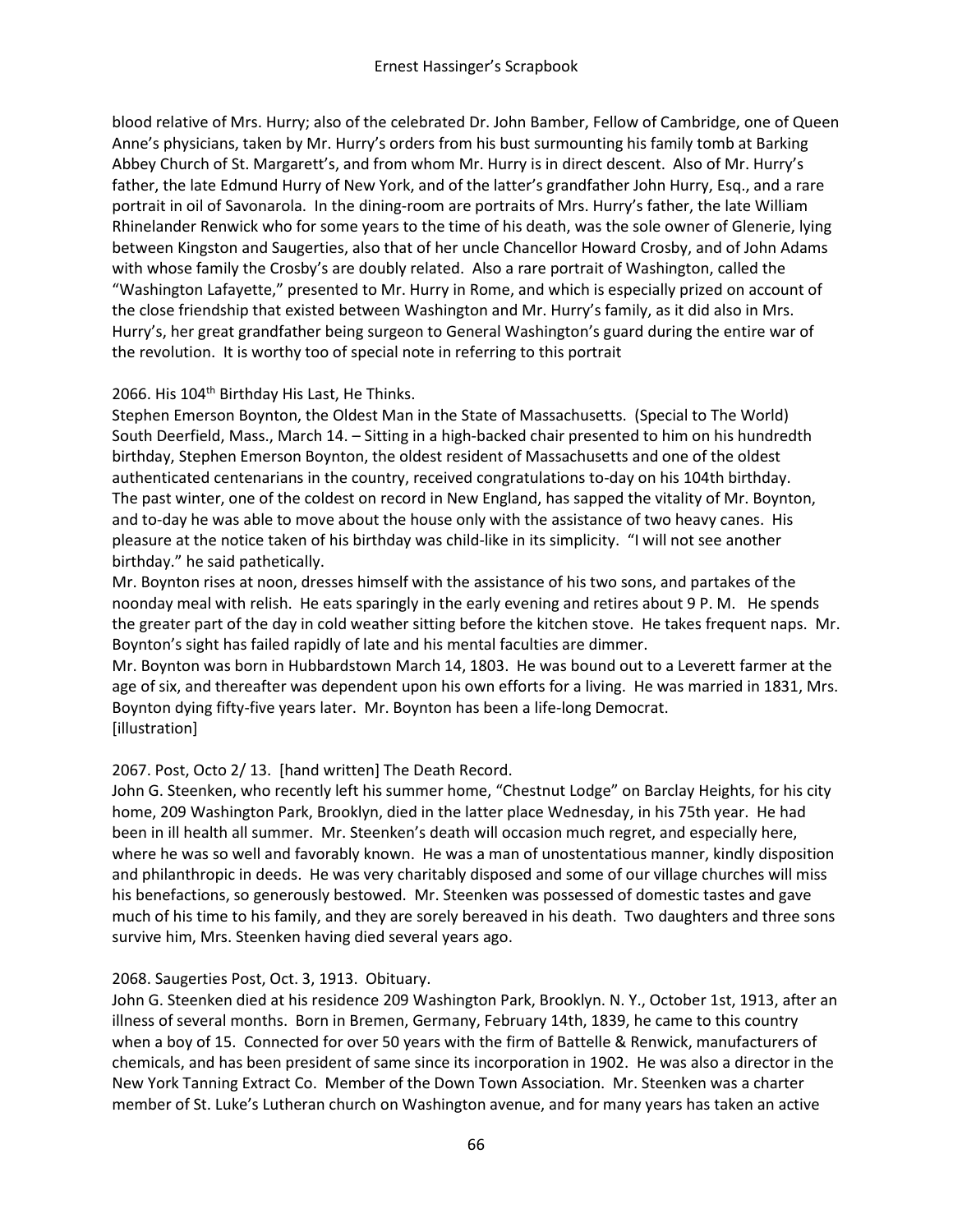blood relative of Mrs. Hurry; also of the celebrated Dr. John Bamber, Fellow of Cambridge, one of Queen Anne's physicians, taken by Mr. Hurry's orders from his bust surmounting his family tomb at Barking Abbey Church of St. Margarett's, and from whom Mr. Hurry is in direct descent. Also of Mr. Hurry's father, the late Edmund Hurry of New York, and of the latter's grandfather John Hurry, Esq., and a rare portrait in oil of Savonarola. In the dining-room are portraits of Mrs. Hurry's father, the late William Rhinelander Renwick who for some years to the time of his death, was the sole owner of Glenerie, lying between Kingston and Saugerties, also that of her uncle Chancellor Howard Crosby, and of John Adams with whose family the Crosby's are doubly related. Also a rare portrait of Washington, called the "Washington Lafayette," presented to Mr. Hurry in Rome, and which is especially prized on account of the close friendship that existed between Washington and Mr. Hurry's family, as it did also in Mrs. Hurry's, her great grandfather being surgeon to General Washington's guard during the entire war of the revolution. It is worthy too of special note in referring to this portrait

2066. His 104th Birthday His Last, He Thinks.
Stephen Emerson Boynton, the Oldest Man in the State of Massachusetts. (Special to The World)
South Deerfield, Mass., March 14. – Sitting in a high-backed chair presented to him on his hundredth birthday, Stephen Emerson Boynton, the oldest resident of Massachusetts and one of the oldest authenticated centenarians in the country, received congratulations to-day on his 104th birthday. The past winter, one of the coldest on record in New England, has sapped the vitality of Mr. Boynton, and to-day he was able to move about the house only with the assistance of two heavy canes. His pleasure at the notice taken of his birthday was child-like in its simplicity. "I will not see another birthday." he said pathetically.
Mr. Boynton rises at noon, dresses himself with the assistance of his two sons, and partakes of the noonday meal with relish. He eats sparingly in the early evening and retires about 9 P. M. He spends the greater part of the day in cold weather sitting before the kitchen stove. He takes frequent naps. Mr. Boynton's sight has failed rapidly of late and his mental faculties are dimmer.
Mr. Boynton was born in Hubbardstown March 14, 1803. He was bound out to a Leverett farmer at the age of six, and thereafter was dependent upon his own efforts for a living. He was married in 1831, Mrs. Boynton dying fifty-five years later. Mr. Boynton has been a life-long Democrat.
[illustration]

2067. Post, Octo 2/ 13. [hand written] The Death Record.
John G. Steenken, who recently left his summer home, "Chestnut Lodge" on Barclay Heights, for his city home, 209 Washington Park, Brooklyn, died in the latter place Wednesday, in his 75th year. He had been in ill health all summer. Mr. Steenken's death will occasion much regret, and especially here, where he was so well and favorably known. He was a man of unostentatious manner, kindly disposition and philanthropic in deeds. He was very charitably disposed and some of our village churches will miss his benefactions, so generously bestowed. Mr. Steenken was possessed of domestic tastes and gave much of his time to his family, and they are sorely bereaved in his death. Two daughters and three sons survive him, Mrs. Steenken having died several years ago.

2068. Saugerties Post, Oct. 3, 1913. Obituary.
John G. Steenken died at his residence 209 Washington Park, Brooklyn. N. Y., October 1st, 1913, after an illness of several months. Born in Bremen, Germany, February 14th, 1839, he came to this country when a boy of 15. Connected for over 50 years with the firm of Battelle & Renwick, manufacturers of chemicals, and has been president of same since its incorporation in 1902. He was also a director in the New York Tanning Extract Co. Member of the Down Town Association. Mr. Steenken was a charter member of St. Luke's Lutheran church on Washington avenue, and for many years has taken an active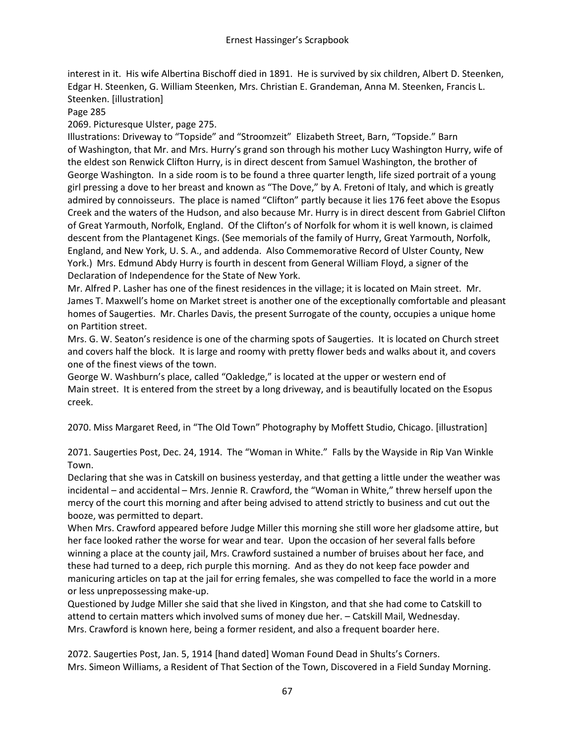interest in it. His wife Albertina Bischoff died in 1891. He is survived by six children, Albert D. Steenken, Edgar H. Steenken, G. William Steenken, Mrs. Christian E. Grandeman, Anna M. Steenken, Francis L. Steenken. [illustration]

Page 285

2069. Picturesque Ulster, page 275.

Illustrations: Driveway to "Topside" and "Stroomzeit" Elizabeth Street, Barn, "Topside." Barn of Washington, that Mr. and Mrs. Hurry's grand son through his mother Lucy Washington Hurry, wife of the eldest son Renwick Clifton Hurry, is in direct descent from Samuel Washington, the brother of George Washington. In a side room is to be found a three quarter length, life sized portrait of a young girl pressing a dove to her breast and known as "The Dove," by A. Fretoni of Italy, and which is greatly admired by connoisseurs. The place is named "Clifton" partly because it lies 176 feet above the Esopus Creek and the waters of the Hudson, and also because Mr. Hurry is in direct descent from Gabriel Clifton of Great Yarmouth, Norfolk, England. Of the Clifton's of Norfolk for whom it is well known, is claimed descent from the Plantagenet Kings. (See memorials of the family of Hurry, Great Yarmouth, Norfolk, England, and New York, U. S. A., and addenda. Also Commemorative Record of Ulster County, New York.) Mrs. Edmund Abdy Hurry is fourth in descent from General William Floyd, a signer of the Declaration of Independence for the State of New York.

Mr. Alfred P. Lasher has one of the finest residences in the village; it is located on Main street. Mr. James T. Maxwell's home on Market street is another one of the exceptionally comfortable and pleasant homes of Saugerties. Mr. Charles Davis, the present Surrogate of the county, occupies a unique home on Partition street.

Mrs. G. W. Seaton's residence is one of the charming spots of Saugerties. It is located on Church street and covers half the block. It is large and roomy with pretty flower beds and walks about it, and covers one of the finest views of the town.

George W. Washburn's place, called "Oakledge," is located at the upper or western end of Main street. It is entered from the street by a long driveway, and is beautifully located on the Esopus creek.

2070. Miss Margaret Reed, in "The Old Town" Photography by Moffett Studio, Chicago. [illustration]

2071. Saugerties Post, Dec. 24, 1914. The "Woman in White." Falls by the Wayside in Rip Van Winkle Town.

Declaring that she was in Catskill on business yesterday, and that getting a little under the weather was incidental – and accidental – Mrs. Jennie R. Crawford, the "Woman in White," threw herself upon the mercy of the court this morning and after being advised to attend strictly to business and cut out the booze, was permitted to depart.

When Mrs. Crawford appeared before Judge Miller this morning she still wore her gladsome attire, but her face looked rather the worse for wear and tear. Upon the occasion of her several falls before winning a place at the county jail, Mrs. Crawford sustained a number of bruises about her face, and these had turned to a deep, rich purple this morning. And as they do not keep face powder and manicuring articles on tap at the jail for erring females, she was compelled to face the world in a more or less unprepossessing make-up.

Questioned by Judge Miller she said that she lived in Kingston, and that she had come to Catskill to attend to certain matters which involved sums of money due her. – Catskill Mail, Wednesday.

Mrs. Crawford is known here, being a former resident, and also a frequent boarder here.

2072. Saugerties Post, Jan. 5, 1914 [hand dated] Woman Found Dead in Shults's Corners.

Mrs. Simeon Williams, a Resident of That Section of the Town, Discovered in a Field Sunday Morning.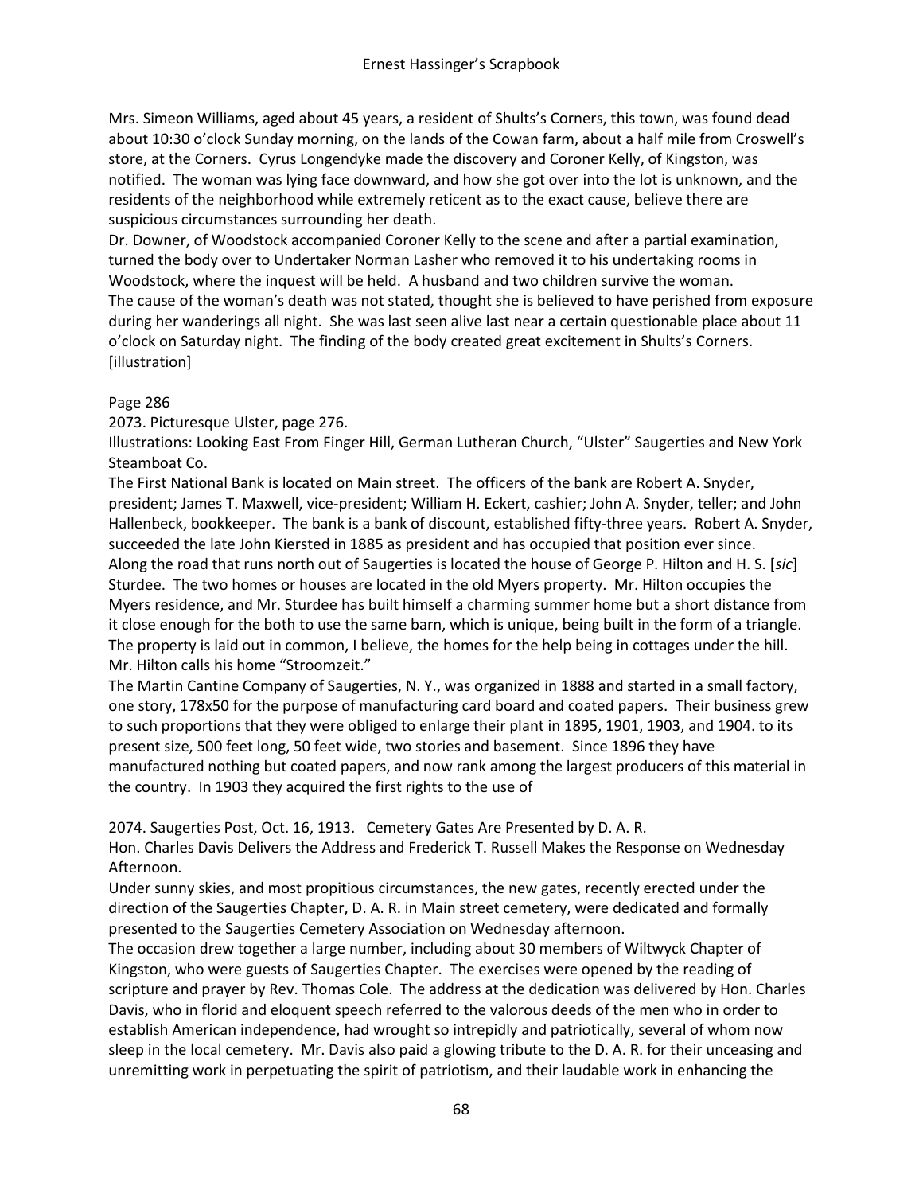Mrs. Simeon Williams, aged about 45 years, a resident of Shults's Corners, this town, was found dead about 10:30 o'clock Sunday morning, on the lands of the Cowan farm, about a half mile from Croswell's store, at the Corners. Cyrus Longendyke made the discovery and Coroner Kelly, of Kingston, was notified. The woman was lying face downward, and how she got over into the lot is unknown, and the residents of the neighborhood while extremely reticent as to the exact cause, believe there are suspicious circumstances surrounding her death.
Dr. Downer, of Woodstock accompanied Coroner Kelly to the scene and after a partial examination, turned the body over to Undertaker Norman Lasher who removed it to his undertaking rooms in Woodstock, where the inquest will be held. A husband and two children survive the woman.
The cause of the woman's death was not stated, thought she is believed to have perished from exposure during her wanderings all night. She was last seen alive last near a certain questionable place about 11 o'clock on Saturday night. The finding of the body created great excitement in Shults's Corners.
[illustration]

Page 286
2073. Picturesque Ulster, page 276.
Illustrations: Looking East From Finger Hill, German Lutheran Church, "Ulster" Saugerties and New York Steamboat Co.
The First National Bank is located on Main street. The officers of the bank are Robert A. Snyder, president; James T. Maxwell, vice-president; William H. Eckert, cashier; John A. Snyder, teller; and John Hallenbeck, bookkeeper. The bank is a bank of discount, established fifty-three years. Robert A. Snyder, succeeded the late John Kiersted in 1885 as president and has occupied that position ever since.
Along the road that runs north out of Saugerties is located the house of George P. Hilton and H. S. [*sic*] Sturdee. The two homes or houses are located in the old Myers property. Mr. Hilton occupies the Myers residence, and Mr. Sturdee has built himself a charming summer home but a short distance from it close enough for the both to use the same barn, which is unique, being built in the form of a triangle. The property is laid out in common, I believe, the homes for the help being in cottages under the hill. Mr. Hilton calls his home "Stroomzeit."
The Martin Cantine Company of Saugerties, N. Y., was organized in 1888 and started in a small factory, one story, 178x50 for the purpose of manufacturing card board and coated papers. Their business grew to such proportions that they were obliged to enlarge their plant in 1895, 1901, 1903, and 1904. to its present size, 500 feet long, 50 feet wide, two stories and basement. Since 1896 they have manufactured nothing but coated papers, and now rank among the largest producers of this material in the country. In 1903 they acquired the first rights to the use of

2074. Saugerties Post, Oct. 16, 1913. Cemetery Gates Are Presented by D. A. R.
Hon. Charles Davis Delivers the Address and Frederick T. Russell Makes the Response on Wednesday Afternoon.
Under sunny skies, and most propitious circumstances, the new gates, recently erected under the direction of the Saugerties Chapter, D. A. R. in Main street cemetery, were dedicated and formally presented to the Saugerties Cemetery Association on Wednesday afternoon.
The occasion drew together a large number, including about 30 members of Wiltwyck Chapter of Kingston, who were guests of Saugerties Chapter. The exercises were opened by the reading of scripture and prayer by Rev. Thomas Cole. The address at the dedication was delivered by Hon. Charles Davis, who in florid and eloquent speech referred to the valorous deeds of the men who in order to establish American independence, had wrought so intrepidly and patriotically, several of whom now sleep in the local cemetery. Mr. Davis also paid a glowing tribute to the D. A. R. for their unceasing and unremitting work in perpetuating the spirit of patriotism, and their laudable work in enhancing the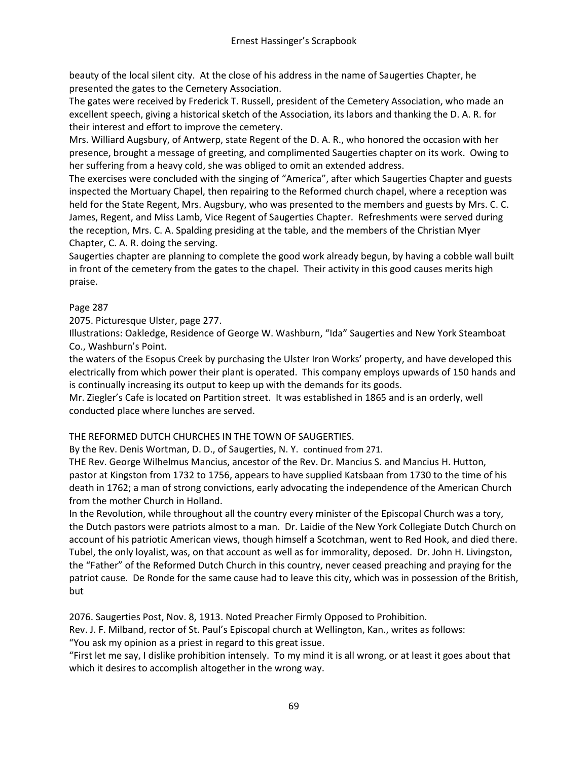beauty of the local silent city. At the close of his address in the name of Saugerties Chapter, he presented the gates to the Cemetery Association.

The gates were received by Frederick T. Russell, president of the Cemetery Association, who made an excellent speech, giving a historical sketch of the Association, its labors and thanking the D. A. R. for their interest and effort to improve the cemetery.

Mrs. Williard Augsbury, of Antwerp, state Regent of the D. A. R., who honored the occasion with her presence, brought a message of greeting, and complimented Saugerties chapter on its work. Owing to her suffering from a heavy cold, she was obliged to omit an extended address.

The exercises were concluded with the singing of "America", after which Saugerties Chapter and guests inspected the Mortuary Chapel, then repairing to the Reformed church chapel, where a reception was held for the State Regent, Mrs. Augsbury, who was presented to the members and guests by Mrs. C. C. James, Regent, and Miss Lamb, Vice Regent of Saugerties Chapter. Refreshments were served during the reception, Mrs. C. A. Spalding presiding at the table, and the members of the Christian Myer Chapter, C. A. R. doing the serving.

Saugerties chapter are planning to complete the good work already begun, by having a cobble wall built in front of the cemetery from the gates to the chapel. Their activity in this good causes merits high praise.

Page 287

2075. Picturesque Ulster, page 277.

Illustrations: Oakledge, Residence of George W. Washburn, "Ida" Saugerties and New York Steamboat Co., Washburn's Point.

the waters of the Esopus Creek by purchasing the Ulster Iron Works' property, and have developed this electrically from which power their plant is operated. This company employs upwards of 150 hands and is continually increasing its output to keep up with the demands for its goods.

Mr. Ziegler's Cafe is located on Partition street. It was established in 1865 and is an orderly, well conducted place where lunches are served.

THE REFORMED DUTCH CHURCHES IN THE TOWN OF SAUGERTIES.

By the Rev. Denis Wortman, D. D., of Saugerties, N. Y. continued from 271.

THE Rev. George Wilhelmus Mancius, ancestor of the Rev. Dr. Mancius S. and Mancius H. Hutton, pastor at Kingston from 1732 to 1756, appears to have supplied Katsbaan from 1730 to the time of his death in 1762; a man of strong convictions, early advocating the independence of the American Church from the mother Church in Holland.

In the Revolution, while throughout all the country every minister of the Episcopal Church was a tory, the Dutch pastors were patriots almost to a man. Dr. Laidie of the New York Collegiate Dutch Church on account of his patriotic American views, though himself a Scotchman, went to Red Hook, and died there. Tubel, the only loyalist, was, on that account as well as for immorality, deposed. Dr. John H. Livingston, the "Father" of the Reformed Dutch Church in this country, never ceased preaching and praying for the patriot cause. De Ronde for the same cause had to leave this city, which was in possession of the British, but

2076. Saugerties Post, Nov. 8, 1913. Noted Preacher Firmly Opposed to Prohibition.

Rev. J. F. Milband, rector of St. Paul's Episcopal church at Wellington, Kan., writes as follows:

"You ask my opinion as a priest in regard to this great issue.

"First let me say, I dislike prohibition intensely. To my mind it is all wrong, or at least it goes about that which it desires to accomplish altogether in the wrong way.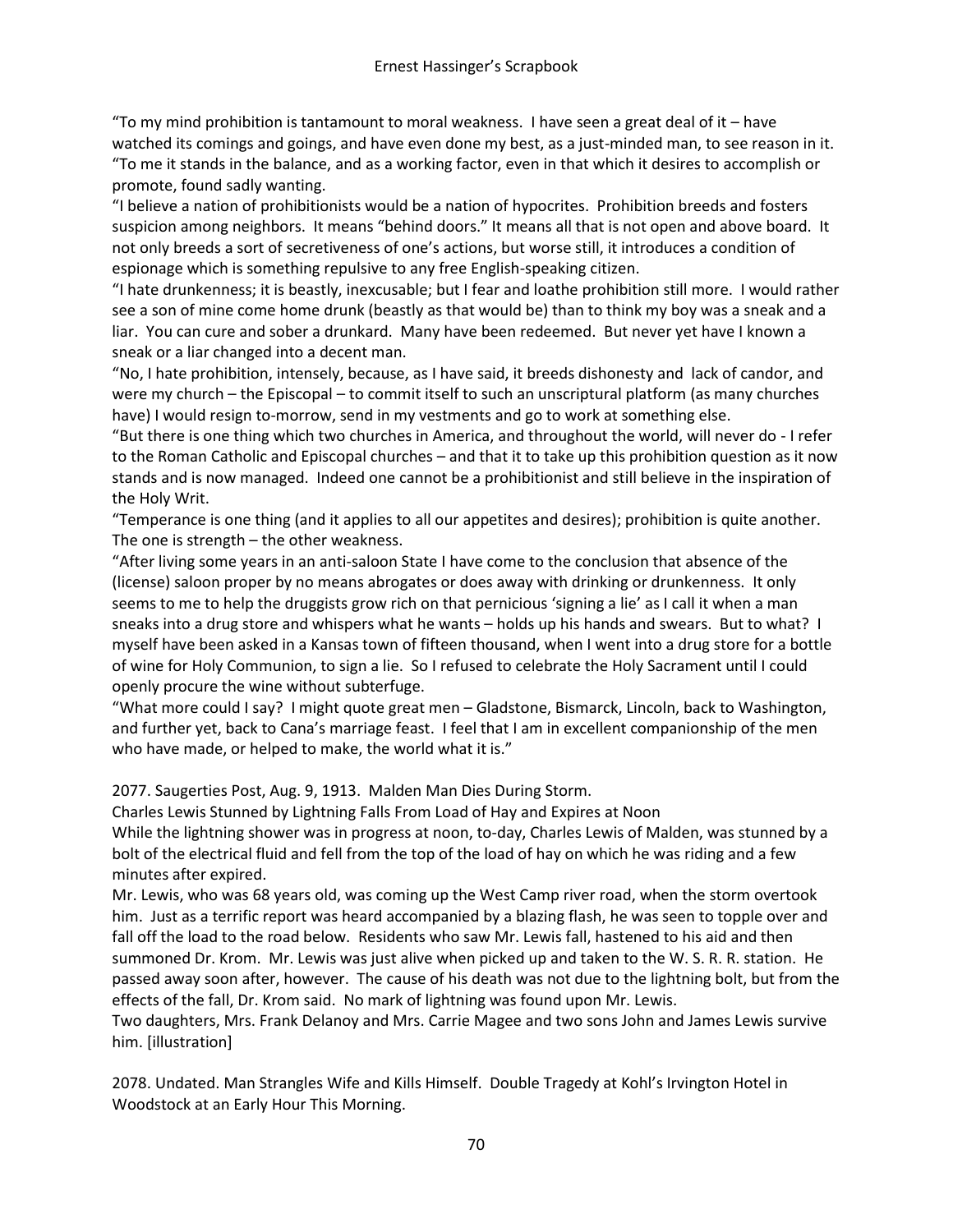"To my mind prohibition is tantamount to moral weakness. I have seen a great deal of it – have watched its comings and goings, and have even done my best, as a just-minded man, to see reason in it.
"To me it stands in the balance, and as a working factor, even in that which it desires to accomplish or promote, found sadly wanting.
"I believe a nation of prohibitionists would be a nation of hypocrites. Prohibition breeds and fosters suspicion among neighbors. It means "behind doors." It means all that is not open and above board. It not only breeds a sort of secretiveness of one's actions, but worse still, it introduces a condition of espionage which is something repulsive to any free English-speaking citizen.
"I hate drunkenness; it is beastly, inexcusable; but I fear and loathe prohibition still more. I would rather see a son of mine come home drunk (beastly as that would be) than to think my boy was a sneak and a liar. You can cure and sober a drunkard. Many have been redeemed. But never yet have I known a sneak or a liar changed into a decent man.
"No, I hate prohibition, intensely, because, as I have said, it breeds dishonesty and lack of candor, and were my church – the Episcopal – to commit itself to such an unscriptural platform (as many churches have) I would resign to-morrow, send in my vestments and go to work at something else.
"But there is one thing which two churches in America, and throughout the world, will never do - I refer to the Roman Catholic and Episcopal churches – and that it to take up this prohibition question as it now stands and is now managed. Indeed one cannot be a prohibitionist and still believe in the inspiration of the Holy Writ.
"Temperance is one thing (and it applies to all our appetites and desires); prohibition is quite another. The one is strength – the other weakness.
"After living some years in an anti-saloon State I have come to the conclusion that absence of the (license) saloon proper by no means abrogates or does away with drinking or drunkenness. It only seems to me to help the druggists grow rich on that pernicious 'signing a lie' as I call it when a man sneaks into a drug store and whispers what he wants – holds up his hands and swears. But to what? I myself have been asked in a Kansas town of fifteen thousand, when I went into a drug store for a bottle of wine for Holy Communion, to sign a lie. So I refused to celebrate the Holy Sacrament until I could openly procure the wine without subterfuge.
"What more could I say? I might quote great men – Gladstone, Bismarck, Lincoln, back to Washington, and further yet, back to Cana's marriage feast. I feel that I am in excellent companionship of the men who have made, or helped to make, the world what it is."

2077. Saugerties Post, Aug. 9, 1913. Malden Man Dies During Storm.
Charles Lewis Stunned by Lightning Falls From Load of Hay and Expires at Noon
While the lightning shower was in progress at noon, to-day, Charles Lewis of Malden, was stunned by a bolt of the electrical fluid and fell from the top of the load of hay on which he was riding and a few minutes after expired.
Mr. Lewis, who was 68 years old, was coming up the West Camp river road, when the storm overtook him. Just as a terrific report was heard accompanied by a blazing flash, he was seen to topple over and fall off the load to the road below. Residents who saw Mr. Lewis fall, hastened to his aid and then summoned Dr. Krom. Mr. Lewis was just alive when picked up and taken to the W. S. R. R. station. He passed away soon after, however. The cause of his death was not due to the lightning bolt, but from the effects of the fall, Dr. Krom said. No mark of lightning was found upon Mr. Lewis.
Two daughters, Mrs. Frank Delanoy and Mrs. Carrie Magee and two sons John and James Lewis survive him. [illustration]

2078. Undated. Man Strangles Wife and Kills Himself. Double Tragedy at Kohl's Irvington Hotel in Woodstock at an Early Hour This Morning.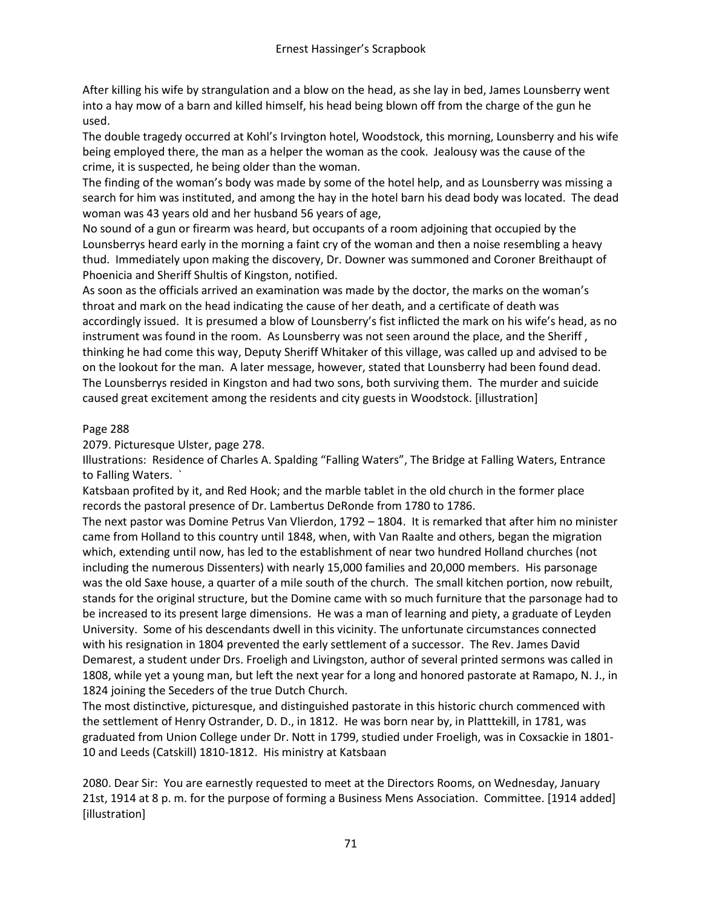After killing his wife by strangulation and a blow on the head, as she lay in bed, James Lounsberry went into a hay mow of a barn and killed himself, his head being blown off from the charge of the gun he used.

The double tragedy occurred at Kohl's Irvington hotel, Woodstock, this morning, Lounsberry and his wife being employed there, the man as a helper the woman as the cook. Jealousy was the cause of the crime, it is suspected, he being older than the woman.

The finding of the woman's body was made by some of the hotel help, and as Lounsberry was missing a search for him was instituted, and among the hay in the hotel barn his dead body was located. The dead woman was 43 years old and her husband 56 years of age,

No sound of a gun or firearm was heard, but occupants of a room adjoining that occupied by the Lounsberrys heard early in the morning a faint cry of the woman and then a noise resembling a heavy thud. Immediately upon making the discovery, Dr. Downer was summoned and Coroner Breithaupt of Phoenicia and Sheriff Shultis of Kingston, notified.

As soon as the officials arrived an examination was made by the doctor, the marks on the woman's throat and mark on the head indicating the cause of her death, and a certificate of death was accordingly issued. It is presumed a blow of Lounsberry's fist inflicted the mark on his wife's head, as no instrument was found in the room. As Lounsberry was not seen around the place, and the Sheriff , thinking he had come this way, Deputy Sheriff Whitaker of this village, was called up and advised to be on the lookout for the man. A later message, however, stated that Lounsberry had been found dead. The Lounsberrys resided in Kingston and had two sons, both surviving them. The murder and suicide caused great excitement among the residents and city guests in Woodstock. [illustration]

Page 288

2079. Picturesque Ulster, page 278.

Illustrations: Residence of Charles A. Spalding "Falling Waters", The Bridge at Falling Waters, Entrance to Falling Waters. `

Katsbaan profited by it, and Red Hook; and the marble tablet in the old church in the former place records the pastoral presence of Dr. Lambertus DeRonde from 1780 to 1786.

The next pastor was Domine Petrus Van Vlierdon, 1792 – 1804. It is remarked that after him no minister came from Holland to this country until 1848, when, with Van Raalte and others, began the migration which, extending until now, has led to the establishment of near two hundred Holland churches (not including the numerous Dissenters) with nearly 15,000 families and 20,000 members. His parsonage was the old Saxe house, a quarter of a mile south of the church. The small kitchen portion, now rebuilt, stands for the original structure, but the Domine came with so much furniture that the parsonage had to be increased to its present large dimensions. He was a man of learning and piety, a graduate of Leyden University. Some of his descendants dwell in this vicinity. The unfortunate circumstances connected with his resignation in 1804 prevented the early settlement of a successor. The Rev. James David Demarest, a student under Drs. Froeligh and Livingston, author of several printed sermons was called in 1808, while yet a young man, but left the next year for a long and honored pastorate at Ramapo, N. J., in 1824 joining the Seceders of the true Dutch Church.

The most distinctive, picturesque, and distinguished pastorate in this historic church commenced with the settlement of Henry Ostrander, D. D., in 1812. He was born near by, in Platttekill, in 1781, was graduated from Union College under Dr. Nott in 1799, studied under Froeligh, was in Coxsackie in 1801-10 and Leeds (Catskill) 1810-1812. His ministry at Katsbaan

2080. Dear Sir: You are earnestly requested to meet at the Directors Rooms, on Wednesday, January 21st, 1914 at 8 p. m. for the purpose of forming a Business Mens Association. Committee. [1914 added] [illustration]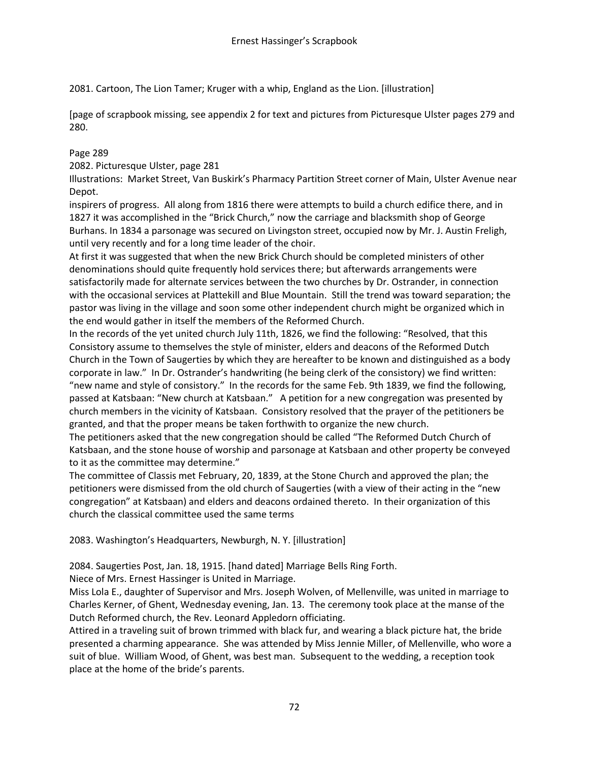2081. Cartoon, The Lion Tamer; Kruger with a whip, England as the Lion. [illustration]

[page of scrapbook missing, see appendix 2 for text and pictures from Picturesque Ulster pages 279 and 280.

Page 289

2082. Picturesque Ulster, page 281

Illustrations: Market Street, Van Buskirk's Pharmacy Partition Street corner of Main, Ulster Avenue near Depot.

inspirers of progress. All along from 1816 there were attempts to build a church edifice there, and in 1827 it was accomplished in the "Brick Church," now the carriage and blacksmith shop of George Burhans. In 1834 a parsonage was secured on Livingston street, occupied now by Mr. J. Austin Freligh, until very recently and for a long time leader of the choir.

At first it was suggested that when the new Brick Church should be completed ministers of other denominations should quite frequently hold services there; but afterwards arrangements were satisfactorily made for alternate services between the two churches by Dr. Ostrander, in connection with the occasional services at Plattekill and Blue Mountain. Still the trend was toward separation; the pastor was living in the village and soon some other independent church might be organized which in the end would gather in itself the members of the Reformed Church.

In the records of the yet united church July 11th, 1826, we find the following: "Resolved, that this Consistory assume to themselves the style of minister, elders and deacons of the Reformed Dutch Church in the Town of Saugerties by which they are hereafter to be known and distinguished as a body corporate in law." In Dr. Ostrander's handwriting (he being clerk of the consistory) we find written: "new name and style of consistory." In the records for the same Feb. 9th 1839, we find the following, passed at Katsbaan: "New church at Katsbaan." A petition for a new congregation was presented by church members in the vicinity of Katsbaan. Consistory resolved that the prayer of the petitioners be granted, and that the proper means be taken forthwith to organize the new church.

The petitioners asked that the new congregation should be called "The Reformed Dutch Church of Katsbaan, and the stone house of worship and parsonage at Katsbaan and other property be conveyed to it as the committee may determine."

The committee of Classis met February, 20, 1839, at the Stone Church and approved the plan; the petitioners were dismissed from the old church of Saugerties (with a view of their acting in the "new congregation" at Katsbaan) and elders and deacons ordained thereto. In their organization of this church the classical committee used the same terms

2083. Washington's Headquarters, Newburgh, N. Y. [illustration]

2084. Saugerties Post, Jan. 18, 1915. [hand dated] Marriage Bells Ring Forth.

Niece of Mrs. Ernest Hassinger is United in Marriage.

Miss Lola E., daughter of Supervisor and Mrs. Joseph Wolven, of Mellenville, was united in marriage to Charles Kerner, of Ghent, Wednesday evening, Jan. 13. The ceremony took place at the manse of the Dutch Reformed church, the Rev. Leonard Appledorn officiating.

Attired in a traveling suit of brown trimmed with black fur, and wearing a black picture hat, the bride presented a charming appearance. She was attended by Miss Jennie Miller, of Mellenville, who wore a suit of blue. William Wood, of Ghent, was best man. Subsequent to the wedding, a reception took place at the home of the bride's parents.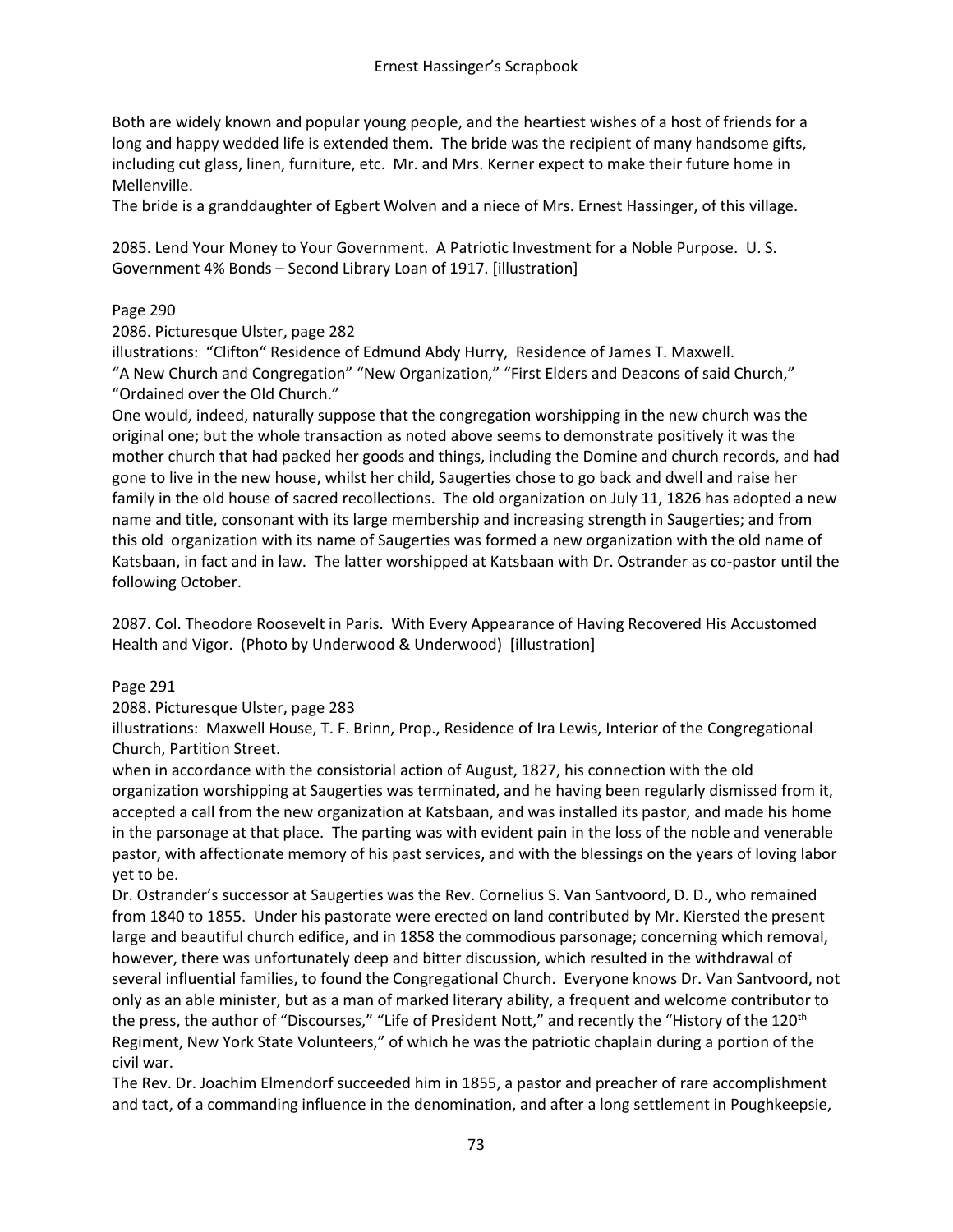Both are widely known and popular young people, and the heartiest wishes of a host of friends for a long and happy wedded life is extended them. The bride was the recipient of many handsome gifts, including cut glass, linen, furniture, etc. Mr. and Mrs. Kerner expect to make their future home in Mellenville.
The bride is a granddaughter of Egbert Wolven and a niece of Mrs. Ernest Hassinger, of this village.

2085. Lend Your Money to Your Government. A Patriotic Investment for a Noble Purpose. U. S. Government 4% Bonds – Second Library Loan of 1917. [illustration]

Page 290
2086. Picturesque Ulster, page 282
illustrations: "Clifton" Residence of Edmund Abdy Hurry, Residence of James T. Maxwell.
"A New Church and Congregation" "New Organization," "First Elders and Deacons of said Church," "Ordained over the Old Church."
One would, indeed, naturally suppose that the congregation worshipping in the new church was the original one; but the whole transaction as noted above seems to demonstrate positively it was the mother church that had packed her goods and things, including the Domine and church records, and had gone to live in the new house, whilst her child, Saugerties chose to go back and dwell and raise her family in the old house of sacred recollections. The old organization on July 11, 1826 has adopted a new name and title, consonant with its large membership and increasing strength in Saugerties; and from this old organization with its name of Saugerties was formed a new organization with the old name of Katsbaan, in fact and in law. The latter worshipped at Katsbaan with Dr. Ostrander as co-pastor until the following October.

2087. Col. Theodore Roosevelt in Paris. With Every Appearance of Having Recovered His Accustomed Health and Vigor. (Photo by Underwood & Underwood) [illustration]

Page 291
2088. Picturesque Ulster, page 283
illustrations: Maxwell House, T. F. Brinn, Prop., Residence of Ira Lewis, Interior of the Congregational Church, Partition Street.
when in accordance with the consistorial action of August, 1827, his connection with the old organization worshipping at Saugerties was terminated, and he having been regularly dismissed from it, accepted a call from the new organization at Katsbaan, and was installed its pastor, and made his home in the parsonage at that place. The parting was with evident pain in the loss of the noble and venerable pastor, with affectionate memory of his past services, and with the blessings on the years of loving labor yet to be.
Dr. Ostrander's successor at Saugerties was the Rev. Cornelius S. Van Santvoord, D. D., who remained from 1840 to 1855. Under his pastorate were erected on land contributed by Mr. Kiersted the present large and beautiful church edifice, and in 1858 the commodious parsonage; concerning which removal, however, there was unfortunately deep and bitter discussion, which resulted in the withdrawal of several influential families, to found the Congregational Church. Everyone knows Dr. Van Santvoord, not only as an able minister, but as a man of marked literary ability, a frequent and welcome contributor to the press, the author of "Discourses," "Life of President Nott," and recently the "History of the 120th Regiment, New York State Volunteers," of which he was the patriotic chaplain during a portion of the civil war.
The Rev. Dr. Joachim Elmendorf succeeded him in 1855, a pastor and preacher of rare accomplishment and tact, of a commanding influence in the denomination, and after a long settlement in Poughkeepsie,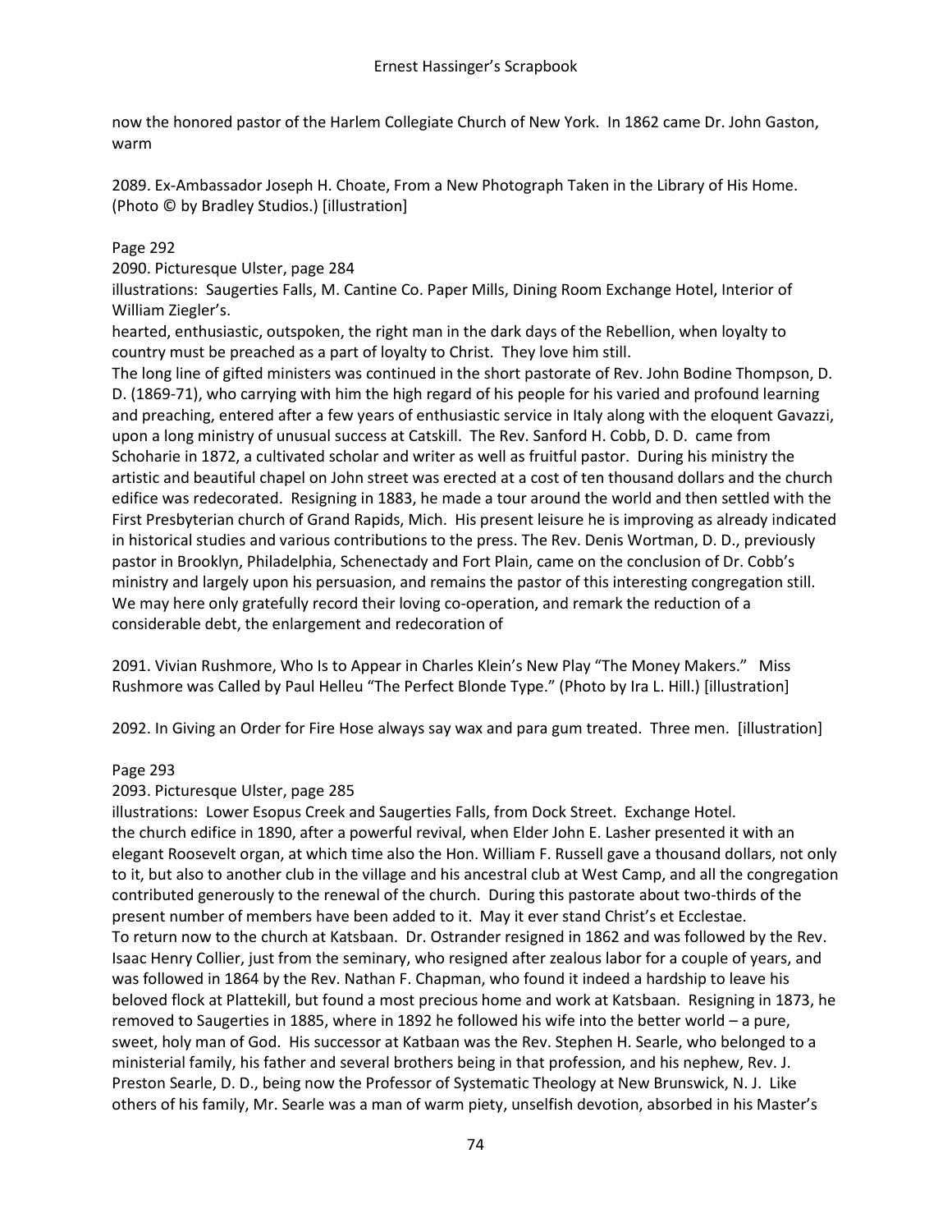now the honored pastor of the Harlem Collegiate Church of New York. In 1862 came Dr. John Gaston, warm

2089. Ex-Ambassador Joseph H. Choate, From a New Photograph Taken in the Library of His Home. (Photo © by Bradley Studios.) [illustration]

Page 292

2090. Picturesque Ulster, page 284

illustrations: Saugerties Falls, M. Cantine Co. Paper Mills, Dining Room Exchange Hotel, Interior of William Ziegler's.

hearted, enthusiastic, outspoken, the right man in the dark days of the Rebellion, when loyalty to country must be preached as a part of loyalty to Christ. They love him still.

The long line of gifted ministers was continued in the short pastorate of Rev. John Bodine Thompson, D. D. (1869-71), who carrying with him the high regard of his people for his varied and profound learning and preaching, entered after a few years of enthusiastic service in Italy along with the eloquent Gavazzi, upon a long ministry of unusual success at Catskill. The Rev. Sanford H. Cobb, D. D. came from Schoharie in 1872, a cultivated scholar and writer as well as fruitful pastor. During his ministry the artistic and beautiful chapel on John street was erected at a cost of ten thousand dollars and the church edifice was redecorated. Resigning in 1883, he made a tour around the world and then settled with the First Presbyterian church of Grand Rapids, Mich. His present leisure he is improving as already indicated in historical studies and various contributions to the press. The Rev. Denis Wortman, D. D., previously pastor in Brooklyn, Philadelphia, Schenectady and Fort Plain, came on the conclusion of Dr. Cobb's ministry and largely upon his persuasion, and remains the pastor of this interesting congregation still. We may here only gratefully record their loving co-operation, and remark the reduction of a considerable debt, the enlargement and redecoration of

2091. Vivian Rushmore, Who Is to Appear in Charles Klein's New Play "The Money Makers." Miss Rushmore was Called by Paul Helleu "The Perfect Blonde Type." (Photo by Ira L. Hill.) [illustration]

2092. In Giving an Order for Fire Hose always say wax and para gum treated. Three men. [illustration]

Page 293

2093. Picturesque Ulster, page 285

illustrations: Lower Esopus Creek and Saugerties Falls, from Dock Street. Exchange Hotel.

the church edifice in 1890, after a powerful revival, when Elder John E. Lasher presented it with an elegant Roosevelt organ, at which time also the Hon. William F. Russell gave a thousand dollars, not only to it, but also to another club in the village and his ancestral club at West Camp, and all the congregation contributed generously to the renewal of the church. During this pastorate about two-thirds of the present number of members have been added to it. May it ever stand Christ's et Ecclestae.

To return now to the church at Katsbaan. Dr. Ostrander resigned in 1862 and was followed by the Rev. Isaac Henry Collier, just from the seminary, who resigned after zealous labor for a couple of years, and was followed in 1864 by the Rev. Nathan F. Chapman, who found it indeed a hardship to leave his beloved flock at Plattekill, but found a most precious home and work at Katsbaan. Resigning in 1873, he removed to Saugerties in 1885, where in 1892 he followed his wife into the better world – a pure, sweet, holy man of God. His successor at Katbaan was the Rev. Stephen H. Searle, who belonged to a ministerial family, his father and several brothers being in that profession, and his nephew, Rev. J. Preston Searle, D. D., being now the Professor of Systematic Theology at New Brunswick, N. J. Like others of his family, Mr. Searle was a man of warm piety, unselfish devotion, absorbed in his Master's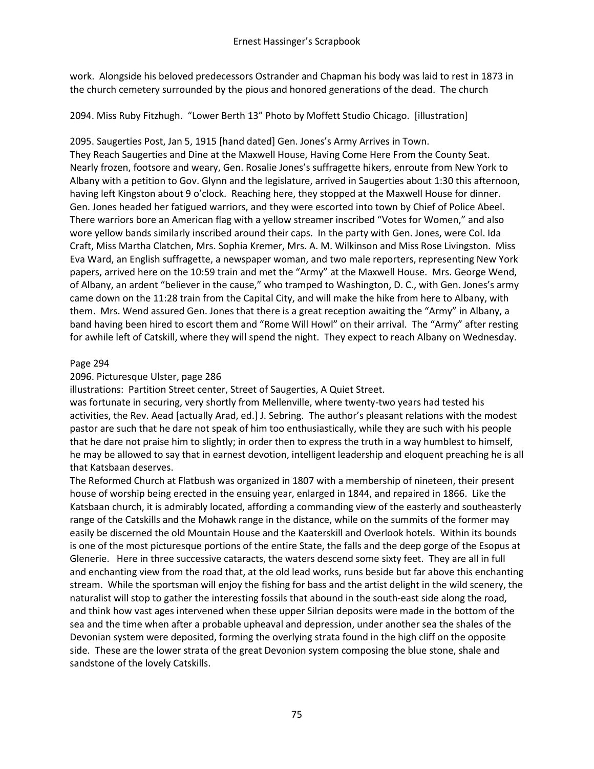work. Alongside his beloved predecessors Ostrander and Chapman his body was laid to rest in 1873 in the church cemetery surrounded by the pious and honored generations of the dead. The church

2094. Miss Ruby Fitzhugh. "Lower Berth 13" Photo by Moffett Studio Chicago. [illustration]

2095. Saugerties Post, Jan 5, 1915 [hand dated] Gen. Jones's Army Arrives in Town.
They Reach Saugerties and Dine at the Maxwell House, Having Come Here From the County Seat.
Nearly frozen, footsore and weary, Gen. Rosalie Jones's suffragette hikers, enroute from New York to Albany with a petition to Gov. Glynn and the legislature, arrived in Saugerties about 1:30 this afternoon, having left Kingston about 9 o'clock. Reaching here, they stopped at the Maxwell House for dinner. Gen. Jones headed her fatigued warriors, and they were escorted into town by Chief of Police Abeel. There warriors bore an American flag with a yellow streamer inscribed "Votes for Women," and also wore yellow bands similarly inscribed around their caps. In the party with Gen. Jones, were Col. Ida Craft, Miss Martha Clatchen, Mrs. Sophia Kremer, Mrs. A. M. Wilkinson and Miss Rose Livingston. Miss Eva Ward, an English suffragette, a newspaper woman, and two male reporters, representing New York papers, arrived here on the 10:59 train and met the "Army" at the Maxwell House. Mrs. George Wend, of Albany, an ardent "believer in the cause," who tramped to Washington, D. C., with Gen. Jones's army came down on the 11:28 train from the Capital City, and will make the hike from here to Albany, with them. Mrs. Wend assured Gen. Jones that there is a great reception awaiting the "Army" in Albany, a band having been hired to escort them and "Rome Will Howl" on their arrival. The "Army" after resting for awhile left of Catskill, where they will spend the night. They expect to reach Albany on Wednesday.

Page 294

2096. Picturesque Ulster, page 286

illustrations: Partition Street center, Street of Saugerties, A Quiet Street.

was fortunate in securing, very shortly from Mellenville, where twenty-two years had tested his activities, the Rev. Aead [actually Arad, ed.] J. Sebring. The author's pleasant relations with the modest pastor are such that he dare not speak of him too enthusiastically, while they are such with his people that he dare not praise him to slightly; in order then to express the truth in a way humblest to himself, he may be allowed to say that in earnest devotion, intelligent leadership and eloquent preaching he is all that Katsbaan deserves.

The Reformed Church at Flatbush was organized in 1807 with a membership of nineteen, their present house of worship being erected in the ensuing year, enlarged in 1844, and repaired in 1866. Like the Katsbaan church, it is admirably located, affording a commanding view of the easterly and southeasterly range of the Catskills and the Mohawk range in the distance, while on the summits of the former may easily be discerned the old Mountain House and the Kaaterskill and Overlook hotels. Within its bounds is one of the most picturesque portions of the entire State, the falls and the deep gorge of the Esopus at Glenerie. Here in three successive cataracts, the waters descend some sixty feet. They are all in full and enchanting view from the road that, at the old lead works, runs beside but far above this enchanting stream. While the sportsman will enjoy the fishing for bass and the artist delight in the wild scenery, the naturalist will stop to gather the interesting fossils that abound in the south-east side along the road, and think how vast ages intervened when these upper Silrian deposits were made in the bottom of the sea and the time when after a probable upheaval and depression, under another sea the shales of the Devonian system were deposited, forming the overlying strata found in the high cliff on the opposite side. These are the lower strata of the great Devonion system composing the blue stone, shale and sandstone of the lovely Catskills.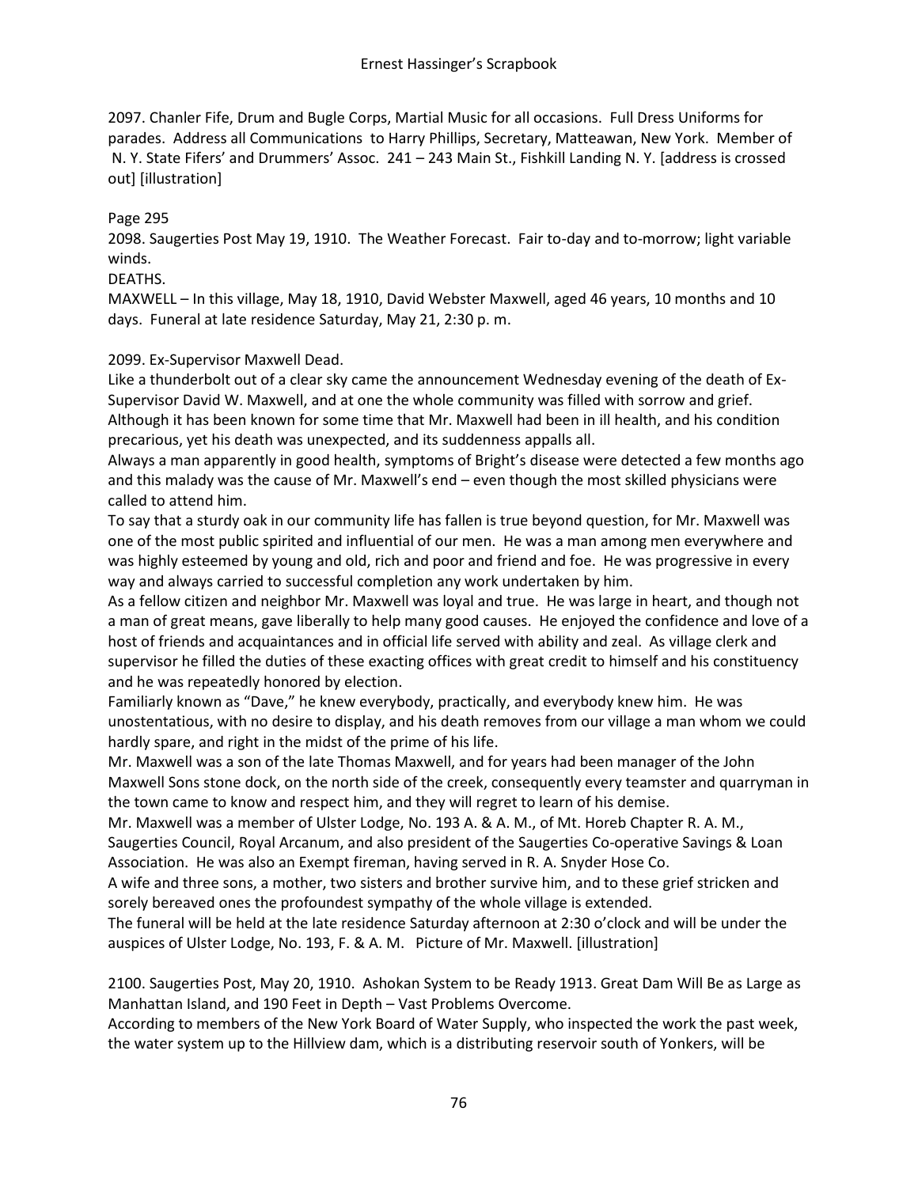2097. Chanler Fife, Drum and Bugle Corps, Martial Music for all occasions. Full Dress Uniforms for parades. Address all Communications to Harry Phillips, Secretary, Matteawan, New York. Member of N. Y. State Fifers' and Drummers' Assoc. 241 – 243 Main St., Fishkill Landing N. Y. [address is crossed out] [illustration]

Page 295

2098. Saugerties Post May 19, 1910. The Weather Forecast. Fair to-day and to-morrow; light variable winds.

DEATHS.

MAXWELL – In this village, May 18, 1910, David Webster Maxwell, aged 46 years, 10 months and 10 days. Funeral at late residence Saturday, May 21, 2:30 p. m.

2099. Ex-Supervisor Maxwell Dead.

Like a thunderbolt out of a clear sky came the announcement Wednesday evening of the death of Ex-Supervisor David W. Maxwell, and at one the whole community was filled with sorrow and grief. Although it has been known for some time that Mr. Maxwell had been in ill health, and his condition precarious, yet his death was unexpected, and its suddenness appalls all.

Always a man apparently in good health, symptoms of Bright's disease were detected a few months ago and this malady was the cause of Mr. Maxwell's end – even though the most skilled physicians were called to attend him.

To say that a sturdy oak in our community life has fallen is true beyond question, for Mr. Maxwell was one of the most public spirited and influential of our men. He was a man among men everywhere and was highly esteemed by young and old, rich and poor and friend and foe. He was progressive in every way and always carried to successful completion any work undertaken by him.

As a fellow citizen and neighbor Mr. Maxwell was loyal and true. He was large in heart, and though not a man of great means, gave liberally to help many good causes. He enjoyed the confidence and love of a host of friends and acquaintances and in official life served with ability and zeal. As village clerk and supervisor he filled the duties of these exacting offices with great credit to himself and his constituency and he was repeatedly honored by election.

Familiarly known as "Dave," he knew everybody, practically, and everybody knew him. He was unostentatious, with no desire to display, and his death removes from our village a man whom we could hardly spare, and right in the midst of the prime of his life.

Mr. Maxwell was a son of the late Thomas Maxwell, and for years had been manager of the John Maxwell Sons stone dock, on the north side of the creek, consequently every teamster and quarryman in the town came to know and respect him, and they will regret to learn of his demise.

Mr. Maxwell was a member of Ulster Lodge, No. 193 A. & A. M., of Mt. Horeb Chapter R. A. M., Saugerties Council, Royal Arcanum, and also president of the Saugerties Co-operative Savings & Loan Association. He was also an Exempt fireman, having served in R. A. Snyder Hose Co.

A wife and three sons, a mother, two sisters and brother survive him, and to these grief stricken and sorely bereaved ones the profoundest sympathy of the whole village is extended.

The funeral will be held at the late residence Saturday afternoon at 2:30 o'clock and will be under the auspices of Ulster Lodge, No. 193, F. & A. M. Picture of Mr. Maxwell. [illustration]

2100. Saugerties Post, May 20, 1910. Ashokan System to be Ready 1913. Great Dam Will Be as Large as Manhattan Island, and 190 Feet in Depth – Vast Problems Overcome.

According to members of the New York Board of Water Supply, who inspected the work the past week, the water system up to the Hillview dam, which is a distributing reservoir south of Yonkers, will be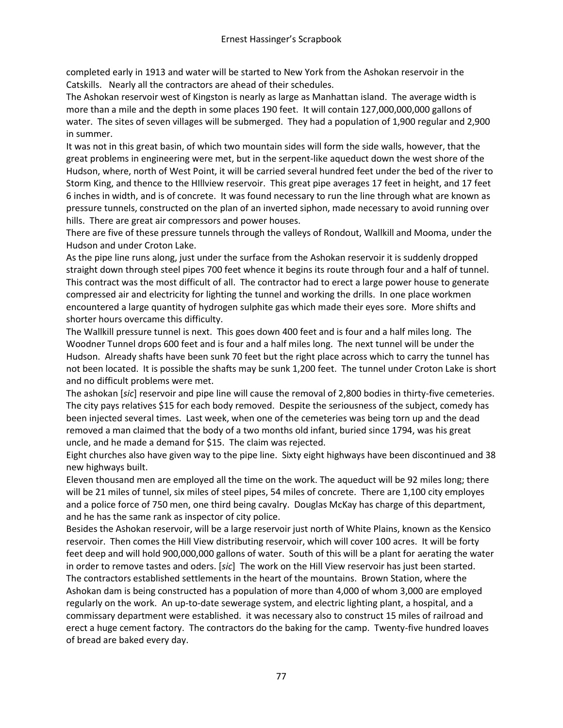completed early in 1913 and water will be started to New York from the Ashokan reservoir in the Catskills. Nearly all the contractors are ahead of their schedules.

The Ashokan reservoir west of Kingston is nearly as large as Manhattan island. The average width is more than a mile and the depth in some places 190 feet. It will contain 127,000,000,000 gallons of water. The sites of seven villages will be submerged. They had a population of 1,900 regular and 2,900 in summer.

It was not in this great basin, of which two mountain sides will form the side walls, however, that the great problems in engineering were met, but in the serpent-like aqueduct down the west shore of the Hudson, where, north of West Point, it will be carried several hundred feet under the bed of the river to Storm King, and thence to the HIllview reservoir. This great pipe averages 17 feet in height, and 17 feet 6 inches in width, and is of concrete. It was found necessary to run the line through what are known as pressure tunnels, constructed on the plan of an inverted siphon, made necessary to avoid running over hills. There are great air compressors and power houses.

There are five of these pressure tunnels through the valleys of Rondout, Wallkill and Mooma, under the Hudson and under Croton Lake.

As the pipe line runs along, just under the surface from the Ashokan reservoir it is suddenly dropped straight down through steel pipes 700 feet whence it begins its route through four and a half of tunnel. This contract was the most difficult of all. The contractor had to erect a large power house to generate compressed air and electricity for lighting the tunnel and working the drills. In one place workmen encountered a large quantity of hydrogen sulphite gas which made their eyes sore. More shifts and shorter hours overcame this difficulty.

The Wallkill pressure tunnel is next. This goes down 400 feet and is four and a half miles long. The Woodner Tunnel drops 600 feet and is four and a half miles long. The next tunnel will be under the Hudson. Already shafts have been sunk 70 feet but the right place across which to carry the tunnel has not been located. It is possible the shafts may be sunk 1,200 feet. The tunnel under Croton Lake is short and no difficult problems were met.

The ashokan [*sic*] reservoir and pipe line will cause the removal of 2,800 bodies in thirty-five cemeteries. The city pays relatives $15 for each body removed. Despite the seriousness of the subject, comedy has been injected several times. Last week, when one of the cemeteries was being torn up and the dead removed a man claimed that the body of a two months old infant, buried since 1794, was his great uncle, and he made a demand for $15. The claim was rejected.

Eight churches also have given way to the pipe line. Sixty eight highways have been discontinued and 38 new highways built.

Eleven thousand men are employed all the time on the work. The aqueduct will be 92 miles long; there will be 21 miles of tunnel, six miles of steel pipes, 54 miles of concrete. There are 1,100 city employes and a police force of 750 men, one third being cavalry. Douglas McKay has charge of this department, and he has the same rank as inspector of city police.

Besides the Ashokan reservoir, will be a large reservoir just north of White Plains, known as the Kensico reservoir. Then comes the Hill View distributing reservoir, which will cover 100 acres. It will be forty feet deep and will hold 900,000,000 gallons of water. South of this will be a plant for aerating the water in order to remove tastes and oders. [*sic*] The work on the Hill View reservoir has just been started.

The contractors established settlements in the heart of the mountains. Brown Station, where the Ashokan dam is being constructed has a population of more than 4,000 of whom 3,000 are employed regularly on the work. An up-to-date sewerage system, and electric lighting plant, a hospital, and a commissary department were established. it was necessary also to construct 15 miles of railroad and erect a huge cement factory. The contractors do the baking for the camp. Twenty-five hundred loaves of bread are baked every day.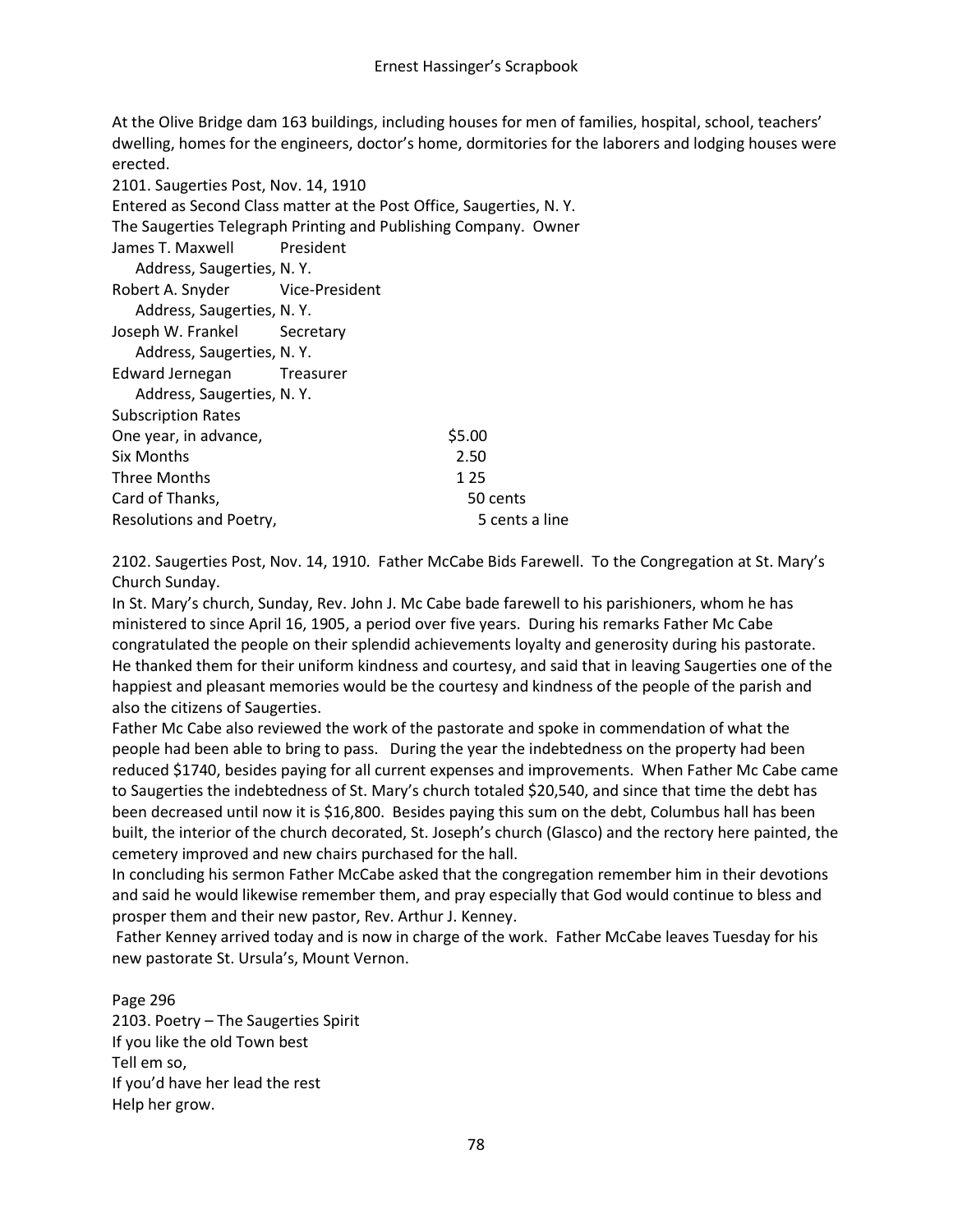At the Olive Bridge dam 163 buildings, including houses for men of families, hospital, school, teachers' dwelling, homes for the engineers, doctor's home, dormitories for the laborers and lodging houses were erected.

2101. Saugerties Post, Nov. 14, 1910

Entered as Second Class matter at the Post Office, Saugerties, N. Y.

The Saugerties Telegraph Printing and Publishing Company. Owner

James T. Maxwell President
Address, Saugerties, N. Y.

Robert A. Snyder Vice-President
Address, Saugerties, N. Y.

Joseph W. Frankel Secretary
Address, Saugerties, N. Y.

Edward Jernegan Treasurer
Address, Saugerties, N. Y.

Subscription Rates

| | |
|---|---|
| One year, in advance, | $5.00 |
| Six Months | 2.50 |
| Three Months | 1 25 |
| Card of Thanks, | 50 cents |
| Resolutions and Poetry, | 5 cents a line |

2102. Saugerties Post, Nov. 14, 1910. Father McCabe Bids Farewell. To the Congregation at St. Mary's Church Sunday.

In St. Mary's church, Sunday, Rev. John J. Mc Cabe bade farewell to his parishioners, whom he has ministered to since April 16, 1905, a period over five years. During his remarks Father Mc Cabe congratulated the people on their splendid achievements loyalty and generosity during his pastorate. He thanked them for their uniform kindness and courtesy, and said that in leaving Saugerties one of the happiest and pleasant memories would be the courtesy and kindness of the people of the parish and also the citizens of Saugerties.

Father Mc Cabe also reviewed the work of the pastorate and spoke in commendation of what the people had been able to bring to pass. During the year the indebtedness on the property had been reduced $1740, besides paying for all current expenses and improvements. When Father Mc Cabe came to Saugerties the indebtedness of St. Mary's church totaled $20,540, and since that time the debt has been decreased until now it is $16,800. Besides paying this sum on the debt, Columbus hall has been built, the interior of the church decorated, St. Joseph's church (Glasco) and the rectory here painted, the cemetery improved and new chairs purchased for the hall.

In concluding his sermon Father McCabe asked that the congregation remember him in their devotions and said he would likewise remember them, and pray especially that God would continue to bless and prosper them and their new pastor, Rev. Arthur J. Kenney.

Father Kenney arrived today and is now in charge of the work. Father McCabe leaves Tuesday for his new pastorate St. Ursula's, Mount Vernon.

Page 296

2103. Poetry – The Saugerties Spirit

If you like the old Town best
Tell em so,
If you'd have her lead the rest
Help her grow.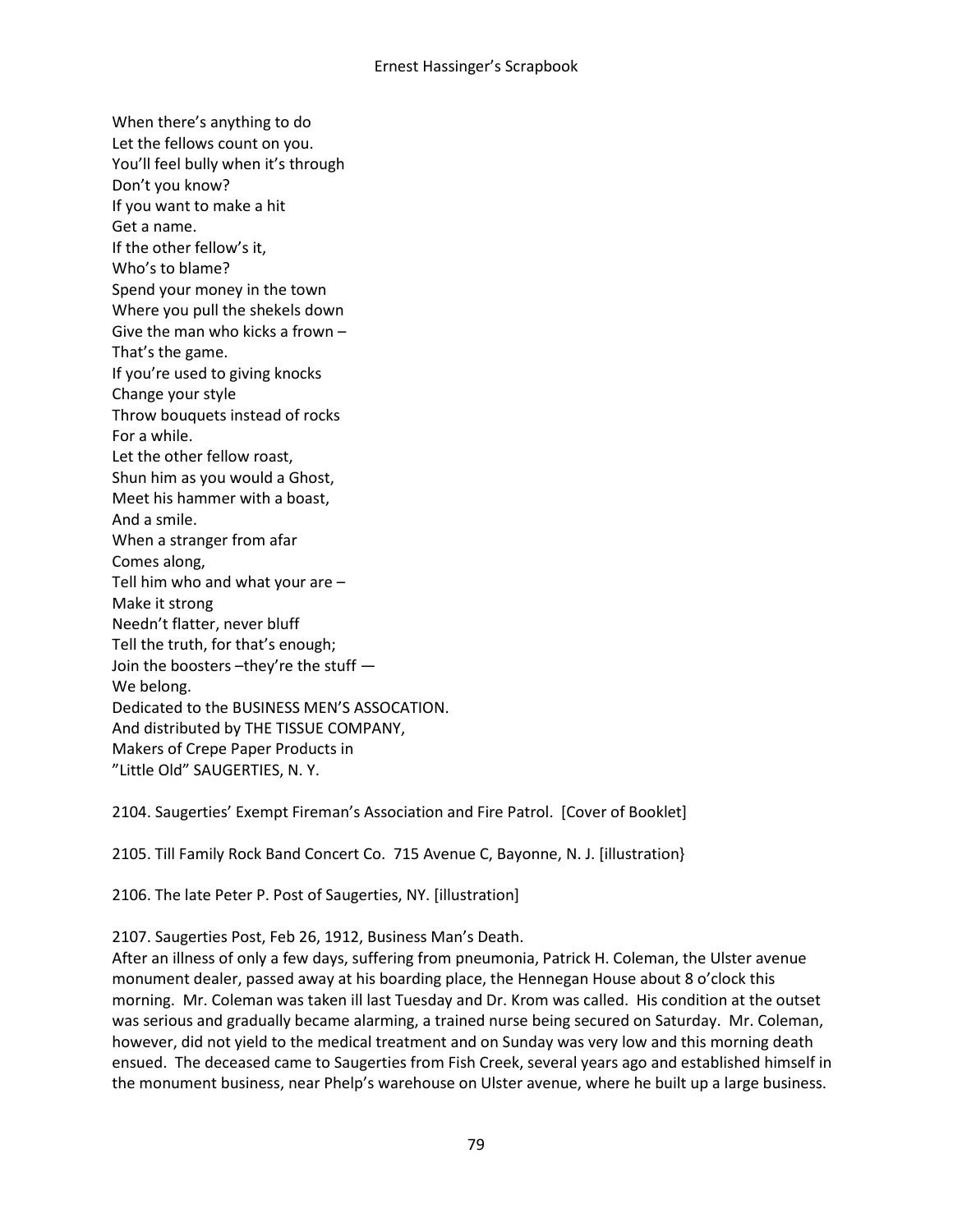When there's anything to do
Let the fellows count on you.
You'll feel bully when it's through
Don't you know?
If you want to make a hit
Get a name.
If the other fellow's it,
Who's to blame?
Spend your money in the town
Where you pull the shekels down
Give the man who kicks a frown –
That's the game.
If you're used to giving knocks
Change your style
Throw bouquets instead of rocks
For a while.
Let the other fellow roast,
Shun him as you would a Ghost,
Meet his hammer with a boast,
And a smile.
When a stranger from afar
Comes along,
Tell him who and what your are –
Make it strong
Needn't flatter, never bluff
Tell the truth, for that's enough;
Join the boosters –they're the stuff —
We belong.
Dedicated to the BUSINESS MEN'S ASSOCATION.
And distributed by THE TISSUE COMPANY,
Makers of Crepe Paper Products in
"Little Old" SAUGERTIES, N. Y.

2104. Saugerties' Exempt Fireman's Association and Fire Patrol. [Cover of Booklet]

2105. Till Family Rock Band Concert Co. 715 Avenue C, Bayonne, N. J. [illustration}

2106. The late Peter P. Post of Saugerties, NY. [illustration]

2107. Saugerties Post, Feb 26, 1912, Business Man's Death.
After an illness of only a few days, suffering from pneumonia, Patrick H. Coleman, the Ulster avenue monument dealer, passed away at his boarding place, the Hennegan House about 8 o'clock this morning. Mr. Coleman was taken ill last Tuesday and Dr. Krom was called. His condition at the outset was serious and gradually became alarming, a trained nurse being secured on Saturday. Mr. Coleman, however, did not yield to the medical treatment and on Sunday was very low and this morning death ensued. The deceased came to Saugerties from Fish Creek, several years ago and established himself in the monument business, near Phelp's warehouse on Ulster avenue, where he built up a large business.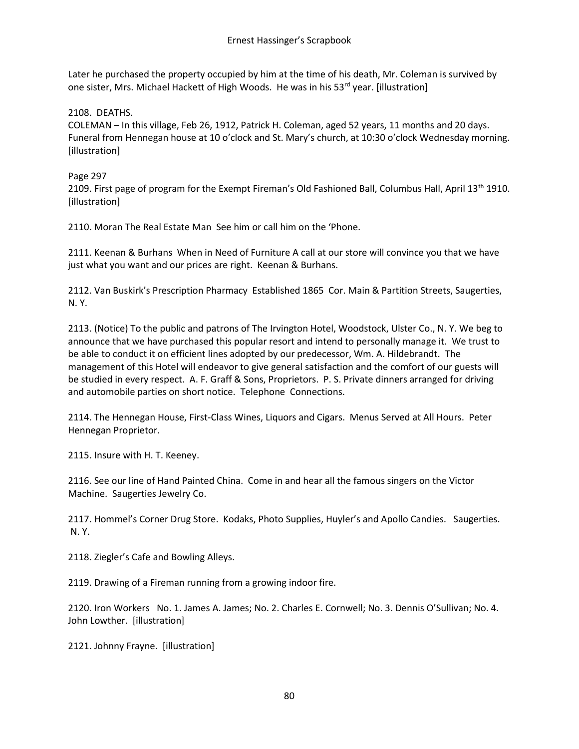Later he purchased the property occupied by him at the time of his death, Mr. Coleman is survived by one sister, Mrs. Michael Hackett of High Woods. He was in his 53rd year. [illustration]

2108. DEATHS.
COLEMAN – In this village, Feb 26, 1912, Patrick H. Coleman, aged 52 years, 11 months and 20 days. Funeral from Hennegan house at 10 o'clock and St. Mary's church, at 10:30 o'clock Wednesday morning. [illustration]

Page 297
2109. First page of program for the Exempt Fireman's Old Fashioned Ball, Columbus Hall, April 13th 1910. [illustration]

2110. Moran The Real Estate Man See him or call him on the 'Phone.

2111. Keenan & Burhans When in Need of Furniture A call at our store will convince you that we have just what you want and our prices are right. Keenan & Burhans.

2112. Van Buskirk's Prescription Pharmacy Established 1865 Cor. Main & Partition Streets, Saugerties, N. Y.

2113. (Notice) To the public and patrons of The Irvington Hotel, Woodstock, Ulster Co., N. Y. We beg to announce that we have purchased this popular resort and intend to personally manage it. We trust to be able to conduct it on efficient lines adopted by our predecessor, Wm. A. Hildebrandt. The management of this Hotel will endeavor to give general satisfaction and the comfort of our guests will be studied in every respect. A. F. Graff & Sons, Proprietors. P. S. Private dinners arranged for driving and automobile parties on short notice. Telephone Connections.

2114. The Hennegan House, First-Class Wines, Liquors and Cigars. Menus Served at All Hours. Peter Hennegan Proprietor.

2115. Insure with H. T. Keeney.

2116. See our line of Hand Painted China. Come in and hear all the famous singers on the Victor Machine. Saugerties Jewelry Co.

2117. Hommel's Corner Drug Store. Kodaks, Photo Supplies, Huyler's and Apollo Candies. Saugerties. N. Y.

2118. Ziegler's Cafe and Bowling Alleys.

2119. Drawing of a Fireman running from a growing indoor fire.

2120. Iron Workers No. 1. James A. James; No. 2. Charles E. Cornwell; No. 3. Dennis O'Sullivan; No. 4. John Lowther. [illustration]

2121. Johnny Frayne. [illustration]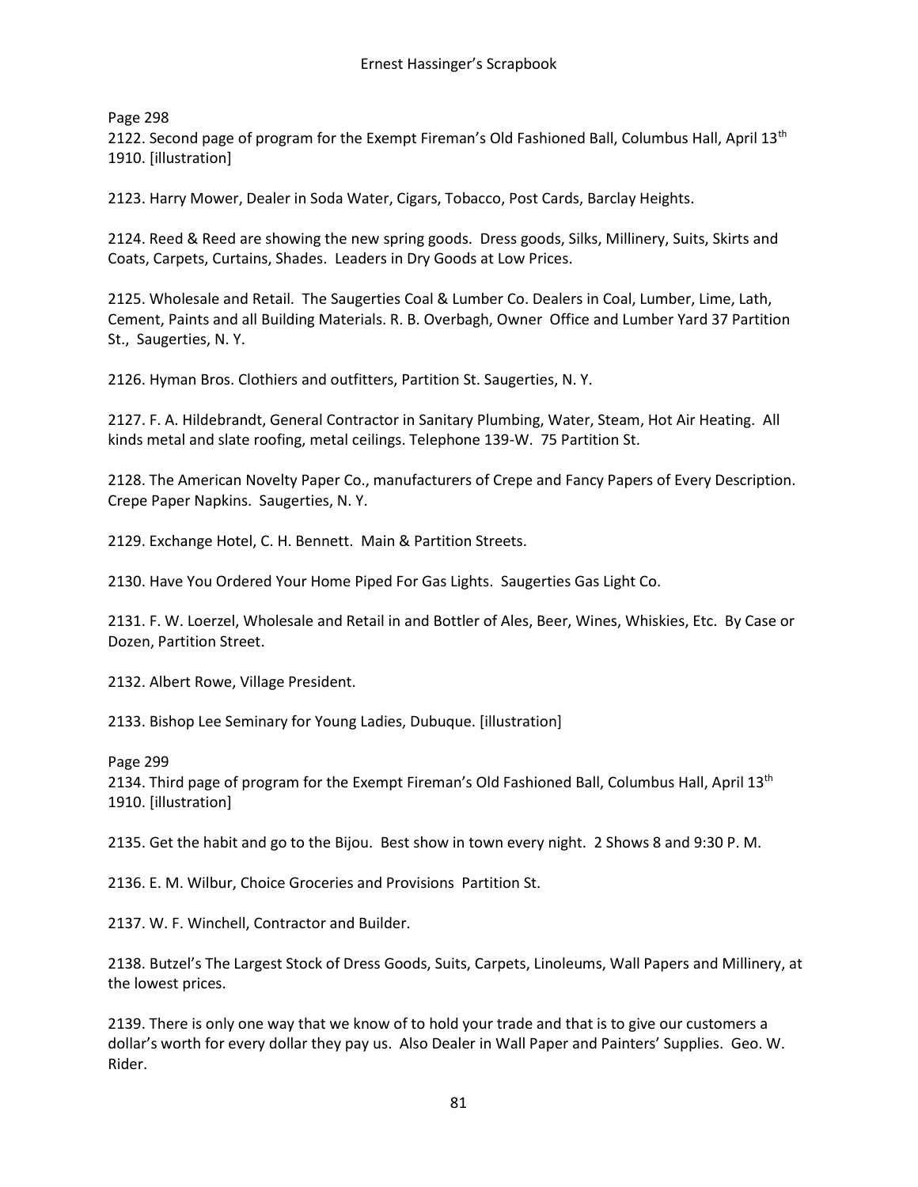Page 298

2122. Second page of program for the Exempt Fireman's Old Fashioned Ball, Columbus Hall, April 13th 1910. [illustration]

2123. Harry Mower, Dealer in Soda Water, Cigars, Tobacco, Post Cards, Barclay Heights.

2124. Reed & Reed are showing the new spring goods. Dress goods, Silks, Millinery, Suits, Skirts and Coats, Carpets, Curtains, Shades. Leaders in Dry Goods at Low Prices.

2125. Wholesale and Retail. The Saugerties Coal & Lumber Co. Dealers in Coal, Lumber, Lime, Lath, Cement, Paints and all Building Materials. R. B. Overbagh, Owner Office and Lumber Yard 37 Partition St., Saugerties, N. Y.

2126. Hyman Bros. Clothiers and outfitters, Partition St. Saugerties, N. Y.

2127. F. A. Hildebrandt, General Contractor in Sanitary Plumbing, Water, Steam, Hot Air Heating. All kinds metal and slate roofing, metal ceilings. Telephone 139-W. 75 Partition St.

2128. The American Novelty Paper Co., manufacturers of Crepe and Fancy Papers of Every Description. Crepe Paper Napkins. Saugerties, N. Y.

2129. Exchange Hotel, C. H. Bennett. Main & Partition Streets.

2130. Have You Ordered Your Home Piped For Gas Lights. Saugerties Gas Light Co.

2131. F. W. Loerzel, Wholesale and Retail in and Bottler of Ales, Beer, Wines, Whiskies, Etc. By Case or Dozen, Partition Street.

2132. Albert Rowe, Village President.

2133. Bishop Lee Seminary for Young Ladies, Dubuque. [illustration]

Page 299

2134. Third page of program for the Exempt Fireman's Old Fashioned Ball, Columbus Hall, April 13th 1910. [illustration]

2135. Get the habit and go to the Bijou. Best show in town every night. 2 Shows 8 and 9:30 P. M.

2136. E. M. Wilbur, Choice Groceries and Provisions Partition St.

2137. W. F. Winchell, Contractor and Builder.

2138. Butzel's The Largest Stock of Dress Goods, Suits, Carpets, Linoleums, Wall Papers and Millinery, at the lowest prices.

2139. There is only one way that we know of to hold your trade and that is to give our customers a dollar's worth for every dollar they pay us. Also Dealer in Wall Paper and Painters' Supplies. Geo. W. Rider.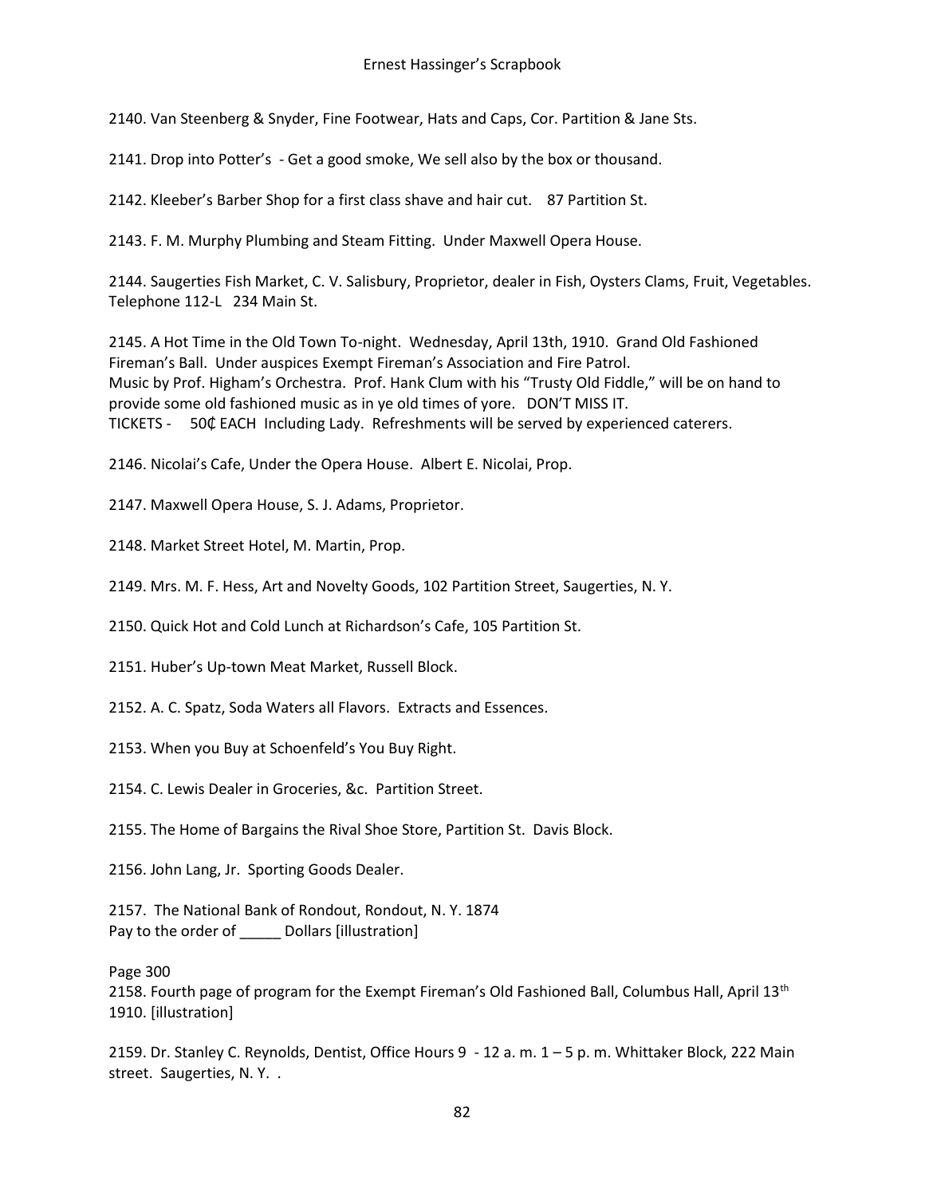2140. Van Steenberg & Snyder, Fine Footwear, Hats and Caps, Cor. Partition & Jane Sts.

2141. Drop into Potter's - Get a good smoke, We sell also by the box or thousand.

2142. Kleeber's Barber Shop for a first class shave and hair cut. 87 Partition St.

2143. F. M. Murphy Plumbing and Steam Fitting. Under Maxwell Opera House.

2144. Saugerties Fish Market, C. V. Salisbury, Proprietor, dealer in Fish, Oysters Clams, Fruit, Vegetables. Telephone 112-L 234 Main St.

2145. A Hot Time in the Old Town To-night. Wednesday, April 13th, 1910. Grand Old Fashioned Fireman's Ball. Under auspices Exempt Fireman's Association and Fire Patrol.
Music by Prof. Higham's Orchestra. Prof. Hank Clum with his "Trusty Old Fiddle," will be on hand to provide some old fashioned music as in ye old times of yore. DON'T MISS IT.
TICKETS - 50₵ EACH Including Lady. Refreshments will be served by experienced caterers.

2146. Nicolai's Cafe, Under the Opera House. Albert E. Nicolai, Prop.

2147. Maxwell Opera House, S. J. Adams, Proprietor.

2148. Market Street Hotel, M. Martin, Prop.

2149. Mrs. M. F. Hess, Art and Novelty Goods, 102 Partition Street, Saugerties, N. Y.

2150. Quick Hot and Cold Lunch at Richardson's Cafe, 105 Partition St.

2151. Huber's Up-town Meat Market, Russell Block.

2152. A. C. Spatz, Soda Waters all Flavors. Extracts and Essences.

2153. When you Buy at Schoenfeld's You Buy Right.

2154. C. Lewis Dealer in Groceries, &c. Partition Street.

2155. The Home of Bargains the Rival Shoe Store, Partition St. Davis Block.

2156. John Lang, Jr. Sporting Goods Dealer.

2157. The National Bank of Rondout, Rondout, N. Y. 1874
Pay to the order of _____ Dollars [illustration]

Page 300
2158. Fourth page of program for the Exempt Fireman's Old Fashioned Ball, Columbus Hall, April 13th 1910. [illustration]

2159. Dr. Stanley C. Reynolds, Dentist, Office Hours 9 - 12 a. m. 1 – 5 p. m. Whittaker Block, 222 Main street. Saugerties, N. Y. .